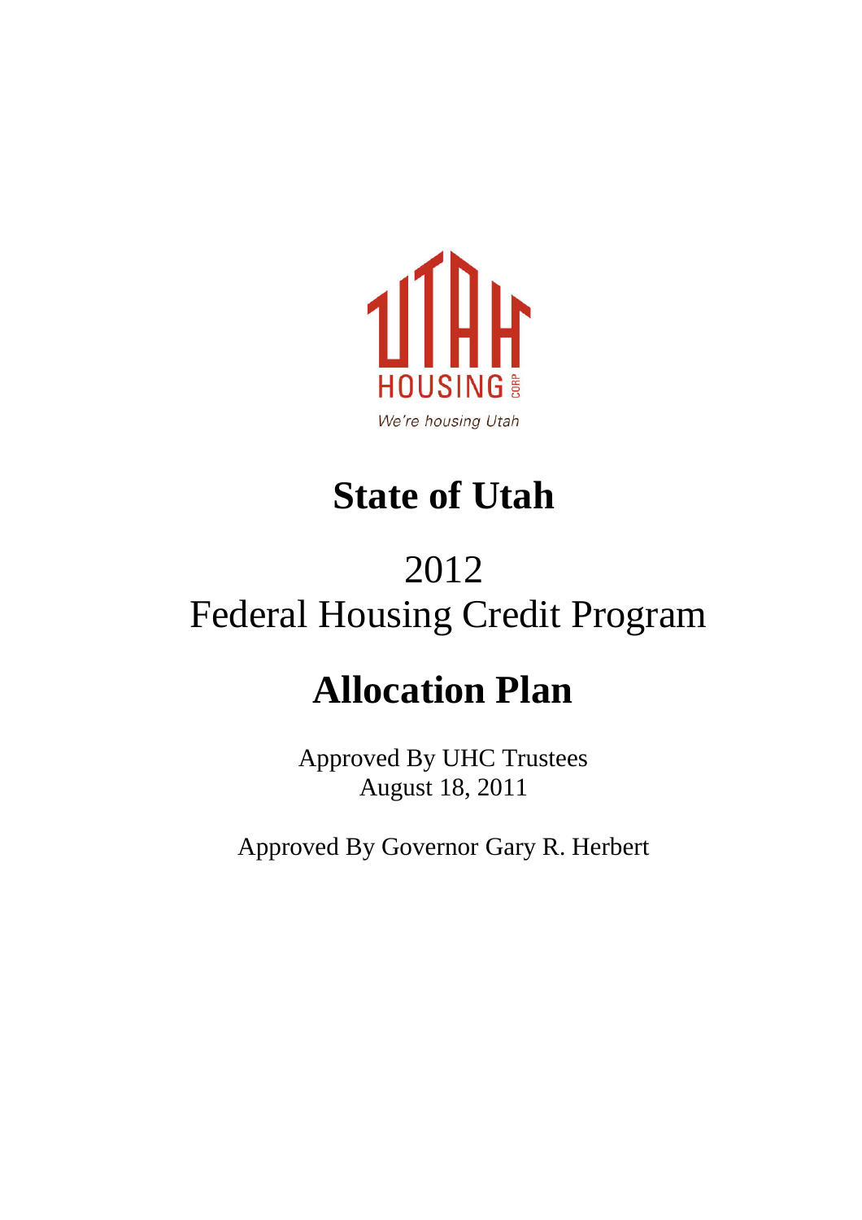UTAH HOUSING CORP

*We're housing Utah*

# State of Utah

2012

Federal Housing Credit Program

# Allocation Plan

Approved By UHC Trustees
August 18, 2011

Approved By Governor Gary R. Herbert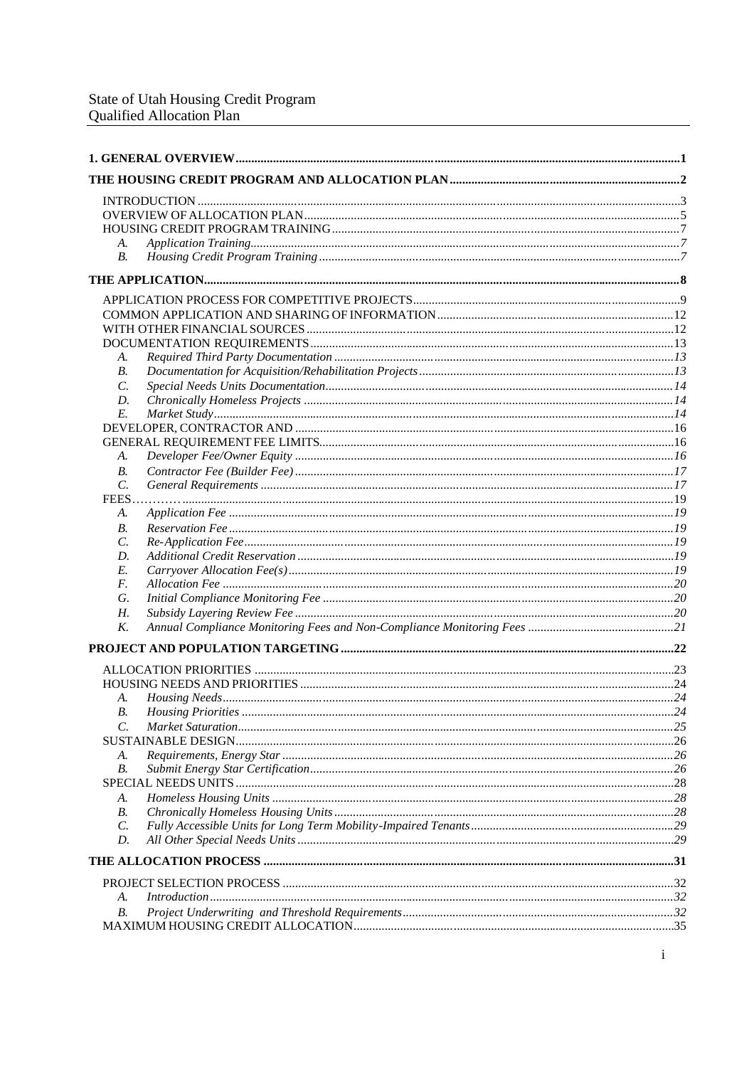# State of Utah Housing Credit Program
## Qualified Allocation Plan

**1. GENERAL OVERVIEW** ..... 1

**THE HOUSING CREDIT PROGRAM AND ALLOCATION PLAN** ..... 2

- INTRODUCTION ..... 3
- OVERVIEW OF ALLOCATION PLAN ..... 5
- HOUSING CREDIT PROGRAM TRAINING ..... 7
  - A. *Application Training* ..... 7
  - B. *Housing Credit Program Training* ..... 7

**THE APPLICATION** ..... 8

- APPLICATION PROCESS FOR COMPETITIVE PROJECTS ..... 9
- COMMON APPLICATION AND SHARING OF INFORMATION ..... 12
- WITH OTHER FINANCIAL SOURCES ..... 12
- DOCUMENTATION REQUIREMENTS ..... 13
  - A. *Required Third Party Documentation* ..... 13
  - B. *Documentation for Acquisition/Rehabilitation Projects* ..... 13
  - C. *Special Needs Units Documentation* ..... 14
  - D. *Chronically Homeless Projects* ..... 14
  - E. *Market Study* ..... 14
- DEVELOPER, CONTRACTOR AND ..... 16
- GENERAL REQUIREMENT FEE LIMITS ..... 16
  - A. *Developer Fee/Owner Equity* ..... 16
  - B. *Contractor Fee (Builder Fee)* ..... 17
  - C. *General Requirements* ..... 17
- FEES ..... 19
  - A. *Application Fee* ..... 19
  - B. *Reservation Fee* ..... 19
  - C. *Re-Application Fee* ..... 19
  - D. *Additional Credit Reservation* ..... 19
  - E. *Carryover Allocation Fee(s)* ..... 19
  - F. *Allocation Fee* ..... 20
  - G. *Initial Compliance Monitoring Fee* ..... 20
  - H. *Subsidy Layering Review Fee* ..... 20
  - K. *Annual Compliance Monitoring Fees and Non-Compliance Monitoring Fees* ..... 21

**PROJECT AND POPULATION TARGETING** ..... 22

- ALLOCATION PRIORITIES ..... 23
- HOUSING NEEDS AND PRIORITIES ..... 24
  - A. *Housing Needs* ..... 24
  - B. *Housing Priorities* ..... 24
  - C. *Market Saturation* ..... 25
- SUSTAINABLE DESIGN ..... 26
  - A. *Requirements, Energy Star* ..... 26
  - B. *Submit Energy Star Certification* ..... 26
- SPECIAL NEEDS UNITS ..... 28
  - A. *Homeless Housing Units* ..... 28
  - B. *Chronically Homeless Housing Units* ..... 28
  - C. *Fully Accessible Units for Long Term Mobility-Impaired Tenants* ..... 29
  - D. *All Other Special Needs Units* ..... 29

**THE ALLOCATION PROCESS** ..... 31

- PROJECT SELECTION PROCESS ..... 32
  - A. *Introduction* ..... 32
  - B. *Project Underwriting and Threshold Requirements* ..... 32
- MAXIMUM HOUSING CREDIT ALLOCATION ..... 35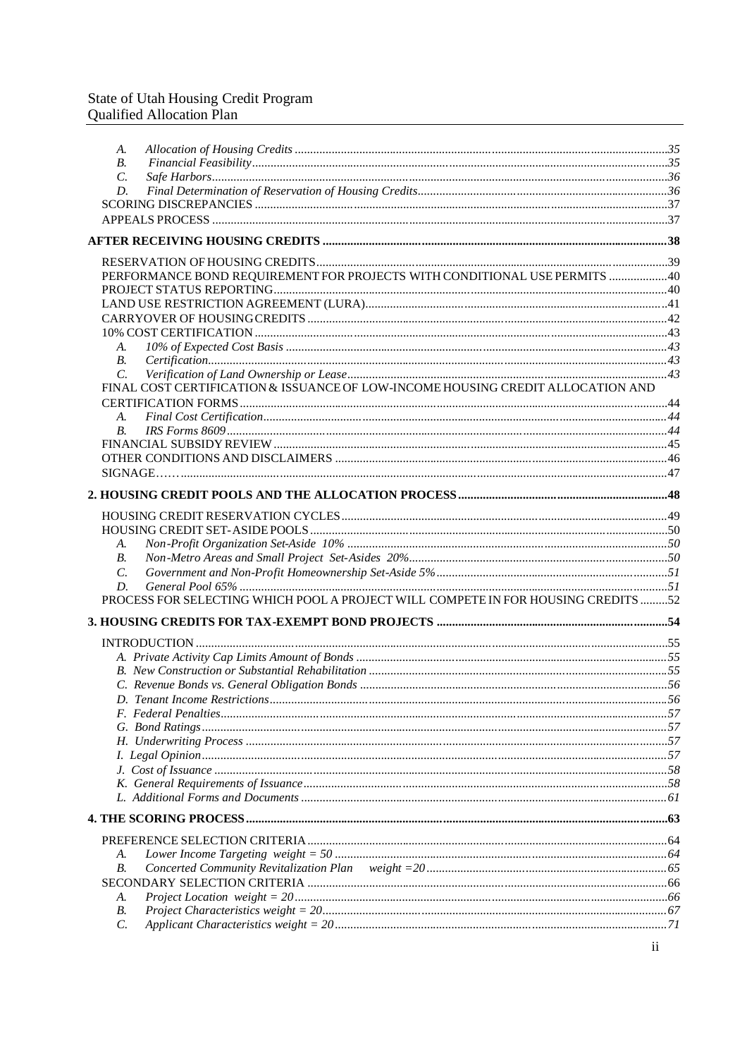A. *Allocation of Housing Credits* ........ 35
B. *Financial Feasibility* ........ 35
C. *Safe Harbors* ........ 36
D. *Final Determination of Reservation of Housing Credits* ........ 36

SCORING DISCREPANCIES ........ 37
APPEALS PROCESS ........ 37

**AFTER RECEIVING HOUSING CREDITS ........ 38**

RESERVATION OF HOUSING CREDITS ........ 39
PERFORMANCE BOND REQUIREMENT FOR PROJECTS WITH CONDITIONAL USE PERMITS ........ 40
PROJECT STATUS REPORTING ........ 40
LAND USE RESTRICTION AGREEMENT (LURA) ........ 41
CARRYOVER OF HOUSING CREDITS ........ 42
10% COST CERTIFICATION ........ 43

A. *10% of Expected Cost Basis* ........ 43
B. *Certification* ........ 43
C. *Verification of Land Ownership or Lease* ........ 43

FINAL COST CERTIFICATION & ISSUANCE OF LOW-INCOME HOUSING CREDIT ALLOCATION AND CERTIFICATION FORMS ........ 44

A. *Final Cost Certification* ........ 44
B. *IRS Forms 8609* ........ 44

FINANCIAL SUBSIDY REVIEW ........ 45
OTHER CONDITIONS AND DISCLAIMERS ........ 46
SIGNAGE…… ........ 47

**2. HOUSING CREDIT POOLS AND THE ALLOCATION PROCESS ........ 48**

HOUSING CREDIT RESERVATION CYCLES ........ 49
HOUSING CREDIT SET-ASIDE POOLS ........ 50

A. *Non-Profit Organization Set-Aside 10%* ........ 50
B. *Non-Metro Areas and Small Project Set-Asides 20%* ........ 50
C. *Government and Non-Profit Homeownership Set-Aside 5%* ........ 51
D. *General Pool 65%* ........ 51

PROCESS FOR SELECTING WHICH POOL A PROJECT WILL COMPETE IN FOR HOUSING CREDITS ........ 52

**3. HOUSING CREDITS FOR TAX-EXEMPT BOND PROJECTS ........ 54**

INTRODUCTION ........ 55

*A. Private Activity Cap Limits Amount of Bonds* ........ 55
*B. New Construction or Substantial Rehabilitation* ........ 55
*C. Revenue Bonds vs. General Obligation Bonds* ........ 56
*D. Tenant Income Restrictions* ........ 56
*F. Federal Penalties* ........ 57
*G. Bond Ratings* ........ 57
*H. Underwriting Process* ........ 57
*I. Legal Opinion* ........ 57
*J. Cost of Issuance* ........ 58
*K. General Requirements of Issuance* ........ 58
*L. Additional Forms and Documents* ........ 61

**4. THE SCORING PROCESS ........ 63**

PREFERENCE SELECTION CRITERIA ........ 64

A. *Lower Income Targeting weight = 50* ........ 64
B. *Concerted Community Revitalization Plan weight =20* ........ 65

SECONDARY SELECTION CRITERIA ........ 66

A. *Project Location weight = 20* ........ 66
B. *Project Characteristics weight = 20* ........ 67
C. *Applicant Characteristics weight = 20* ........ 71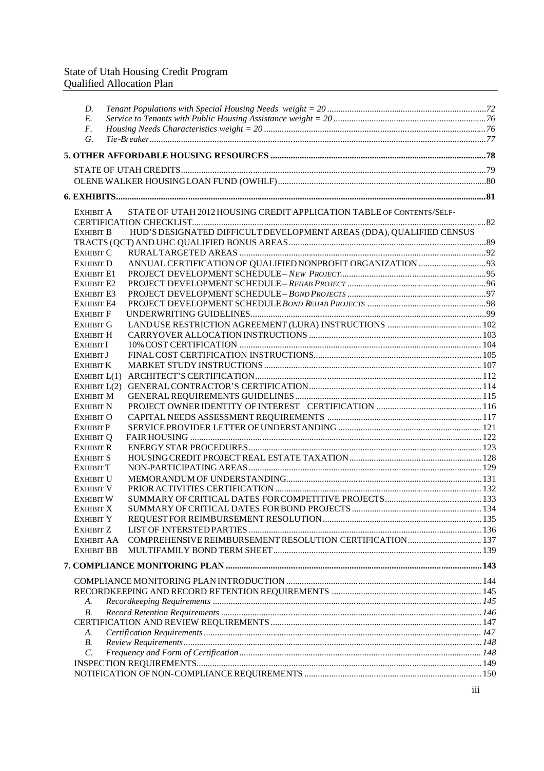D. *Tenant Populations with Special Housing Needs weight = 20* ....72
E. *Service to Tenants with Public Housing Assistance weight = 20* ....76
F. *Housing Needs Characteristics weight = 20* ....76
G. *Tie-Breaker* ....77

**5. OTHER AFFORDABLE HOUSING RESOURCES** ....78

STATE OF UTAH CREDITS ....79
OLENE WALKER HOUSING LOAN FUND (OWHLF) ....80

**6. EXHIBITS** ....81

| | | |
|---|---|---|
| EXHIBIT A | STATE OF UTAH 2012 HOUSING CREDIT APPLICATION TABLE OF CONTENTS/SELF-CERTIFICATION CHECKLIST | 82 |
| EXHIBIT B | HUD'S DESIGNATED DIFFICULT DEVELOPMENT AREAS (DDA), QUALIFIED CENSUS TRACTS (QCT) AND UHC QUALIFIED BONUS AREAS | 89 |
| EXHIBIT C | RURAL TARGETED AREAS | 92 |
| EXHIBIT D | ANNUAL CERTIFICATION OF QUALIFIED NONPROFIT ORGANIZATION | 93 |
| EXHIBIT E1 | PROJECT DEVELOPMENT SCHEDULE – *NEW PROJECT* | 95 |
| EXHIBIT E2 | PROJECT DEVELOPMENT SCHEDULE – *REHAB PROJECT* | 96 |
| EXHIBIT E3 | PROJECT DEVELOPMENT SCHEDULE – *BOND PROJECTS* | 97 |
| EXHIBIT E4 | PROJECT DEVELOPMENT SCHEDULE *BOND REHAB PROJECTS* | 98 |
| EXHIBIT F | UNDERWRITING GUIDELINES | 99 |
| EXHIBIT G | LAND USE RESTRICTION AGREEMENT (LURA) INSTRUCTIONS | 102 |
| EXHIBIT H | CARRYOVER ALLOCATION INSTRUCTIONS | 103 |
| EXHIBIT I | 10% COST CERTIFICATION | 104 |
| EXHIBIT J | FINAL COST CERTIFICATION INSTRUCTIONS | 105 |
| EXHIBIT K | MARKET STUDY INSTRUCTIONS | 107 |
| EXHIBIT L(1) | ARCHITECT'S CERTIFICATION | 112 |
| EXHIBIT L(2) | GENERAL CONTRACTOR'S CERTIFICATION | 114 |
| EXHIBIT M | GENERAL REQUIREMENTS GUIDELINES | 115 |
| EXHIBIT N | PROJECT OWNER IDENTITY OF INTEREST CERTIFICATION | 116 |
| EXHIBIT O | CAPITAL NEEDS ASSESSMENT REQUIREMENTS | 117 |
| EXHIBIT P | SERVICE PROVIDER LETTER OF UNDERSTANDING | 121 |
| EXHIBIT Q | FAIR HOUSING | 122 |
| EXHIBIT R | ENERGY STAR PROCEDURES | 123 |
| EXHIBIT S | HOUSING CREDIT PROJECT REAL ESTATE TAXATION | 128 |
| EXHIBIT T | NON-PARTICIPATING AREAS | 129 |
| EXHIBIT U | MEMORANDUM OF UNDERSTANDING | 131 |
| EXHIBIT V | PRIOR ACTIVITIES CERTIFICATION | 132 |
| EXHIBIT W | SUMMARY OF CRITICAL DATES FOR COMPETITIVE PROJECTS | 133 |
| EXHIBIT X | SUMMARY OF CRITICAL DATES FOR BOND PROJECTS | 134 |
| EXHIBIT Y | REQUEST FOR REIMBURSEMENT RESOLUTION | 135 |
| EXHIBIT Z | LIST OF INTERSTED PARTIES | 136 |
| EXHIBIT AA | COMPREHENSIVE REIMBURSEMENT RESOLUTION CERTIFICATION | 137 |
| EXHIBIT BB | MULTIFAMILY BOND TERM SHEET | 139 |

**7. COMPLIANCE MONITORING PLAN** ....143

COMPLIANCE MONITORING PLAN INTRODUCTION ....144
RECORDKEEPING AND RECORD RETENTION REQUIREMENTS ....145
A. *Recordkeeping Requirements* ....145
B. *Record Retention Requirements* ....146
CERTIFICATION AND REVIEW REQUIREMENTS ....147
A. *Certification Requirements* ....147
B. *Review Requirements* ....148
C. *Frequency and Form of Certification* ....148
INSPECTION REQUIREMENTS ....149
NOTIFICATION OF NON-COMPLIANCE REQUIREMENTS ....150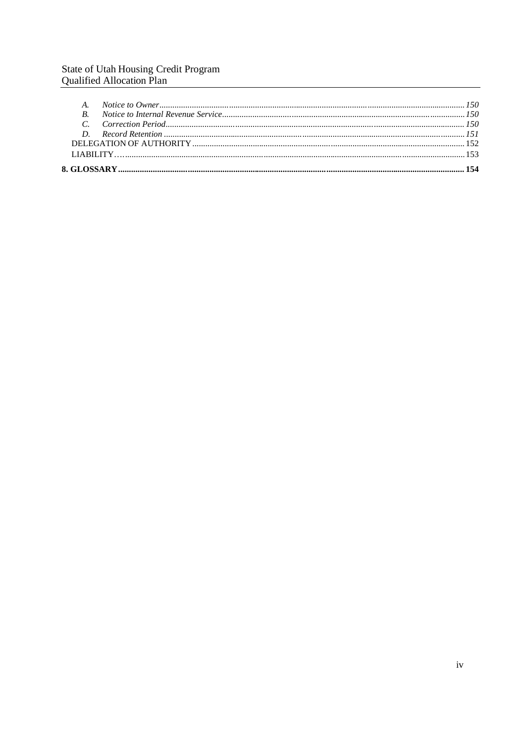- A. *Notice to Owner* ... *150*
- B. *Notice to Internal Revenue Service* ... *150*
- C. *Correction Period* ... *150*
- D. *Record Retention* ... *151*

DELEGATION OF AUTHORITY ... 152

LIABILITY ... 153

**8. GLOSSARY ... 154**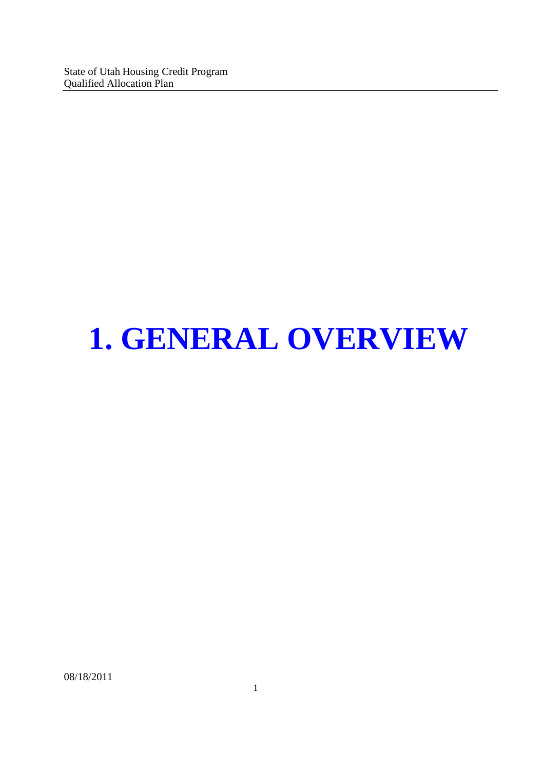# 1. GENERAL OVERVIEW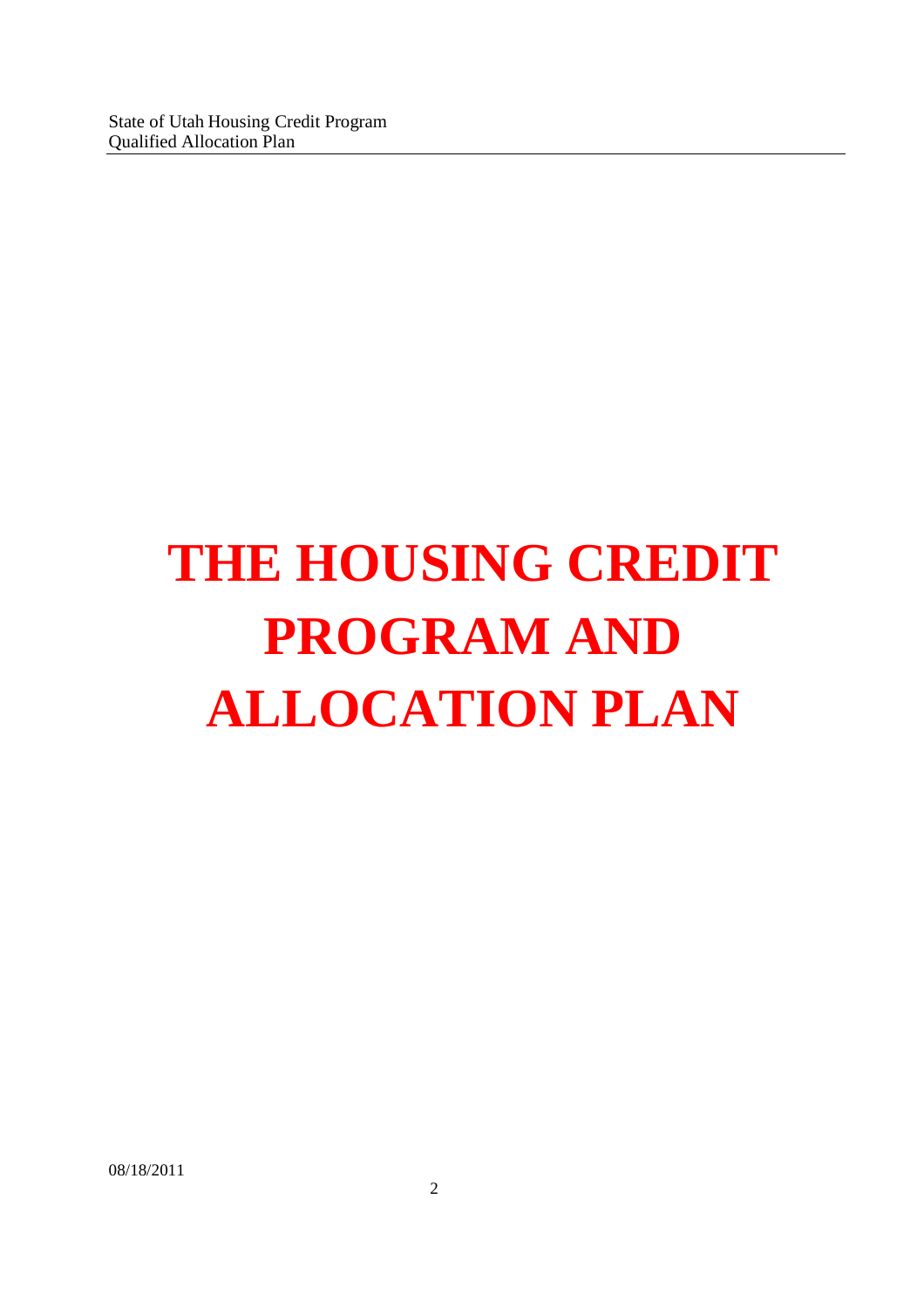# THE HOUSING CREDIT PROGRAM AND ALLOCATION PLAN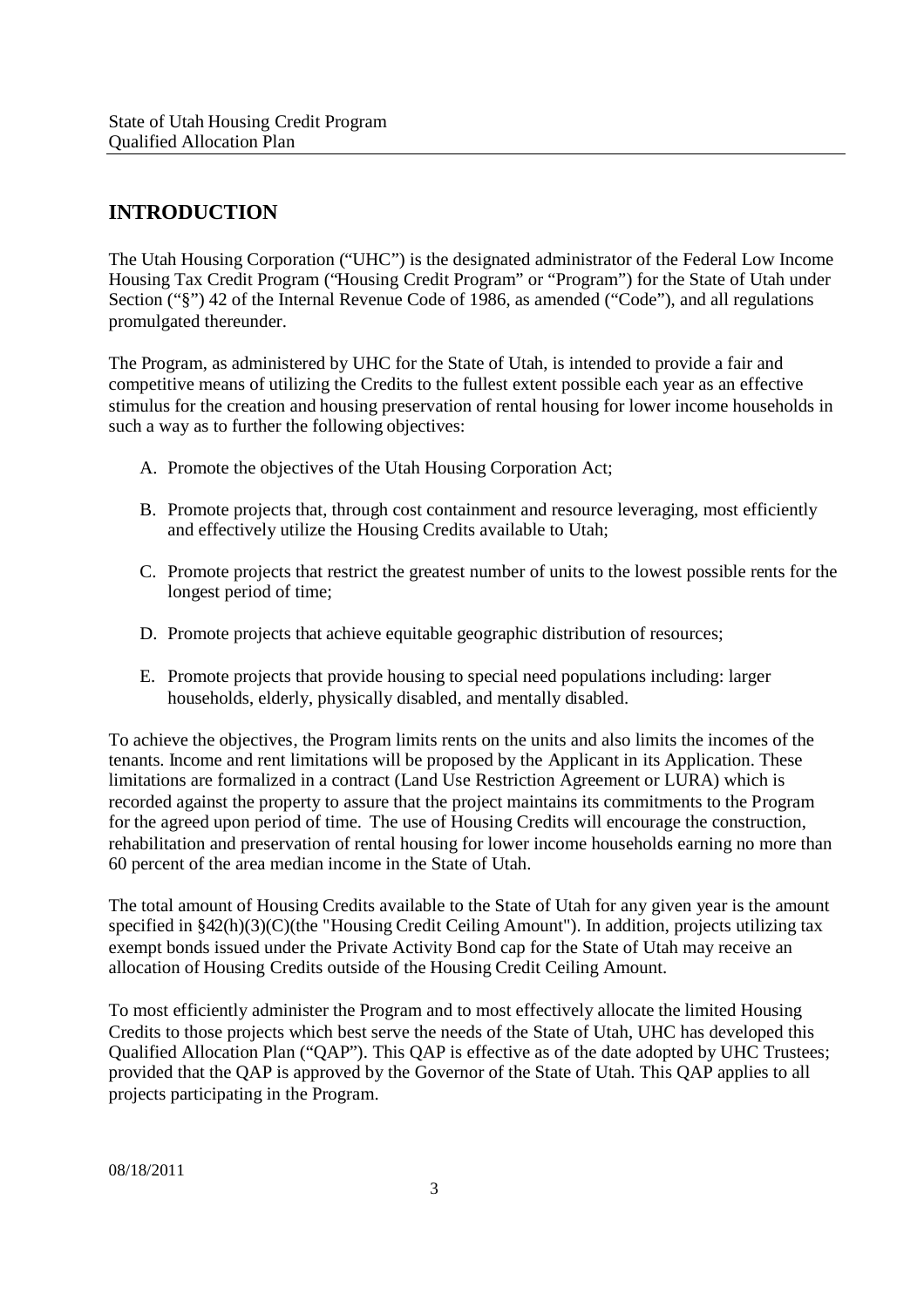## INTRODUCTION

The Utah Housing Corporation ("UHC") is the designated administrator of the Federal Low Income Housing Tax Credit Program ("Housing Credit Program" or "Program") for the State of Utah under Section ("§") 42 of the Internal Revenue Code of 1986, as amended ("Code"), and all regulations promulgated thereunder.

The Program, as administered by UHC for the State of Utah, is intended to provide a fair and competitive means of utilizing the Credits to the fullest extent possible each year as an effective stimulus for the creation and housing preservation of rental housing for lower income households in such a way as to further the following objectives:

A. Promote the objectives of the Utah Housing Corporation Act;

B. Promote projects that, through cost containment and resource leveraging, most efficiently and effectively utilize the Housing Credits available to Utah;

C. Promote projects that restrict the greatest number of units to the lowest possible rents for the longest period of time;

D. Promote projects that achieve equitable geographic distribution of resources;

E. Promote projects that provide housing to special need populations including: larger households, elderly, physically disabled, and mentally disabled.

To achieve the objectives, the Program limits rents on the units and also limits the incomes of the tenants. Income and rent limitations will be proposed by the Applicant in its Application. These limitations are formalized in a contract (Land Use Restriction Agreement or LURA) which is recorded against the property to assure that the project maintains its commitments to the Program for the agreed upon period of time. The use of Housing Credits will encourage the construction, rehabilitation and preservation of rental housing for lower income households earning no more than 60 percent of the area median income in the State of Utah.

The total amount of Housing Credits available to the State of Utah for any given year is the amount specified in §42(h)(3)(C)(the "Housing Credit Ceiling Amount"). In addition, projects utilizing tax exempt bonds issued under the Private Activity Bond cap for the State of Utah may receive an allocation of Housing Credits outside of the Housing Credit Ceiling Amount.

To most efficiently administer the Program and to most effectively allocate the limited Housing Credits to those projects which best serve the needs of the State of Utah, UHC has developed this Qualified Allocation Plan ("QAP"). This QAP is effective as of the date adopted by UHC Trustees; provided that the QAP is approved by the Governor of the State of Utah. This QAP applies to all projects participating in the Program.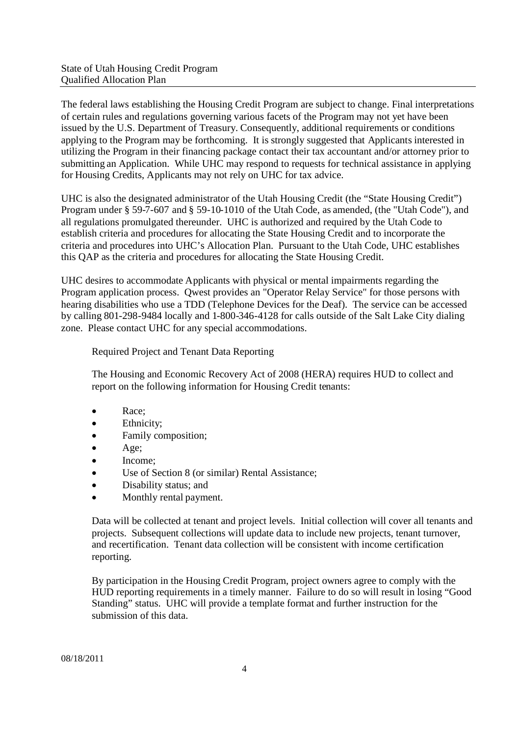The federal laws establishing the Housing Credit Program are subject to change. Final interpretations of certain rules and regulations governing various facets of the Program may not yet have been issued by the U.S. Department of Treasury. Consequently, additional requirements or conditions applying to the Program may be forthcoming. It is strongly suggested that Applicants interested in utilizing the Program in their financing package contact their tax accountant and/or attorney prior to submitting an Application. While UHC may respond to requests for technical assistance in applying for Housing Credits, Applicants may not rely on UHC for tax advice.

UHC is also the designated administrator of the Utah Housing Credit (the "State Housing Credit") Program under § 59-7-607 and § 59-10-1010 of the Utah Code, as amended, (the "Utah Code"), and all regulations promulgated thereunder. UHC is authorized and required by the Utah Code to establish criteria and procedures for allocating the State Housing Credit and to incorporate the criteria and procedures into UHC's Allocation Plan. Pursuant to the Utah Code, UHC establishes this QAP as the criteria and procedures for allocating the State Housing Credit.

UHC desires to accommodate Applicants with physical or mental impairments regarding the Program application process. Qwest provides an "Operator Relay Service" for those persons with hearing disabilities who use a TDD (Telephone Devices for the Deaf). The service can be accessed by calling 801-298-9484 locally and 1-800-346-4128 for calls outside of the Salt Lake City dialing zone. Please contact UHC for any special accommodations.

Required Project and Tenant Data Reporting

The Housing and Economic Recovery Act of 2008 (HERA) requires HUD to collect and report on the following information for Housing Credit tenants:

- Race;
- Ethnicity;
- Family composition;
- Age;
- Income;
- Use of Section 8 (or similar) Rental Assistance;
- Disability status; and
- Monthly rental payment.

Data will be collected at tenant and project levels. Initial collection will cover all tenants and projects. Subsequent collections will update data to include new projects, tenant turnover, and recertification. Tenant data collection will be consistent with income certification reporting.

By participation in the Housing Credit Program, project owners agree to comply with the HUD reporting requirements in a timely manner. Failure to do so will result in losing "Good Standing" status. UHC will provide a template format and further instruction for the submission of this data.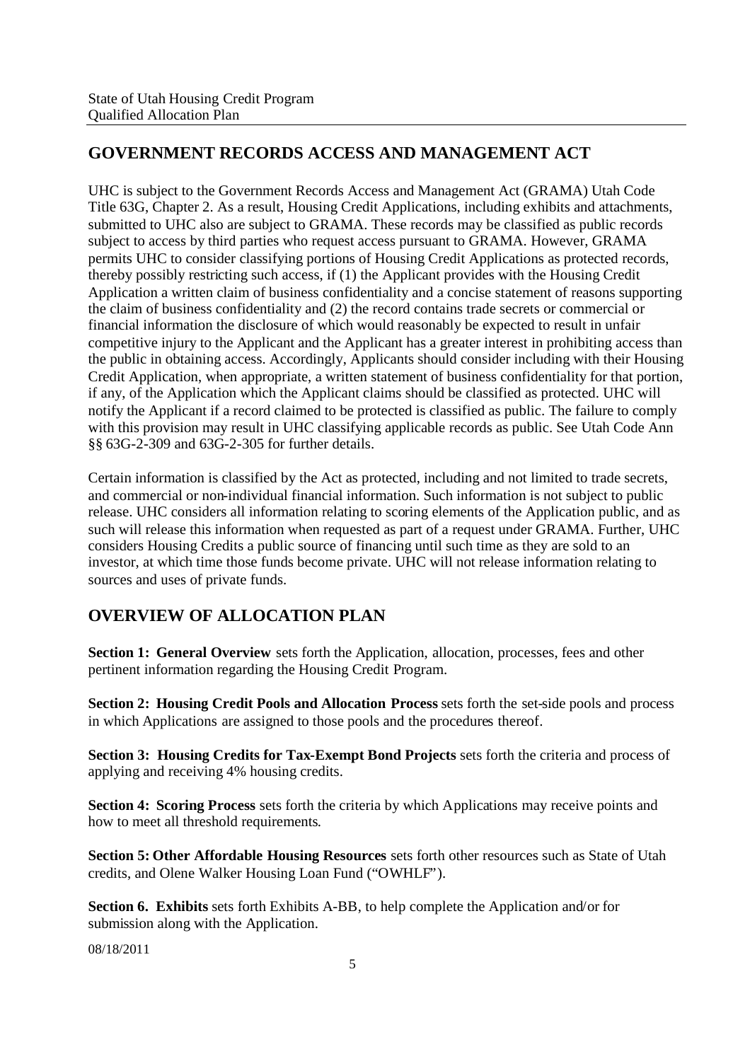## GOVERNMENT RECORDS ACCESS AND MANAGEMENT ACT

UHC is subject to the Government Records Access and Management Act (GRAMA) Utah Code Title 63G, Chapter 2. As a result, Housing Credit Applications, including exhibits and attachments, submitted to UHC also are subject to GRAMA. These records may be classified as public records subject to access by third parties who request access pursuant to GRAMA. However, GRAMA permits UHC to consider classifying portions of Housing Credit Applications as protected records, thereby possibly restricting such access, if (1) the Applicant provides with the Housing Credit Application a written claim of business confidentiality and a concise statement of reasons supporting the claim of business confidentiality and (2) the record contains trade secrets or commercial or financial information the disclosure of which would reasonably be expected to result in unfair competitive injury to the Applicant and the Applicant has a greater interest in prohibiting access than the public in obtaining access. Accordingly, Applicants should consider including with their Housing Credit Application, when appropriate, a written statement of business confidentiality for that portion, if any, of the Application which the Applicant claims should be classified as protected. UHC will notify the Applicant if a record claimed to be protected is classified as public. The failure to comply with this provision may result in UHC classifying applicable records as public. See Utah Code Ann §§ 63G-2-309 and 63G-2-305 for further details.

Certain information is classified by the Act as protected, including and not limited to trade secrets, and commercial or non-individual financial information. Such information is not subject to public release. UHC considers all information relating to scoring elements of the Application public, and as such will release this information when requested as part of a request under GRAMA. Further, UHC considers Housing Credits a public source of financing until such time as they are sold to an investor, at which time those funds become private. UHC will not release information relating to sources and uses of private funds.

## OVERVIEW OF ALLOCATION PLAN

**Section 1: General Overview** sets forth the Application, allocation, processes, fees and other pertinent information regarding the Housing Credit Program.

**Section 2: Housing Credit Pools and Allocation Process** sets forth the set-side pools and process in which Applications are assigned to those pools and the procedures thereof.

**Section 3: Housing Credits for Tax-Exempt Bond Projects** sets forth the criteria and process of applying and receiving 4% housing credits.

**Section 4: Scoring Process** sets forth the criteria by which Applications may receive points and how to meet all threshold requirements.

**Section 5: Other Affordable Housing Resources** sets forth other resources such as State of Utah credits, and Olene Walker Housing Loan Fund ("OWHLF").

**Section 6. Exhibits** sets forth Exhibits A-BB, to help complete the Application and/or for submission along with the Application.

08/18/2011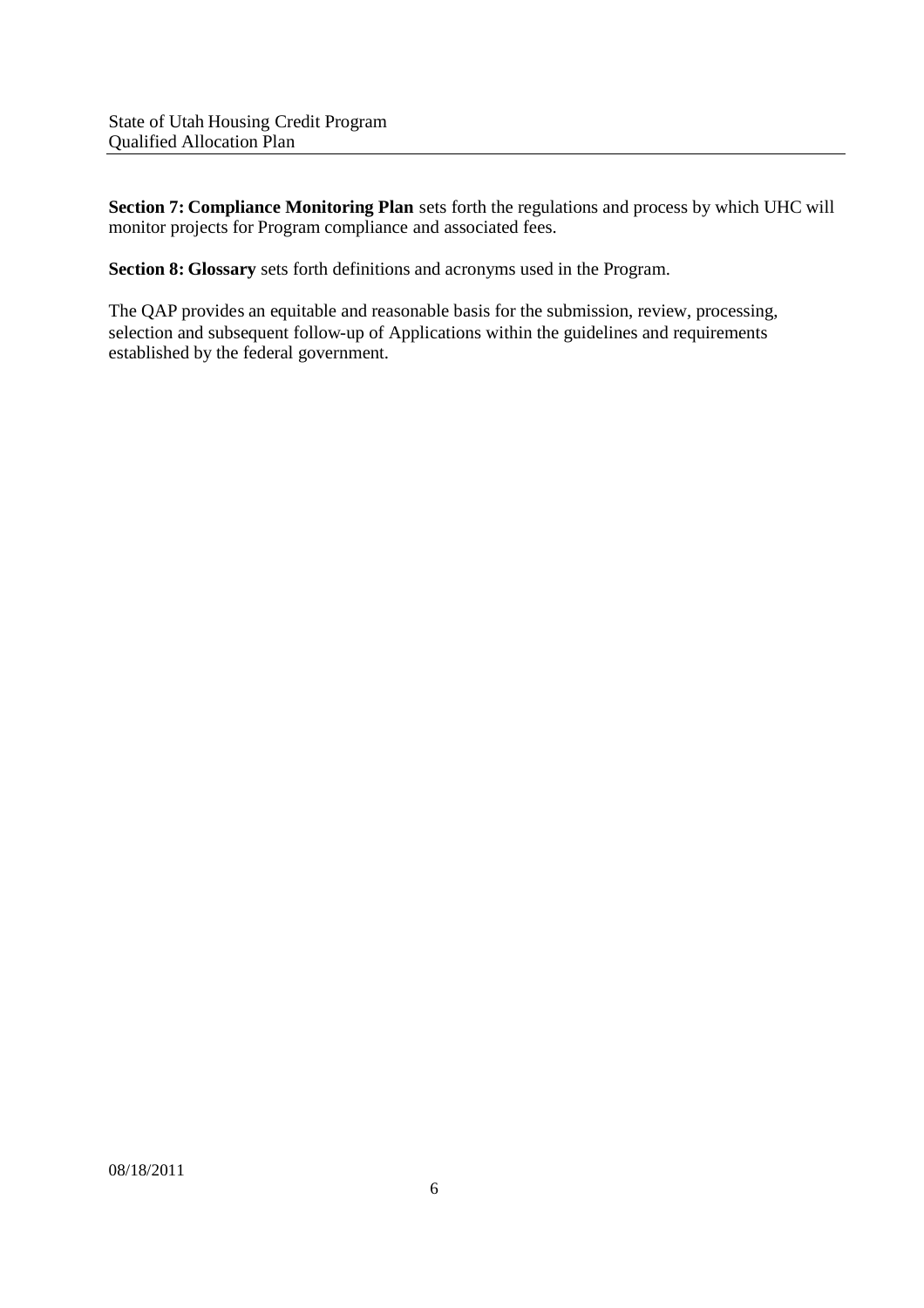**Section 7: Compliance Monitoring Plan** sets forth the regulations and process by which UHC will monitor projects for Program compliance and associated fees.

**Section 8: Glossary** sets forth definitions and acronyms used in the Program.

The QAP provides an equitable and reasonable basis for the submission, review, processing, selection and subsequent follow-up of Applications within the guidelines and requirements established by the federal government.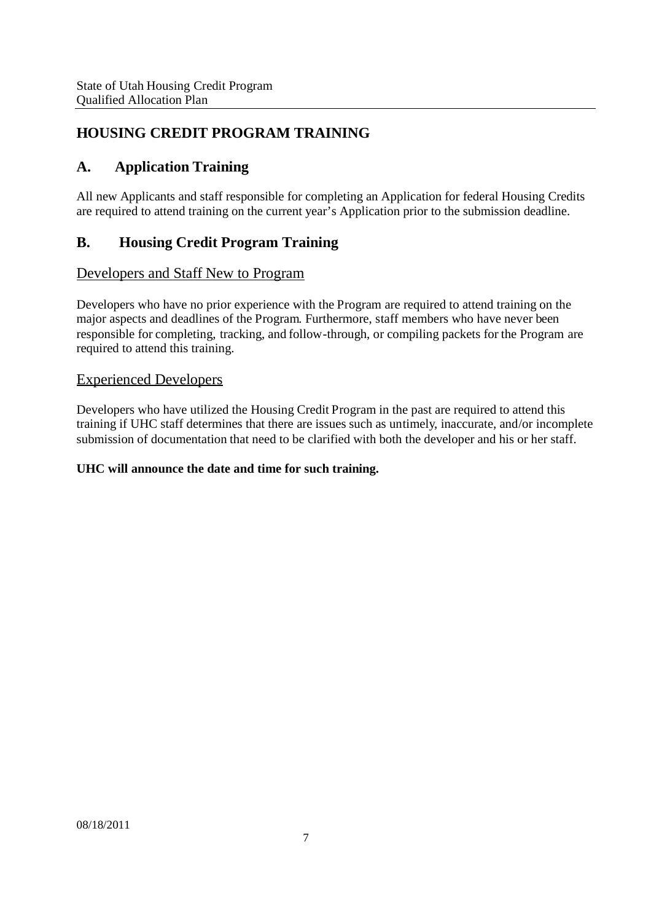## HOUSING CREDIT PROGRAM TRAINING

### A. Application Training

All new Applicants and staff responsible for completing an Application for federal Housing Credits are required to attend training on the current year's Application prior to the submission deadline.

### B. Housing Credit Program Training

<u>Developers and Staff New to Program</u>

Developers who have no prior experience with the Program are required to attend training on the major aspects and deadlines of the Program. Furthermore, staff members who have never been responsible for completing, tracking, and follow-through, or compiling packets for the Program are required to attend this training.

<u>Experienced Developers</u>

Developers who have utilized the Housing Credit Program in the past are required to attend this training if UHC staff determines that there are issues such as untimely, inaccurate, and/or incomplete submission of documentation that need to be clarified with both the developer and his or her staff.

**UHC will announce the date and time for such training.**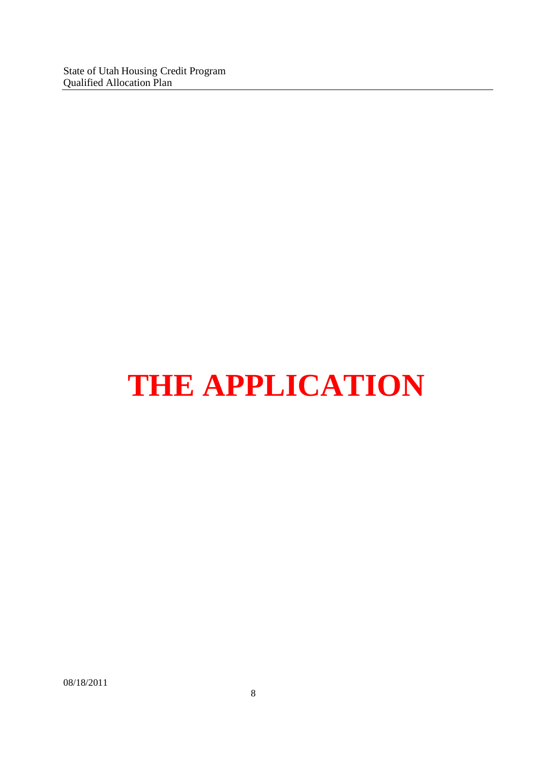# THE APPLICATION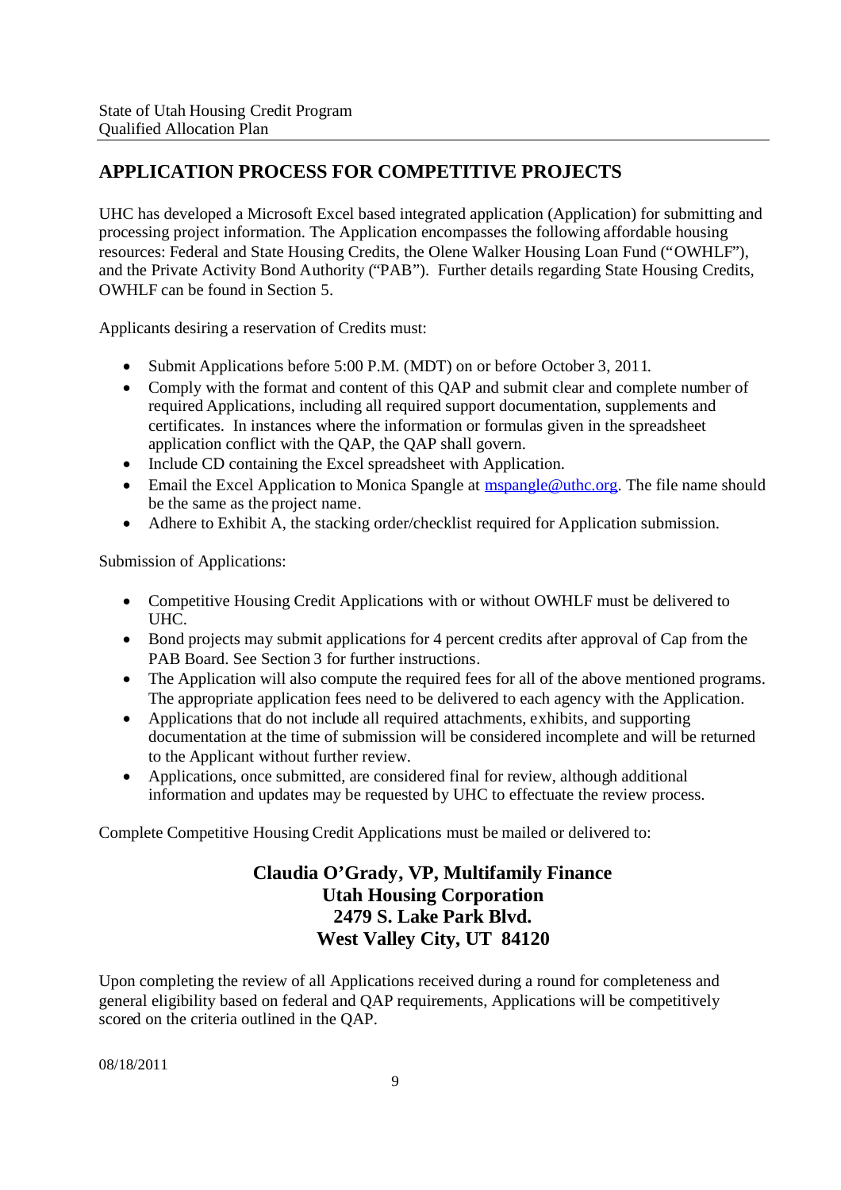## APPLICATION PROCESS FOR COMPETITIVE PROJECTS

UHC has developed a Microsoft Excel based integrated application (Application) for submitting and processing project information. The Application encompasses the following affordable housing resources: Federal and State Housing Credits, the Olene Walker Housing Loan Fund ("OWHLF"), and the Private Activity Bond Authority ("PAB"). Further details regarding State Housing Credits, OWHLF can be found in Section 5.

Applicants desiring a reservation of Credits must:

- Submit Applications before 5:00 P.M. (MDT) on or before October 3, 2011.
- Comply with the format and content of this QAP and submit clear and complete number of required Applications, including all required support documentation, supplements and certificates. In instances where the information or formulas given in the spreadsheet application conflict with the QAP, the QAP shall govern.
- Include CD containing the Excel spreadsheet with Application.
- Email the Excel Application to Monica Spangle at mspangle@uthc.org. The file name should be the same as the project name.
- Adhere to Exhibit A, the stacking order/checklist required for Application submission.

Submission of Applications:

- Competitive Housing Credit Applications with or without OWHLF must be delivered to UHC.
- Bond projects may submit applications for 4 percent credits after approval of Cap from the PAB Board. See Section 3 for further instructions.
- The Application will also compute the required fees for all of the above mentioned programs. The appropriate application fees need to be delivered to each agency with the Application.
- Applications that do not include all required attachments, exhibits, and supporting documentation at the time of submission will be considered incomplete and will be returned to the Applicant without further review.
- Applications, once submitted, are considered final for review, although additional information and updates may be requested by UHC to effectuate the review process.

Complete Competitive Housing Credit Applications must be mailed or delivered to:

**Claudia O'Grady, VP, Multifamily Finance**
**Utah Housing Corporation**
**2479 S. Lake Park Blvd.**
**West Valley City, UT 84120**

Upon completing the review of all Applications received during a round for completeness and general eligibility based on federal and QAP requirements, Applications will be competitively scored on the criteria outlined in the QAP.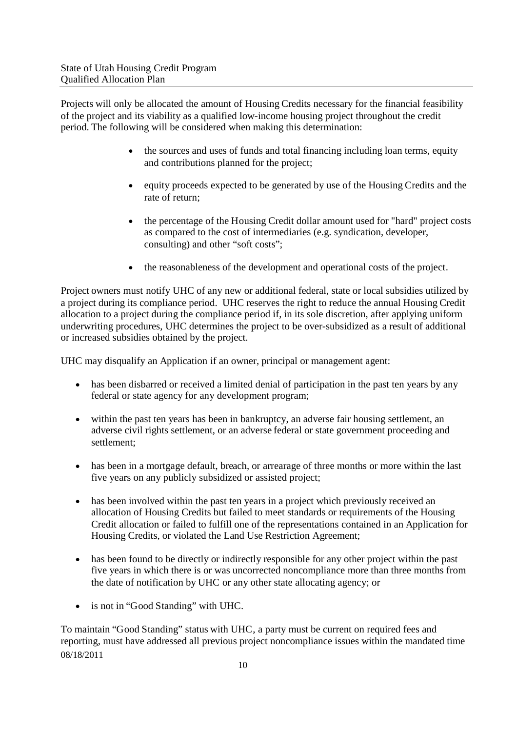Projects will only be allocated the amount of Housing Credits necessary for the financial feasibility of the project and its viability as a qualified low-income housing project throughout the credit period. The following will be considered when making this determination:

- the sources and uses of funds and total financing including loan terms, equity and contributions planned for the project;
- equity proceeds expected to be generated by use of the Housing Credits and the rate of return;
- the percentage of the Housing Credit dollar amount used for "hard" project costs as compared to the cost of intermediaries (e.g. syndication, developer, consulting) and other "soft costs";
- the reasonableness of the development and operational costs of the project.

Project owners must notify UHC of any new or additional federal, state or local subsidies utilized by a project during its compliance period. UHC reserves the right to reduce the annual Housing Credit allocation to a project during the compliance period if, in its sole discretion, after applying uniform underwriting procedures, UHC determines the project to be over-subsidized as a result of additional or increased subsidies obtained by the project.

UHC may disqualify an Application if an owner, principal or management agent:

- has been disbarred or received a limited denial of participation in the past ten years by any federal or state agency for any development program;
- within the past ten years has been in bankruptcy, an adverse fair housing settlement, an adverse civil rights settlement, or an adverse federal or state government proceeding and settlement;
- has been in a mortgage default, breach, or arrearage of three months or more within the last five years on any publicly subsidized or assisted project;
- has been involved within the past ten years in a project which previously received an allocation of Housing Credits but failed to meet standards or requirements of the Housing Credit allocation or failed to fulfill one of the representations contained in an Application for Housing Credits, or violated the Land Use Restriction Agreement;
- has been found to be directly or indirectly responsible for any other project within the past five years in which there is or was uncorrected noncompliance more than three months from the date of notification by UHC or any other state allocating agency; or
- is not in "Good Standing" with UHC.

To maintain "Good Standing" status with UHC, a party must be current on required fees and reporting, must have addressed all previous project noncompliance issues within the mandated time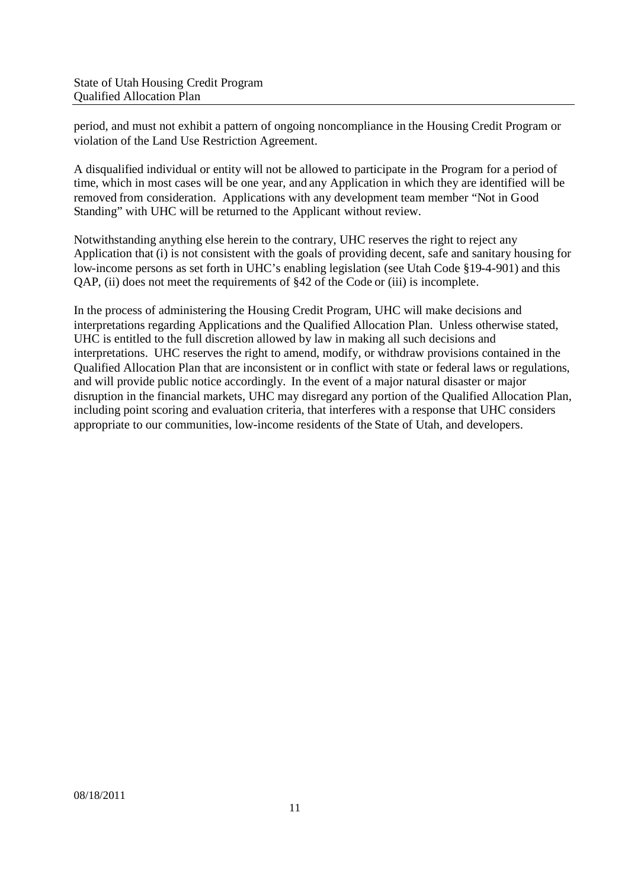period, and must not exhibit a pattern of ongoing noncompliance in the Housing Credit Program or violation of the Land Use Restriction Agreement.

A disqualified individual or entity will not be allowed to participate in the Program for a period of time, which in most cases will be one year, and any Application in which they are identified will be removed from consideration. Applications with any development team member "Not in Good Standing" with UHC will be returned to the Applicant without review.

Notwithstanding anything else herein to the contrary, UHC reserves the right to reject any Application that (i) is not consistent with the goals of providing decent, safe and sanitary housing for low-income persons as set forth in UHC's enabling legislation (see Utah Code §19-4-901) and this QAP, (ii) does not meet the requirements of §42 of the Code or (iii) is incomplete.

In the process of administering the Housing Credit Program, UHC will make decisions and interpretations regarding Applications and the Qualified Allocation Plan. Unless otherwise stated, UHC is entitled to the full discretion allowed by law in making all such decisions and interpretations. UHC reserves the right to amend, modify, or withdraw provisions contained in the Qualified Allocation Plan that are inconsistent or in conflict with state or federal laws or regulations, and will provide public notice accordingly. In the event of a major natural disaster or major disruption in the financial markets, UHC may disregard any portion of the Qualified Allocation Plan, including point scoring and evaluation criteria, that interferes with a response that UHC considers appropriate to our communities, low-income residents of the State of Utah, and developers.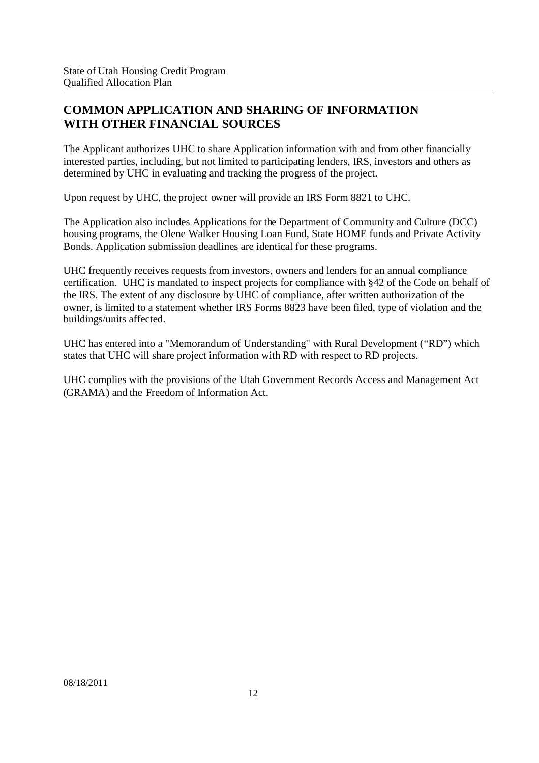## COMMON APPLICATION AND SHARING OF INFORMATION WITH OTHER FINANCIAL SOURCES

The Applicant authorizes UHC to share Application information with and from other financially interested parties, including, but not limited to participating lenders, IRS, investors and others as determined by UHC in evaluating and tracking the progress of the project.

Upon request by UHC, the project owner will provide an IRS Form 8821 to UHC.

The Application also includes Applications for the Department of Community and Culture (DCC) housing programs, the Olene Walker Housing Loan Fund, State HOME funds and Private Activity Bonds. Application submission deadlines are identical for these programs.

UHC frequently receives requests from investors, owners and lenders for an annual compliance certification. UHC is mandated to inspect projects for compliance with §42 of the Code on behalf of the IRS. The extent of any disclosure by UHC of compliance, after written authorization of the owner, is limited to a statement whether IRS Forms 8823 have been filed, type of violation and the buildings/units affected.

UHC has entered into a "Memorandum of Understanding" with Rural Development ("RD") which states that UHC will share project information with RD with respect to RD projects.

UHC complies with the provisions of the Utah Government Records Access and Management Act (GRAMA) and the Freedom of Information Act.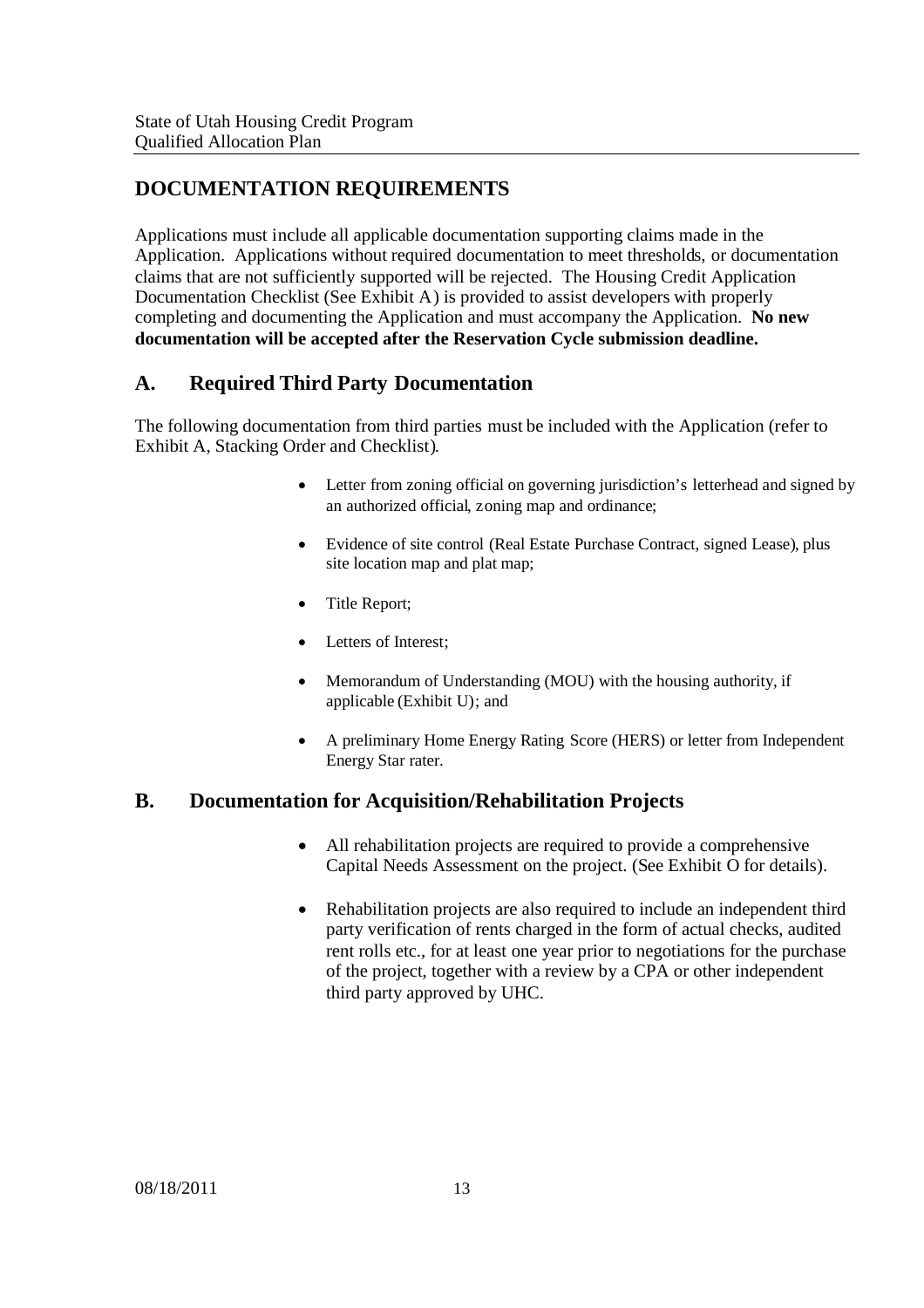## DOCUMENTATION REQUIREMENTS

Applications must include all applicable documentation supporting claims made in the Application. Applications without required documentation to meet thresholds, or documentation claims that are not sufficiently supported will be rejected. The Housing Credit Application Documentation Checklist (See Exhibit A) is provided to assist developers with properly completing and documenting the Application and must accompany the Application. **No new documentation will be accepted after the Reservation Cycle submission deadline.**

### A. Required Third Party Documentation

The following documentation from third parties must be included with the Application (refer to Exhibit A, Stacking Order and Checklist).

- Letter from zoning official on governing jurisdiction's letterhead and signed by an authorized official, zoning map and ordinance;
- Evidence of site control (Real Estate Purchase Contract, signed Lease), plus site location map and plat map;
- Title Report;
- Letters of Interest;
- Memorandum of Understanding (MOU) with the housing authority, if applicable (Exhibit U); and
- A preliminary Home Energy Rating Score (HERS) or letter from Independent Energy Star rater.

### B. Documentation for Acquisition/Rehabilitation Projects

- All rehabilitation projects are required to provide a comprehensive Capital Needs Assessment on the project. (See Exhibit O for details).
- Rehabilitation projects are also required to include an independent third party verification of rents charged in the form of actual checks, audited rent rolls etc., for at least one year prior to negotiations for the purchase of the project, together with a review by a CPA or other independent third party approved by UHC.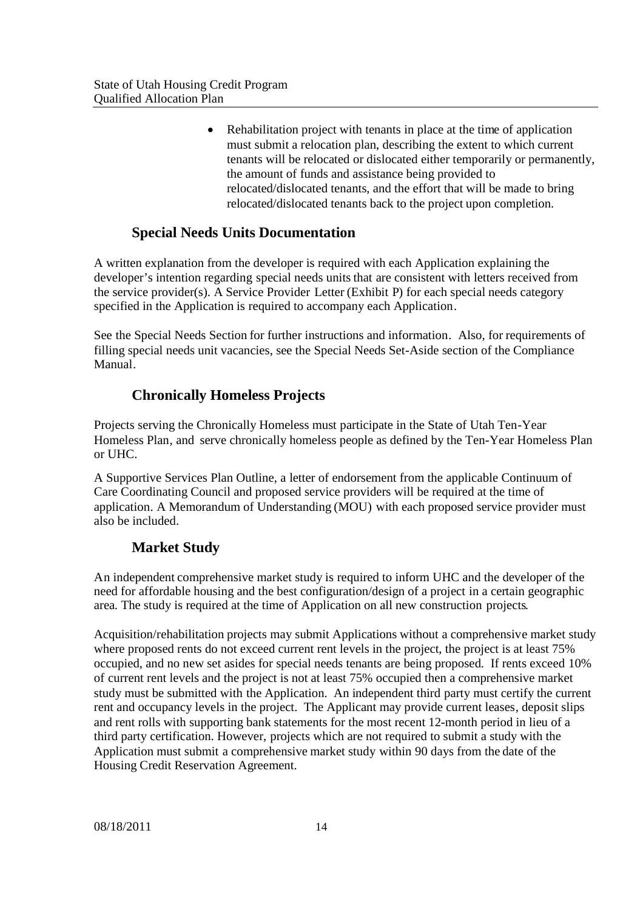- Rehabilitation project with tenants in place at the time of application must submit a relocation plan, describing the extent to which current tenants will be relocated or dislocated either temporarily or permanently, the amount of funds and assistance being provided to relocated/dislocated tenants, and the effort that will be made to bring relocated/dislocated tenants back to the project upon completion.

## Special Needs Units Documentation

A written explanation from the developer is required with each Application explaining the developer's intention regarding special needs units that are consistent with letters received from the service provider(s). A Service Provider Letter (Exhibit P) for each special needs category specified in the Application is required to accompany each Application.

See the Special Needs Section for further instructions and information. Also, for requirements of filling special needs unit vacancies, see the Special Needs Set-Aside section of the Compliance Manual.

## Chronically Homeless Projects

Projects serving the Chronically Homeless must participate in the State of Utah Ten-Year Homeless Plan, and serve chronically homeless people as defined by the Ten-Year Homeless Plan or UHC.

A Supportive Services Plan Outline, a letter of endorsement from the applicable Continuum of Care Coordinating Council and proposed service providers will be required at the time of application. A Memorandum of Understanding (MOU) with each proposed service provider must also be included.

## Market Study

An independent comprehensive market study is required to inform UHC and the developer of the need for affordable housing and the best configuration/design of a project in a certain geographic area. The study is required at the time of Application on all new construction projects.

Acquisition/rehabilitation projects may submit Applications without a comprehensive market study where proposed rents do not exceed current rent levels in the project, the project is at least 75% occupied, and no new set asides for special needs tenants are being proposed. If rents exceed 10% of current rent levels and the project is not at least 75% occupied then a comprehensive market study must be submitted with the Application. An independent third party must certify the current rent and occupancy levels in the project. The Applicant may provide current leases, deposit slips and rent rolls with supporting bank statements for the most recent 12-month period in lieu of a third party certification. However, projects which are not required to submit a study with the Application must submit a comprehensive market study within 90 days from the date of the Housing Credit Reservation Agreement.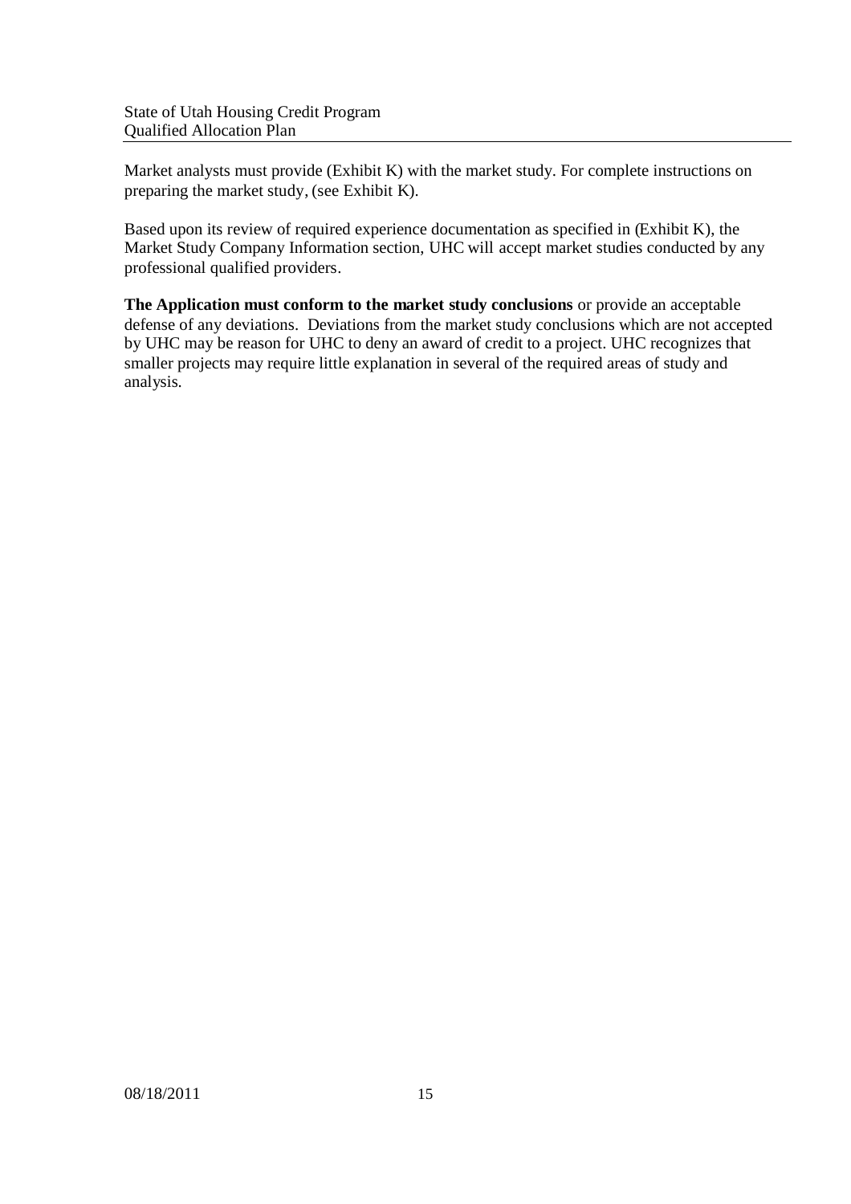Market analysts must provide (Exhibit K) with the market study. For complete instructions on preparing the market study, (see Exhibit K).

Based upon its review of required experience documentation as specified in (Exhibit K), the Market Study Company Information section, UHC will accept market studies conducted by any professional qualified providers.

**The Application must conform to the market study conclusions** or provide an acceptable defense of any deviations. Deviations from the market study conclusions which are not accepted by UHC may be reason for UHC to deny an award of credit to a project. UHC recognizes that smaller projects may require little explanation in several of the required areas of study and analysis.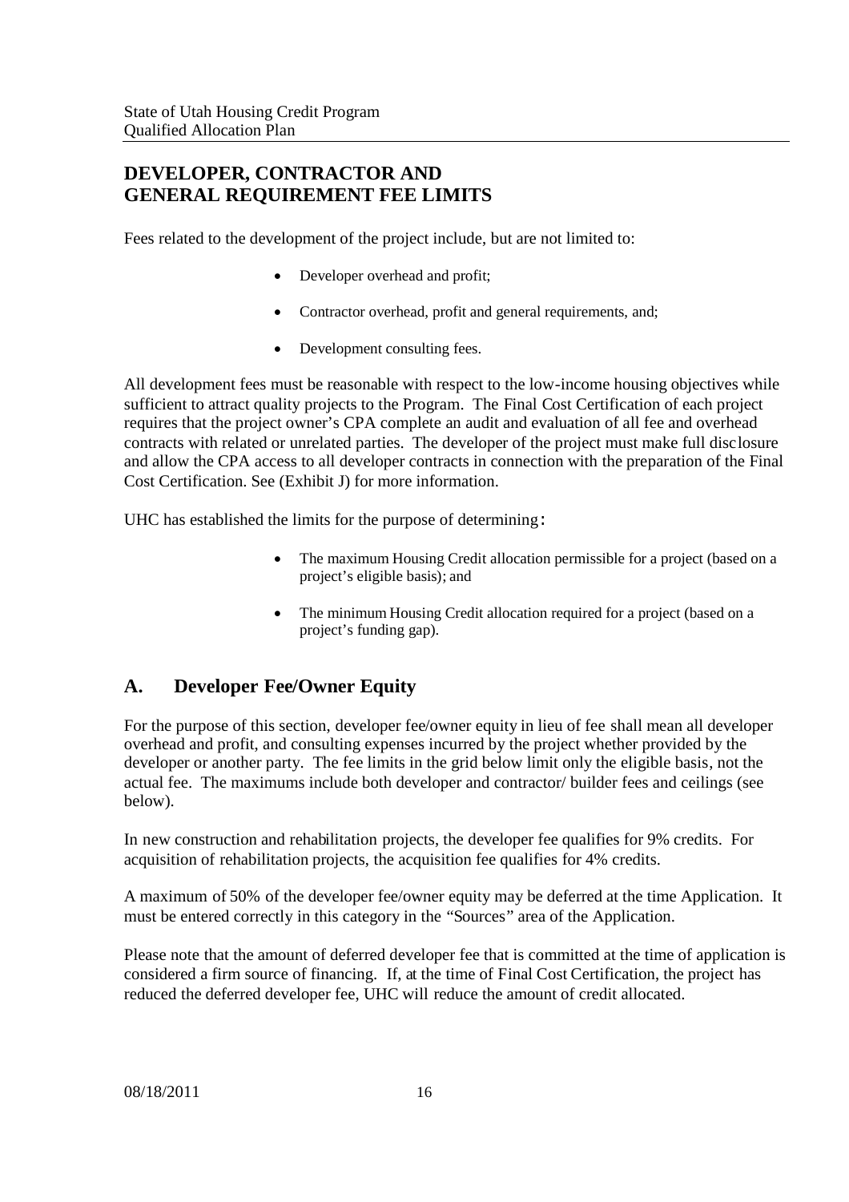## DEVELOPER, CONTRACTOR AND GENERAL REQUIREMENT FEE LIMITS

Fees related to the development of the project include, but are not limited to:

- Developer overhead and profit;
- Contractor overhead, profit and general requirements, and;
- Development consulting fees.

All development fees must be reasonable with respect to the low-income housing objectives while sufficient to attract quality projects to the Program. The Final Cost Certification of each project requires that the project owner's CPA complete an audit and evaluation of all fee and overhead contracts with related or unrelated parties. The developer of the project must make full disclosure and allow the CPA access to all developer contracts in connection with the preparation of the Final Cost Certification. See (Exhibit J) for more information.

UHC has established the limits for the purpose of determining:

- The maximum Housing Credit allocation permissible for a project (based on a project's eligible basis); and
- The minimum Housing Credit allocation required for a project (based on a project's funding gap).

## A. Developer Fee/Owner Equity

For the purpose of this section, developer fee/owner equity in lieu of fee shall mean all developer overhead and profit, and consulting expenses incurred by the project whether provided by the developer or another party. The fee limits in the grid below limit only the eligible basis, not the actual fee. The maximums include both developer and contractor/ builder fees and ceilings (see below).

In new construction and rehabilitation projects, the developer fee qualifies for 9% credits. For acquisition of rehabilitation projects, the acquisition fee qualifies for 4% credits.

A maximum of 50% of the developer fee/owner equity may be deferred at the time Application. It must be entered correctly in this category in the "Sources" area of the Application.

Please note that the amount of deferred developer fee that is committed at the time of application is considered a firm source of financing. If, at the time of Final Cost Certification, the project has reduced the deferred developer fee, UHC will reduce the amount of credit allocated.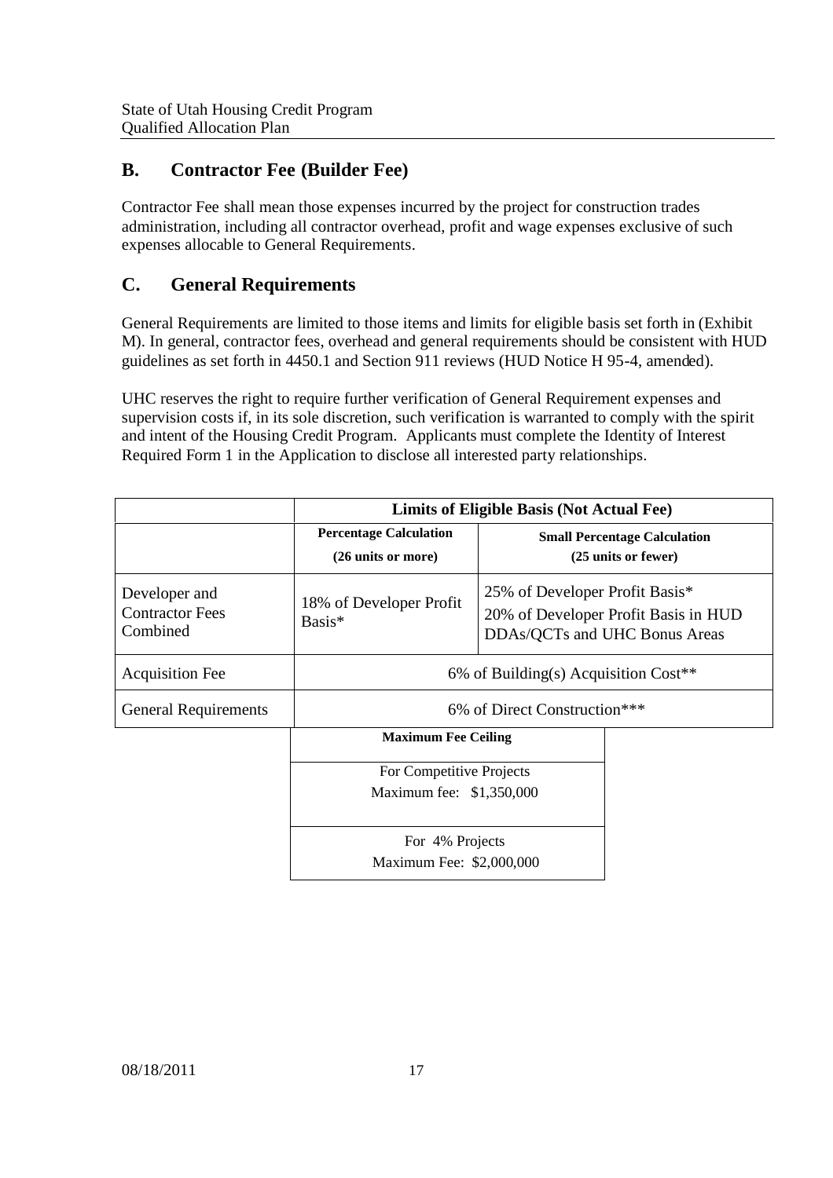## B. Contractor Fee (Builder Fee)

Contractor Fee shall mean those expenses incurred by the project for construction trades administration, including all contractor overhead, profit and wage expenses exclusive of such expenses allocable to General Requirements.

## C. General Requirements

General Requirements are limited to those items and limits for eligible basis set forth in (Exhibit M). In general, contractor fees, overhead and general requirements should be consistent with HUD guidelines as set forth in 4450.1 and Section 911 reviews (HUD Notice H 95-4, amended).

UHC reserves the right to require further verification of General Requirement expenses and supervision costs if, in its sole discretion, such verification is warranted to comply with the spirit and intent of the Housing Credit Program. Applicants must complete the Identity of Interest Required Form 1 in the Application to disclose all interested party relationships.

| | Limits of Eligible Basis (Not Actual Fee) | |
|---|---|---|
| | **Percentage Calculation (26 units or more)** | **Small Percentage Calculation (25 units or fewer)** |
| Developer and Contractor Fees Combined | 18% of Developer Profit Basis* | 25% of Developer Profit Basis*<br>20% of Developer Profit Basis in HUD DDAs/QCTs and UHC Bonus Areas |
| Acquisition Fee | 6% of Building(s) Acquisition Cost** | |
| General Requirements | 6% of Direct Construction*** | |

| Maximum Fee Ceiling |
|---|
| For Competitive Projects<br>Maximum fee: $1,350,000 |
| For 4% Projects<br>Maximum Fee: $2,000,000 |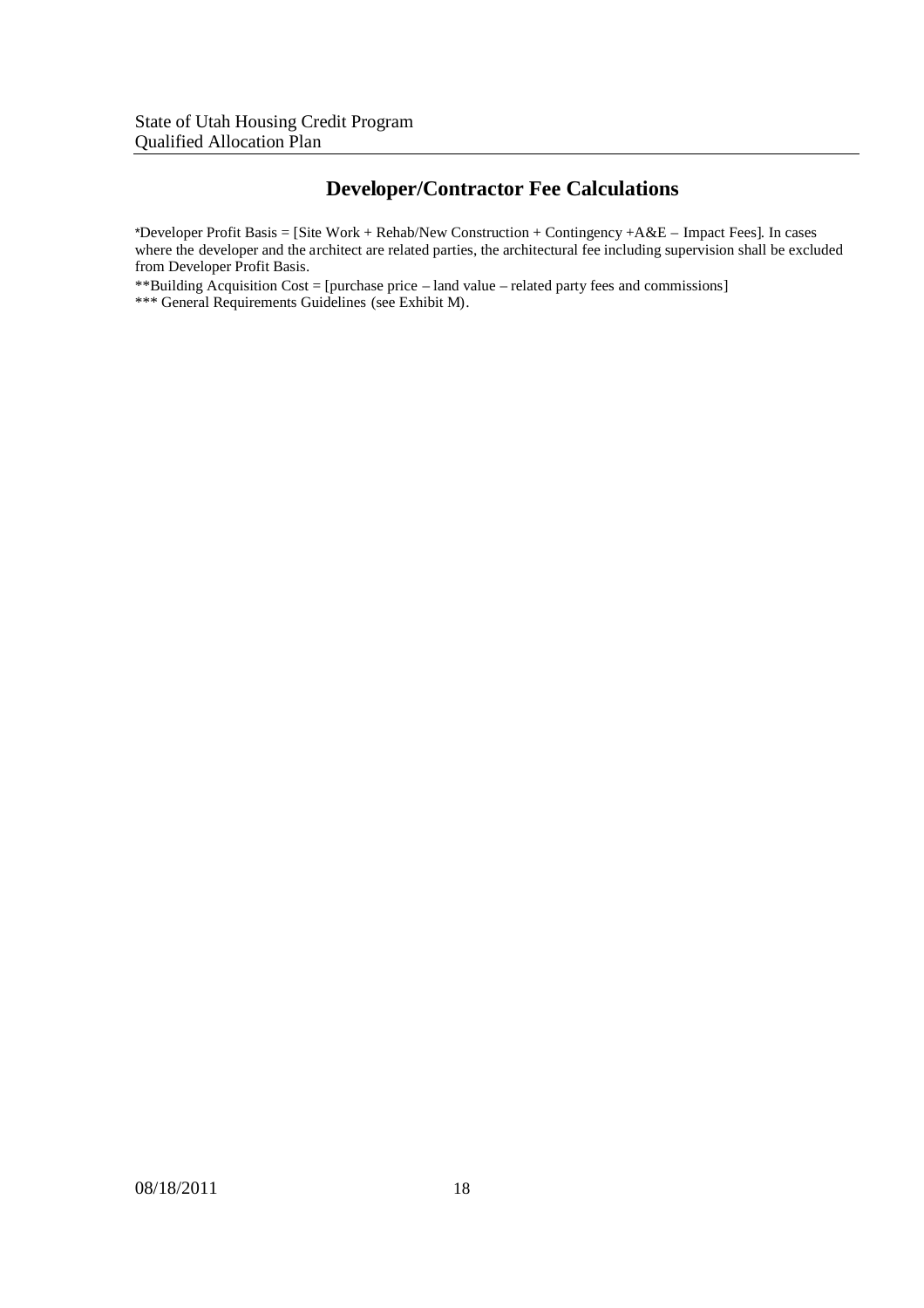## Developer/Contractor Fee Calculations

*Developer Profit Basis = [Site Work + Rehab/New Construction + Contingency +A&E – Impact Fees]. In cases where the developer and the architect are related parties, the architectural fee including supervision shall be excluded from Developer Profit Basis.

**Building Acquisition Cost = [purchase price – land value – related party fees and commissions]

*** General Requirements Guidelines (see Exhibit M).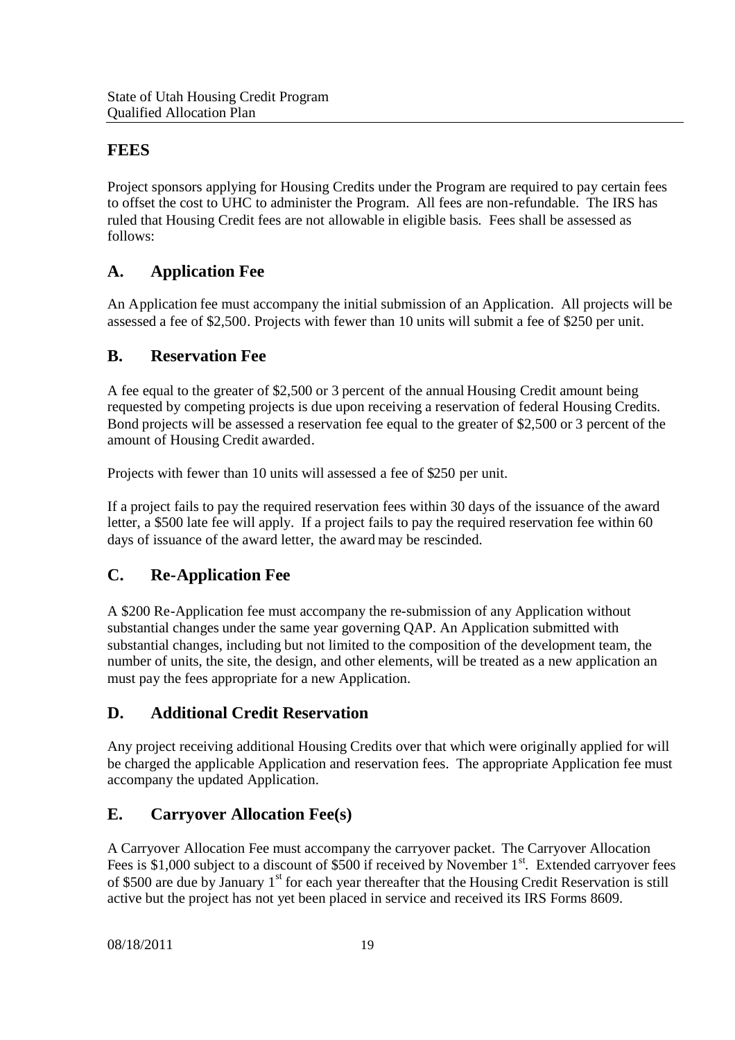## FEES

Project sponsors applying for Housing Credits under the Program are required to pay certain fees to offset the cost to UHC to administer the Program. All fees are non-refundable. The IRS has ruled that Housing Credit fees are not allowable in eligible basis. Fees shall be assessed as follows:

## A. Application Fee

An Application fee must accompany the initial submission of an Application. All projects will be assessed a fee of $2,500. Projects with fewer than 10 units will submit a fee of $250 per unit.

## B. Reservation Fee

A fee equal to the greater of $2,500 or 3 percent of the annual Housing Credit amount being requested by competing projects is due upon receiving a reservation of federal Housing Credits. Bond projects will be assessed a reservation fee equal to the greater of $2,500 or 3 percent of the amount of Housing Credit awarded.

Projects with fewer than 10 units will assessed a fee of $250 per unit.

If a project fails to pay the required reservation fees within 30 days of the issuance of the award letter, a $500 late fee will apply. If a project fails to pay the required reservation fee within 60 days of issuance of the award letter, the award may be rescinded.

## C. Re-Application Fee

A $200 Re-Application fee must accompany the re-submission of any Application without substantial changes under the same year governing QAP. An Application submitted with substantial changes, including but not limited to the composition of the development team, the number of units, the site, the design, and other elements, will be treated as a new application an must pay the fees appropriate for a new Application.

## D. Additional Credit Reservation

Any project receiving additional Housing Credits over that which were originally applied for will be charged the applicable Application and reservation fees. The appropriate Application fee must accompany the updated Application.

## E. Carryover Allocation Fee(s)

A Carryover Allocation Fee must accompany the carryover packet. The Carryover Allocation Fees is $1,000 subject to a discount of $500 if received by November 1st. Extended carryover fees of $500 are due by January 1st for each year thereafter that the Housing Credit Reservation is still active but the project has not yet been placed in service and received its IRS Forms 8609.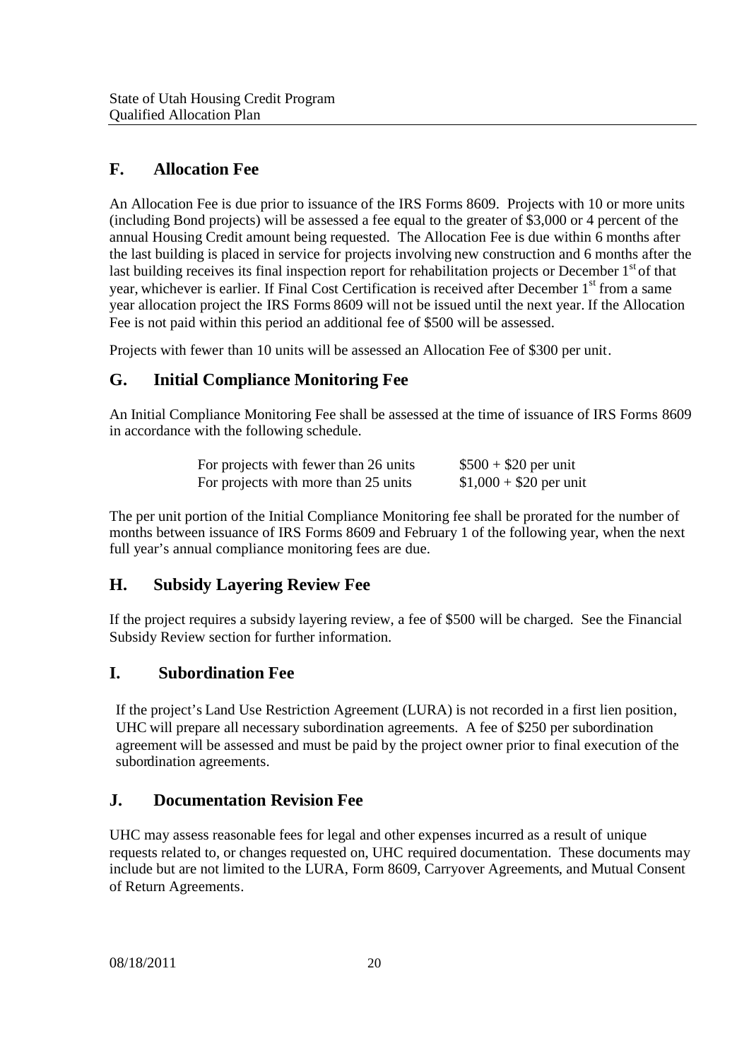## F. Allocation Fee

An Allocation Fee is due prior to issuance of the IRS Forms 8609. Projects with 10 or more units (including Bond projects) will be assessed a fee equal to the greater of $3,000 or 4 percent of the annual Housing Credit amount being requested. The Allocation Fee is due within 6 months after the last building is placed in service for projects involving new construction and 6 months after the last building receives its final inspection report for rehabilitation projects or December 1st of that year, whichever is earlier. If Final Cost Certification is received after December 1st from a same year allocation project the IRS Forms 8609 will not be issued until the next year. If the Allocation Fee is not paid within this period an additional fee of $500 will be assessed.

Projects with fewer than 10 units will be assessed an Allocation Fee of $300 per unit.

## G. Initial Compliance Monitoring Fee

An Initial Compliance Monitoring Fee shall be assessed at the time of issuance of IRS Forms 8609 in accordance with the following schedule.

| | |
|---|---|
| For projects with fewer than 26 units | $500 + $20 per unit |
| For projects with more than 25 units | $1,000 + $20 per unit |

The per unit portion of the Initial Compliance Monitoring fee shall be prorated for the number of months between issuance of IRS Forms 8609 and February 1 of the following year, when the next full year's annual compliance monitoring fees are due.

## H. Subsidy Layering Review Fee

If the project requires a subsidy layering review, a fee of $500 will be charged. See the Financial Subsidy Review section for further information.

## I. Subordination Fee

If the project's Land Use Restriction Agreement (LURA) is not recorded in a first lien position, UHC will prepare all necessary subordination agreements. A fee of $250 per subordination agreement will be assessed and must be paid by the project owner prior to final execution of the subordination agreements.

## J. Documentation Revision Fee

UHC may assess reasonable fees for legal and other expenses incurred as a result of unique requests related to, or changes requested on, UHC required documentation. These documents may include but are not limited to the LURA, Form 8609, Carryover Agreements, and Mutual Consent of Return Agreements.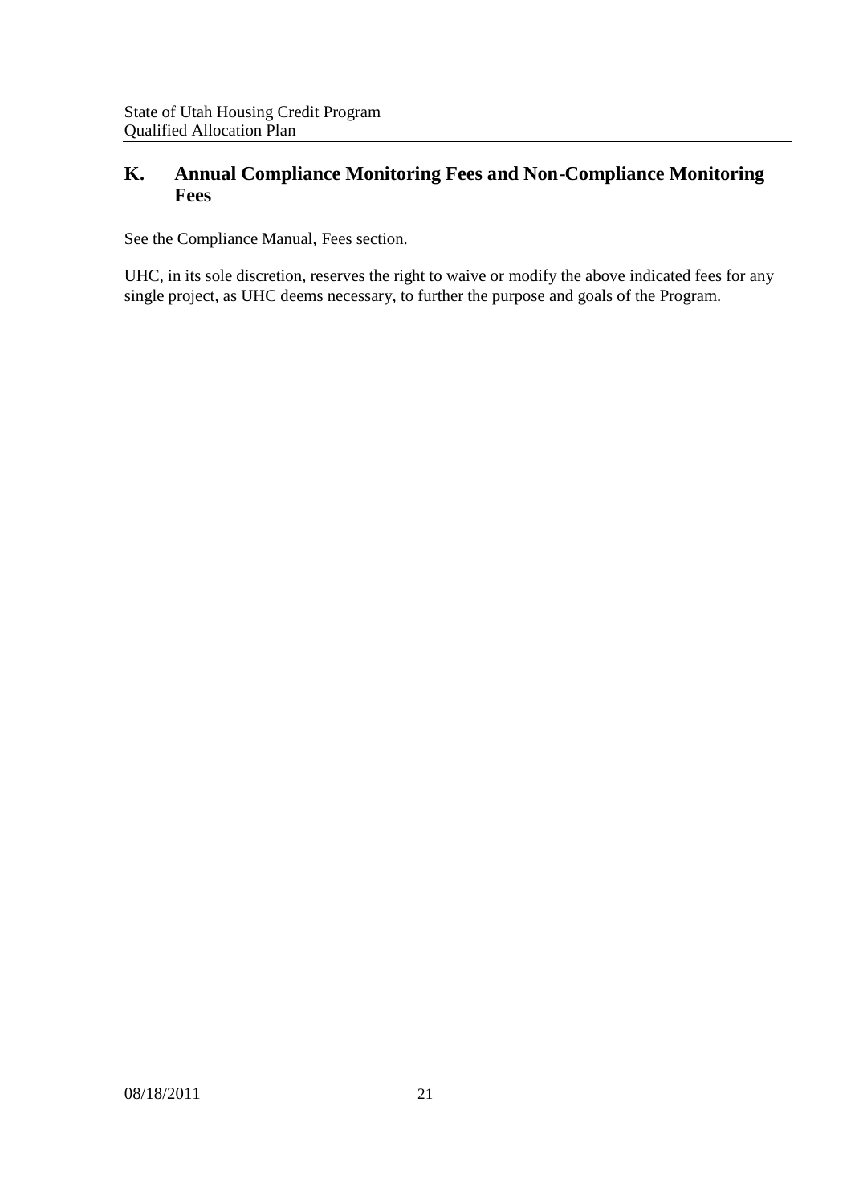## K. Annual Compliance Monitoring Fees and Non-Compliance Monitoring Fees

See the Compliance Manual, Fees section.

UHC, in its sole discretion, reserves the right to waive or modify the above indicated fees for any single project, as UHC deems necessary, to further the purpose and goals of the Program.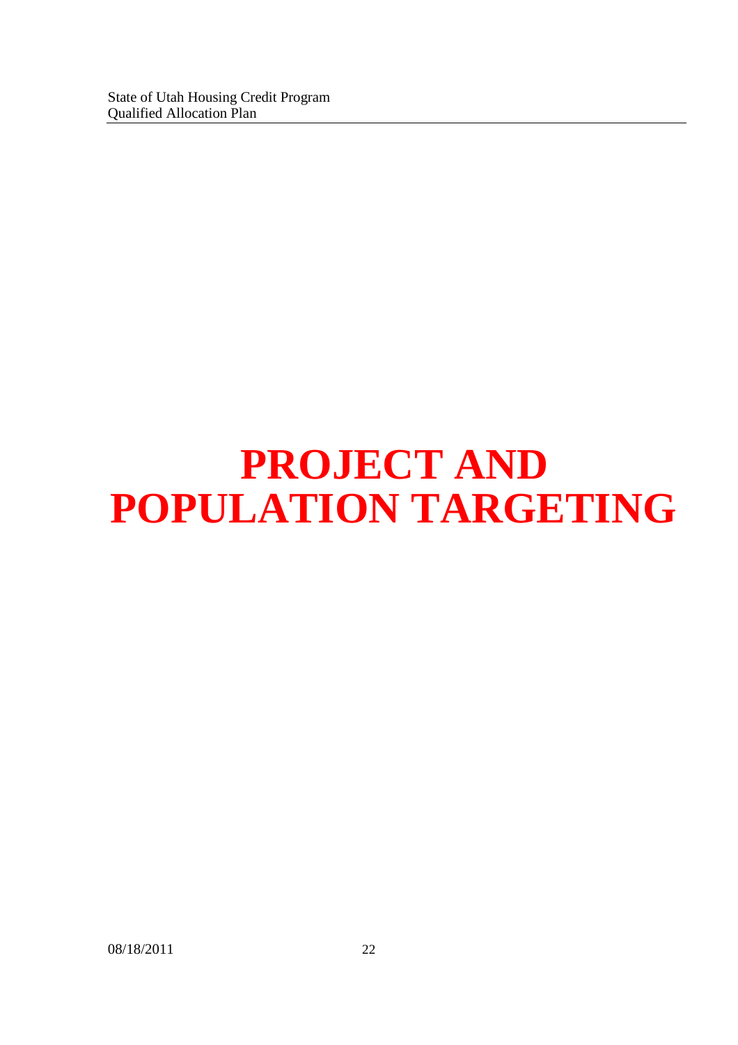# PROJECT AND POPULATION TARGETING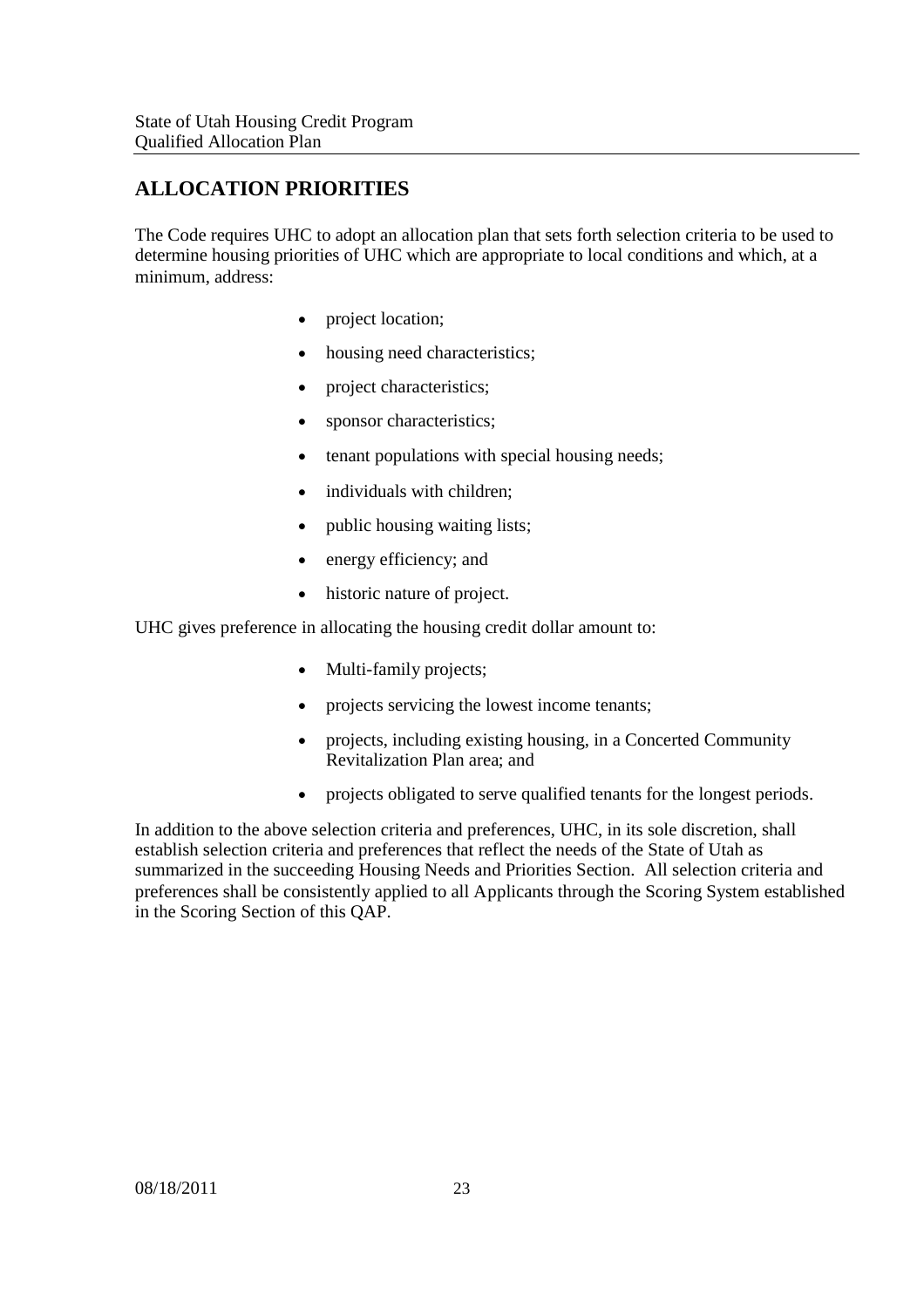## ALLOCATION PRIORITIES

The Code requires UHC to adopt an allocation plan that sets forth selection criteria to be used to determine housing priorities of UHC which are appropriate to local conditions and which, at a minimum, address:

- project location;
- housing need characteristics;
- project characteristics;
- sponsor characteristics;
- tenant populations with special housing needs;
- individuals with children;
- public housing waiting lists;
- energy efficiency; and
- historic nature of project.

UHC gives preference in allocating the housing credit dollar amount to:

- Multi-family projects;
- projects servicing the lowest income tenants;
- projects, including existing housing, in a Concerted Community Revitalization Plan area; and
- projects obligated to serve qualified tenants for the longest periods.

In addition to the above selection criteria and preferences, UHC, in its sole discretion, shall establish selection criteria and preferences that reflect the needs of the State of Utah as summarized in the succeeding Housing Needs and Priorities Section. All selection criteria and preferences shall be consistently applied to all Applicants through the Scoring System established in the Scoring Section of this QAP.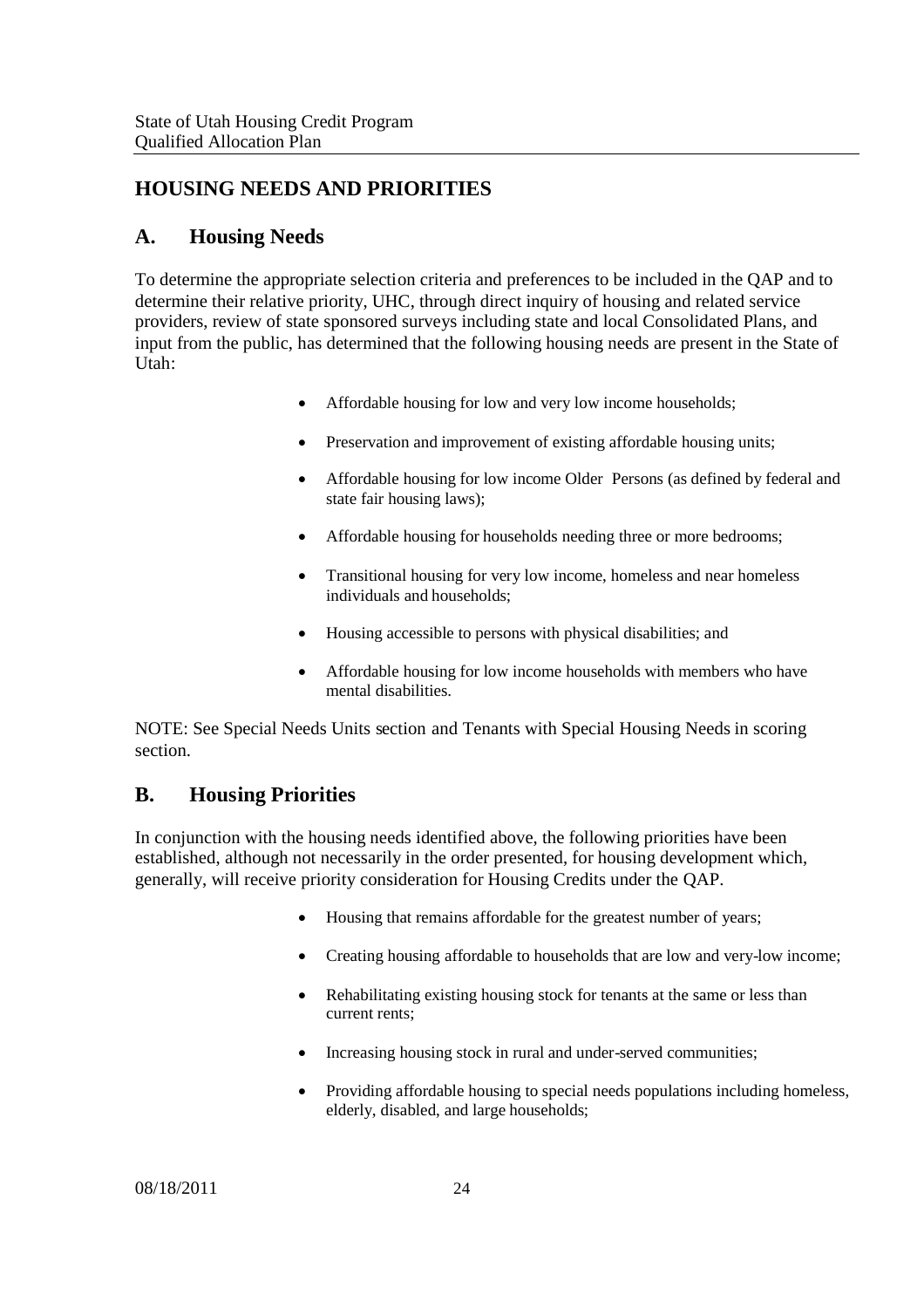# HOUSING NEEDS AND PRIORITIES

## A. Housing Needs

To determine the appropriate selection criteria and preferences to be included in the QAP and to determine their relative priority, UHC, through direct inquiry of housing and related service providers, review of state sponsored surveys including state and local Consolidated Plans, and input from the public, has determined that the following housing needs are present in the State of Utah:

- Affordable housing for low and very low income households;
- Preservation and improvement of existing affordable housing units;
- Affordable housing for low income Older Persons (as defined by federal and state fair housing laws);
- Affordable housing for households needing three or more bedrooms;
- Transitional housing for very low income, homeless and near homeless individuals and households;
- Housing accessible to persons with physical disabilities; and
- Affordable housing for low income households with members who have mental disabilities.

NOTE: See Special Needs Units section and Tenants with Special Housing Needs in scoring section.

## B. Housing Priorities

In conjunction with the housing needs identified above, the following priorities have been established, although not necessarily in the order presented, for housing development which, generally, will receive priority consideration for Housing Credits under the QAP.

- Housing that remains affordable for the greatest number of years;
- Creating housing affordable to households that are low and very-low income;
- Rehabilitating existing housing stock for tenants at the same or less than current rents;
- Increasing housing stock in rural and under-served communities;
- Providing affordable housing to special needs populations including homeless, elderly, disabled, and large households;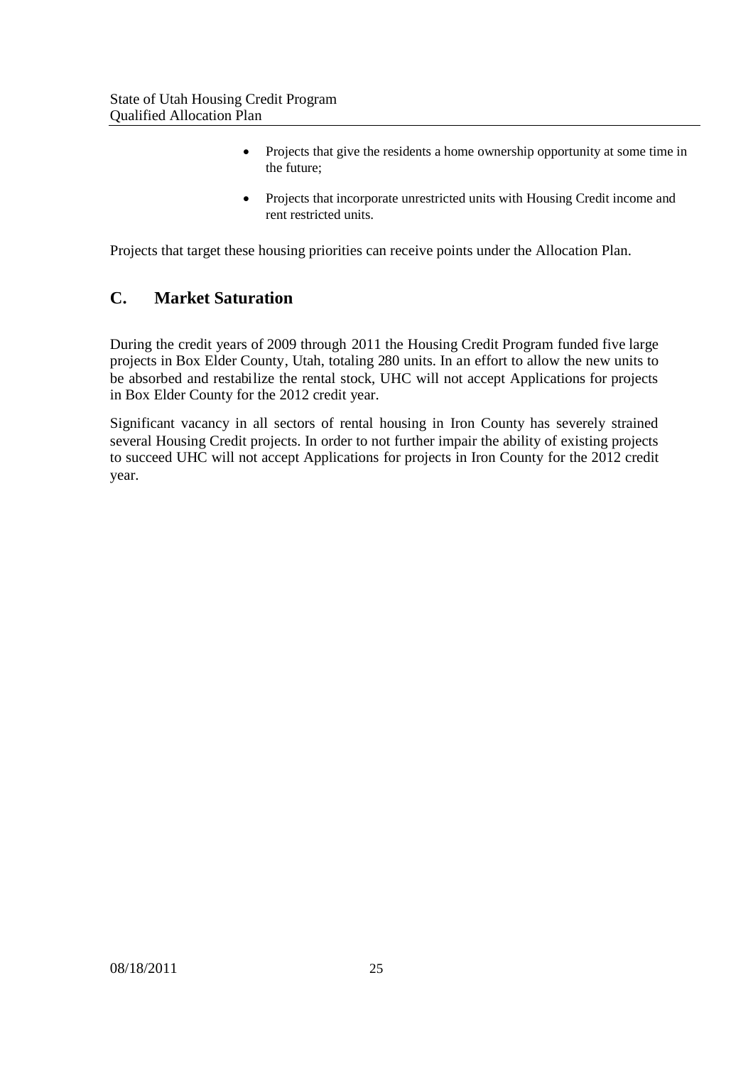- Projects that give the residents a home ownership opportunity at some time in the future;
- Projects that incorporate unrestricted units with Housing Credit income and rent restricted units.

Projects that target these housing priorities can receive points under the Allocation Plan.

## C. Market Saturation

During the credit years of 2009 through 2011 the Housing Credit Program funded five large projects in Box Elder County, Utah, totaling 280 units. In an effort to allow the new units to be absorbed and restabilize the rental stock, UHC will not accept Applications for projects in Box Elder County for the 2012 credit year.

Significant vacancy in all sectors of rental housing in Iron County has severely strained several Housing Credit projects. In order to not further impair the ability of existing projects to succeed UHC will not accept Applications for projects in Iron County for the 2012 credit year.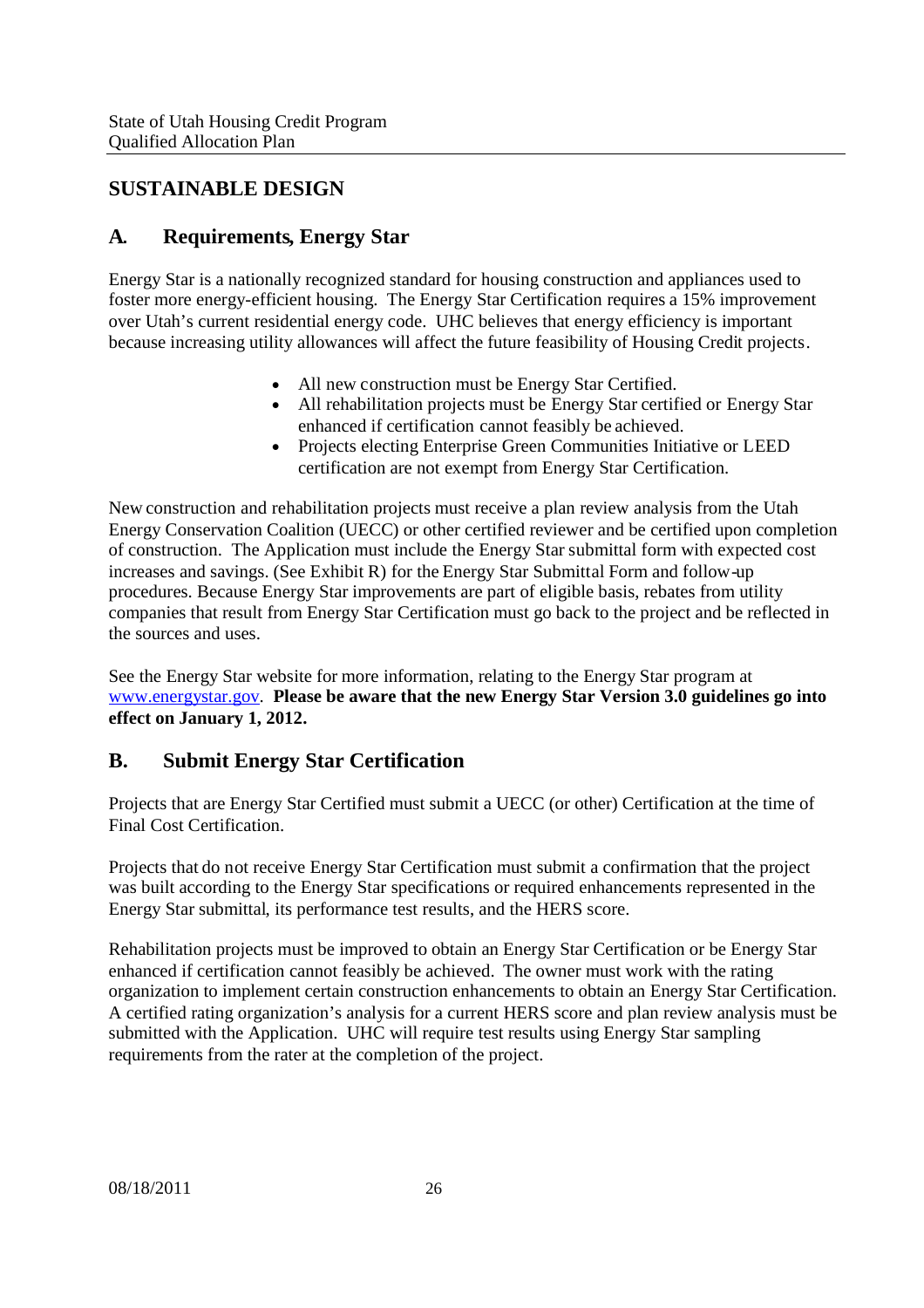# SUSTAINABLE DESIGN

## A. Requirements, Energy Star

Energy Star is a nationally recognized standard for housing construction and appliances used to foster more energy-efficient housing. The Energy Star Certification requires a 15% improvement over Utah's current residential energy code. UHC believes that energy efficiency is important because increasing utility allowances will affect the future feasibility of Housing Credit projects.

- All new construction must be Energy Star Certified.
- All rehabilitation projects must be Energy Star certified or Energy Star enhanced if certification cannot feasibly be achieved.
- Projects electing Enterprise Green Communities Initiative or LEED certification are not exempt from Energy Star Certification.

New construction and rehabilitation projects must receive a plan review analysis from the Utah Energy Conservation Coalition (UECC) or other certified reviewer and be certified upon completion of construction. The Application must include the Energy Star submittal form with expected cost increases and savings. (See Exhibit R) for the Energy Star Submittal Form and follow-up procedures. Because Energy Star improvements are part of eligible basis, rebates from utility companies that result from Energy Star Certification must go back to the project and be reflected in the sources and uses.

See the Energy Star website for more information, relating to the Energy Star program at [www.energystar.gov](http://www.energystar.gov). **Please be aware that the new Energy Star Version 3.0 guidelines go into effect on January 1, 2012.**

## B. Submit Energy Star Certification

Projects that are Energy Star Certified must submit a UECC (or other) Certification at the time of Final Cost Certification.

Projects that do not receive Energy Star Certification must submit a confirmation that the project was built according to the Energy Star specifications or required enhancements represented in the Energy Star submittal, its performance test results, and the HERS score.

Rehabilitation projects must be improved to obtain an Energy Star Certification or be Energy Star enhanced if certification cannot feasibly be achieved. The owner must work with the rating organization to implement certain construction enhancements to obtain an Energy Star Certification. A certified rating organization's analysis for a current HERS score and plan review analysis must be submitted with the Application. UHC will require test results using Energy Star sampling requirements from the rater at the completion of the project.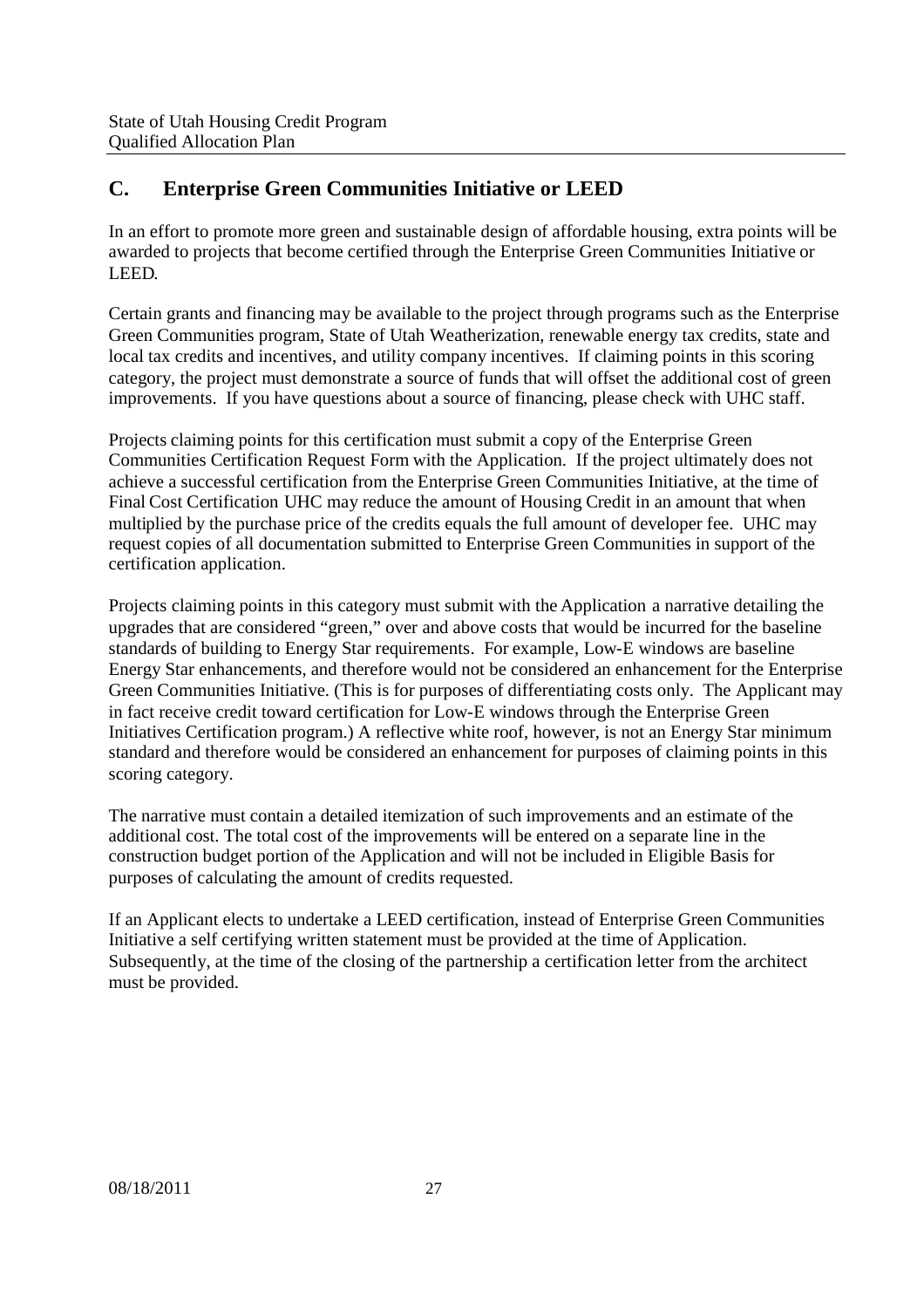## C. Enterprise Green Communities Initiative or LEED

In an effort to promote more green and sustainable design of affordable housing, extra points will be awarded to projects that become certified through the Enterprise Green Communities Initiative or LEED.

Certain grants and financing may be available to the project through programs such as the Enterprise Green Communities program, State of Utah Weatherization, renewable energy tax credits, state and local tax credits and incentives, and utility company incentives. If claiming points in this scoring category, the project must demonstrate a source of funds that will offset the additional cost of green improvements. If you have questions about a source of financing, please check with UHC staff.

Projects claiming points for this certification must submit a copy of the Enterprise Green Communities Certification Request Form with the Application. If the project ultimately does not achieve a successful certification from the Enterprise Green Communities Initiative, at the time of Final Cost Certification UHC may reduce the amount of Housing Credit in an amount that when multiplied by the purchase price of the credits equals the full amount of developer fee. UHC may request copies of all documentation submitted to Enterprise Green Communities in support of the certification application.

Projects claiming points in this category must submit with the Application a narrative detailing the upgrades that are considered "green," over and above costs that would be incurred for the baseline standards of building to Energy Star requirements. For example, Low-E windows are baseline Energy Star enhancements, and therefore would not be considered an enhancement for the Enterprise Green Communities Initiative. (This is for purposes of differentiating costs only. The Applicant may in fact receive credit toward certification for Low-E windows through the Enterprise Green Initiatives Certification program.) A reflective white roof, however, is not an Energy Star minimum standard and therefore would be considered an enhancement for purposes of claiming points in this scoring category.

The narrative must contain a detailed itemization of such improvements and an estimate of the additional cost. The total cost of the improvements will be entered on a separate line in the construction budget portion of the Application and will not be included in Eligible Basis for purposes of calculating the amount of credits requested.

If an Applicant elects to undertake a LEED certification, instead of Enterprise Green Communities Initiative a self certifying written statement must be provided at the time of Application. Subsequently, at the time of the closing of the partnership a certification letter from the architect must be provided.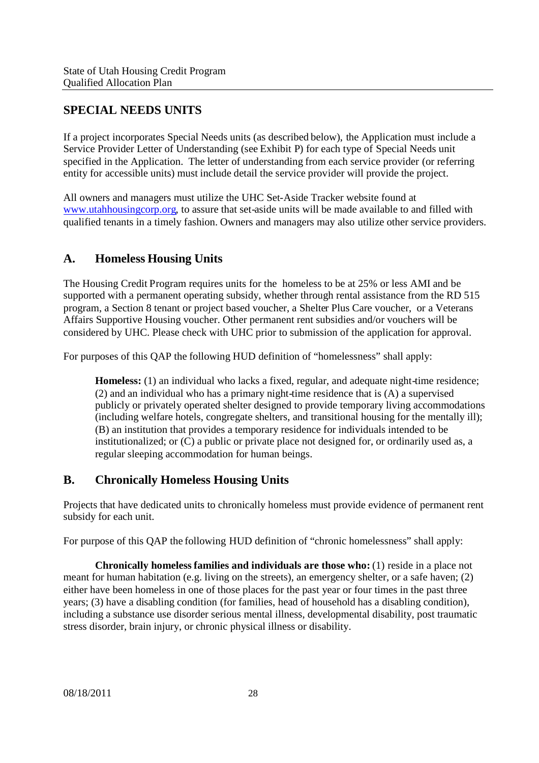## SPECIAL NEEDS UNITS

If a project incorporates Special Needs units (as described below), the Application must include a Service Provider Letter of Understanding (see Exhibit P) for each type of Special Needs unit specified in the Application. The letter of understanding from each service provider (or referring entity for accessible units) must include detail the service provider will provide the project.

All owners and managers must utilize the UHC Set-Aside Tracker website found at www.utahhousingcorp.org, to assure that set-aside units will be made available to and filled with qualified tenants in a timely fashion. Owners and managers may also utilize other service providers.

## A. Homeless Housing Units

The Housing Credit Program requires units for the homeless to be at 25% or less AMI and be supported with a permanent operating subsidy, whether through rental assistance from the RD 515 program, a Section 8 tenant or project based voucher, a Shelter Plus Care voucher, or a Veterans Affairs Supportive Housing voucher. Other permanent rent subsidies and/or vouchers will be considered by UHC. Please check with UHC prior to submission of the application for approval.

For purposes of this QAP the following HUD definition of "homelessness" shall apply:

> **Homeless:** (1) an individual who lacks a fixed, regular, and adequate night-time residence; (2) and an individual who has a primary night-time residence that is (A) a supervised publicly or privately operated shelter designed to provide temporary living accommodations (including welfare hotels, congregate shelters, and transitional housing for the mentally ill); (B) an institution that provides a temporary residence for individuals intended to be institutionalized; or (C) a public or private place not designed for, or ordinarily used as, a regular sleeping accommodation for human beings.

## B. Chronically Homeless Housing Units

Projects that have dedicated units to chronically homeless must provide evidence of permanent rent subsidy for each unit.

For purpose of this QAP the following HUD definition of "chronic homelessness" shall apply:

**Chronically homeless families and individuals are those who:** (1) reside in a place not meant for human habitation (e.g. living on the streets), an emergency shelter, or a safe haven; (2) either have been homeless in one of those places for the past year or four times in the past three years; (3) have a disabling condition (for families, head of household has a disabling condition), including a substance use disorder serious mental illness, developmental disability, post traumatic stress disorder, brain injury, or chronic physical illness or disability.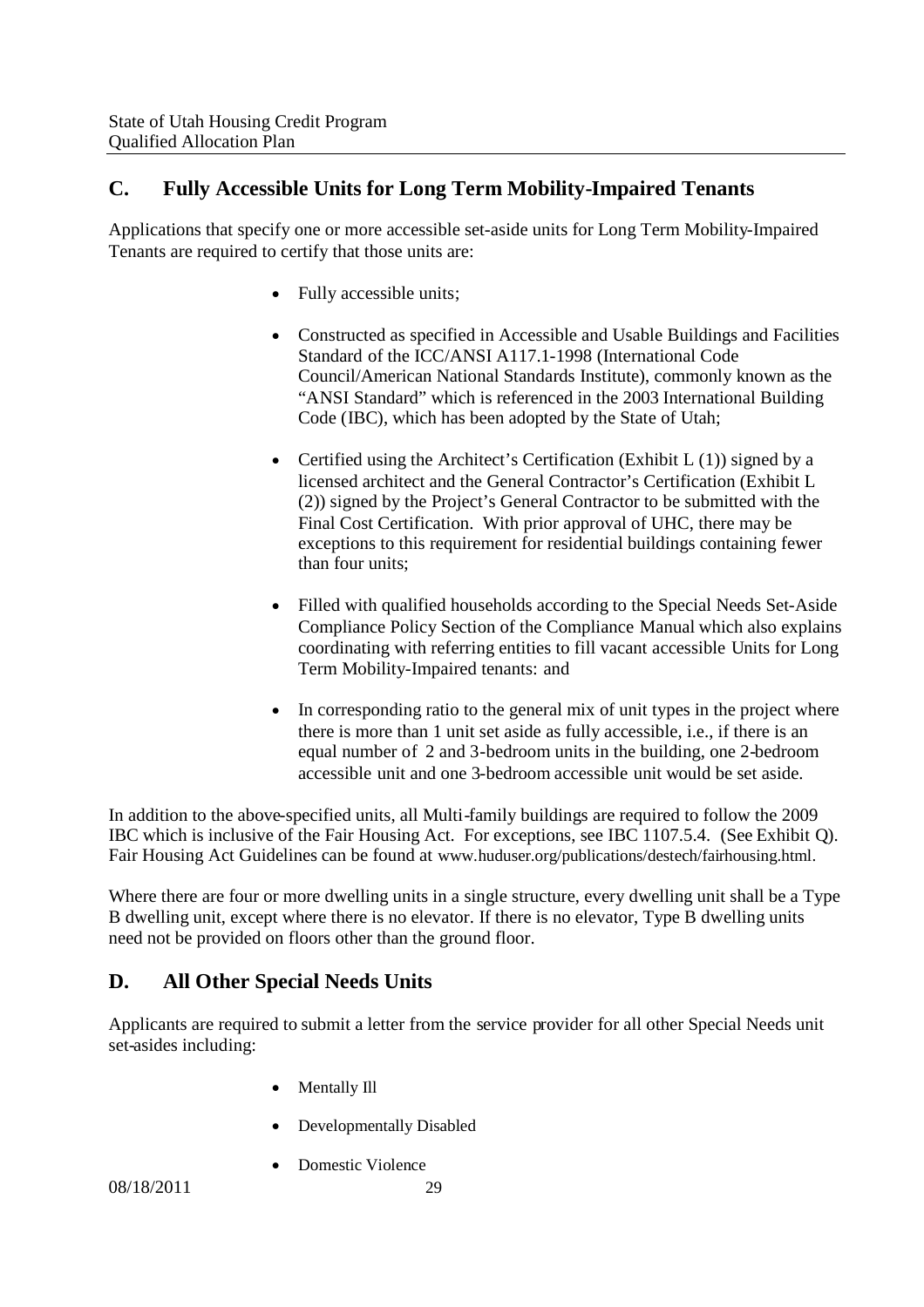## C. Fully Accessible Units for Long Term Mobility-Impaired Tenants

Applications that specify one or more accessible set-aside units for Long Term Mobility-Impaired Tenants are required to certify that those units are:

- Fully accessible units;
- Constructed as specified in Accessible and Usable Buildings and Facilities Standard of the ICC/ANSI A117.1-1998 (International Code Council/American National Standards Institute), commonly known as the "ANSI Standard" which is referenced in the 2003 International Building Code (IBC), which has been adopted by the State of Utah;
- Certified using the Architect's Certification (Exhibit L (1)) signed by a licensed architect and the General Contractor's Certification (Exhibit L (2)) signed by the Project's General Contractor to be submitted with the Final Cost Certification. With prior approval of UHC, there may be exceptions to this requirement for residential buildings containing fewer than four units;
- Filled with qualified households according to the Special Needs Set-Aside Compliance Policy Section of the Compliance Manual which also explains coordinating with referring entities to fill vacant accessible Units for Long Term Mobility-Impaired tenants: and
- In corresponding ratio to the general mix of unit types in the project where there is more than 1 unit set aside as fully accessible, i.e., if there is an equal number of 2 and 3-bedroom units in the building, one 2-bedroom accessible unit and one 3-bedroom accessible unit would be set aside.

In addition to the above-specified units, all Multi-family buildings are required to follow the 2009 IBC which is inclusive of the Fair Housing Act. For exceptions, see IBC 1107.5.4. (See Exhibit Q). Fair Housing Act Guidelines can be found at www.huduser.org/publications/destech/fairhousing.html.

Where there are four or more dwelling units in a single structure, every dwelling unit shall be a Type B dwelling unit, except where there is no elevator. If there is no elevator, Type B dwelling units need not be provided on floors other than the ground floor.

## D. All Other Special Needs Units

Applicants are required to submit a letter from the service provider for all other Special Needs unit set-asides including:

- Mentally Ill
- Developmentally Disabled
- Domestic Violence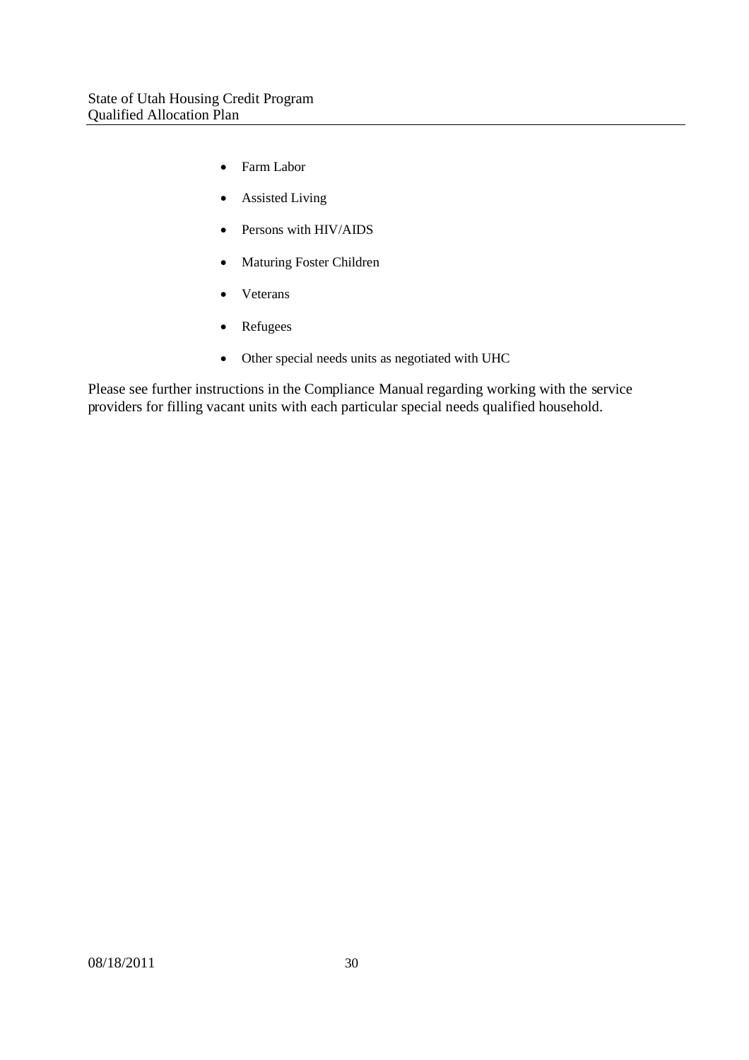- Farm Labor
- Assisted Living
- Persons with HIV/AIDS
- Maturing Foster Children
- Veterans
- Refugees
- Other special needs units as negotiated with UHC

Please see further instructions in the Compliance Manual regarding working with the service providers for filling vacant units with each particular special needs qualified household.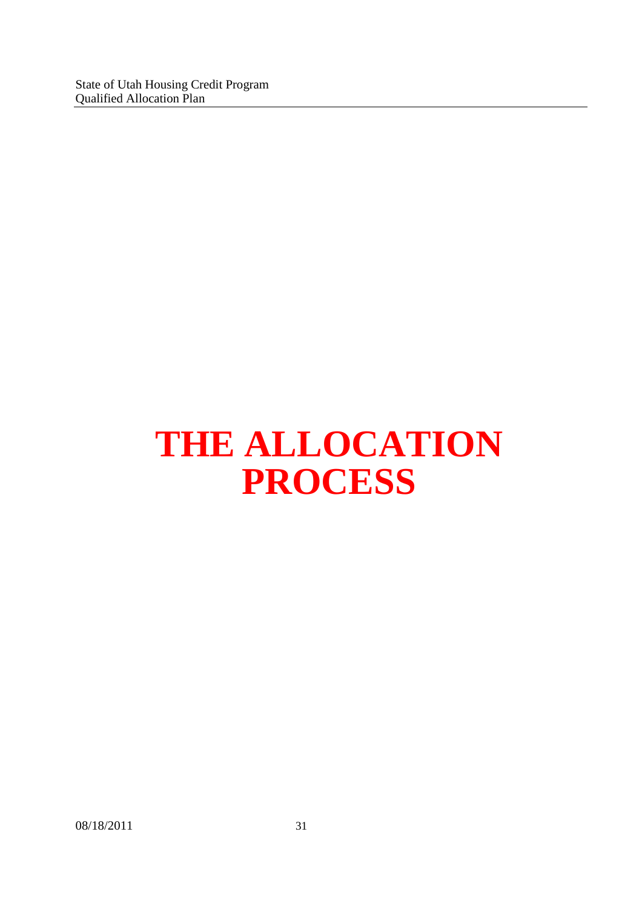# THE ALLOCATION PROCESS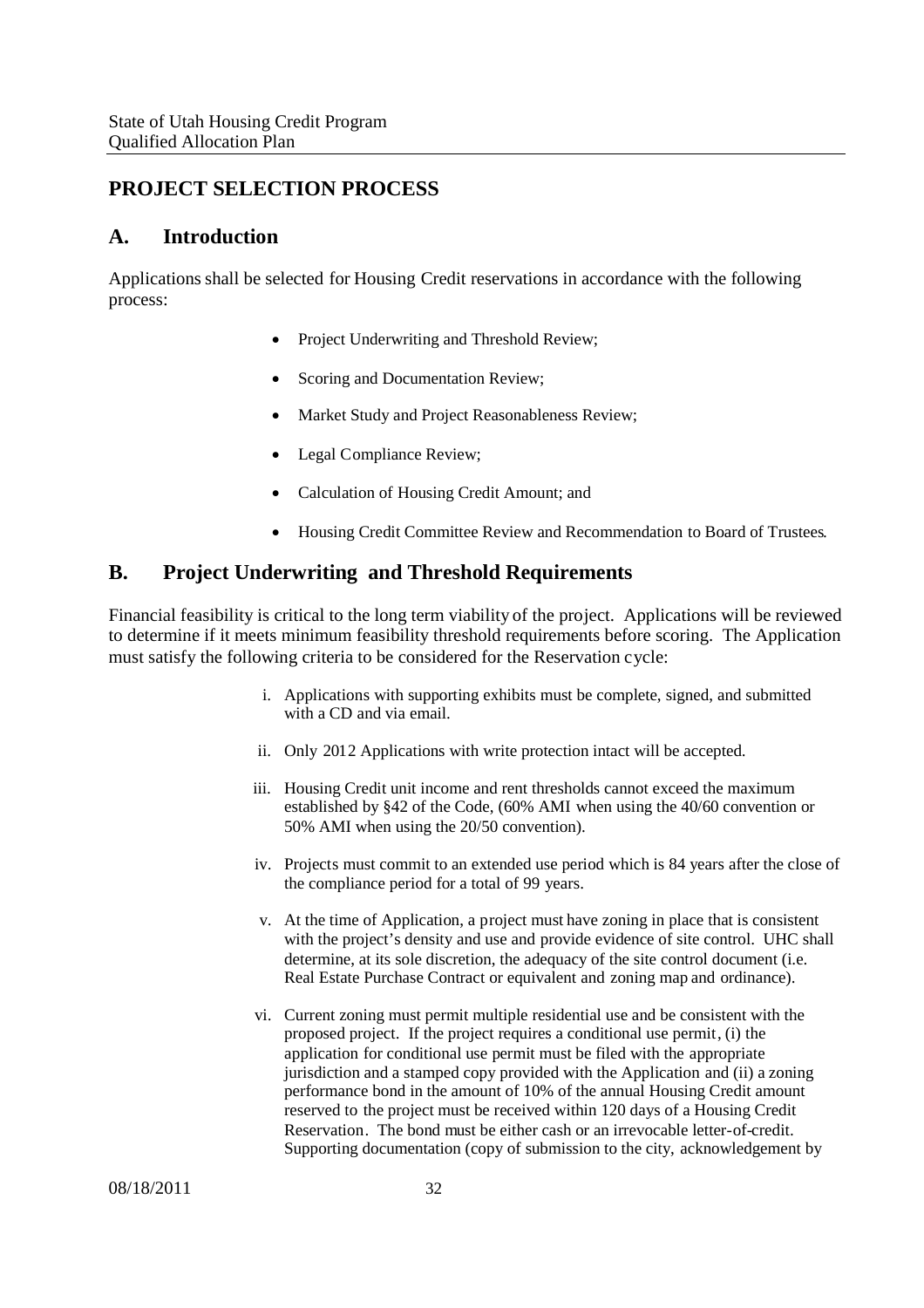## PROJECT SELECTION PROCESS

## A. Introduction

Applications shall be selected for Housing Credit reservations in accordance with the following process:

- Project Underwriting and Threshold Review;
- Scoring and Documentation Review;
- Market Study and Project Reasonableness Review;
- Legal Compliance Review;
- Calculation of Housing Credit Amount; and
- Housing Credit Committee Review and Recommendation to Board of Trustees.

## B. Project Underwriting and Threshold Requirements

Financial feasibility is critical to the long term viability of the project. Applications will be reviewed to determine if it meets minimum feasibility threshold requirements before scoring. The Application must satisfy the following criteria to be considered for the Reservation cycle:

i. Applications with supporting exhibits must be complete, signed, and submitted with a CD and via email.

ii. Only 2012 Applications with write protection intact will be accepted.

iii. Housing Credit unit income and rent thresholds cannot exceed the maximum established by §42 of the Code, (60% AMI when using the 40/60 convention or 50% AMI when using the 20/50 convention).

iv. Projects must commit to an extended use period which is 84 years after the close of the compliance period for a total of 99 years.

v. At the time of Application, a project must have zoning in place that is consistent with the project's density and use and provide evidence of site control. UHC shall determine, at its sole discretion, the adequacy of the site control document (i.e. Real Estate Purchase Contract or equivalent and zoning map and ordinance).

vi. Current zoning must permit multiple residential use and be consistent with the proposed project. If the project requires a conditional use permit, (i) the application for conditional use permit must be filed with the appropriate jurisdiction and a stamped copy provided with the Application and (ii) a zoning performance bond in the amount of 10% of the annual Housing Credit amount reserved to the project must be received within 120 days of a Housing Credit Reservation. The bond must be either cash or an irrevocable letter-of-credit. Supporting documentation (copy of submission to the city, acknowledgement by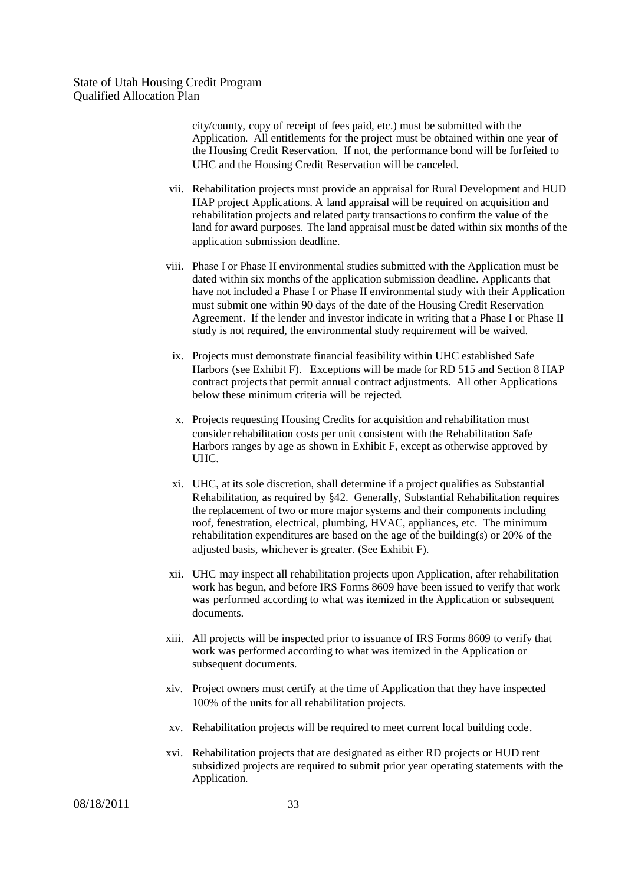city/county, copy of receipt of fees paid, etc.) must be submitted with the Application. All entitlements for the project must be obtained within one year of the Housing Credit Reservation. If not, the performance bond will be forfeited to UHC and the Housing Credit Reservation will be canceled.

vii. Rehabilitation projects must provide an appraisal for Rural Development and HUD HAP project Applications. A land appraisal will be required on acquisition and rehabilitation projects and related party transactions to confirm the value of the land for award purposes. The land appraisal must be dated within six months of the application submission deadline.

viii. Phase I or Phase II environmental studies submitted with the Application must be dated within six months of the application submission deadline. Applicants that have not included a Phase I or Phase II environmental study with their Application must submit one within 90 days of the date of the Housing Credit Reservation Agreement. If the lender and investor indicate in writing that a Phase I or Phase II study is not required, the environmental study requirement will be waived.

ix. Projects must demonstrate financial feasibility within UHC established Safe Harbors (see Exhibit F). Exceptions will be made for RD 515 and Section 8 HAP contract projects that permit annual contract adjustments. All other Applications below these minimum criteria will be rejected.

x. Projects requesting Housing Credits for acquisition and rehabilitation must consider rehabilitation costs per unit consistent with the Rehabilitation Safe Harbors ranges by age as shown in Exhibit F, except as otherwise approved by UHC.

xi. UHC, at its sole discretion, shall determine if a project qualifies as Substantial Rehabilitation, as required by §42. Generally, Substantial Rehabilitation requires the replacement of two or more major systems and their components including roof, fenestration, electrical, plumbing, HVAC, appliances, etc. The minimum rehabilitation expenditures are based on the age of the building(s) or 20% of the adjusted basis, whichever is greater. (See Exhibit F).

xii. UHC may inspect all rehabilitation projects upon Application, after rehabilitation work has begun, and before IRS Forms 8609 have been issued to verify that work was performed according to what was itemized in the Application or subsequent documents.

xiii. All projects will be inspected prior to issuance of IRS Forms 8609 to verify that work was performed according to what was itemized in the Application or subsequent documents.

xiv. Project owners must certify at the time of Application that they have inspected 100% of the units for all rehabilitation projects.

xv. Rehabilitation projects will be required to meet current local building code.

xvi. Rehabilitation projects that are designated as either RD projects or HUD rent subsidized projects are required to submit prior year operating statements with the Application.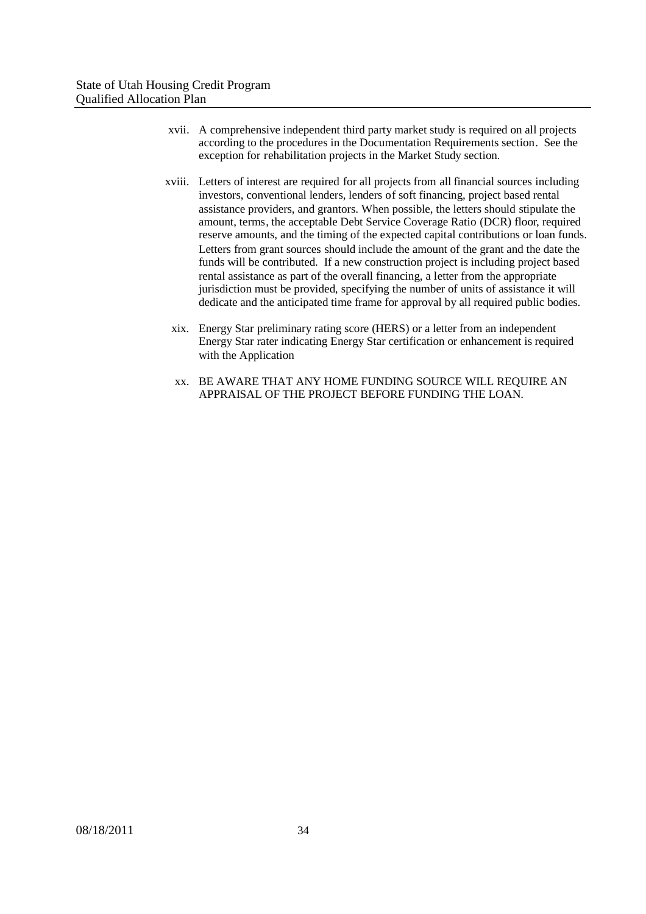xvii. A comprehensive independent third party market study is required on all projects according to the procedures in the Documentation Requirements section. See the exception for rehabilitation projects in the Market Study section.

xviii. Letters of interest are required for all projects from all financial sources including investors, conventional lenders, lenders of soft financing, project based rental assistance providers, and grantors. When possible, the letters should stipulate the amount, terms, the acceptable Debt Service Coverage Ratio (DCR) floor, required reserve amounts, and the timing of the expected capital contributions or loan funds. Letters from grant sources should include the amount of the grant and the date the funds will be contributed. If a new construction project is including project based rental assistance as part of the overall financing, a letter from the appropriate jurisdiction must be provided, specifying the number of units of assistance it will dedicate and the anticipated time frame for approval by all required public bodies.

xix. Energy Star preliminary rating score (HERS) or a letter from an independent Energy Star rater indicating Energy Star certification or enhancement is required with the Application

xx. BE AWARE THAT ANY HOME FUNDING SOURCE WILL REQUIRE AN APPRAISAL OF THE PROJECT BEFORE FUNDING THE LOAN.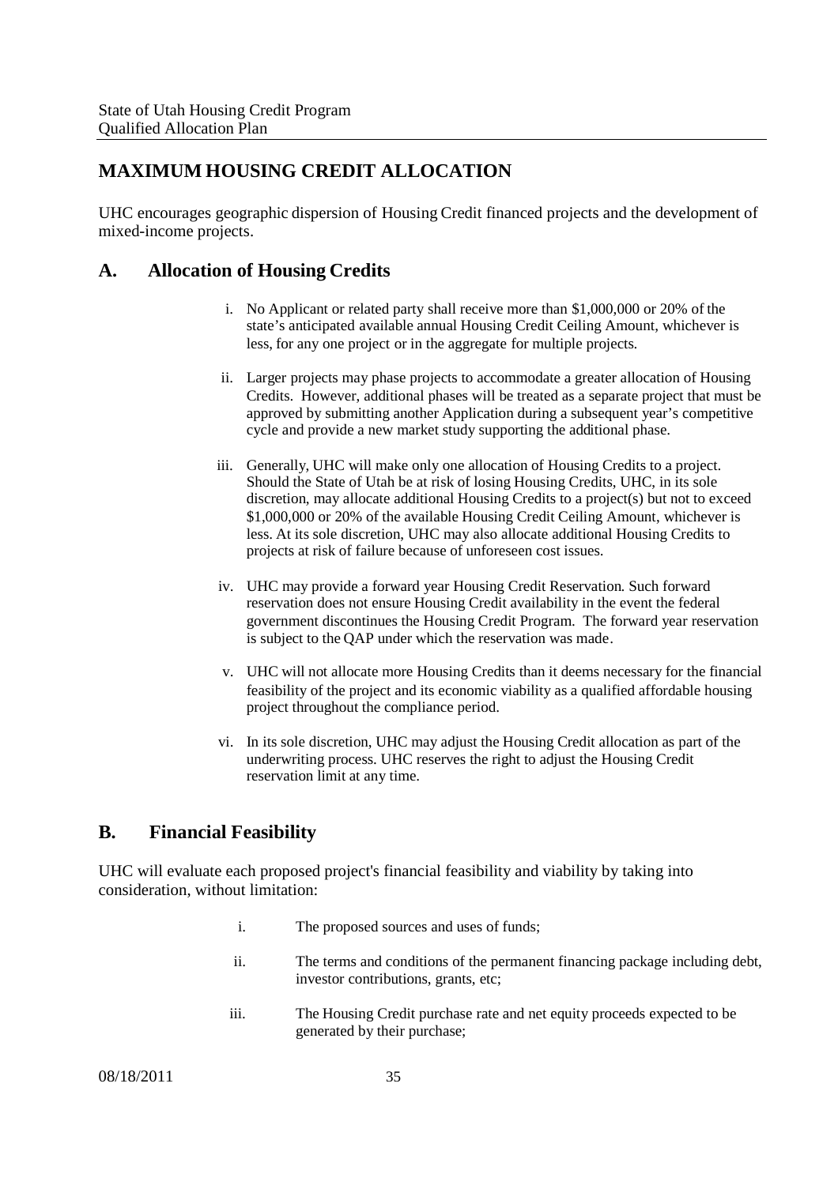# MAXIMUM HOUSING CREDIT ALLOCATION

UHC encourages geographic dispersion of Housing Credit financed projects and the development of mixed-income projects.

## A. Allocation of Housing Credits

i. No Applicant or related party shall receive more than $1,000,000 or 20% of the state's anticipated available annual Housing Credit Ceiling Amount, whichever is less, for any one project or in the aggregate for multiple projects.

ii. Larger projects may phase projects to accommodate a greater allocation of Housing Credits. However, additional phases will be treated as a separate project that must be approved by submitting another Application during a subsequent year's competitive cycle and provide a new market study supporting the additional phase.

iii. Generally, UHC will make only one allocation of Housing Credits to a project. Should the State of Utah be at risk of losing Housing Credits, UHC, in its sole discretion, may allocate additional Housing Credits to a project(s) but not to exceed $1,000,000 or 20% of the available Housing Credit Ceiling Amount, whichever is less. At its sole discretion, UHC may also allocate additional Housing Credits to projects at risk of failure because of unforeseen cost issues.

iv. UHC may provide a forward year Housing Credit Reservation. Such forward reservation does not ensure Housing Credit availability in the event the federal government discontinues the Housing Credit Program. The forward year reservation is subject to the QAP under which the reservation was made.

v. UHC will not allocate more Housing Credits than it deems necessary for the financial feasibility of the project and its economic viability as a qualified affordable housing project throughout the compliance period.

vi. In its sole discretion, UHC may adjust the Housing Credit allocation as part of the underwriting process. UHC reserves the right to adjust the Housing Credit reservation limit at any time.

## B. Financial Feasibility

UHC will evaluate each proposed project's financial feasibility and viability by taking into consideration, without limitation:

i. The proposed sources and uses of funds;

ii. The terms and conditions of the permanent financing package including debt, investor contributions, grants, etc;

iii. The Housing Credit purchase rate and net equity proceeds expected to be generated by their purchase;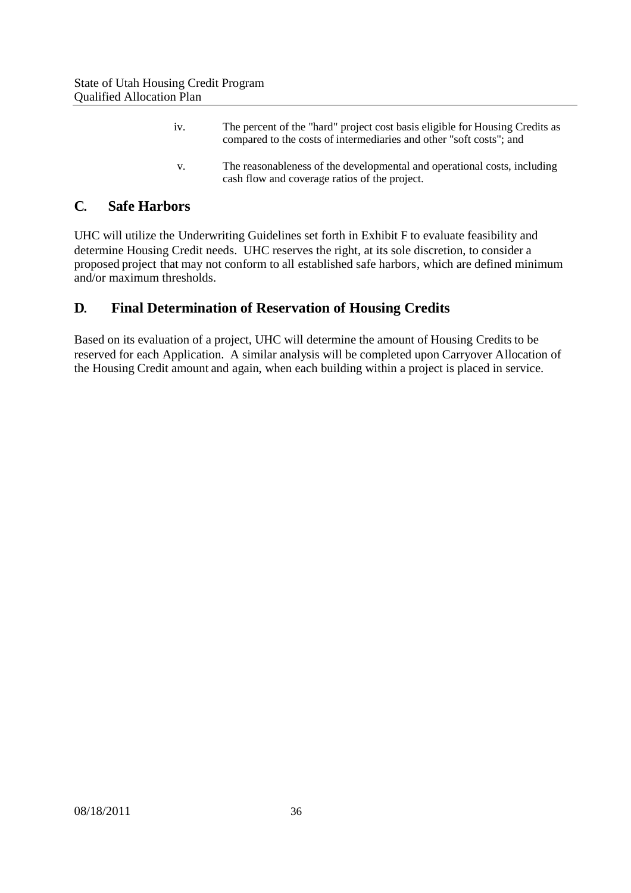iv. The percent of the "hard" project cost basis eligible for Housing Credits as compared to the costs of intermediaries and other "soft costs"; and

v. The reasonableness of the developmental and operational costs, including cash flow and coverage ratios of the project.

## C. Safe Harbors

UHC will utilize the Underwriting Guidelines set forth in Exhibit F to evaluate feasibility and determine Housing Credit needs. UHC reserves the right, at its sole discretion, to consider a proposed project that may not conform to all established safe harbors, which are defined minimum and/or maximum thresholds.

## D. Final Determination of Reservation of Housing Credits

Based on its evaluation of a project, UHC will determine the amount of Housing Credits to be reserved for each Application. A similar analysis will be completed upon Carryover Allocation of the Housing Credit amount and again, when each building within a project is placed in service.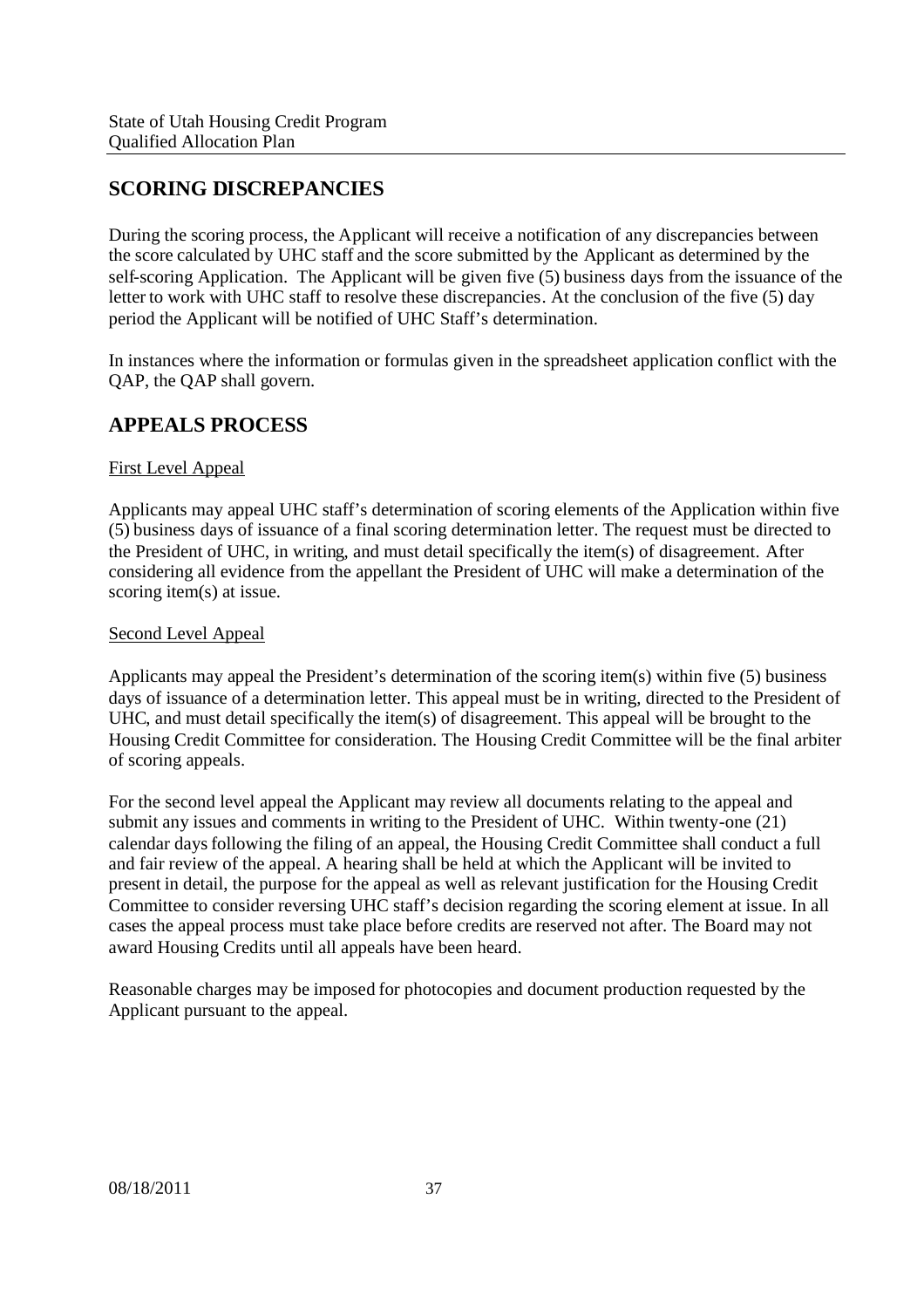## SCORING DISCREPANCIES

During the scoring process, the Applicant will receive a notification of any discrepancies between the score calculated by UHC staff and the score submitted by the Applicant as determined by the self-scoring Application. The Applicant will be given five (5) business days from the issuance of the letter to work with UHC staff to resolve these discrepancies. At the conclusion of the five (5) day period the Applicant will be notified of UHC Staff's determination.

In instances where the information or formulas given in the spreadsheet application conflict with the QAP, the QAP shall govern.

## APPEALS PROCESS

<u>First Level Appeal</u>

Applicants may appeal UHC staff's determination of scoring elements of the Application within five (5) business days of issuance of a final scoring determination letter. The request must be directed to the President of UHC, in writing, and must detail specifically the item(s) of disagreement. After considering all evidence from the appellant the President of UHC will make a determination of the scoring item(s) at issue.

<u>Second Level Appeal</u>

Applicants may appeal the President's determination of the scoring item(s) within five (5) business days of issuance of a determination letter. This appeal must be in writing, directed to the President of UHC, and must detail specifically the item(s) of disagreement. This appeal will be brought to the Housing Credit Committee for consideration. The Housing Credit Committee will be the final arbiter of scoring appeals.

For the second level appeal the Applicant may review all documents relating to the appeal and submit any issues and comments in writing to the President of UHC. Within twenty-one (21) calendar days following the filing of an appeal, the Housing Credit Committee shall conduct a full and fair review of the appeal. A hearing shall be held at which the Applicant will be invited to present in detail, the purpose for the appeal as well as relevant justification for the Housing Credit Committee to consider reversing UHC staff's decision regarding the scoring element at issue. In all cases the appeal process must take place before credits are reserved not after. The Board may not award Housing Credits until all appeals have been heard.

Reasonable charges may be imposed for photocopies and document production requested by the Applicant pursuant to the appeal.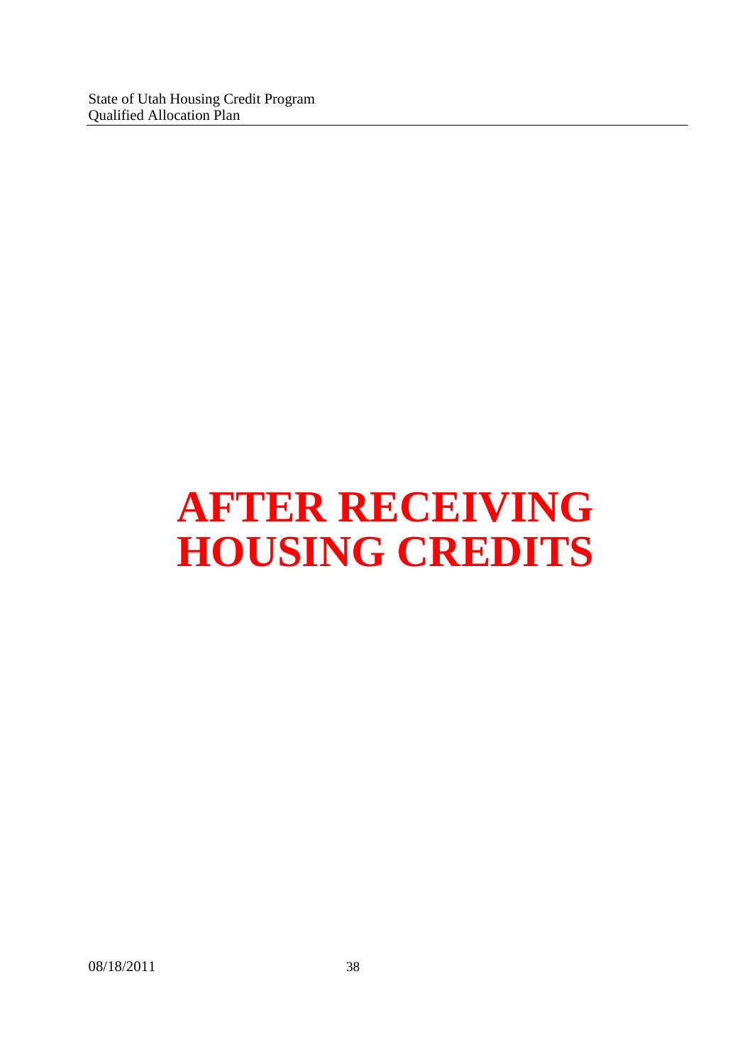# AFTER RECEIVING HOUSING CREDITS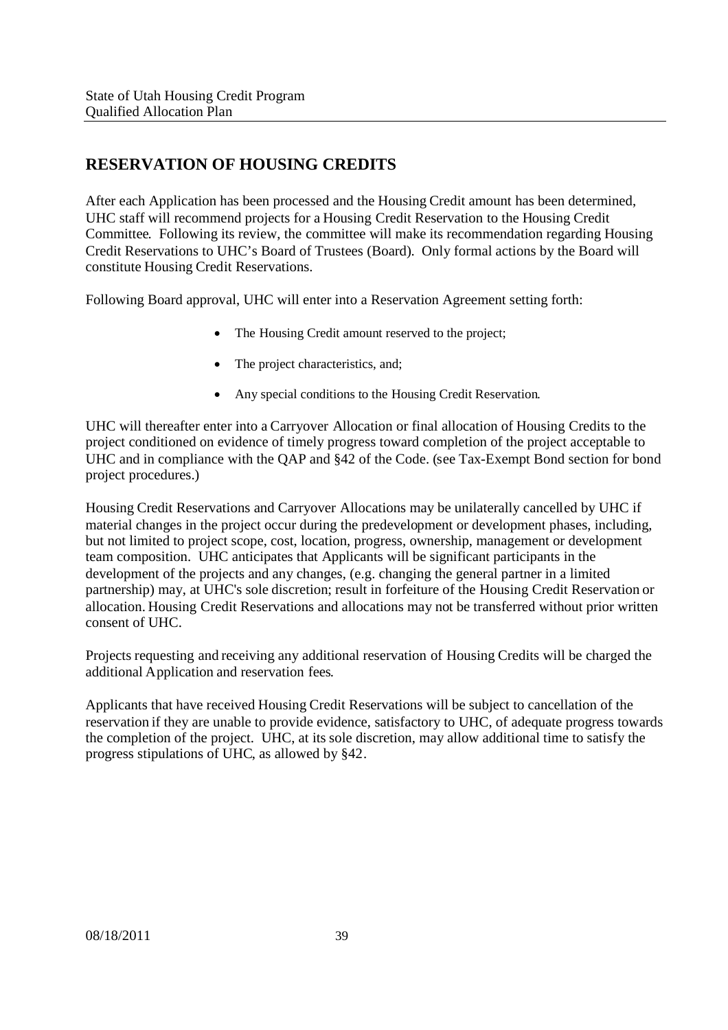## RESERVATION OF HOUSING CREDITS

After each Application has been processed and the Housing Credit amount has been determined, UHC staff will recommend projects for a Housing Credit Reservation to the Housing Credit Committee. Following its review, the committee will make its recommendation regarding Housing Credit Reservations to UHC's Board of Trustees (Board). Only formal actions by the Board will constitute Housing Credit Reservations.

Following Board approval, UHC will enter into a Reservation Agreement setting forth:

- The Housing Credit amount reserved to the project;
- The project characteristics, and;
- Any special conditions to the Housing Credit Reservation.

UHC will thereafter enter into a Carryover Allocation or final allocation of Housing Credits to the project conditioned on evidence of timely progress toward completion of the project acceptable to UHC and in compliance with the QAP and §42 of the Code. (see Tax-Exempt Bond section for bond project procedures.)

Housing Credit Reservations and Carryover Allocations may be unilaterally cancelled by UHC if material changes in the project occur during the predevelopment or development phases, including, but not limited to project scope, cost, location, progress, ownership, management or development team composition. UHC anticipates that Applicants will be significant participants in the development of the projects and any changes, (e.g. changing the general partner in a limited partnership) may, at UHC's sole discretion; result in forfeiture of the Housing Credit Reservation or allocation. Housing Credit Reservations and allocations may not be transferred without prior written consent of UHC.

Projects requesting and receiving any additional reservation of Housing Credits will be charged the additional Application and reservation fees.

Applicants that have received Housing Credit Reservations will be subject to cancellation of the reservation if they are unable to provide evidence, satisfactory to UHC, of adequate progress towards the completion of the project. UHC, at its sole discretion, may allow additional time to satisfy the progress stipulations of UHC, as allowed by §42.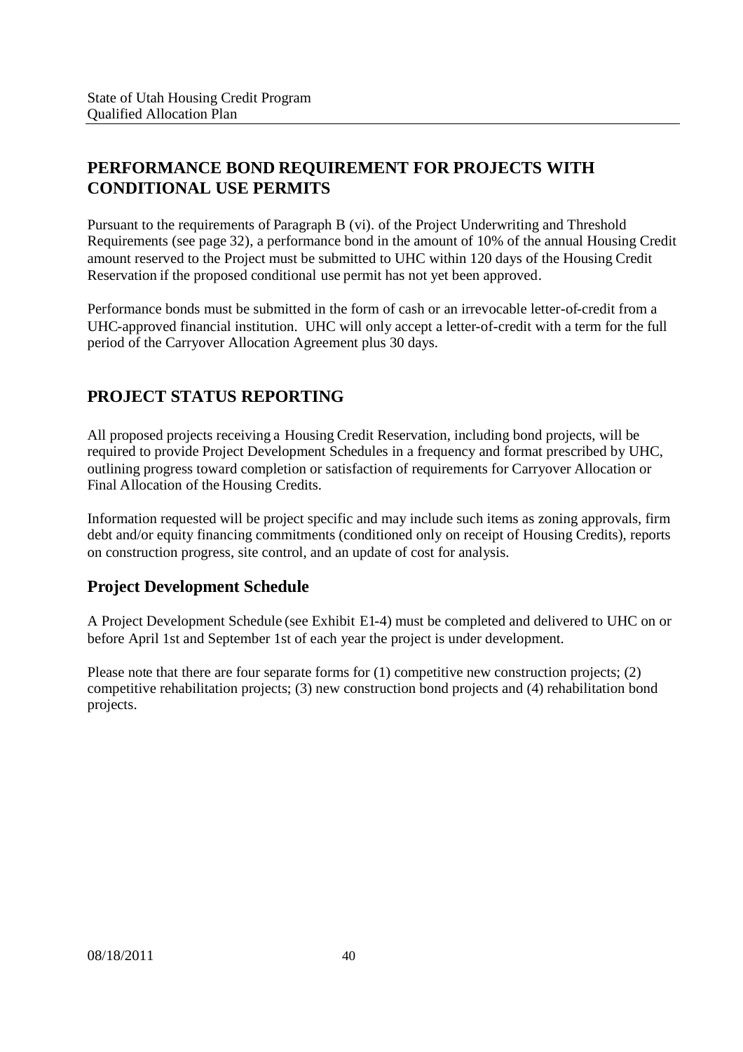## PERFORMANCE BOND REQUIREMENT FOR PROJECTS WITH CONDITIONAL USE PERMITS

Pursuant to the requirements of Paragraph B (vi). of the Project Underwriting and Threshold Requirements (see page 32), a performance bond in the amount of 10% of the annual Housing Credit amount reserved to the Project must be submitted to UHC within 120 days of the Housing Credit Reservation if the proposed conditional use permit has not yet been approved.

Performance bonds must be submitted in the form of cash or an irrevocable letter-of-credit from a UHC-approved financial institution. UHC will only accept a letter-of-credit with a term for the full period of the Carryover Allocation Agreement plus 30 days.

## PROJECT STATUS REPORTING

All proposed projects receiving a Housing Credit Reservation, including bond projects, will be required to provide Project Development Schedules in a frequency and format prescribed by UHC, outlining progress toward completion or satisfaction of requirements for Carryover Allocation or Final Allocation of the Housing Credits.

Information requested will be project specific and may include such items as zoning approvals, firm debt and/or equity financing commitments (conditioned only on receipt of Housing Credits), reports on construction progress, site control, and an update of cost for analysis.

### Project Development Schedule

A Project Development Schedule (see Exhibit E1-4) must be completed and delivered to UHC on or before April 1st and September 1st of each year the project is under development.

Please note that there are four separate forms for (1) competitive new construction projects; (2) competitive rehabilitation projects; (3) new construction bond projects and (4) rehabilitation bond projects.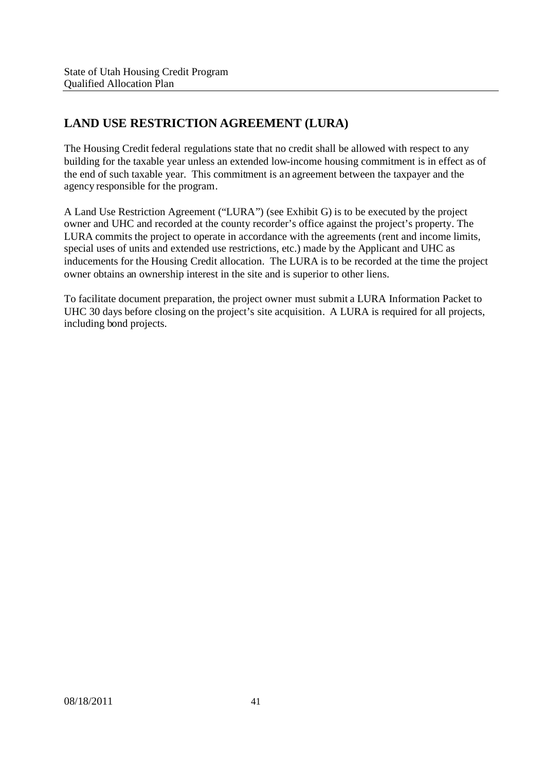## LAND USE RESTRICTION AGREEMENT (LURA)

The Housing Credit federal regulations state that no credit shall be allowed with respect to any building for the taxable year unless an extended low-income housing commitment is in effect as of the end of such taxable year. This commitment is an agreement between the taxpayer and the agency responsible for the program.

A Land Use Restriction Agreement ("LURA") (see Exhibit G) is to be executed by the project owner and UHC and recorded at the county recorder's office against the project's property. The LURA commits the project to operate in accordance with the agreements (rent and income limits, special uses of units and extended use restrictions, etc.) made by the Applicant and UHC as inducements for the Housing Credit allocation. The LURA is to be recorded at the time the project owner obtains an ownership interest in the site and is superior to other liens.

To facilitate document preparation, the project owner must submit a LURA Information Packet to UHC 30 days before closing on the project's site acquisition. A LURA is required for all projects, including bond projects.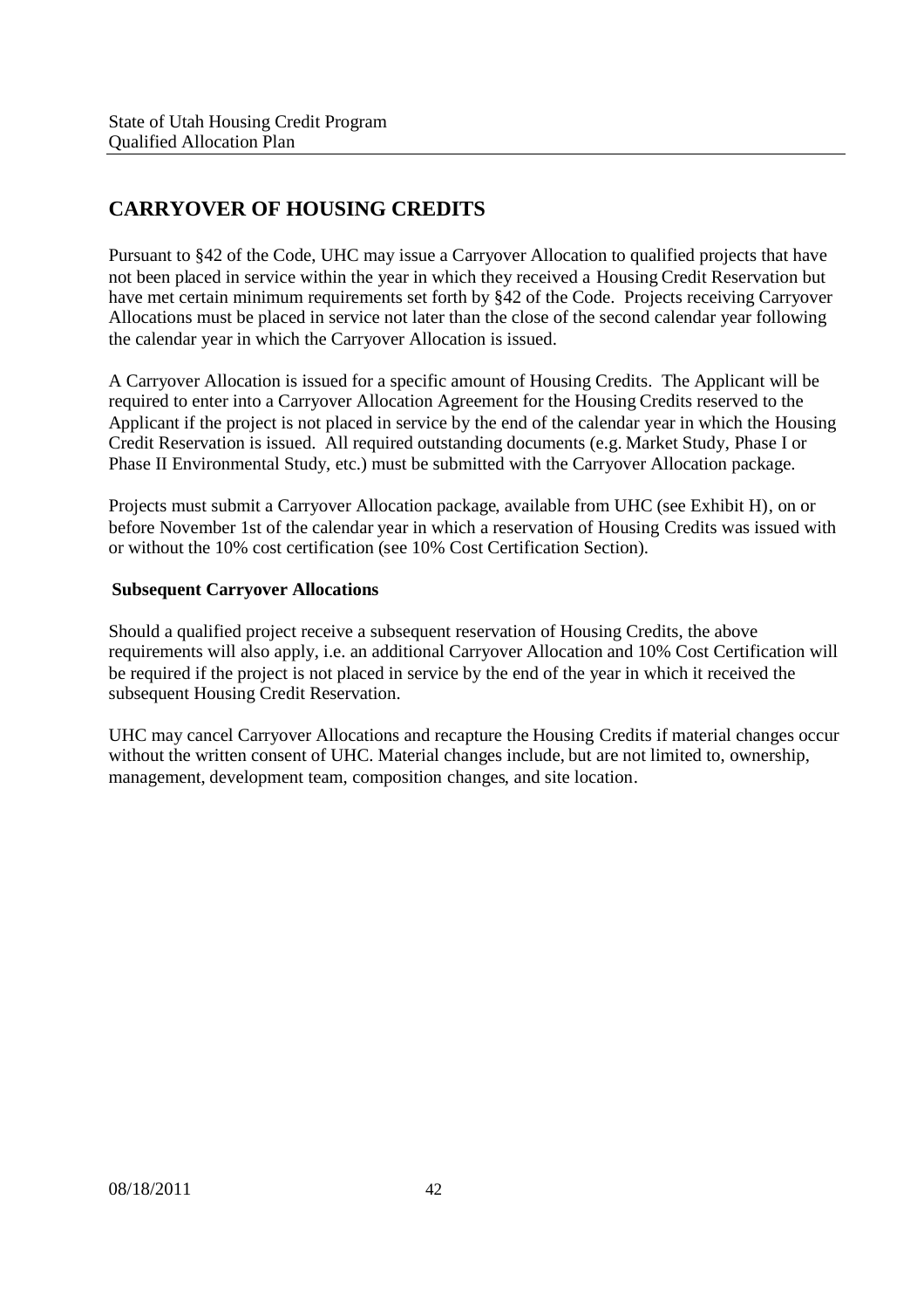## CARRYOVER OF HOUSING CREDITS

Pursuant to §42 of the Code, UHC may issue a Carryover Allocation to qualified projects that have not been placed in service within the year in which they received a Housing Credit Reservation but have met certain minimum requirements set forth by §42 of the Code. Projects receiving Carryover Allocations must be placed in service not later than the close of the second calendar year following the calendar year in which the Carryover Allocation is issued.

A Carryover Allocation is issued for a specific amount of Housing Credits. The Applicant will be required to enter into a Carryover Allocation Agreement for the Housing Credits reserved to the Applicant if the project is not placed in service by the end of the calendar year in which the Housing Credit Reservation is issued. All required outstanding documents (e.g. Market Study, Phase I or Phase II Environmental Study, etc.) must be submitted with the Carryover Allocation package.

Projects must submit a Carryover Allocation package, available from UHC (see Exhibit H), on or before November 1st of the calendar year in which a reservation of Housing Credits was issued with or without the 10% cost certification (see 10% Cost Certification Section).

### Subsequent Carryover Allocations

Should a qualified project receive a subsequent reservation of Housing Credits, the above requirements will also apply, i.e. an additional Carryover Allocation and 10% Cost Certification will be required if the project is not placed in service by the end of the year in which it received the subsequent Housing Credit Reservation.

UHC may cancel Carryover Allocations and recapture the Housing Credits if material changes occur without the written consent of UHC. Material changes include, but are not limited to, ownership, management, development team, composition changes, and site location.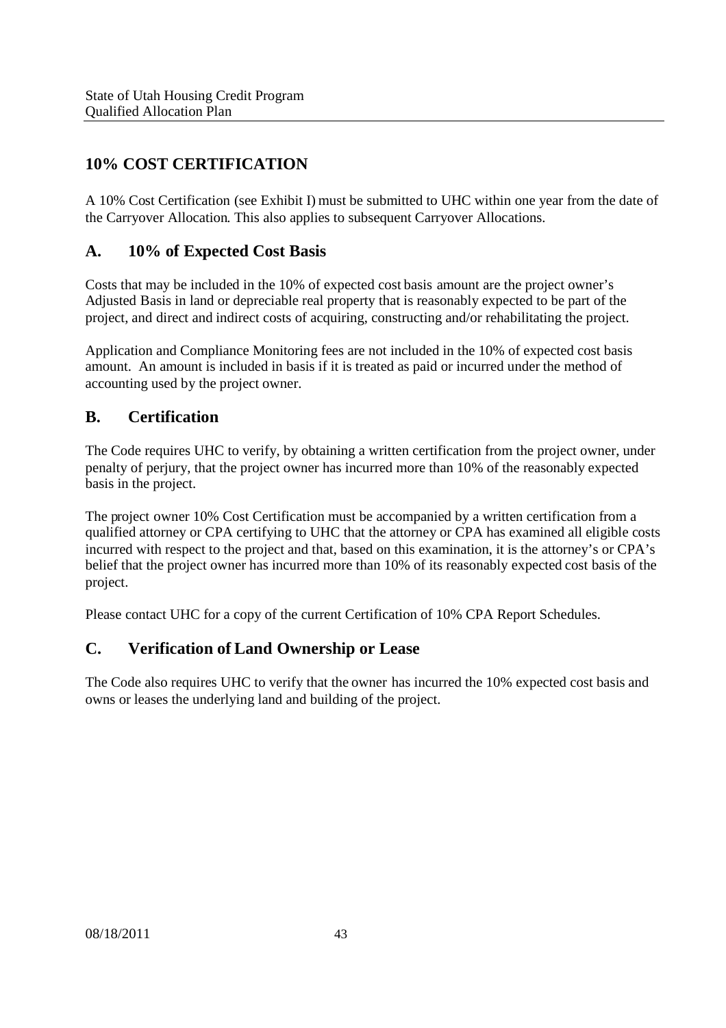## 10% COST CERTIFICATION

A 10% Cost Certification (see Exhibit I) must be submitted to UHC within one year from the date of the Carryover Allocation. This also applies to subsequent Carryover Allocations.

### A. 10% of Expected Cost Basis

Costs that may be included in the 10% of expected cost basis amount are the project owner's Adjusted Basis in land or depreciable real property that is reasonably expected to be part of the project, and direct and indirect costs of acquiring, constructing and/or rehabilitating the project.

Application and Compliance Monitoring fees are not included in the 10% of expected cost basis amount. An amount is included in basis if it is treated as paid or incurred under the method of accounting used by the project owner.

### B. Certification

The Code requires UHC to verify, by obtaining a written certification from the project owner, under penalty of perjury, that the project owner has incurred more than 10% of the reasonably expected basis in the project.

The project owner 10% Cost Certification must be accompanied by a written certification from a qualified attorney or CPA certifying to UHC that the attorney or CPA has examined all eligible costs incurred with respect to the project and that, based on this examination, it is the attorney's or CPA's belief that the project owner has incurred more than 10% of its reasonably expected cost basis of the project.

Please contact UHC for a copy of the current Certification of 10% CPA Report Schedules.

### C. Verification of Land Ownership or Lease

The Code also requires UHC to verify that the owner has incurred the 10% expected cost basis and owns or leases the underlying land and building of the project.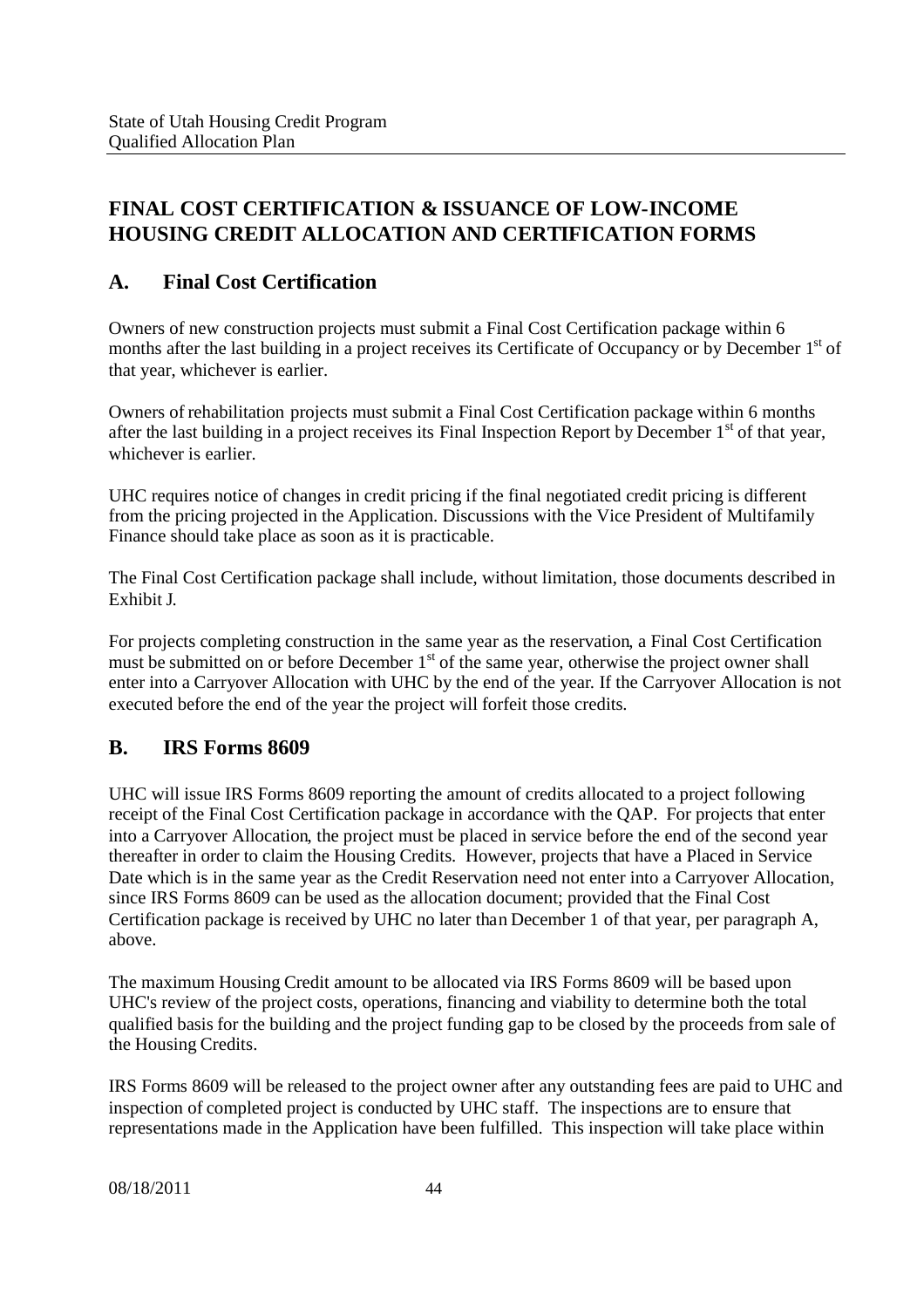## FINAL COST CERTIFICATION & ISSUANCE OF LOW-INCOME HOUSING CREDIT ALLOCATION AND CERTIFICATION FORMS

### A. Final Cost Certification

Owners of new construction projects must submit a Final Cost Certification package within 6 months after the last building in a project receives its Certificate of Occupancy or by December 1st of that year, whichever is earlier.

Owners of rehabilitation projects must submit a Final Cost Certification package within 6 months after the last building in a project receives its Final Inspection Report by December 1st of that year, whichever is earlier.

UHC requires notice of changes in credit pricing if the final negotiated credit pricing is different from the pricing projected in the Application. Discussions with the Vice President of Multifamily Finance should take place as soon as it is practicable.

The Final Cost Certification package shall include, without limitation, those documents described in Exhibit J.

For projects completing construction in the same year as the reservation, a Final Cost Certification must be submitted on or before December 1st of the same year, otherwise the project owner shall enter into a Carryover Allocation with UHC by the end of the year. If the Carryover Allocation is not executed before the end of the year the project will forfeit those credits.

### B. IRS Forms 8609

UHC will issue IRS Forms 8609 reporting the amount of credits allocated to a project following receipt of the Final Cost Certification package in accordance with the QAP. For projects that enter into a Carryover Allocation, the project must be placed in service before the end of the second year thereafter in order to claim the Housing Credits. However, projects that have a Placed in Service Date which is in the same year as the Credit Reservation need not enter into a Carryover Allocation, since IRS Forms 8609 can be used as the allocation document; provided that the Final Cost Certification package is received by UHC no later than December 1 of that year, per paragraph A, above.

The maximum Housing Credit amount to be allocated via IRS Forms 8609 will be based upon UHC's review of the project costs, operations, financing and viability to determine both the total qualified basis for the building and the project funding gap to be closed by the proceeds from sale of the Housing Credits.

IRS Forms 8609 will be released to the project owner after any outstanding fees are paid to UHC and inspection of completed project is conducted by UHC staff. The inspections are to ensure that representations made in the Application have been fulfilled. This inspection will take place within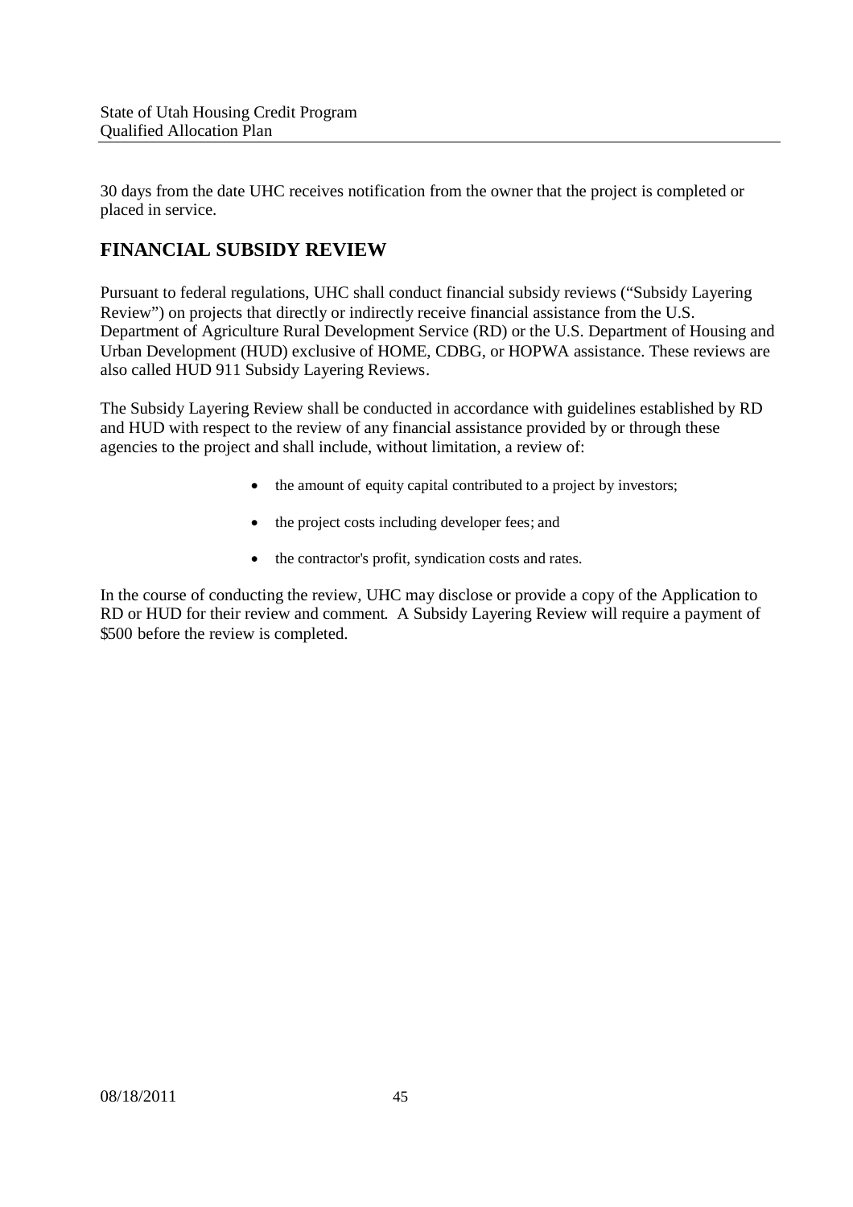30 days from the date UHC receives notification from the owner that the project is completed or placed in service.

## FINANCIAL SUBSIDY REVIEW

Pursuant to federal regulations, UHC shall conduct financial subsidy reviews ("Subsidy Layering Review") on projects that directly or indirectly receive financial assistance from the U.S. Department of Agriculture Rural Development Service (RD) or the U.S. Department of Housing and Urban Development (HUD) exclusive of HOME, CDBG, or HOPWA assistance. These reviews are also called HUD 911 Subsidy Layering Reviews.

The Subsidy Layering Review shall be conducted in accordance with guidelines established by RD and HUD with respect to the review of any financial assistance provided by or through these agencies to the project and shall include, without limitation, a review of:

- the amount of equity capital contributed to a project by investors;
- the project costs including developer fees; and
- the contractor's profit, syndication costs and rates.

In the course of conducting the review, UHC may disclose or provide a copy of the Application to RD or HUD for their review and comment. A Subsidy Layering Review will require a payment of $500 before the review is completed.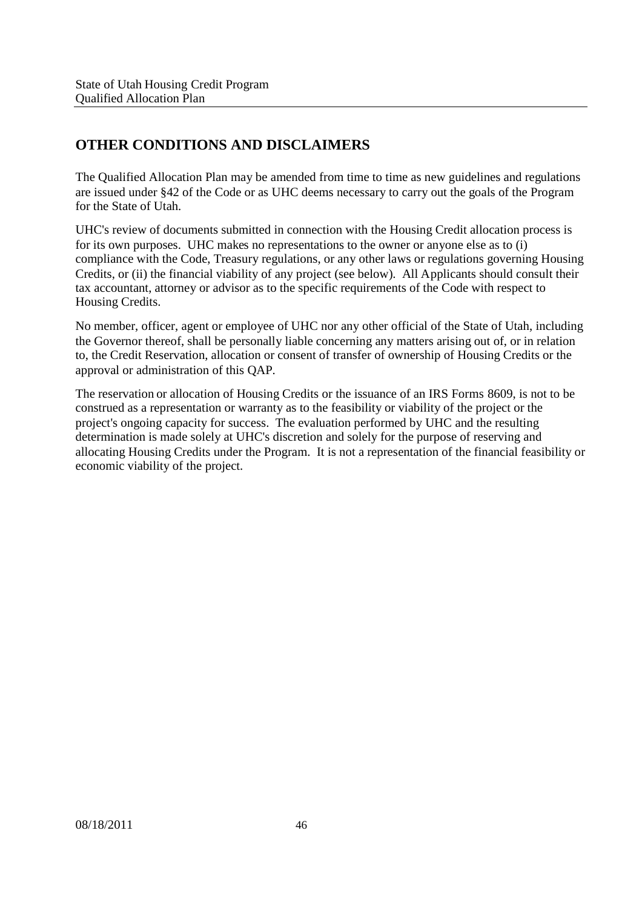## OTHER CONDITIONS AND DISCLAIMERS

The Qualified Allocation Plan may be amended from time to time as new guidelines and regulations are issued under §42 of the Code or as UHC deems necessary to carry out the goals of the Program for the State of Utah.

UHC's review of documents submitted in connection with the Housing Credit allocation process is for its own purposes. UHC makes no representations to the owner or anyone else as to (i) compliance with the Code, Treasury regulations, or any other laws or regulations governing Housing Credits, or (ii) the financial viability of any project (see below). All Applicants should consult their tax accountant, attorney or advisor as to the specific requirements of the Code with respect to Housing Credits.

No member, officer, agent or employee of UHC nor any other official of the State of Utah, including the Governor thereof, shall be personally liable concerning any matters arising out of, or in relation to, the Credit Reservation, allocation or consent of transfer of ownership of Housing Credits or the approval or administration of this QAP.

The reservation or allocation of Housing Credits or the issuance of an IRS Forms 8609, is not to be construed as a representation or warranty as to the feasibility or viability of the project or the project's ongoing capacity for success. The evaluation performed by UHC and the resulting determination is made solely at UHC's discretion and solely for the purpose of reserving and allocating Housing Credits under the Program. It is not a representation of the financial feasibility or economic viability of the project.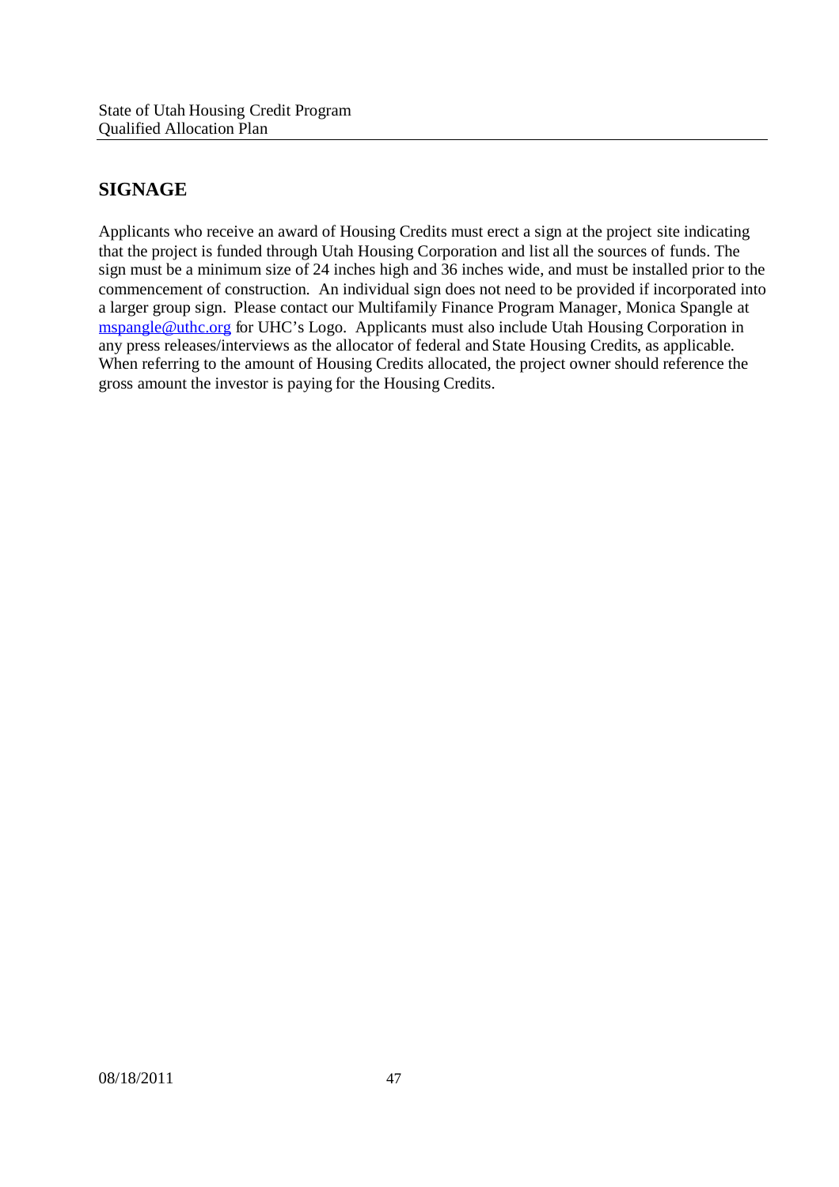## SIGNAGE

Applicants who receive an award of Housing Credits must erect a sign at the project site indicating that the project is funded through Utah Housing Corporation and list all the sources of funds. The sign must be a minimum size of 24 inches high and 36 inches wide, and must be installed prior to the commencement of construction. An individual sign does not need to be provided if incorporated into a larger group sign. Please contact our Multifamily Finance Program Manager, Monica Spangle at mspangle@uthc.org for UHC's Logo. Applicants must also include Utah Housing Corporation in any press releases/interviews as the allocator of federal and State Housing Credits, as applicable. When referring to the amount of Housing Credits allocated, the project owner should reference the gross amount the investor is paying for the Housing Credits.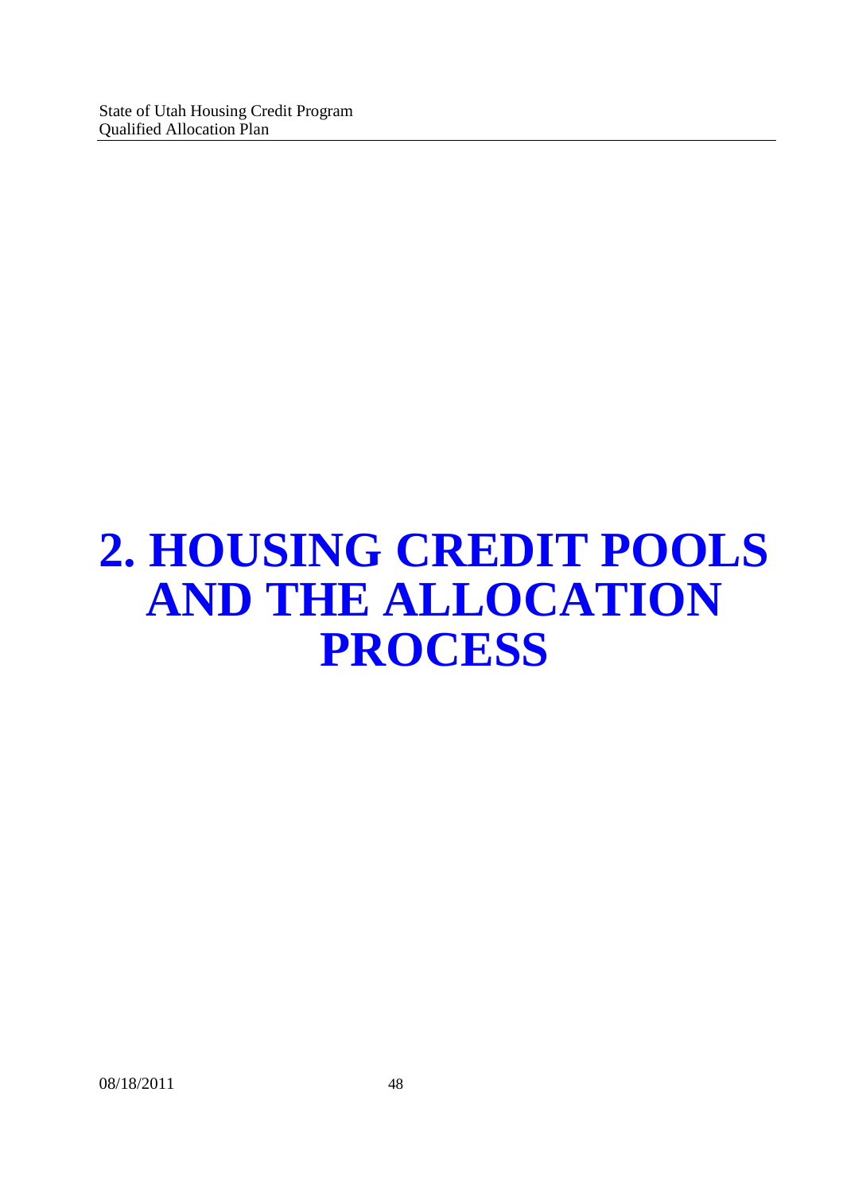# 2. HOUSING CREDIT POOLS AND THE ALLOCATION PROCESS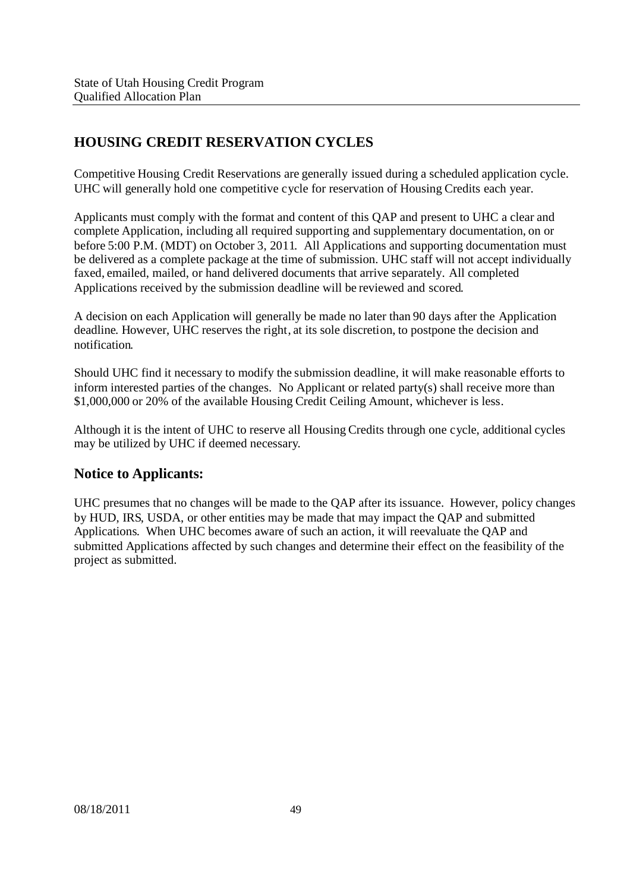## HOUSING CREDIT RESERVATION CYCLES

Competitive Housing Credit Reservations are generally issued during a scheduled application cycle. UHC will generally hold one competitive cycle for reservation of Housing Credits each year.

Applicants must comply with the format and content of this QAP and present to UHC a clear and complete Application, including all required supporting and supplementary documentation, on or before 5:00 P.M. (MDT) on October 3, 2011. All Applications and supporting documentation must be delivered as a complete package at the time of submission. UHC staff will not accept individually faxed, emailed, mailed, or hand delivered documents that arrive separately. All completed Applications received by the submission deadline will be reviewed and scored.

A decision on each Application will generally be made no later than 90 days after the Application deadline. However, UHC reserves the right, at its sole discretion, to postpone the decision and notification.

Should UHC find it necessary to modify the submission deadline, it will make reasonable efforts to inform interested parties of the changes. No Applicant or related party(s) shall receive more than $1,000,000 or 20% of the available Housing Credit Ceiling Amount, whichever is less.

Although it is the intent of UHC to reserve all Housing Credits through one cycle, additional cycles may be utilized by UHC if deemed necessary.

## Notice to Applicants:

UHC presumes that no changes will be made to the QAP after its issuance. However, policy changes by HUD, IRS, USDA, or other entities may be made that may impact the QAP and submitted Applications. When UHC becomes aware of such an action, it will reevaluate the QAP and submitted Applications affected by such changes and determine their effect on the feasibility of the project as submitted.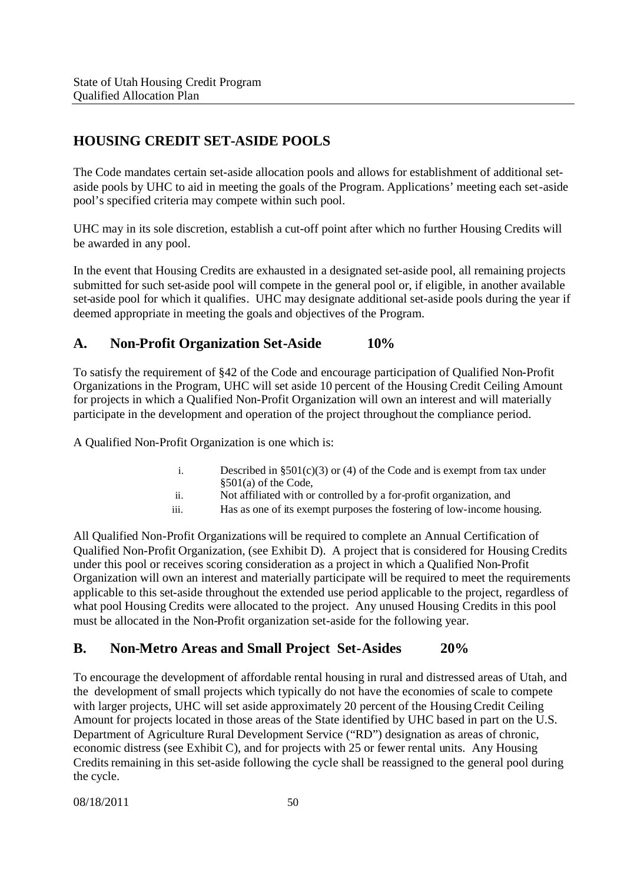## HOUSING CREDIT SET-ASIDE POOLS

The Code mandates certain set-aside allocation pools and allows for establishment of additional set-aside pools by UHC to aid in meeting the goals of the Program. Applications' meeting each set-aside pool's specified criteria may compete within such pool.

UHC may in its sole discretion, establish a cut-off point after which no further Housing Credits will be awarded in any pool.

In the event that Housing Credits are exhausted in a designated set-aside pool, all remaining projects submitted for such set-aside pool will compete in the general pool or, if eligible, in another available set-aside pool for which it qualifies. UHC may designate additional set-aside pools during the year if deemed appropriate in meeting the goals and objectives of the Program.

### A. Non-Profit Organization Set-Aside 10%

To satisfy the requirement of §42 of the Code and encourage participation of Qualified Non-Profit Organizations in the Program, UHC will set aside 10 percent of the Housing Credit Ceiling Amount for projects in which a Qualified Non-Profit Organization will own an interest and will materially participate in the development and operation of the project throughout the compliance period.

A Qualified Non-Profit Organization is one which is:

i. Described in §501(c)(3) or (4) of the Code and is exempt from tax under §501(a) of the Code,
ii. Not affiliated with or controlled by a for-profit organization, and
iii. Has as one of its exempt purposes the fostering of low-income housing.

All Qualified Non-Profit Organizations will be required to complete an Annual Certification of Qualified Non-Profit Organization, (see Exhibit D). A project that is considered for Housing Credits under this pool or receives scoring consideration as a project in which a Qualified Non-Profit Organization will own an interest and materially participate will be required to meet the requirements applicable to this set-aside throughout the extended use period applicable to the project, regardless of what pool Housing Credits were allocated to the project. Any unused Housing Credits in this pool must be allocated in the Non-Profit organization set-aside for the following year.

### B. Non-Metro Areas and Small Project Set-Asides 20%

To encourage the development of affordable rental housing in rural and distressed areas of Utah, and the development of small projects which typically do not have the economies of scale to compete with larger projects, UHC will set aside approximately 20 percent of the Housing Credit Ceiling Amount for projects located in those areas of the State identified by UHC based in part on the U.S. Department of Agriculture Rural Development Service ("RD") designation as areas of chronic, economic distress (see Exhibit C), and for projects with 25 or fewer rental units. Any Housing Credits remaining in this set-aside following the cycle shall be reassigned to the general pool during the cycle.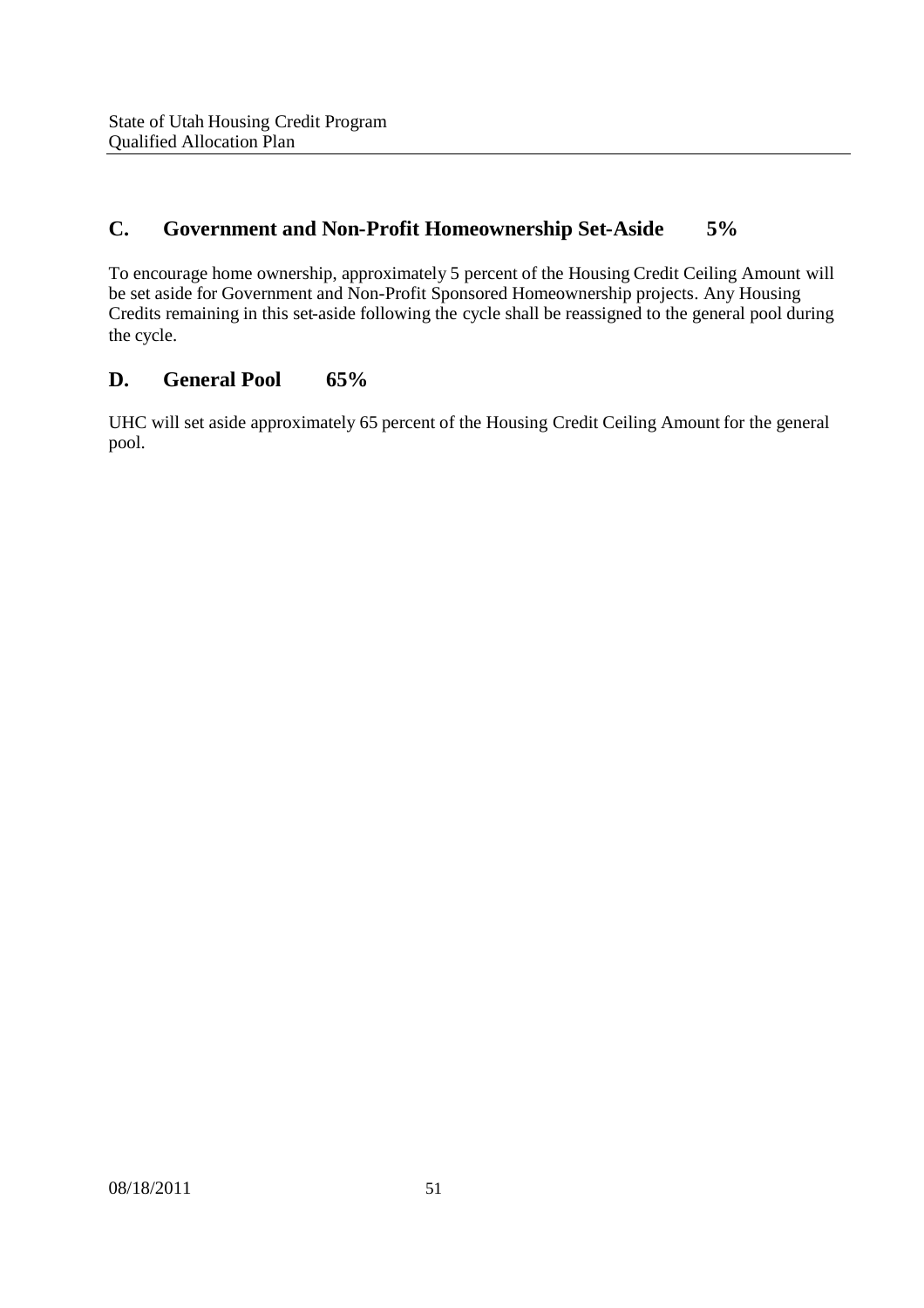## C. Government and Non-Profit Homeownership Set-Aside 5%

To encourage home ownership, approximately 5 percent of the Housing Credit Ceiling Amount will be set aside for Government and Non-Profit Sponsored Homeownership projects. Any Housing Credits remaining in this set-aside following the cycle shall be reassigned to the general pool during the cycle.

## D. General Pool 65%

UHC will set aside approximately 65 percent of the Housing Credit Ceiling Amount for the general pool.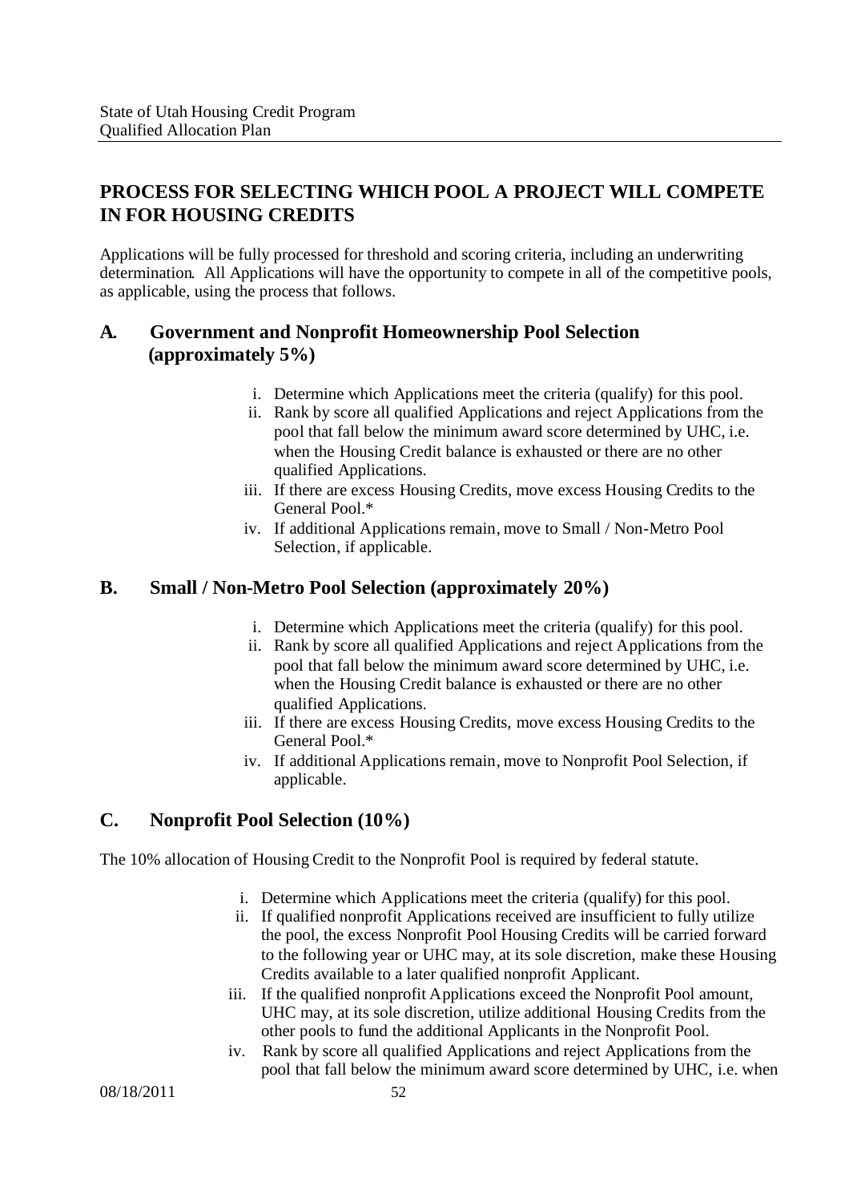## PROCESS FOR SELECTING WHICH POOL A PROJECT WILL COMPETE IN FOR HOUSING CREDITS

Applications will be fully processed for threshold and scoring criteria, including an underwriting determination. All Applications will have the opportunity to compete in all of the competitive pools, as applicable, using the process that follows.

### A. Government and Nonprofit Homeownership Pool Selection (approximately 5%)

i. Determine which Applications meet the criteria (qualify) for this pool.
ii. Rank by score all qualified Applications and reject Applications from the pool that fall below the minimum award score determined by UHC, i.e. when the Housing Credit balance is exhausted or there are no other qualified Applications.
iii. If there are excess Housing Credits, move excess Housing Credits to the General Pool.*
iv. If additional Applications remain, move to Small / Non-Metro Pool Selection, if applicable.

### B. Small / Non-Metro Pool Selection (approximately 20%)

i. Determine which Applications meet the criteria (qualify) for this pool.
ii. Rank by score all qualified Applications and reject Applications from the pool that fall below the minimum award score determined by UHC, i.e. when the Housing Credit balance is exhausted or there are no other qualified Applications.
iii. If there are excess Housing Credits, move excess Housing Credits to the General Pool.*
iv. If additional Applications remain, move to Nonprofit Pool Selection, if applicable.

### C. Nonprofit Pool Selection (10%)

The 10% allocation of Housing Credit to the Nonprofit Pool is required by federal statute.

i. Determine which Applications meet the criteria (qualify) for this pool.
ii. If qualified nonprofit Applications received are insufficient to fully utilize the pool, the excess Nonprofit Pool Housing Credits will be carried forward to the following year or UHC may, at its sole discretion, make these Housing Credits available to a later qualified nonprofit Applicant.
iii. If the qualified nonprofit Applications exceed the Nonprofit Pool amount, UHC may, at its sole discretion, utilize additional Housing Credits from the other pools to fund the additional Applicants in the Nonprofit Pool.
iv. Rank by score all qualified Applications and reject Applications from the pool that fall below the minimum award score determined by UHC, i.e. when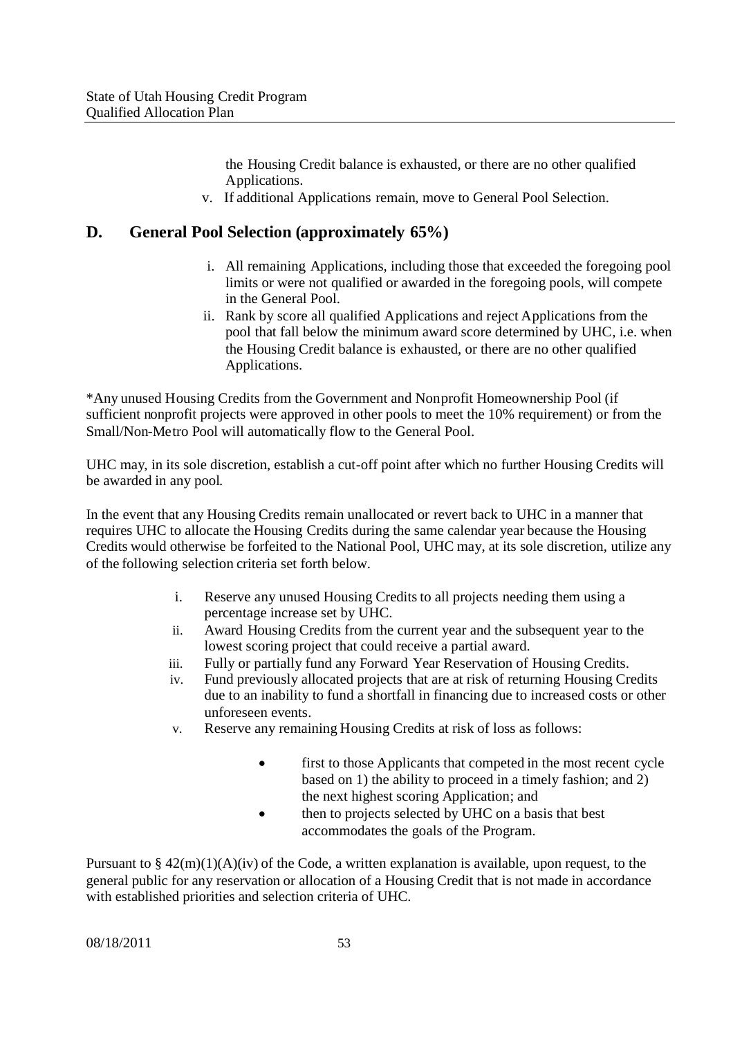the Housing Credit balance is exhausted, or there are no other qualified Applications.

v. If additional Applications remain, move to General Pool Selection.

## D. General Pool Selection (approximately 65%)

i. All remaining Applications, including those that exceeded the foregoing pool limits or were not qualified or awarded in the foregoing pools, will compete in the General Pool.

ii. Rank by score all qualified Applications and reject Applications from the pool that fall below the minimum award score determined by UHC, i.e. when the Housing Credit balance is exhausted, or there are no other qualified Applications.

*Any unused Housing Credits from the Government and Nonprofit Homeownership Pool (if sufficient nonprofit projects were approved in other pools to meet the 10% requirement) or from the Small/Non-Metro Pool will automatically flow to the General Pool.

UHC may, in its sole discretion, establish a cut-off point after which no further Housing Credits will be awarded in any pool.

In the event that any Housing Credits remain unallocated or revert back to UHC in a manner that requires UHC to allocate the Housing Credits during the same calendar year because the Housing Credits would otherwise be forfeited to the National Pool, UHC may, at its sole discretion, utilize any of the following selection criteria set forth below.

i. Reserve any unused Housing Credits to all projects needing them using a percentage increase set by UHC.

ii. Award Housing Credits from the current year and the subsequent year to the lowest scoring project that could receive a partial award.

iii. Fully or partially fund any Forward Year Reservation of Housing Credits.

iv. Fund previously allocated projects that are at risk of returning Housing Credits due to an inability to fund a shortfall in financing due to increased costs or other unforeseen events.

v. Reserve any remaining Housing Credits at risk of loss as follows:

- first to those Applicants that competed in the most recent cycle based on 1) the ability to proceed in a timely fashion; and 2) the next highest scoring Application; and
- then to projects selected by UHC on a basis that best accommodates the goals of the Program.

Pursuant to § 42(m)(1)(A)(iv) of the Code, a written explanation is available, upon request, to the general public for any reservation or allocation of a Housing Credit that is not made in accordance with established priorities and selection criteria of UHC.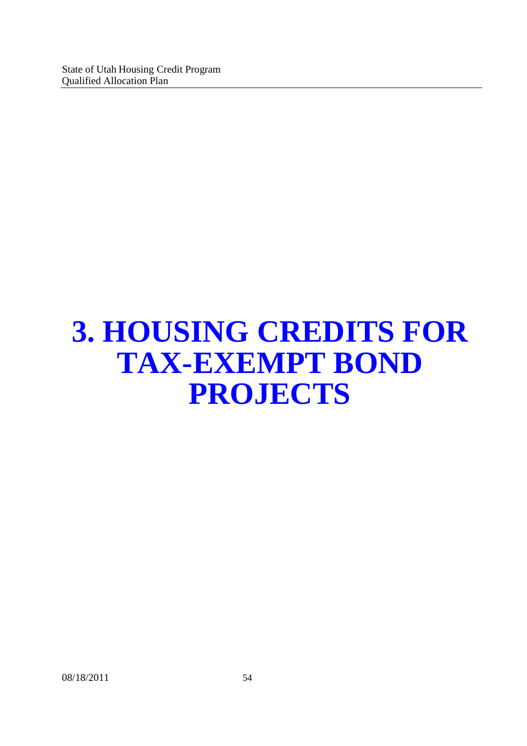# 3. HOUSING CREDITS FOR TAX-EXEMPT BOND PROJECTS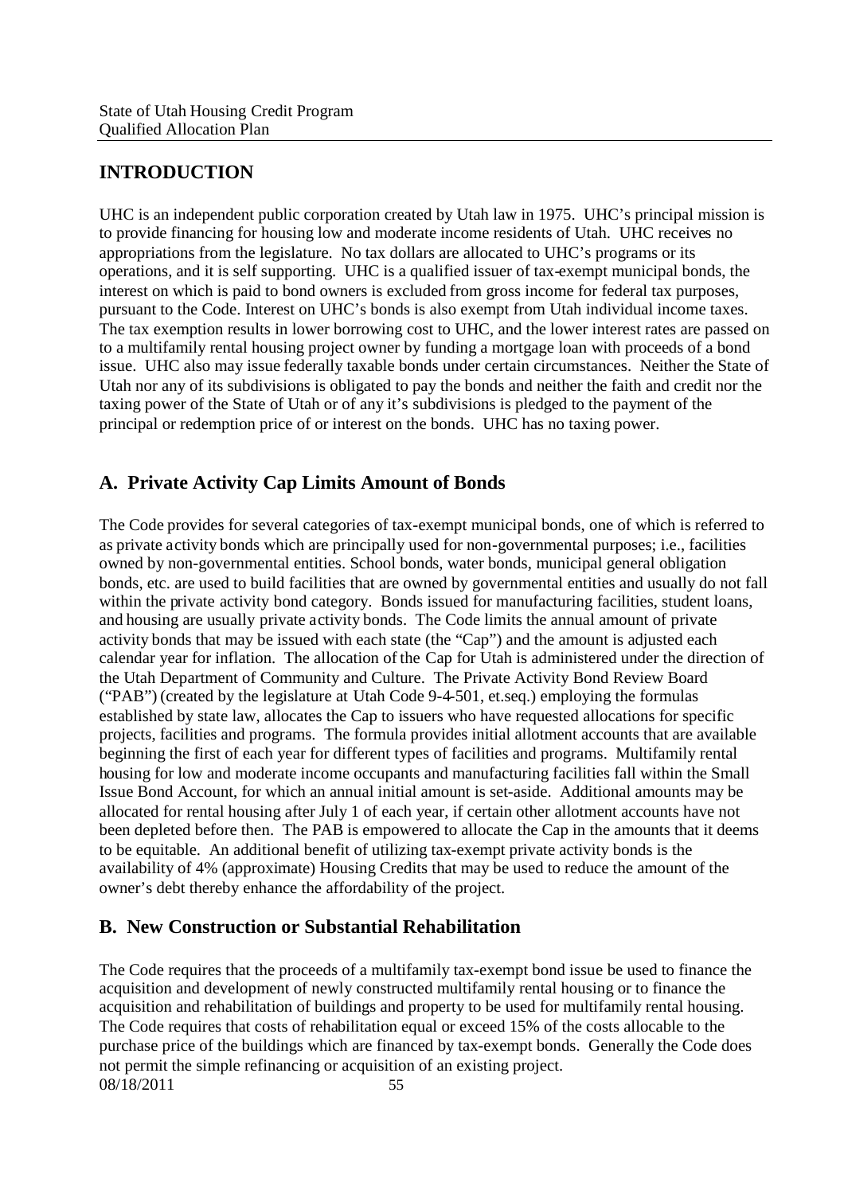## INTRODUCTION

UHC is an independent public corporation created by Utah law in 1975. UHC's principal mission is to provide financing for housing low and moderate income residents of Utah. UHC receives no appropriations from the legislature. No tax dollars are allocated to UHC's programs or its operations, and it is self supporting. UHC is a qualified issuer of tax-exempt municipal bonds, the interest on which is paid to bond owners is excluded from gross income for federal tax purposes, pursuant to the Code. Interest on UHC's bonds is also exempt from Utah individual income taxes. The tax exemption results in lower borrowing cost to UHC, and the lower interest rates are passed on to a multifamily rental housing project owner by funding a mortgage loan with proceeds of a bond issue. UHC also may issue federally taxable bonds under certain circumstances. Neither the State of Utah nor any of its subdivisions is obligated to pay the bonds and neither the faith and credit nor the taxing power of the State of Utah or of any it's subdivisions is pledged to the payment of the principal or redemption price of or interest on the bonds. UHC has no taxing power.

## A. Private Activity Cap Limits Amount of Bonds

The Code provides for several categories of tax-exempt municipal bonds, one of which is referred to as private activity bonds which are principally used for non-governmental purposes; i.e., facilities owned by non-governmental entities. School bonds, water bonds, municipal general obligation bonds, etc. are used to build facilities that are owned by governmental entities and usually do not fall within the private activity bond category. Bonds issued for manufacturing facilities, student loans, and housing are usually private activity bonds. The Code limits the annual amount of private activity bonds that may be issued with each state (the "Cap") and the amount is adjusted each calendar year for inflation. The allocation of the Cap for Utah is administered under the direction of the Utah Department of Community and Culture. The Private Activity Bond Review Board ("PAB") (created by the legislature at Utah Code 9-4-501, et.seq.) employing the formulas established by state law, allocates the Cap to issuers who have requested allocations for specific projects, facilities and programs. The formula provides initial allotment accounts that are available beginning the first of each year for different types of facilities and programs. Multifamily rental housing for low and moderate income occupants and manufacturing facilities fall within the Small Issue Bond Account, for which an annual initial amount is set-aside. Additional amounts may be allocated for rental housing after July 1 of each year, if certain other allotment accounts have not been depleted before then. The PAB is empowered to allocate the Cap in the amounts that it deems to be equitable. An additional benefit of utilizing tax-exempt private activity bonds is the availability of 4% (approximate) Housing Credits that may be used to reduce the amount of the owner's debt thereby enhance the affordability of the project.

## B. New Construction or Substantial Rehabilitation

The Code requires that the proceeds of a multifamily tax-exempt bond issue be used to finance the acquisition and development of newly constructed multifamily rental housing or to finance the acquisition and rehabilitation of buildings and property to be used for multifamily rental housing. The Code requires that costs of rehabilitation equal or exceed 15% of the costs allocable to the purchase price of the buildings which are financed by tax-exempt bonds. Generally the Code does not permit the simple refinancing or acquisition of an existing project.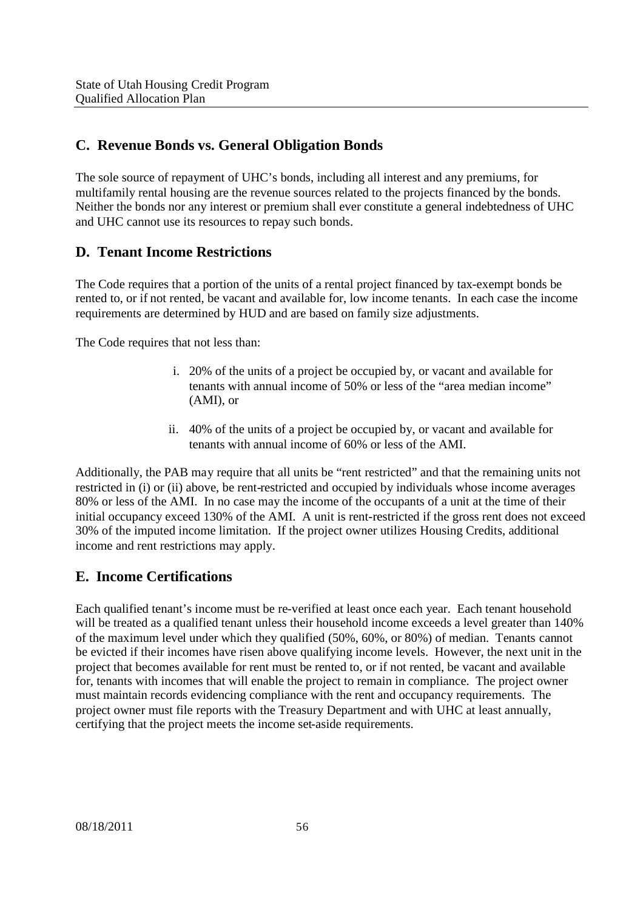## C. Revenue Bonds vs. General Obligation Bonds

The sole source of repayment of UHC's bonds, including all interest and any premiums, for multifamily rental housing are the revenue sources related to the projects financed by the bonds. Neither the bonds nor any interest or premium shall ever constitute a general indebtedness of UHC and UHC cannot use its resources to repay such bonds.

## D. Tenant Income Restrictions

The Code requires that a portion of the units of a rental project financed by tax-exempt bonds be rented to, or if not rented, be vacant and available for, low income tenants. In each case the income requirements are determined by HUD and are based on family size adjustments.

The Code requires that not less than:

i. 20% of the units of a project be occupied by, or vacant and available for tenants with annual income of 50% or less of the "area median income" (AMI), or

ii. 40% of the units of a project be occupied by, or vacant and available for tenants with annual income of 60% or less of the AMI.

Additionally, the PAB may require that all units be "rent restricted" and that the remaining units not restricted in (i) or (ii) above, be rent-restricted and occupied by individuals whose income averages 80% or less of the AMI. In no case may the income of the occupants of a unit at the time of their initial occupancy exceed 130% of the AMI. A unit is rent-restricted if the gross rent does not exceed 30% of the imputed income limitation. If the project owner utilizes Housing Credits, additional income and rent restrictions may apply.

## E. Income Certifications

Each qualified tenant's income must be re-verified at least once each year. Each tenant household will be treated as a qualified tenant unless their household income exceeds a level greater than 140% of the maximum level under which they qualified (50%, 60%, or 80%) of median. Tenants cannot be evicted if their incomes have risen above qualifying income levels. However, the next unit in the project that becomes available for rent must be rented to, or if not rented, be vacant and available for, tenants with incomes that will enable the project to remain in compliance. The project owner must maintain records evidencing compliance with the rent and occupancy requirements. The project owner must file reports with the Treasury Department and with UHC at least annually, certifying that the project meets the income set-aside requirements.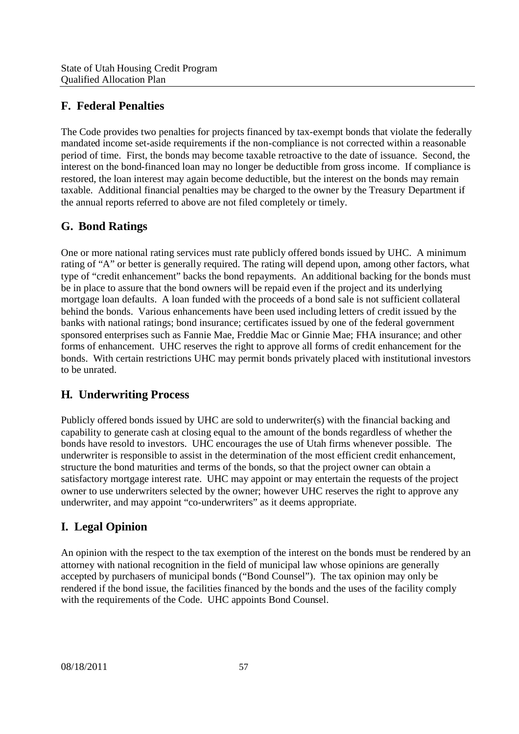## F. Federal Penalties

The Code provides two penalties for projects financed by tax-exempt bonds that violate the federally mandated income set-aside requirements if the non-compliance is not corrected within a reasonable period of time. First, the bonds may become taxable retroactive to the date of issuance. Second, the interest on the bond-financed loan may no longer be deductible from gross income. If compliance is restored, the loan interest may again become deductible, but the interest on the bonds may remain taxable. Additional financial penalties may be charged to the owner by the Treasury Department if the annual reports referred to above are not filed completely or timely.

## G. Bond Ratings

One or more national rating services must rate publicly offered bonds issued by UHC. A minimum rating of "A" or better is generally required. The rating will depend upon, among other factors, what type of "credit enhancement" backs the bond repayments. An additional backing for the bonds must be in place to assure that the bond owners will be repaid even if the project and its underlying mortgage loan defaults. A loan funded with the proceeds of a bond sale is not sufficient collateral behind the bonds. Various enhancements have been used including letters of credit issued by the banks with national ratings; bond insurance; certificates issued by one of the federal government sponsored enterprises such as Fannie Mae, Freddie Mac or Ginnie Mae; FHA insurance; and other forms of enhancement. UHC reserves the right to approve all forms of credit enhancement for the bonds. With certain restrictions UHC may permit bonds privately placed with institutional investors to be unrated.

## H. Underwriting Process

Publicly offered bonds issued by UHC are sold to underwriter(s) with the financial backing and capability to generate cash at closing equal to the amount of the bonds regardless of whether the bonds have resold to investors. UHC encourages the use of Utah firms whenever possible. The underwriter is responsible to assist in the determination of the most efficient credit enhancement, structure the bond maturities and terms of the bonds, so that the project owner can obtain a satisfactory mortgage interest rate. UHC may appoint or may entertain the requests of the project owner to use underwriters selected by the owner; however UHC reserves the right to approve any underwriter, and may appoint "co-underwriters" as it deems appropriate.

## I. Legal Opinion

An opinion with the respect to the tax exemption of the interest on the bonds must be rendered by an attorney with national recognition in the field of municipal law whose opinions are generally accepted by purchasers of municipal bonds ("Bond Counsel"). The tax opinion may only be rendered if the bond issue, the facilities financed by the bonds and the uses of the facility comply with the requirements of the Code. UHC appoints Bond Counsel.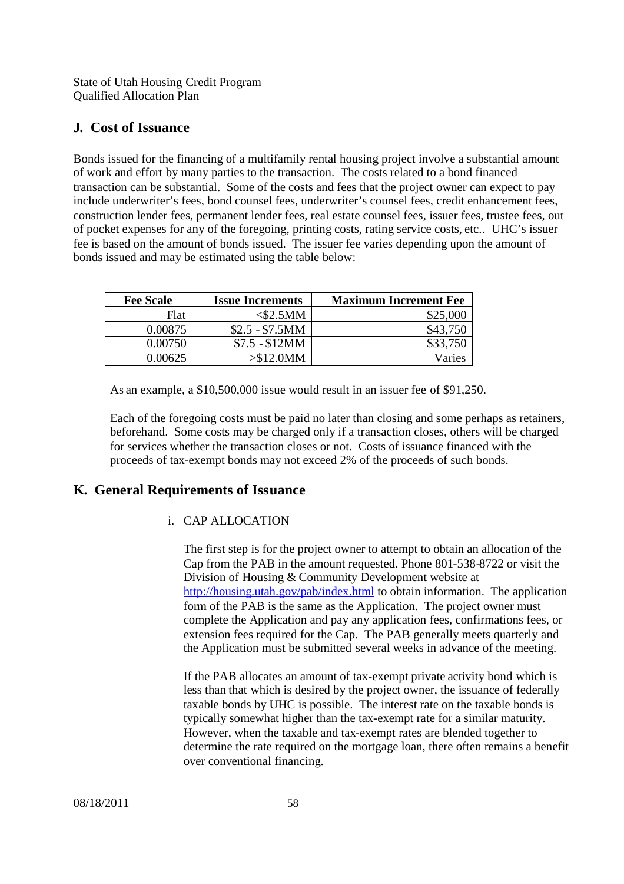## J. Cost of Issuance

Bonds issued for the financing of a multifamily rental housing project involve a substantial amount of work and effort by many parties to the transaction. The costs related to a bond financed transaction can be substantial. Some of the costs and fees that the project owner can expect to pay include underwriter's fees, bond counsel fees, underwriter's counsel fees, credit enhancement fees, construction lender fees, permanent lender fees, real estate counsel fees, issuer fees, trustee fees, out of pocket expenses for any of the foregoing, printing costs, rating service costs, etc.. UHC's issuer fee is based on the amount of bonds issued. The issuer fee varies depending upon the amount of bonds issued and may be estimated using the table below:

| Fee Scale | Issue Increments | Maximum Increment Fee |
|---|---|---|
| Flat | <$2.5MM | $25,000 |
| 0.00875 | $2.5 - $7.5MM | $43,750 |
| 0.00750 | $7.5 - $12MM | $33,750 |
| 0.00625 | >$12.0MM | Varies |

As an example, a $10,500,000 issue would result in an issuer fee of $91,250.

Each of the foregoing costs must be paid no later than closing and some perhaps as retainers, beforehand. Some costs may be charged only if a transaction closes, others will be charged for services whether the transaction closes or not. Costs of issuance financed with the proceeds of tax-exempt bonds may not exceed 2% of the proceeds of such bonds.

## K. General Requirements of Issuance

i. CAP ALLOCATION

The first step is for the project owner to attempt to obtain an allocation of the Cap from the PAB in the amount requested. Phone 801-538-8722 or visit the Division of Housing & Community Development website at http://housing.utah.gov/pab/index.html to obtain information. The application form of the PAB is the same as the Application. The project owner must complete the Application and pay any application fees, confirmations fees, or extension fees required for the Cap. The PAB generally meets quarterly and the Application must be submitted several weeks in advance of the meeting.

If the PAB allocates an amount of tax-exempt private activity bond which is less than that which is desired by the project owner, the issuance of federally taxable bonds by UHC is possible. The interest rate on the taxable bonds is typically somewhat higher than the tax-exempt rate for a similar maturity. However, when the taxable and tax-exempt rates are blended together to determine the rate required on the mortgage loan, there often remains a benefit over conventional financing.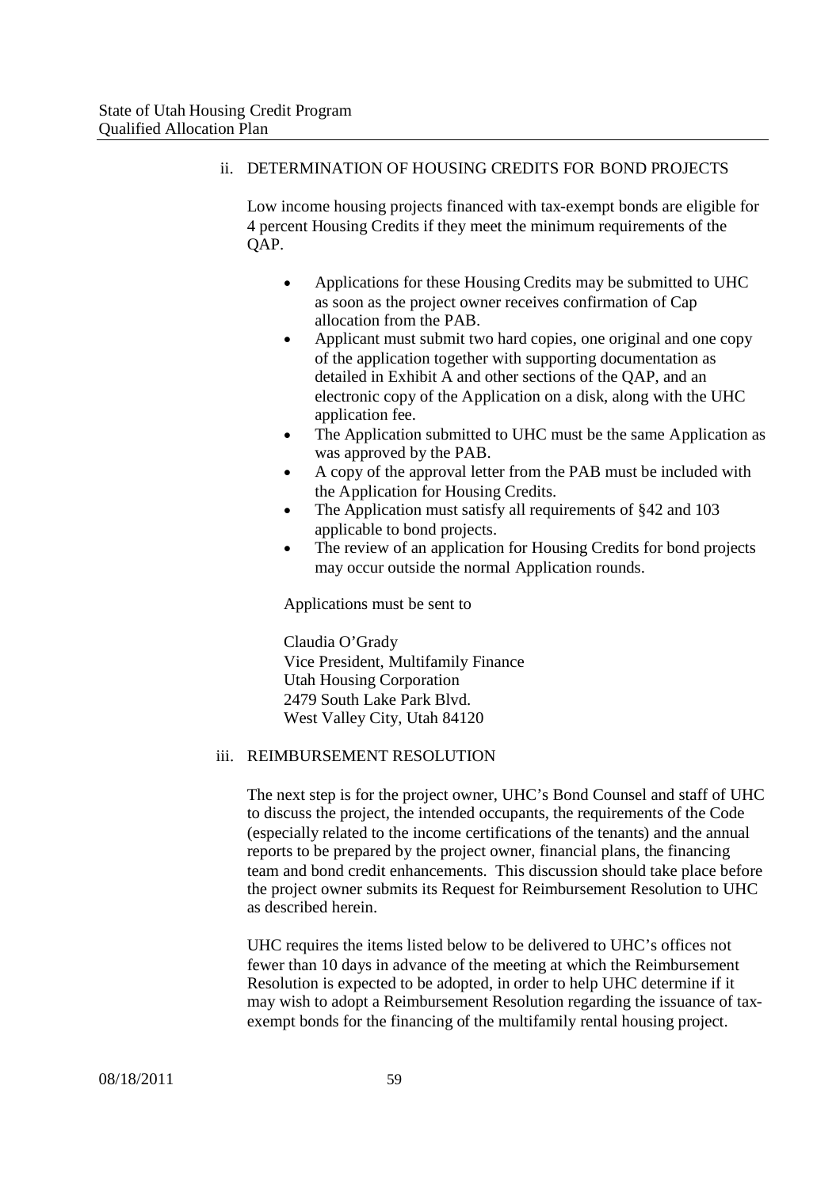### ii. DETERMINATION OF HOUSING CREDITS FOR BOND PROJECTS

Low income housing projects financed with tax-exempt bonds are eligible for 4 percent Housing Credits if they meet the minimum requirements of the QAP.

- Applications for these Housing Credits may be submitted to UHC as soon as the project owner receives confirmation of Cap allocation from the PAB.
- Applicant must submit two hard copies, one original and one copy of the application together with supporting documentation as detailed in Exhibit A and other sections of the QAP, and an electronic copy of the Application on a disk, along with the UHC application fee.
- The Application submitted to UHC must be the same Application as was approved by the PAB.
- A copy of the approval letter from the PAB must be included with the Application for Housing Credits.
- The Application must satisfy all requirements of §42 and 103 applicable to bond projects.
- The review of an application for Housing Credits for bond projects may occur outside the normal Application rounds.

Applications must be sent to

Claudia O'Grady
Vice President, Multifamily Finance
Utah Housing Corporation
2479 South Lake Park Blvd.
West Valley City, Utah 84120

### iii. REIMBURSEMENT RESOLUTION

The next step is for the project owner, UHC's Bond Counsel and staff of UHC to discuss the project, the intended occupants, the requirements of the Code (especially related to the income certifications of the tenants) and the annual reports to be prepared by the project owner, financial plans, the financing team and bond credit enhancements. This discussion should take place before the project owner submits its Request for Reimbursement Resolution to UHC as described herein.

UHC requires the items listed below to be delivered to UHC's offices not fewer than 10 days in advance of the meeting at which the Reimbursement Resolution is expected to be adopted, in order to help UHC determine if it may wish to adopt a Reimbursement Resolution regarding the issuance of tax-exempt bonds for the financing of the multifamily rental housing project.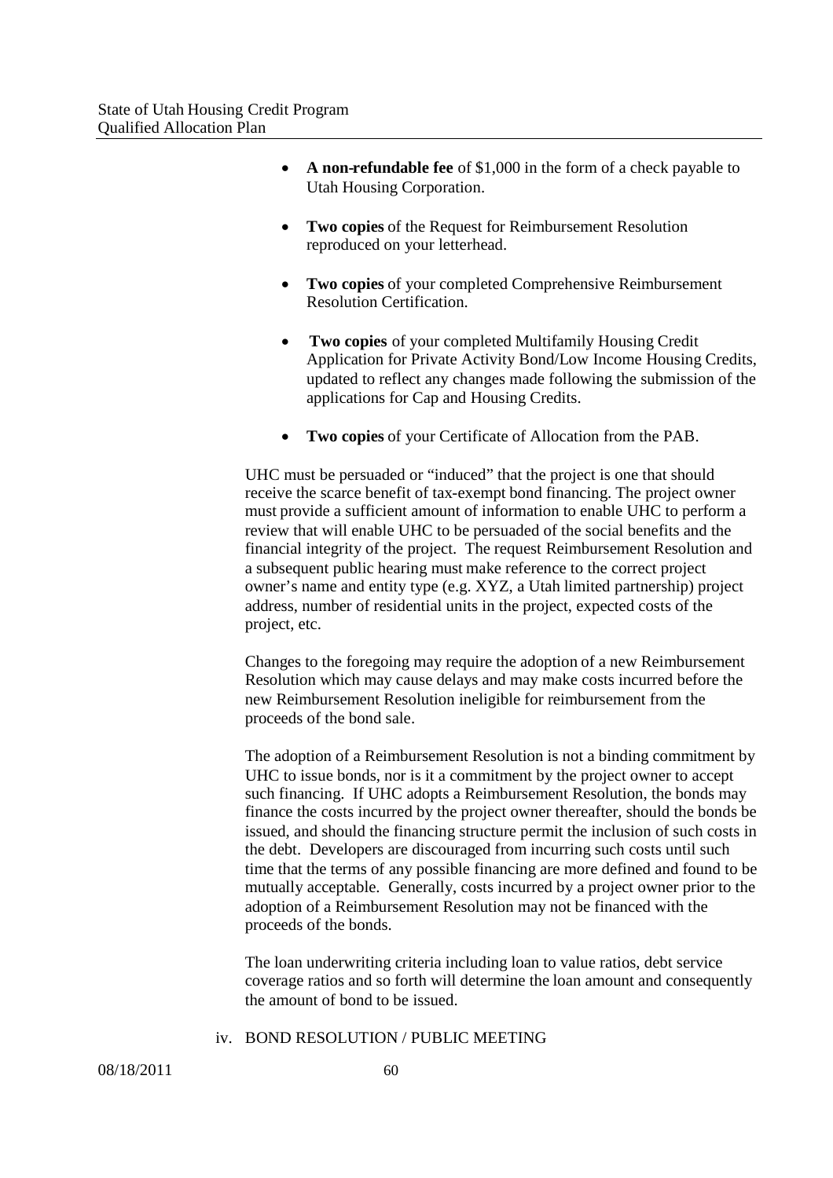- **A non-refundable fee** of $1,000 in the form of a check payable to Utah Housing Corporation.

- **Two copies** of the Request for Reimbursement Resolution reproduced on your letterhead.

- **Two copies** of your completed Comprehensive Reimbursement Resolution Certification.

- **Two copies** of your completed Multifamily Housing Credit Application for Private Activity Bond/Low Income Housing Credits, updated to reflect any changes made following the submission of the applications for Cap and Housing Credits.

- **Two copies** of your Certificate of Allocation from the PAB.

UHC must be persuaded or "induced" that the project is one that should receive the scarce benefit of tax-exempt bond financing. The project owner must provide a sufficient amount of information to enable UHC to perform a review that will enable UHC to be persuaded of the social benefits and the financial integrity of the project. The request Reimbursement Resolution and a subsequent public hearing must make reference to the correct project owner's name and entity type (e.g. XYZ, a Utah limited partnership) project address, number of residential units in the project, expected costs of the project, etc.

Changes to the foregoing may require the adoption of a new Reimbursement Resolution which may cause delays and may make costs incurred before the new Reimbursement Resolution ineligible for reimbursement from the proceeds of the bond sale.

The adoption of a Reimbursement Resolution is not a binding commitment by UHC to issue bonds, nor is it a commitment by the project owner to accept such financing. If UHC adopts a Reimbursement Resolution, the bonds may finance the costs incurred by the project owner thereafter, should the bonds be issued, and should the financing structure permit the inclusion of such costs in the debt. Developers are discouraged from incurring such costs until such time that the terms of any possible financing are more defined and found to be mutually acceptable. Generally, costs incurred by a project owner prior to the adoption of a Reimbursement Resolution may not be financed with the proceeds of the bonds.

The loan underwriting criteria including loan to value ratios, debt service coverage ratios and so forth will determine the loan amount and consequently the amount of bond to be issued.

iv. BOND RESOLUTION / PUBLIC MEETING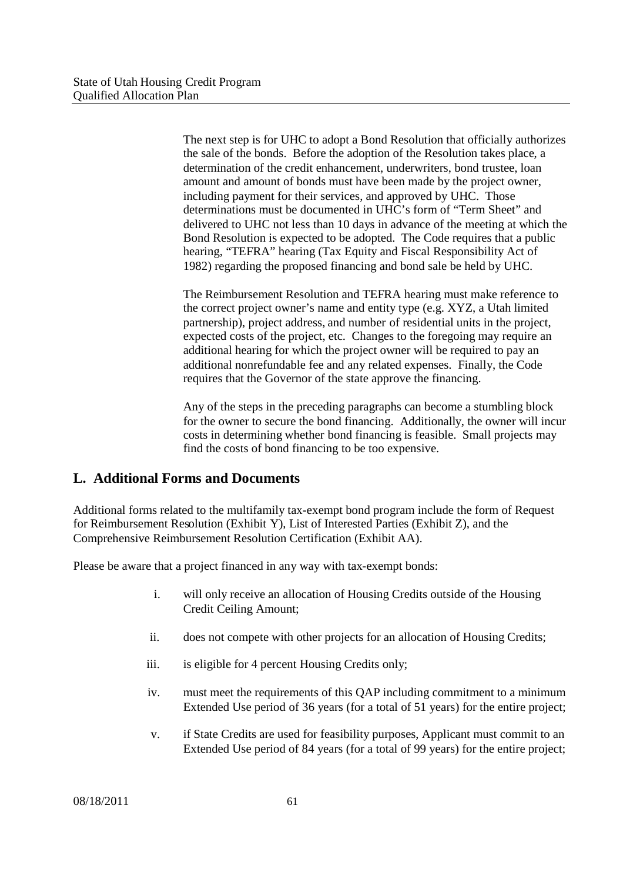The next step is for UHC to adopt a Bond Resolution that officially authorizes the sale of the bonds. Before the adoption of the Resolution takes place, a determination of the credit enhancement, underwriters, bond trustee, loan amount and amount of bonds must have been made by the project owner, including payment for their services, and approved by UHC. Those determinations must be documented in UHC's form of "Term Sheet" and delivered to UHC not less than 10 days in advance of the meeting at which the Bond Resolution is expected to be adopted. The Code requires that a public hearing, "TEFRA" hearing (Tax Equity and Fiscal Responsibility Act of 1982) regarding the proposed financing and bond sale be held by UHC.

The Reimbursement Resolution and TEFRA hearing must make reference to the correct project owner's name and entity type (e.g. XYZ, a Utah limited partnership), project address, and number of residential units in the project, expected costs of the project, etc. Changes to the foregoing may require an additional hearing for which the project owner will be required to pay an additional nonrefundable fee and any related expenses. Finally, the Code requires that the Governor of the state approve the financing.

Any of the steps in the preceding paragraphs can become a stumbling block for the owner to secure the bond financing. Additionally, the owner will incur costs in determining whether bond financing is feasible. Small projects may find the costs of bond financing to be too expensive.

## L. Additional Forms and Documents

Additional forms related to the multifamily tax-exempt bond program include the form of Request for Reimbursement Resolution (Exhibit Y), List of Interested Parties (Exhibit Z), and the Comprehensive Reimbursement Resolution Certification (Exhibit AA).

Please be aware that a project financed in any way with tax-exempt bonds:

i. will only receive an allocation of Housing Credits outside of the Housing Credit Ceiling Amount;

ii. does not compete with other projects for an allocation of Housing Credits;

iii. is eligible for 4 percent Housing Credits only;

iv. must meet the requirements of this QAP including commitment to a minimum Extended Use period of 36 years (for a total of 51 years) for the entire project;

v. if State Credits are used for feasibility purposes, Applicant must commit to an Extended Use period of 84 years (for a total of 99 years) for the entire project;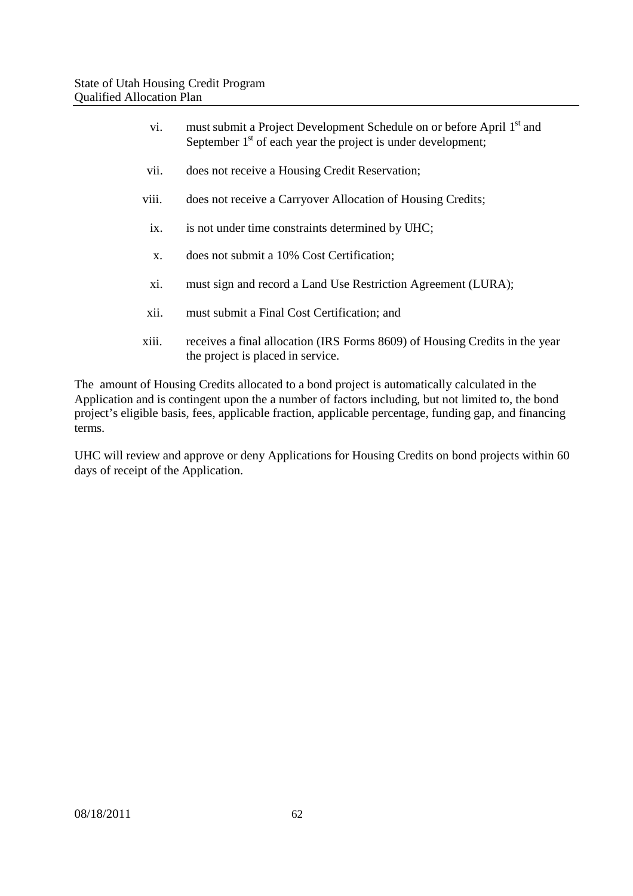vi. must submit a Project Development Schedule on or before April 1st and September 1st of each year the project is under development;

vii. does not receive a Housing Credit Reservation;

viii. does not receive a Carryover Allocation of Housing Credits;

ix. is not under time constraints determined by UHC;

x. does not submit a 10% Cost Certification;

xi. must sign and record a Land Use Restriction Agreement (LURA);

xii. must submit a Final Cost Certification; and

xiii. receives a final allocation (IRS Forms 8609) of Housing Credits in the year the project is placed in service.

The amount of Housing Credits allocated to a bond project is automatically calculated in the Application and is contingent upon the a number of factors including, but not limited to, the bond project's eligible basis, fees, applicable fraction, applicable percentage, funding gap, and financing terms.

UHC will review and approve or deny Applications for Housing Credits on bond projects within 60 days of receipt of the Application.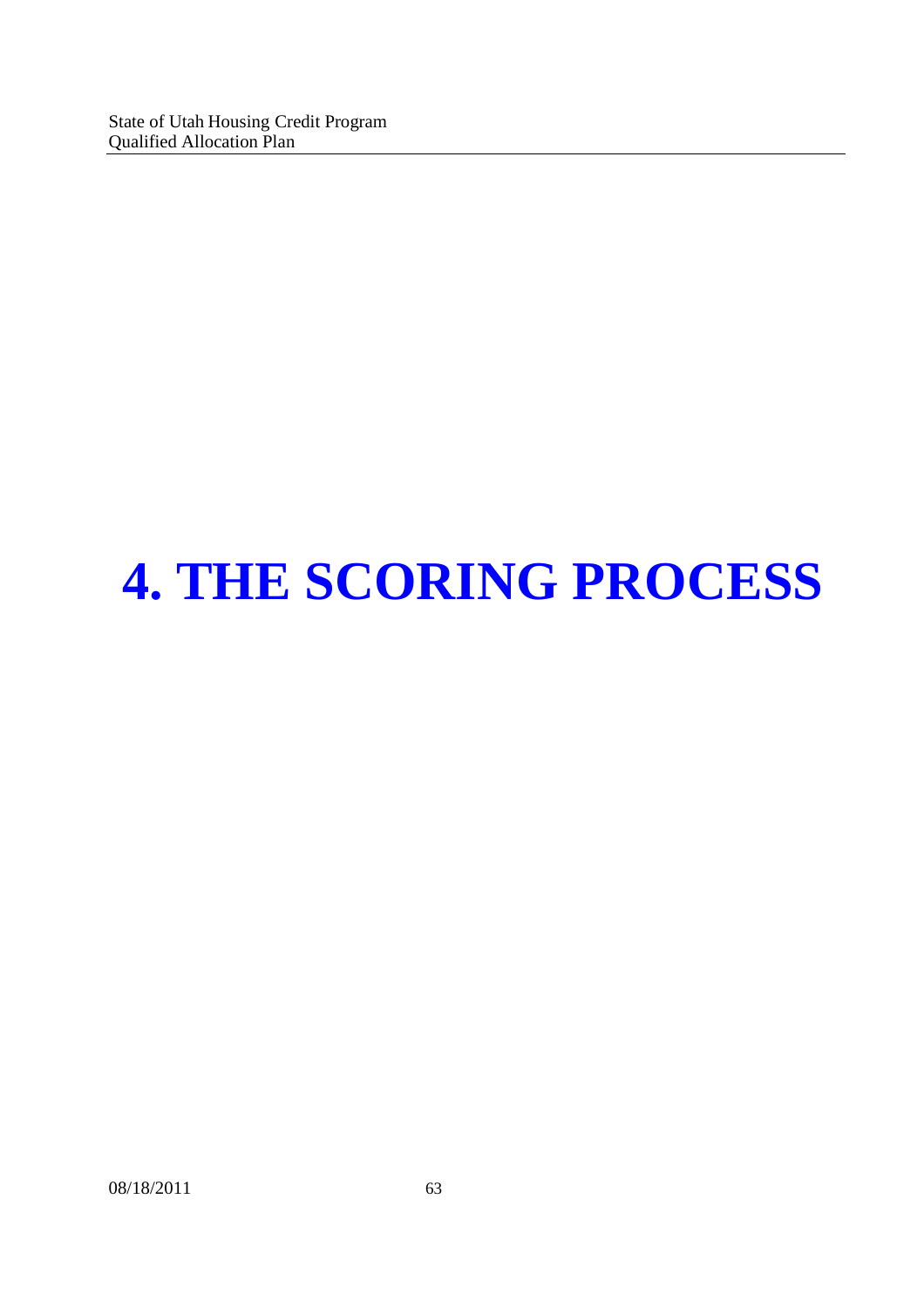# 4. THE SCORING PROCESS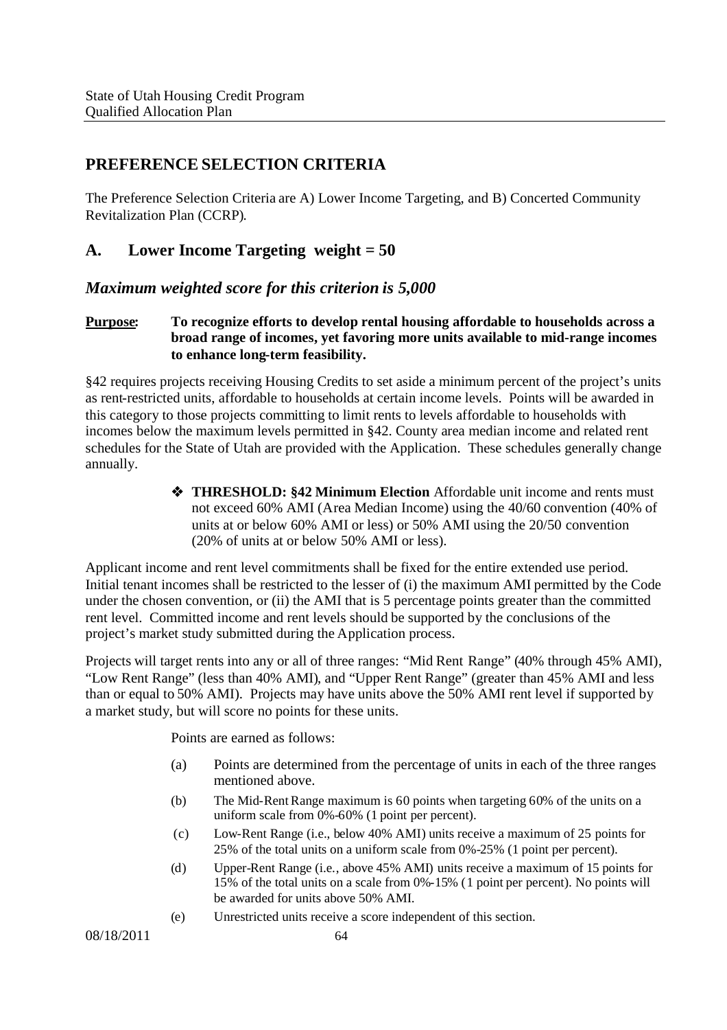## PREFERENCE SELECTION CRITERIA

The Preference Selection Criteria are A) Lower Income Targeting, and B) Concerted Community Revitalization Plan (CCRP).

## A. Lower Income Targeting weight = 50

### *Maximum weighted score for this criterion is 5,000*

**Purpose: To recognize efforts to develop rental housing affordable to households across a broad range of incomes, yet favoring more units available to mid-range incomes to enhance long-term feasibility.**

§42 requires projects receiving Housing Credits to set aside a minimum percent of the project's units as rent-restricted units, affordable to households at certain income levels. Points will be awarded in this category to those projects committing to limit rents to levels affordable to households with incomes below the maximum levels permitted in §42. County area median income and related rent schedules for the State of Utah are provided with the Application. These schedules generally change annually.

- **THRESHOLD: §42 Minimum Election** Affordable unit income and rents must not exceed 60% AMI (Area Median Income) using the 40/60 convention (40% of units at or below 60% AMI or less) or 50% AMI using the 20/50 convention (20% of units at or below 50% AMI or less).

Applicant income and rent level commitments shall be fixed for the entire extended use period. Initial tenant incomes shall be restricted to the lesser of (i) the maximum AMI permitted by the Code under the chosen convention, or (ii) the AMI that is 5 percentage points greater than the committed rent level. Committed income and rent levels should be supported by the conclusions of the project's market study submitted during the Application process.

Projects will target rents into any or all of three ranges: "Mid Rent Range" (40% through 45% AMI), "Low Rent Range" (less than 40% AMI), and "Upper Rent Range" (greater than 45% AMI and less than or equal to 50% AMI). Projects may have units above the 50% AMI rent level if supported by a market study, but will score no points for these units.

Points are earned as follows:

(a) Points are determined from the percentage of units in each of the three ranges mentioned above.

(b) The Mid-Rent Range maximum is 60 points when targeting 60% of the units on a uniform scale from 0%-60% (1 point per percent).

(c) Low-Rent Range (i.e., below 40% AMI) units receive a maximum of 25 points for 25% of the total units on a uniform scale from 0%-25% (1 point per percent).

(d) Upper-Rent Range (i.e., above 45% AMI) units receive a maximum of 15 points for 15% of the total units on a scale from 0%-15% (1 point per percent). No points will be awarded for units above 50% AMI.

(e) Unrestricted units receive a score independent of this section.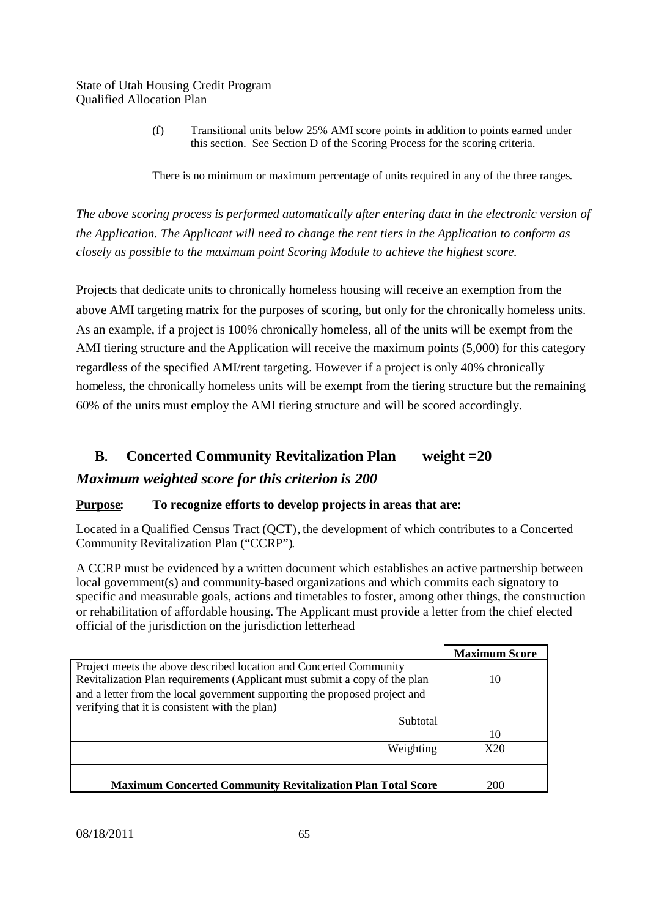(f) Transitional units below 25% AMI score points in addition to points earned under this section. See Section D of the Scoring Process for the scoring criteria.

There is no minimum or maximum percentage of units required in any of the three ranges.

*The above scoring process is performed automatically after entering data in the electronic version of the Application. The Applicant will need to change the rent tiers in the Application to conform as closely as possible to the maximum point Scoring Module to achieve the highest score.*

Projects that dedicate units to chronically homeless housing will receive an exemption from the above AMI targeting matrix for the purposes of scoring, but only for the chronically homeless units. As an example, if a project is 100% chronically homeless, all of the units will be exempt from the AMI tiering structure and the Application will receive the maximum points (5,000) for this category regardless of the specified AMI/rent targeting. However if a project is only 40% chronically homeless, the chronically homeless units will be exempt from the tiering structure but the remaining 60% of the units must employ the AMI tiering structure and will be scored accordingly.

## B. Concerted Community Revitalization Plan weight =20

### *Maximum weighted score for this criterion is 200*

**Purpose: To recognize efforts to develop projects in areas that are:**

Located in a Qualified Census Tract (QCT), the development of which contributes to a Concerted Community Revitalization Plan ("CCRP").

A CCRP must be evidenced by a written document which establishes an active partnership between local government(s) and community-based organizations and which commits each signatory to specific and measurable goals, actions and timetables to foster, among other things, the construction or rehabilitation of affordable housing. The Applicant must provide a letter from the chief elected official of the jurisdiction on the jurisdiction letterhead

| | Maximum Score |
|---|---|
| Project meets the above described location and Concerted Community Revitalization Plan requirements (Applicant must submit a copy of the plan and a letter from the local government supporting the proposed project and verifying that it is consistent with the plan) | 10 |
| Subtotal | 10 |
| Weighting | X20 |
| **Maximum Concerted Community Revitalization Plan Total Score** | 200 |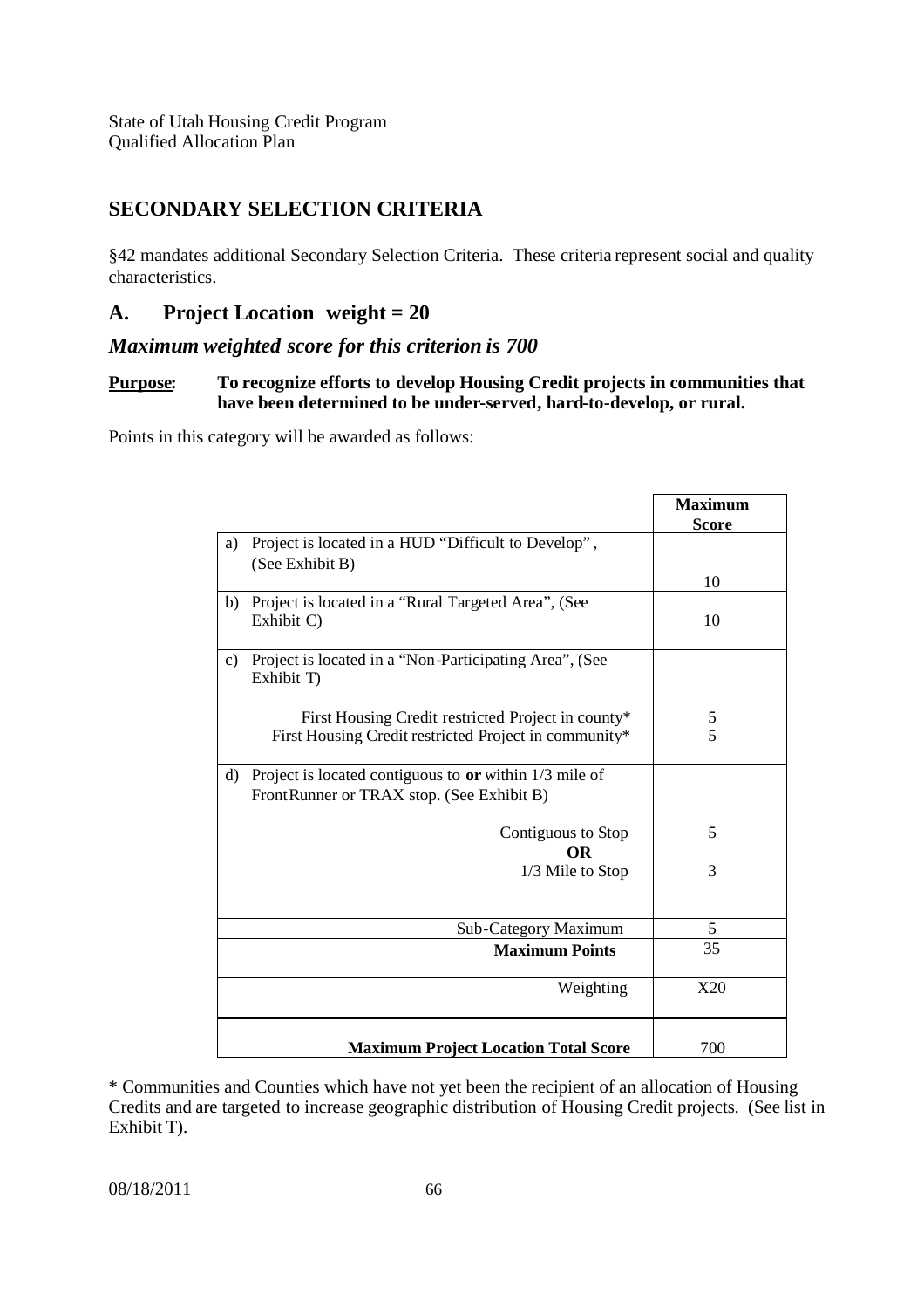## SECONDARY SELECTION CRITERIA

§42 mandates additional Secondary Selection Criteria. These criteria represent social and quality characteristics.

### A. Project Location weight = 20

### *Maximum weighted score for this criterion is 700*

**Purpose: To recognize efforts to develop Housing Credit projects in communities that have been determined to be under-served, hard-to-develop, or rural.**

Points in this category will be awarded as follows:

| | **Maximum Score** |
|---|---|
| a) Project is located in a HUD "Difficult to Develop", (See Exhibit B) | 10 |
| b) Project is located in a "Rural Targeted Area", (See Exhibit C) | 10 |
| c) Project is located in a "Non-Participating Area", (See Exhibit T) | |
| First Housing Credit restricted Project in county* | 5 |
| First Housing Credit restricted Project in community* | 5 |
| d) Project is located contiguous to **or** within 1/3 mile of FrontRunner or TRAX stop. (See Exhibit B) | |
| Contiguous to Stop | 5 |
| **OR** | |
| 1/3 Mile to Stop | 3 |
| Sub-Category Maximum | 5 |
| **Maximum Points** | 35 |
| Weighting | X20 |
| **Maximum Project Location Total Score** | 700 |

* Communities and Counties which have not yet been the recipient of an allocation of Housing Credits and are targeted to increase geographic distribution of Housing Credit projects. (See list in Exhibit T).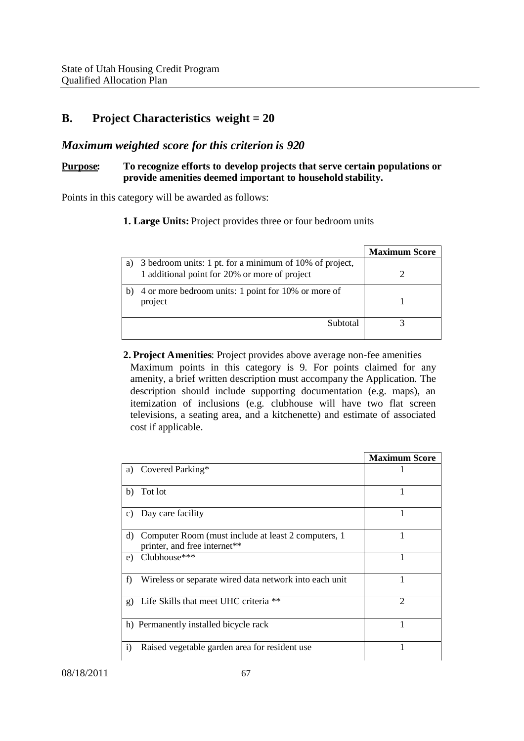## B. Project Characteristics weight = 20

### *Maximum weighted score for this criterion is 920*

**<u>Purpose</u>: To recognize efforts to develop projects that serve certain populations or provide amenities deemed important to household stability.**

Points in this category will be awarded as follows:

**1. Large Units:** Project provides three or four bedroom units

| | Maximum Score |
|---|---|
| a) 3 bedroom units: 1 pt. for a minimum of 10% of project, 1 additional point for 20% or more of project | 2 |
| b) 4 or more bedroom units: 1 point for 10% or more of project | 1 |
| Subtotal | 3 |

**2. Project Amenities**: Project provides above average non-fee amenities Maximum points in this category is 9. For points claimed for any amenity, a brief written description must accompany the Application. The description should include supporting documentation (e.g. maps), an itemization of inclusions (e.g. clubhouse will have two flat screen televisions, a seating area, and a kitchenette) and estimate of associated cost if applicable.

| | Maximum Score |
|---|---|
| a) Covered Parking* | 1 |
| b) Tot lot | 1 |
| c) Day care facility | 1 |
| d) Computer Room (must include at least 2 computers, 1 printer, and free internet** | 1 |
| e) Clubhouse*** | 1 |
| f) Wireless or separate wired data network into each unit | 1 |
| g) Life Skills that meet UHC criteria ** | 2 |
| h) Permanently installed bicycle rack | 1 |
| i) Raised vegetable garden area for resident use | 1 |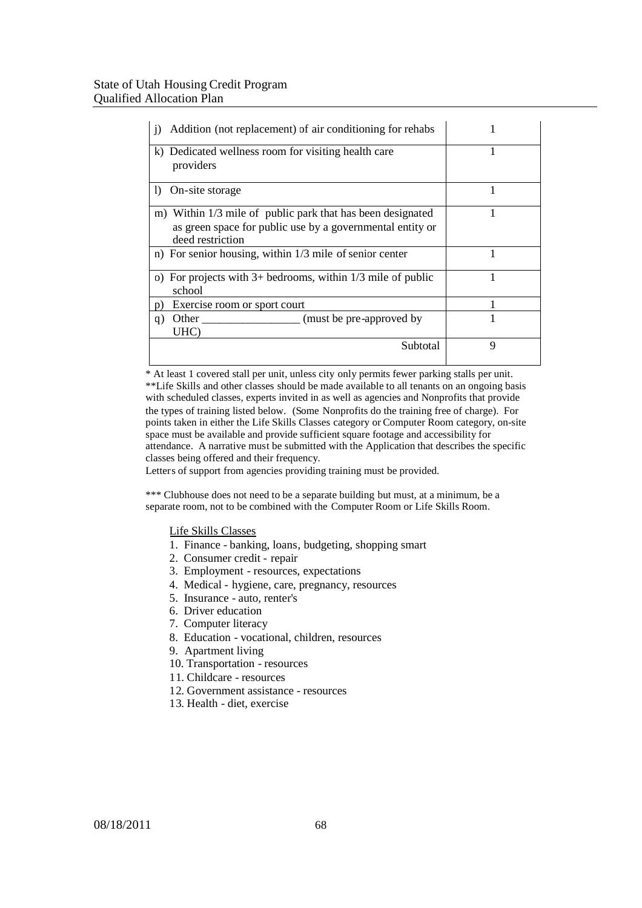| | |
|---|---|
| j) Addition (not replacement) of air conditioning for rehabs | 1 |
| k) Dedicated wellness room for visiting health care providers | 1 |
| l) On-site storage | 1 |
| m) Within 1/3 mile of public park that has been designated as green space for public use by a governmental entity or deed restriction | 1 |
| n) For senior housing, within 1/3 mile of senior center | 1 |
| o) For projects with 3+ bedrooms, within 1/3 mile of public school | 1 |
| p) Exercise room or sport court | 1 |
| q) Other _________________ (must be pre-approved by UHC) | 1 |
| Subtotal | 9 |

\* At least 1 covered stall per unit, unless city only permits fewer parking stalls per unit.
\*\*Life Skills and other classes should be made available to all tenants on an ongoing basis with scheduled classes, experts invited in as well as agencies and Nonprofits that provide the types of training listed below. (Some Nonprofits do the training free of charge). For points taken in either the Life Skills Classes category or Computer Room category, on-site space must be available and provide sufficient square footage and accessibility for attendance. A narrative must be submitted with the Application that describes the specific classes being offered and their frequency.
Letters of support from agencies providing training must be provided.

\*\*\* Clubhouse does not need to be a separate building but must, at a minimum, be a separate room, not to be combined with the Computer Room or Life Skills Room.

Life Skills Classes

1. Finance - banking, loans, budgeting, shopping smart
2. Consumer credit - repair
3. Employment - resources, expectations
4. Medical - hygiene, care, pregnancy, resources
5. Insurance - auto, renter's
6. Driver education
7. Computer literacy
8. Education - vocational, children, resources
9. Apartment living
10. Transportation - resources
11. Childcare - resources
12. Government assistance - resources
13. Health - diet, exercise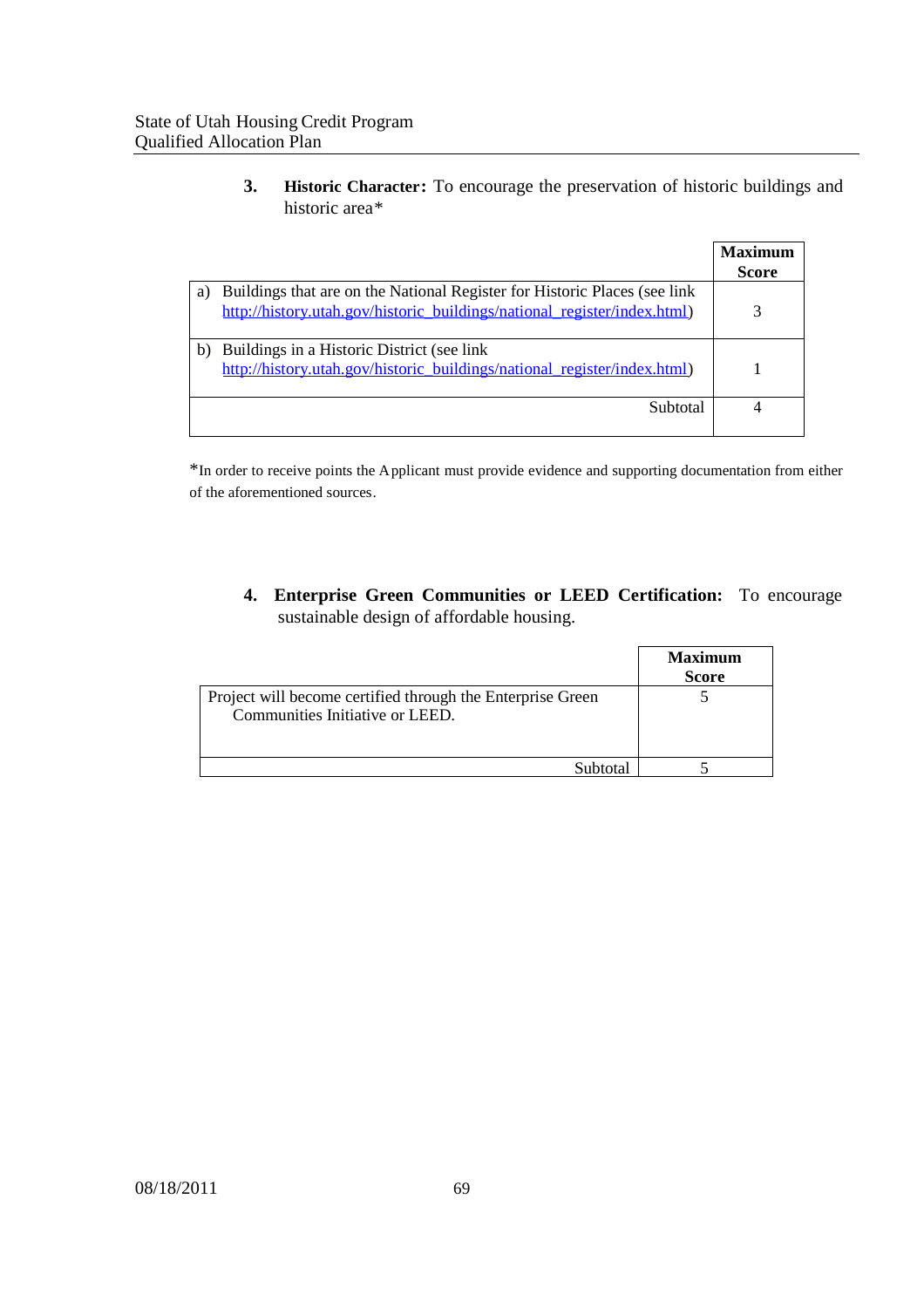**3. Historic Character:** To encourage the preservation of historic buildings and historic area*

| | Maximum Score |
|---|---|
| a) Buildings that are on the National Register for Historic Places (see link http://history.utah.gov/historic_buildings/national_register/index.html) | 3 |
| b) Buildings in a Historic District (see link http://history.utah.gov/historic_buildings/national_register/index.html) | 1 |
| Subtotal | 4 |

*In order to receive points the Applicant must provide evidence and supporting documentation from either of the aforementioned sources.

**4. Enterprise Green Communities or LEED Certification:** To encourage sustainable design of affordable housing.

| | Maximum Score |
|---|---|
| Project will become certified through the Enterprise Green Communities Initiative or LEED. | 5 |
| Subtotal | 5 |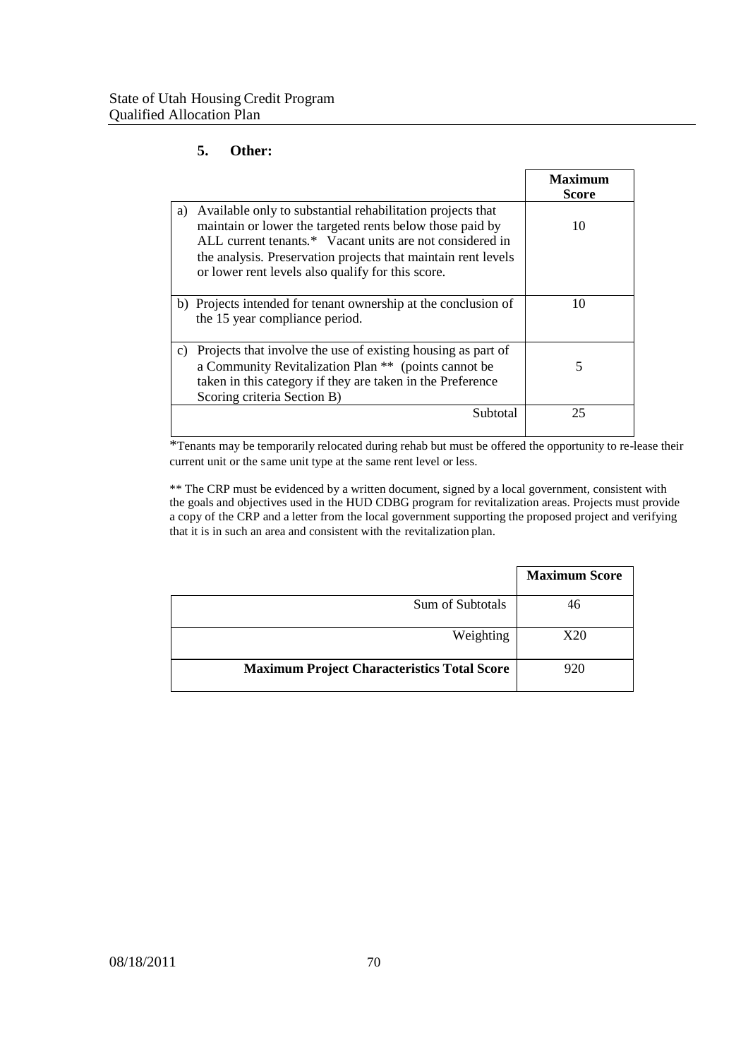### 5. Other:

| | Maximum Score |
|---|---|
| a) Available only to substantial rehabilitation projects that maintain or lower the targeted rents below those paid by ALL current tenants.* Vacant units are not considered in the analysis. Preservation projects that maintain rent levels or lower rent levels also qualify for this score. | 10 |
| b) Projects intended for tenant ownership at the conclusion of the 15 year compliance period. | 10 |
| c) Projects that involve the use of existing housing as part of a Community Revitalization Plan ** (points cannot be taken in this category if they are taken in the Preference Scoring criteria Section B) | 5 |
| Subtotal | 25 |

*Tenants may be temporarily relocated during rehab but must be offered the opportunity to re-lease their current unit or the same unit type at the same rent level or less.

** The CRP must be evidenced by a written document, signed by a local government, consistent with the goals and objectives used in the HUD CDBG program for revitalization areas. Projects must provide a copy of the CRP and a letter from the local government supporting the proposed project and verifying that it is in such an area and consistent with the revitalization plan.

| | Maximum Score |
|---|---|
| Sum of Subtotals | 46 |
| Weighting | X20 |
| **Maximum Project Characteristics Total Score** | 920 |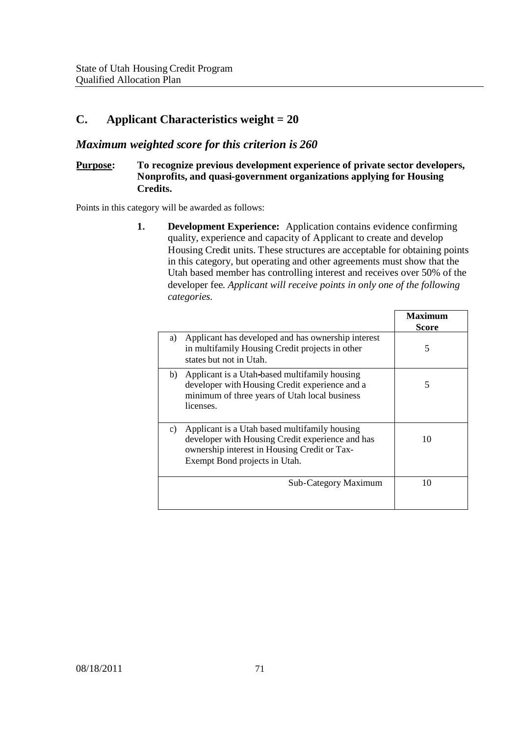## C. Applicant Characteristics weight = 20

### *Maximum weighted score for this criterion is 260*

**Purpose:** **To recognize previous development experience of private sector developers, Nonprofits, and quasi-government organizations applying for Housing Credits.**

Points in this category will be awarded as follows:

**1. Development Experience:** Application contains evidence confirming quality, experience and capacity of Applicant to create and develop Housing Credit units. These structures are acceptable for obtaining points in this category, but operating and other agreements must show that the Utah based member has controlling interest and receives over 50% of the developer fee. *Applicant will receive points in only one of the following categories.*

| | Maximum Score |
|---|---|
| a) Applicant has developed and has ownership interest in multifamily Housing Credit projects in other states but not in Utah. | 5 |
| b) Applicant is a Utah-based multifamily housing developer with Housing Credit experience and a minimum of three years of Utah local business licenses. | 5 |
| c) Applicant is a Utah based multifamily housing developer with Housing Credit experience and has ownership interest in Housing Credit or Tax-Exempt Bond projects in Utah. | 10 |
| Sub-Category Maximum | 10 |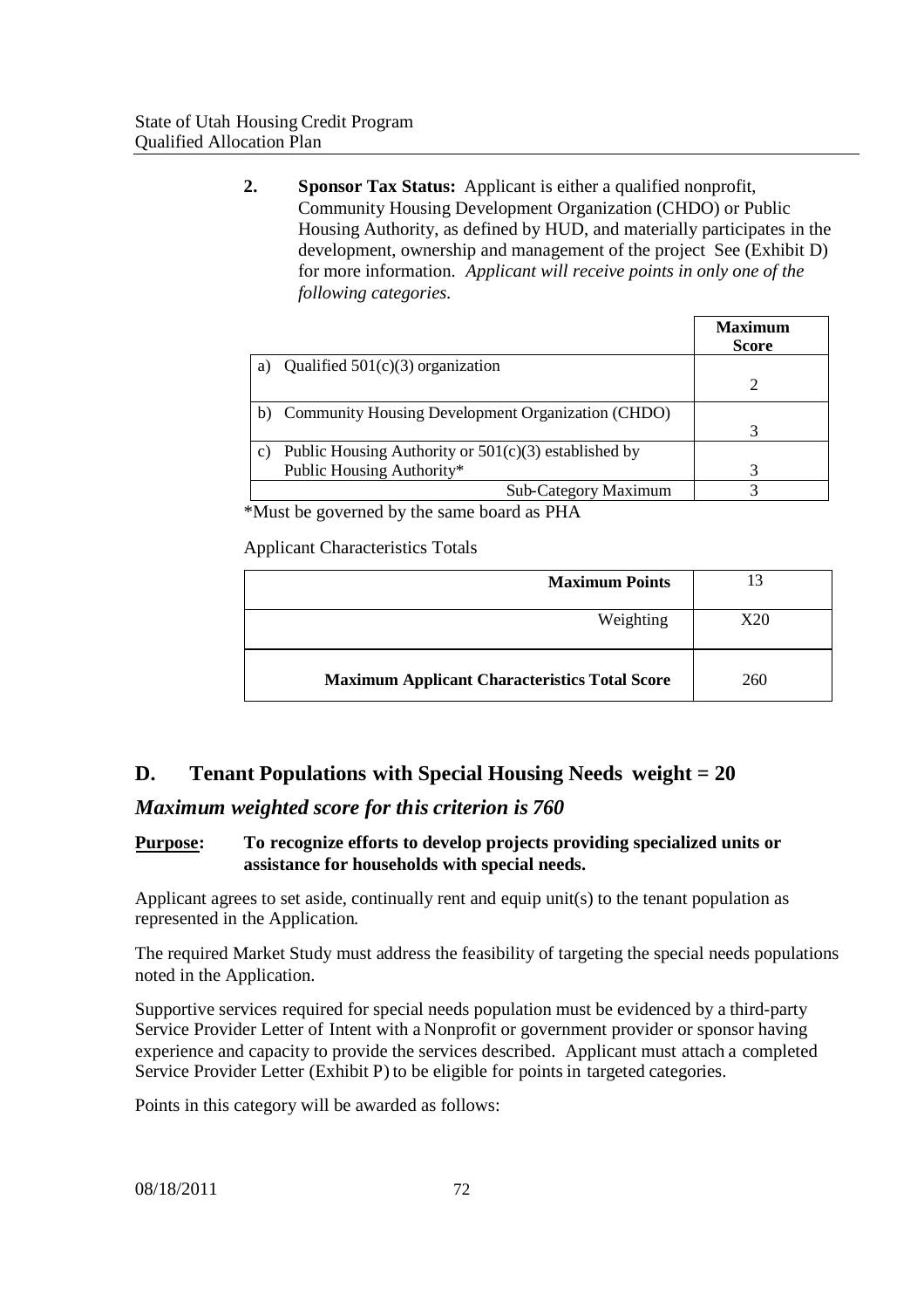**2. Sponsor Tax Status:** Applicant is either a qualified nonprofit, Community Housing Development Organization (CHDO) or Public Housing Authority, as defined by HUD, and materially participates in the development, ownership and management of the project See (Exhibit D) for more information. *Applicant will receive points in only one of the following categories.*

| | Maximum Score |
|---|---|
| a) Qualified 501(c)(3) organization | 2 |
| b) Community Housing Development Organization (CHDO) | 3 |
| c) Public Housing Authority or 501(c)(3) established by Public Housing Authority* | 3 |
| Sub-Category Maximum | 3 |

*Must be governed by the same board as PHA

Applicant Characteristics Totals

| | |
|---|---|
| **Maximum Points** | 13 |
| Weighting | X20 |
| **Maximum Applicant Characteristics Total Score** | 260 |

## D. Tenant Populations with Special Housing Needs weight = 20

### *Maximum weighted score for this criterion is 760*

**Purpose:** **To recognize efforts to develop projects providing specialized units or assistance for households with special needs.**

Applicant agrees to set aside, continually rent and equip unit(s) to the tenant population as represented in the Application.

The required Market Study must address the feasibility of targeting the special needs populations noted in the Application.

Supportive services required for special needs population must be evidenced by a third-party Service Provider Letter of Intent with a Nonprofit or government provider or sponsor having experience and capacity to provide the services described. Applicant must attach a completed Service Provider Letter (Exhibit P) to be eligible for points in targeted categories.

Points in this category will be awarded as follows: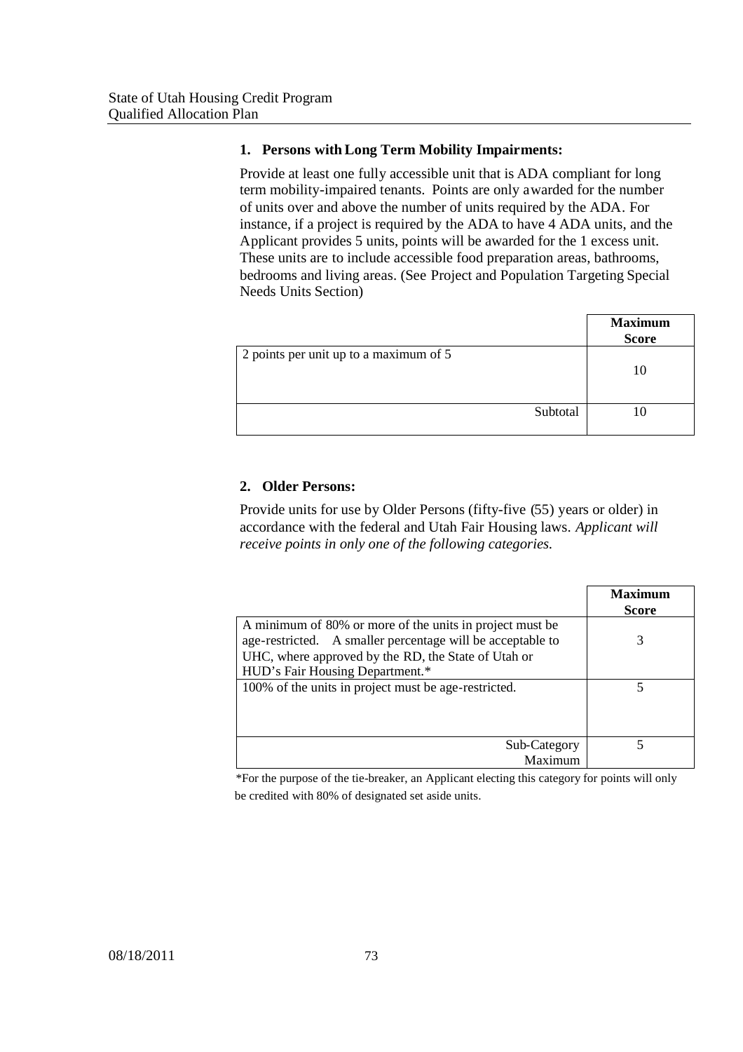## 1. Persons with Long Term Mobility Impairments:

Provide at least one fully accessible unit that is ADA compliant for long term mobility-impaired tenants. Points are only awarded for the number of units over and above the number of units required by the ADA. For instance, if a project is required by the ADA to have 4 ADA units, and the Applicant provides 5 units, points will be awarded for the 1 excess unit. These units are to include accessible food preparation areas, bathrooms, bedrooms and living areas. (See Project and Population Targeting Special Needs Units Section)

| | Maximum Score |
|---|---|
| 2 points per unit up to a maximum of 5 | 10 |
| Subtotal | 10 |

## 2. Older Persons:

Provide units for use by Older Persons (fifty-five (55) years or older) in accordance with the federal and Utah Fair Housing laws. *Applicant will receive points in only one of the following categories.*

| | Maximum Score |
|---|---|
| A minimum of 80% or more of the units in project must be age-restricted. A smaller percentage will be acceptable to UHC, where approved by the RD, the State of Utah or HUD's Fair Housing Department.* | 3 |
| 100% of the units in project must be age-restricted. | 5 |
| Sub-Category Maximum | 5 |

*For the purpose of the tie-breaker, an Applicant electing this category for points will only be credited with 80% of designated set aside units.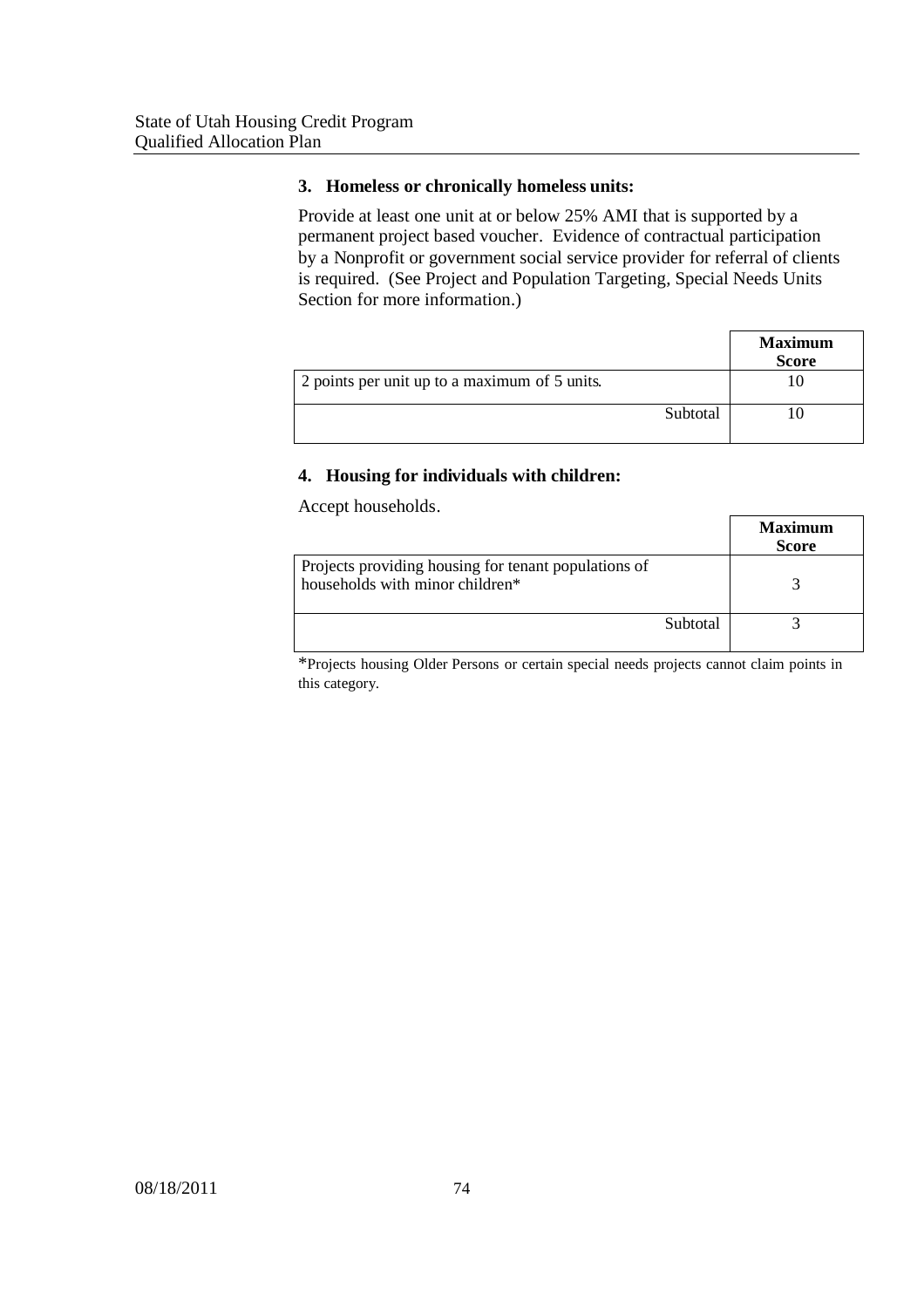### 3. Homeless or chronically homeless units:

Provide at least one unit at or below 25% AMI that is supported by a permanent project based voucher. Evidence of contractual participation by a Nonprofit or government social service provider for referral of clients is required. (See Project and Population Targeting, Special Needs Units Section for more information.)

| | Maximum Score |
|---|---|
| 2 points per unit up to a maximum of 5 units. | 10 |
| Subtotal | 10 |

### 4. Housing for individuals with children:

Accept households.

| | Maximum Score |
|---|---|
| Projects providing housing for tenant populations of households with minor children* | 3 |
| Subtotal | 3 |

*Projects housing Older Persons or certain special needs projects cannot claim points in this category.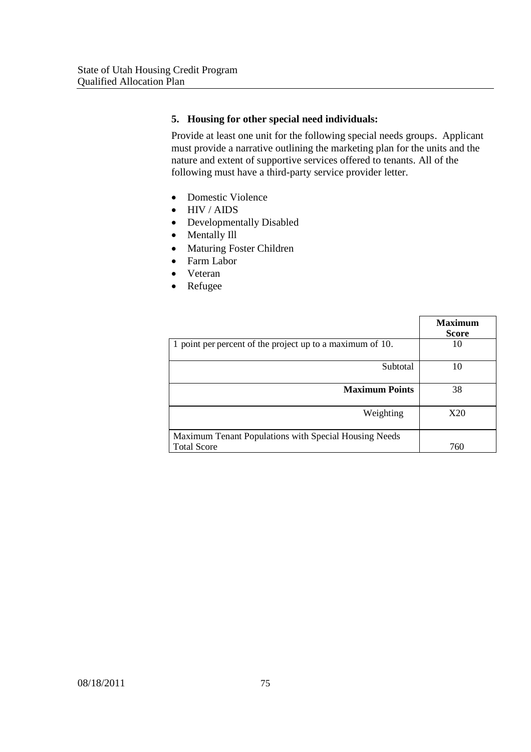### 5. Housing for other special need individuals:

Provide at least one unit for the following special needs groups. Applicant must provide a narrative outlining the marketing plan for the units and the nature and extent of supportive services offered to tenants. All of the following must have a third-party service provider letter.

- Domestic Violence
- HIV / AIDS
- Developmentally Disabled
- Mentally Ill
- Maturing Foster Children
- Farm Labor
- Veteran
- Refugee

| | **Maximum Score** |
|---|---|
| 1 point per percent of the project up to a maximum of 10. | 10 |
| Subtotal | 10 |
| **Maximum Points** | 38 |
| Weighting | X20 |
| Maximum Tenant Populations with Special Housing Needs Total Score | 760 |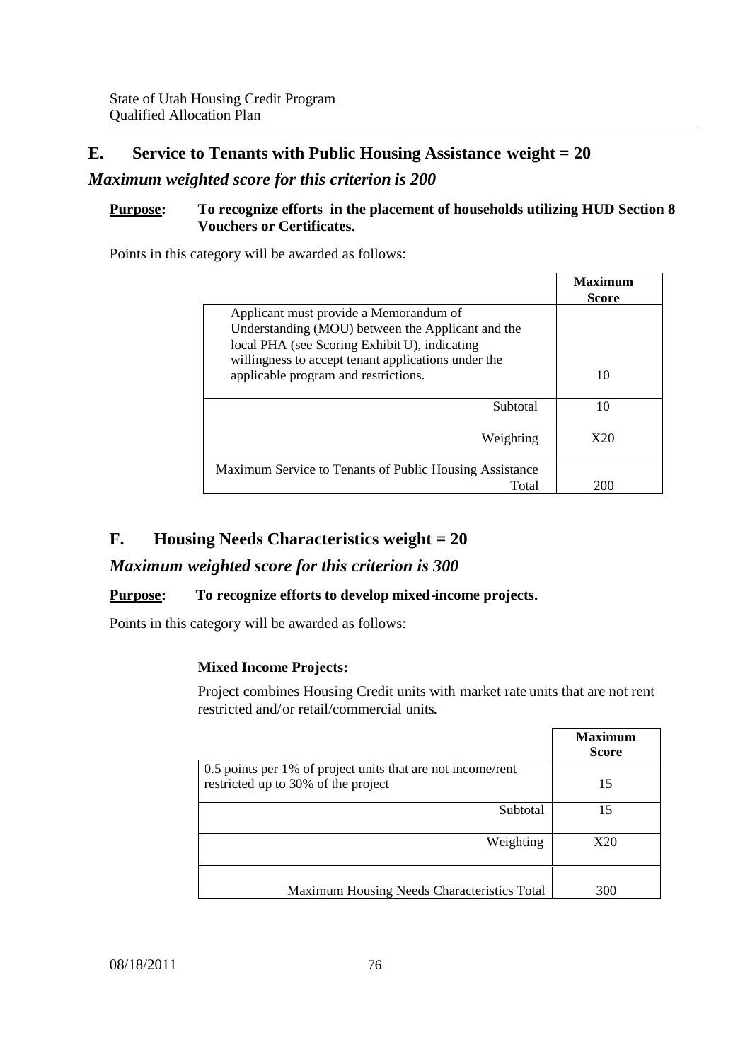## E. Service to Tenants with Public Housing Assistance weight = 20

### *Maximum weighted score for this criterion is 200*

**Purpose: To recognize efforts in the placement of households utilizing HUD Section 8 Vouchers or Certificates.**

Points in this category will be awarded as follows:

| | **Maximum Score** |
|---|---|
| Applicant must provide a Memorandum of Understanding (MOU) between the Applicant and the local PHA (see Scoring Exhibit U), indicating willingness to accept tenant applications under the applicable program and restrictions. | 10 |
| Subtotal | 10 |
| Weighting | X20 |
| Maximum Service to Tenants of Public Housing Assistance Total | 200 |

## F. Housing Needs Characteristics weight = 20

### *Maximum weighted score for this criterion is 300*

**Purpose: To recognize efforts to develop mixed-income projects.**

Points in this category will be awarded as follows:

**Mixed Income Projects:**

Project combines Housing Credit units with market rate units that are not rent restricted and/or retail/commercial units.

| | **Maximum Score** |
|---|---|
| 0.5 points per 1% of project units that are not income/rent restricted up to 30% of the project | 15 |
| Subtotal | 15 |
| Weighting | X20 |
| Maximum Housing Needs Characteristics Total | 300 |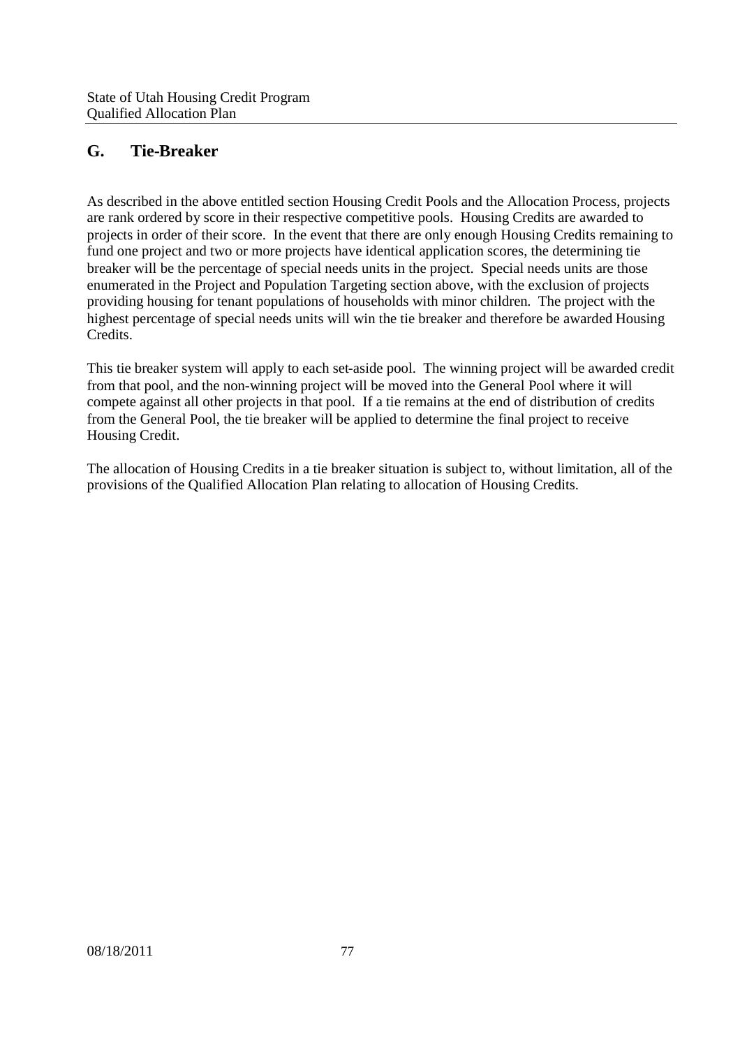## G. Tie-Breaker

As described in the above entitled section Housing Credit Pools and the Allocation Process, projects are rank ordered by score in their respective competitive pools. Housing Credits are awarded to projects in order of their score. In the event that there are only enough Housing Credits remaining to fund one project and two or more projects have identical application scores, the determining tie breaker will be the percentage of special needs units in the project. Special needs units are those enumerated in the Project and Population Targeting section above, with the exclusion of projects providing housing for tenant populations of households with minor children. The project with the highest percentage of special needs units will win the tie breaker and therefore be awarded Housing Credits.

This tie breaker system will apply to each set-aside pool. The winning project will be awarded credit from that pool, and the non-winning project will be moved into the General Pool where it will compete against all other projects in that pool. If a tie remains at the end of distribution of credits from the General Pool, the tie breaker will be applied to determine the final project to receive Housing Credit.

The allocation of Housing Credits in a tie breaker situation is subject to, without limitation, all of the provisions of the Qualified Allocation Plan relating to allocation of Housing Credits.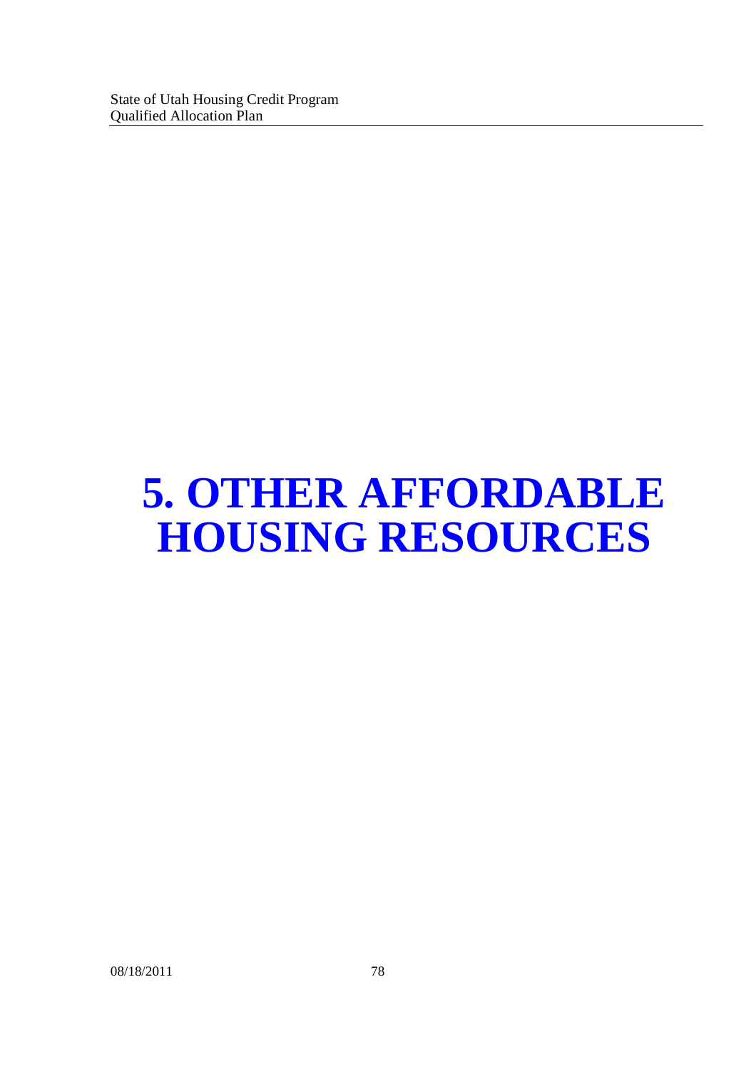# 5. OTHER AFFORDABLE HOUSING RESOURCES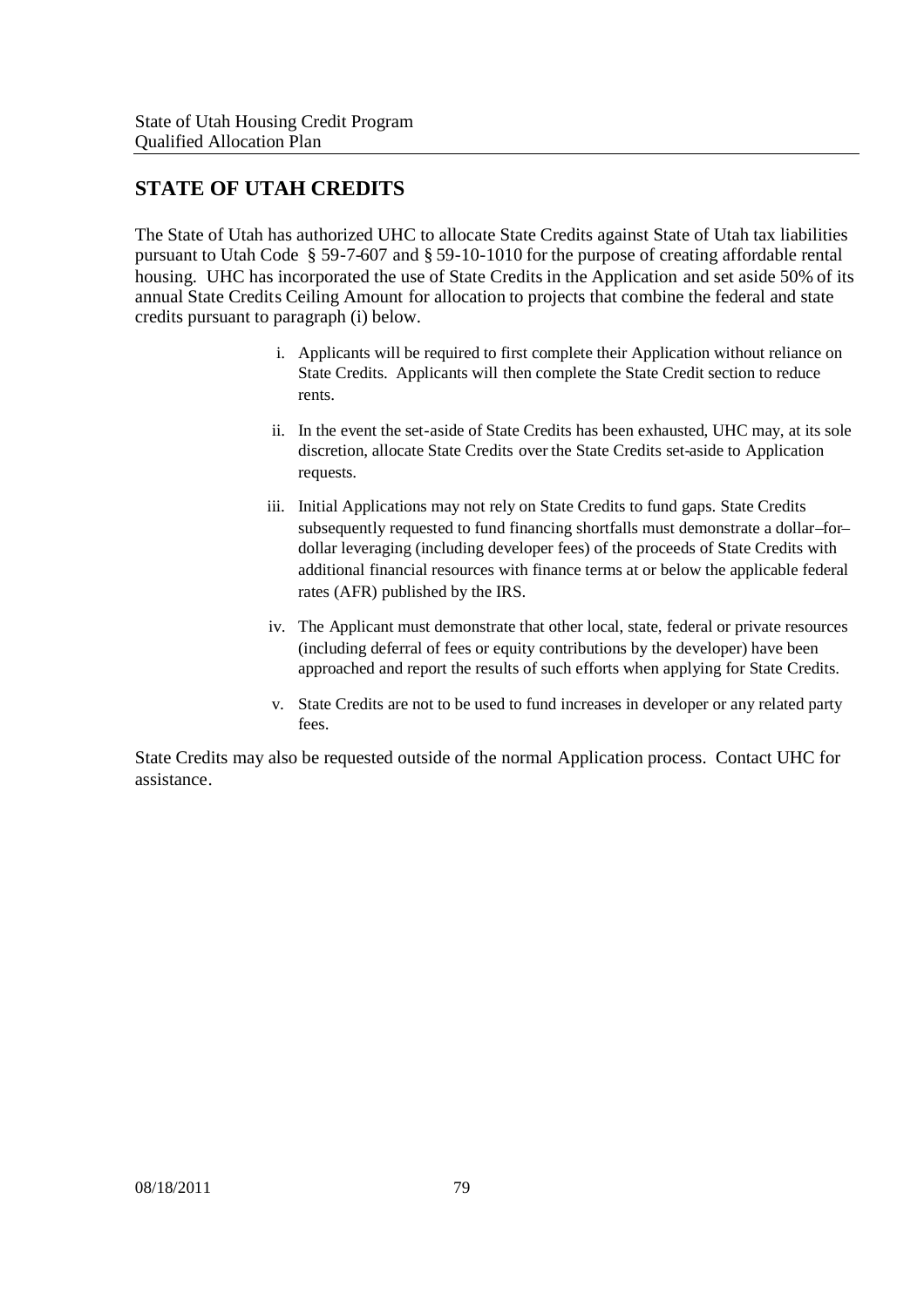## STATE OF UTAH CREDITS

The State of Utah has authorized UHC to allocate State Credits against State of Utah tax liabilities pursuant to Utah Code § 59-7-607 and § 59-10-1010 for the purpose of creating affordable rental housing. UHC has incorporated the use of State Credits in the Application and set aside 50% of its annual State Credits Ceiling Amount for allocation to projects that combine the federal and state credits pursuant to paragraph (i) below.

i. Applicants will be required to first complete their Application without reliance on State Credits. Applicants will then complete the State Credit section to reduce rents.

ii. In the event the set-aside of State Credits has been exhausted, UHC may, at its sole discretion, allocate State Credits over the State Credits set-aside to Application requests.

iii. Initial Applications may not rely on State Credits to fund gaps. State Credits subsequently requested to fund financing shortfalls must demonstrate a dollar–for–dollar leveraging (including developer fees) of the proceeds of State Credits with additional financial resources with finance terms at or below the applicable federal rates (AFR) published by the IRS.

iv. The Applicant must demonstrate that other local, state, federal or private resources (including deferral of fees or equity contributions by the developer) have been approached and report the results of such efforts when applying for State Credits.

v. State Credits are not to be used to fund increases in developer or any related party fees.

State Credits may also be requested outside of the normal Application process. Contact UHC for assistance.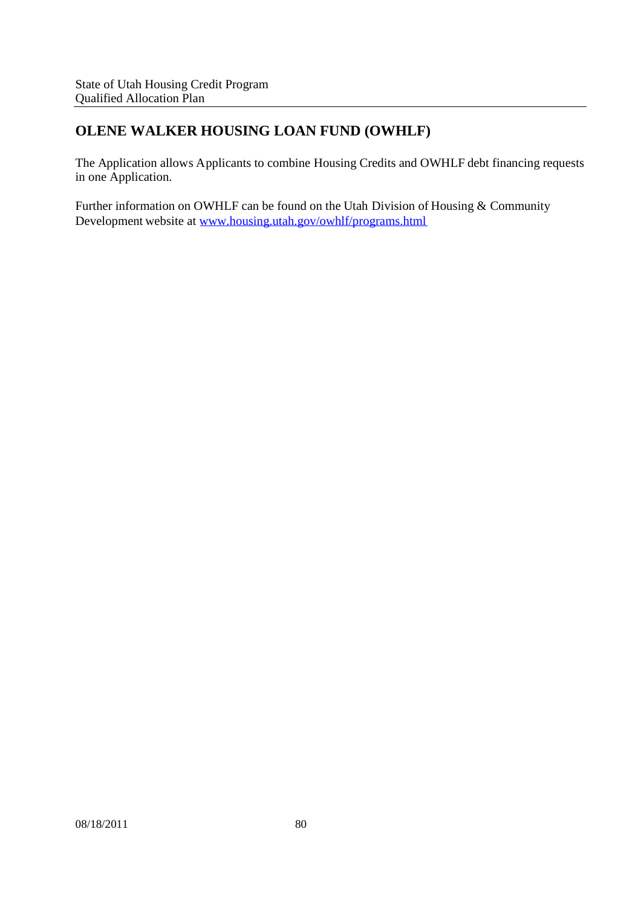## OLENE WALKER HOUSING LOAN FUND (OWHLF)

The Application allows Applicants to combine Housing Credits and OWHLF debt financing requests in one Application.

Further information on OWHLF can be found on the Utah Division of Housing & Community Development website at [www.housing.utah.gov/owhlf/programs.html](www.housing.utah.gov/owhlf/programs.html)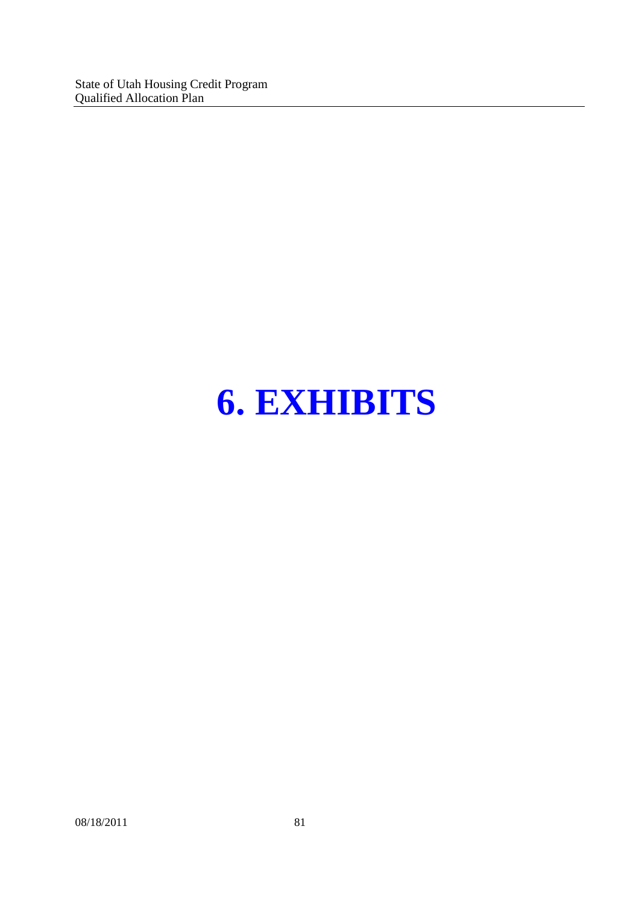# 6. EXHIBITS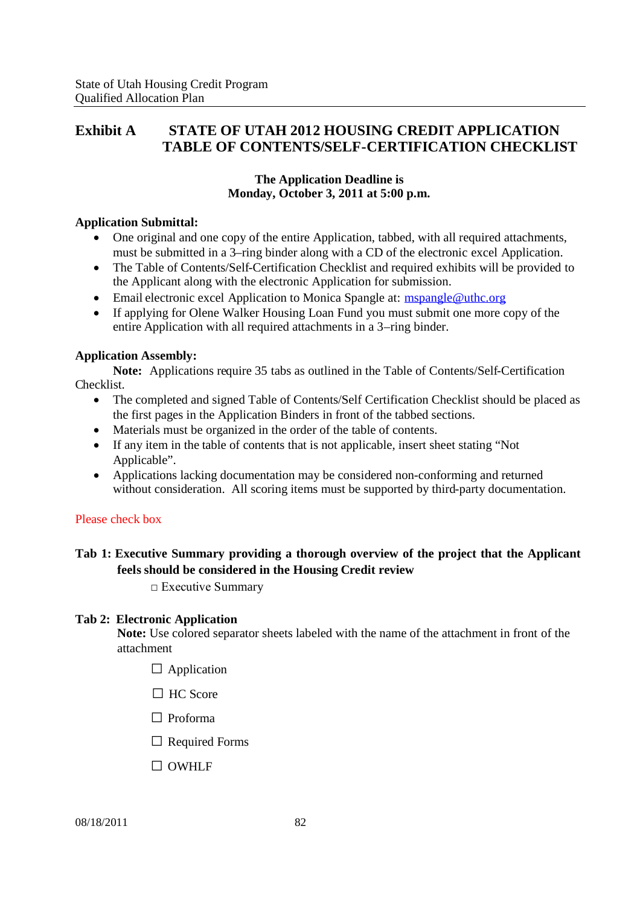## Exhibit A STATE OF UTAH 2012 HOUSING CREDIT APPLICATION TABLE OF CONTENTS/SELF-CERTIFICATION CHECKLIST

**The Application Deadline is**
**Monday, October 3, 2011 at 5:00 p.m.**

**Application Submittal:**

- One original and one copy of the entire Application, tabbed, with all required attachments, must be submitted in a 3–ring binder along with a CD of the electronic excel Application.
- The Table of Contents/Self-Certification Checklist and required exhibits will be provided to the Applicant along with the electronic Application for submission.
- Email electronic excel Application to Monica Spangle at: mspangle@uthc.org
- If applying for Olene Walker Housing Loan Fund you must submit one more copy of the entire Application with all required attachments in a 3–ring binder.

**Application Assembly:**

**Note:** Applications require 35 tabs as outlined in the Table of Contents/Self-Certification Checklist.

- The completed and signed Table of Contents/Self Certification Checklist should be placed as the first pages in the Application Binders in front of the tabbed sections.
- Materials must be organized in the order of the table of contents.
- If any item in the table of contents that is not applicable, insert sheet stating "Not Applicable".
- Applications lacking documentation may be considered non-conforming and returned without consideration. All scoring items must be supported by third-party documentation.

Please check box

**Tab 1: Executive Summary providing a thorough overview of the project that the Applicant feels should be considered in the Housing Credit review**

- ☐ Executive Summary

**Tab 2: Electronic Application**

**Note:** Use colored separator sheets labeled with the name of the attachment in front of the attachment

- ☐ Application
- ☐ HC Score
- ☐ Proforma
- ☐ Required Forms
- ☐ OWHLF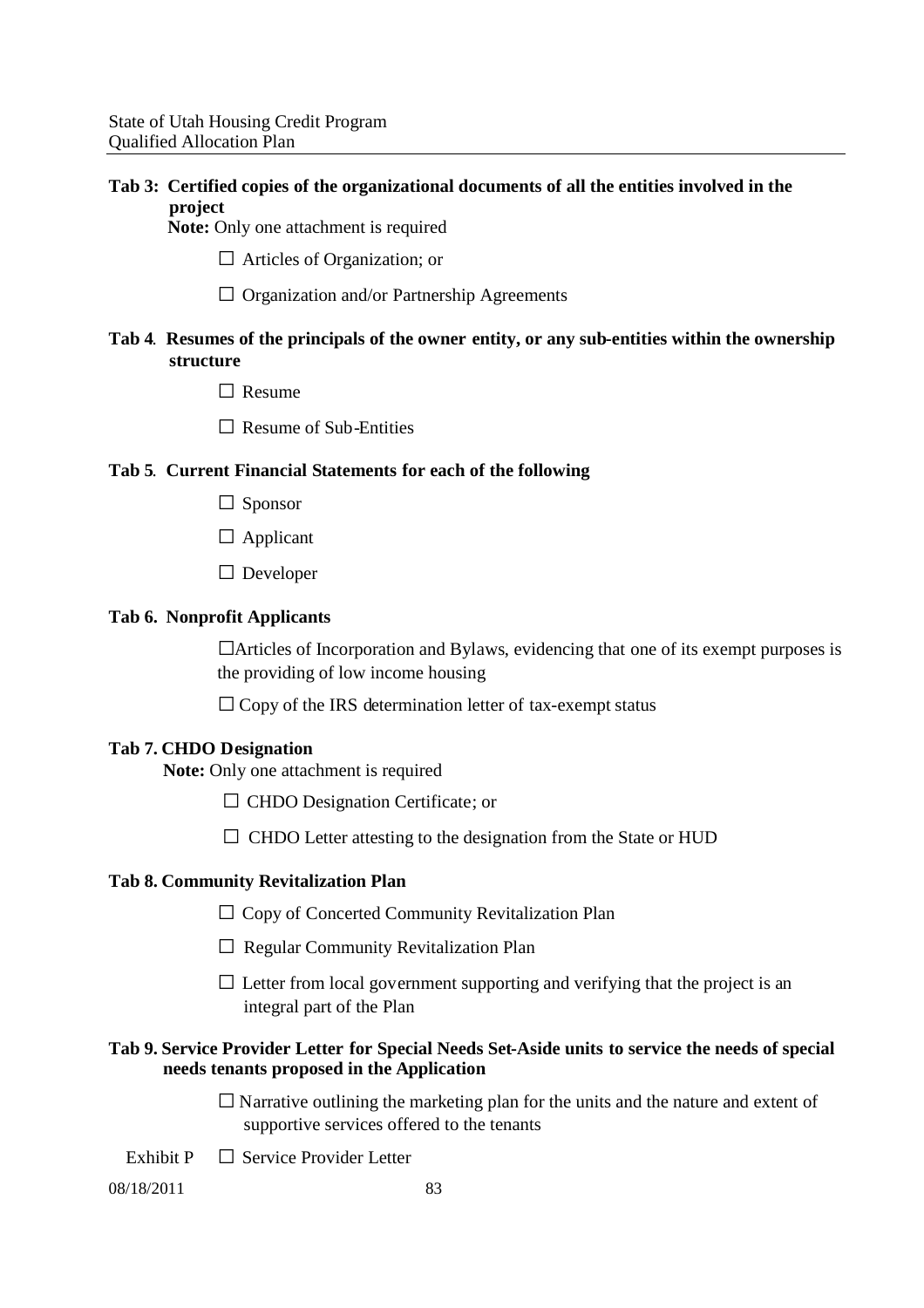**Tab 3: Certified copies of the organizational documents of all the entities involved in the project**

**Note:** Only one attachment is required

☐ Articles of Organization; or

☐ Organization and/or Partnership Agreements

**Tab 4. Resumes of the principals of the owner entity, or any sub-entities within the ownership structure**

☐ Resume

☐ Resume of Sub-Entities

**Tab 5. Current Financial Statements for each of the following**

☐ Sponsor

☐ Applicant

☐ Developer

**Tab 6. Nonprofit Applicants**

☐Articles of Incorporation and Bylaws, evidencing that one of its exempt purposes is the providing of low income housing

☐ Copy of the IRS determination letter of tax-exempt status

**Tab 7. CHDO Designation**

**Note:** Only one attachment is required

☐ CHDO Designation Certificate; or

☐ CHDO Letter attesting to the designation from the State or HUD

**Tab 8. Community Revitalization Plan**

☐ Copy of Concerted Community Revitalization Plan

☐ Regular Community Revitalization Plan

☐ Letter from local government supporting and verifying that the project is an integral part of the Plan

**Tab 9. Service Provider Letter for Special Needs Set-Aside units to service the needs of special needs tenants proposed in the Application**

☐ Narrative outlining the marketing plan for the units and the nature and extent of supportive services offered to the tenants

Exhibit P ☐ Service Provider Letter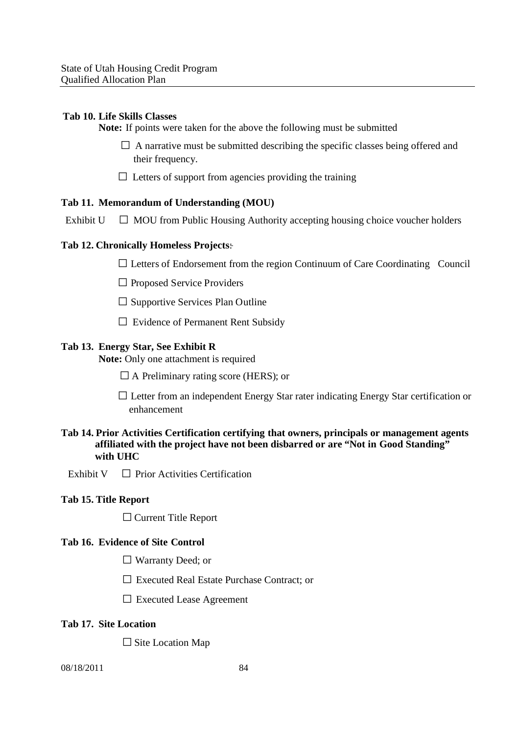**Tab 10. Life Skills Classes**

**Note:** If points were taken for the above the following must be submitted

- ☐ A narrative must be submitted describing the specific classes being offered and their frequency.
- ☐ Letters of support from agencies providing the training

**Tab 11. Memorandum of Understanding (MOU)**

Exhibit U ☐ MOU from Public Housing Authority accepting housing choice voucher holders

**Tab 12. Chronically Homeless Projects:**

- ☐ Letters of Endorsement from the region Continuum of Care Coordinating Council
- ☐ Proposed Service Providers
- ☐ Supportive Services Plan Outline
- ☐ Evidence of Permanent Rent Subsidy

**Tab 13. Energy Star, See Exhibit R**

**Note:** Only one attachment is required

- ☐ A Preliminary rating score (HERS); or
- ☐ Letter from an independent Energy Star rater indicating Energy Star certification or enhancement

**Tab 14. Prior Activities Certification certifying that owners, principals or management agents affiliated with the project have not been disbarred or are "Not in Good Standing" with UHC**

Exhibit V ☐ Prior Activities Certification

**Tab 15. Title Report**

- ☐ Current Title Report

**Tab 16. Evidence of Site Control**

- ☐ Warranty Deed; or
- ☐ Executed Real Estate Purchase Contract; or
- ☐ Executed Lease Agreement

**Tab 17. Site Location**

- ☐ Site Location Map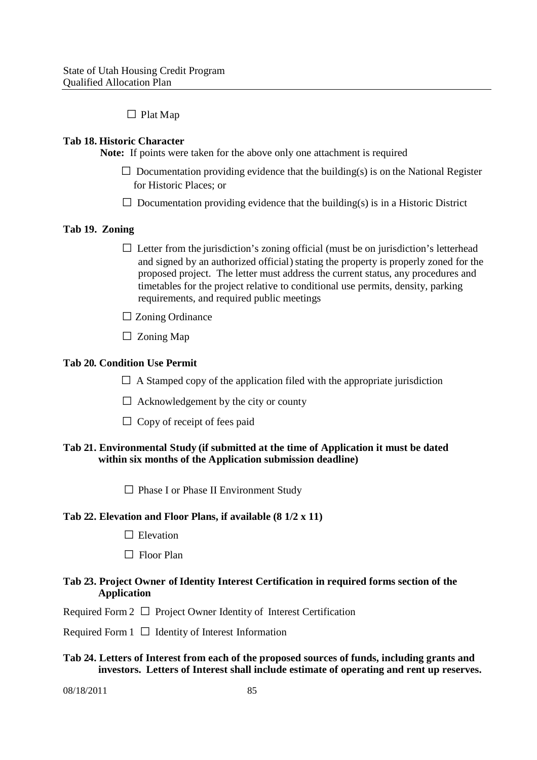☐ Plat Map

**Tab 18. Historic Character**

**Note:** If points were taken for the above only one attachment is required

☐ Documentation providing evidence that the building(s) is on the National Register for Historic Places; or

☐ Documentation providing evidence that the building(s) is in a Historic District

**Tab 19. Zoning**

☐ Letter from the jurisdiction's zoning official (must be on jurisdiction's letterhead and signed by an authorized official) stating the property is properly zoned for the proposed project. The letter must address the current status, any procedures and timetables for the project relative to conditional use permits, density, parking requirements, and required public meetings

☐ Zoning Ordinance

☐ Zoning Map

**Tab 20. Condition Use Permit**

☐ A Stamped copy of the application filed with the appropriate jurisdiction

☐ Acknowledgement by the city or county

☐ Copy of receipt of fees paid

**Tab 21. Environmental Study (if submitted at the time of Application it must be dated within six months of the Application submission deadline)**

☐ Phase I or Phase II Environment Study

**Tab 22. Elevation and Floor Plans, if available (8 1/2 x 11)**

☐ Elevation

☐ Floor Plan

**Tab 23. Project Owner of Identity Interest Certification in required forms section of the Application**

Required Form 2 ☐ Project Owner Identity of Interest Certification

Required Form 1 ☐ Identity of Interest Information

**Tab 24. Letters of Interest from each of the proposed sources of funds, including grants and investors. Letters of Interest shall include estimate of operating and rent up reserves.**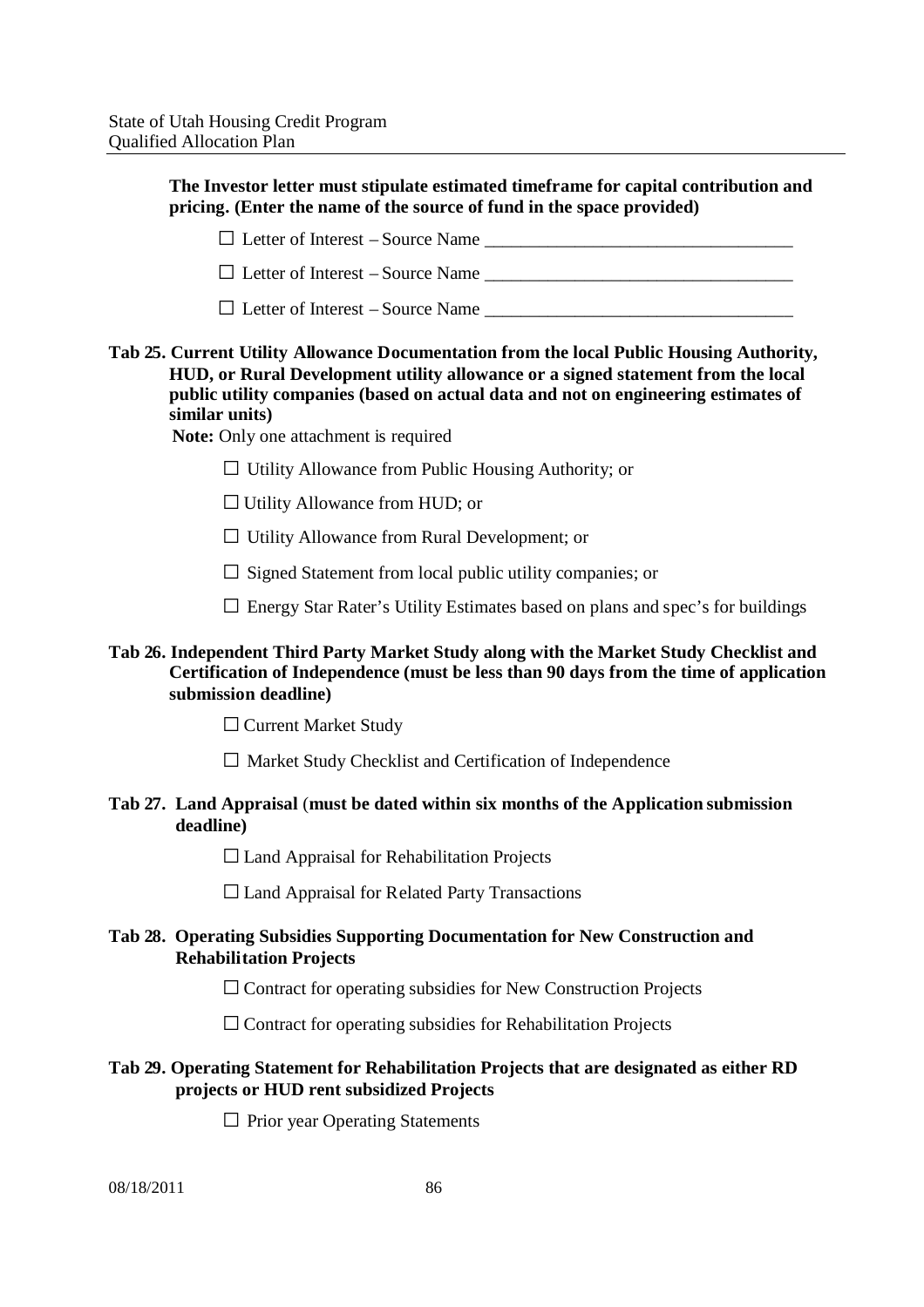**The Investor letter must stipulate estimated timeframe for capital contribution and pricing. (Enter the name of the source of fund in the space provided)**

☐ Letter of Interest – Source Name ___________________________________

☐ Letter of Interest – Source Name ___________________________________

☐ Letter of Interest – Source Name ___________________________________

**Tab 25. Current Utility Allowance Documentation from the local Public Housing Authority, HUD, or Rural Development utility allowance or a signed statement from the local public utility companies (based on actual data and not on engineering estimates of similar units)**

**Note:** Only one attachment is required

☐ Utility Allowance from Public Housing Authority; or

☐ Utility Allowance from HUD; or

☐ Utility Allowance from Rural Development; or

☐ Signed Statement from local public utility companies; or

☐ Energy Star Rater's Utility Estimates based on plans and spec's for buildings

**Tab 26. Independent Third Party Market Study along with the Market Study Checklist and Certification of Independence (must be less than 90 days from the time of application submission deadline)**

☐ Current Market Study

☐ Market Study Checklist and Certification of Independence

**Tab 27. Land Appraisal (must be dated within six months of the Application submission deadline)**

☐ Land Appraisal for Rehabilitation Projects

☐ Land Appraisal for Related Party Transactions

**Tab 28. Operating Subsidies Supporting Documentation for New Construction and Rehabilitation Projects**

☐ Contract for operating subsidies for New Construction Projects

☐ Contract for operating subsidies for Rehabilitation Projects

**Tab 29. Operating Statement for Rehabilitation Projects that are designated as either RD projects or HUD rent subsidized Projects**

☐ Prior year Operating Statements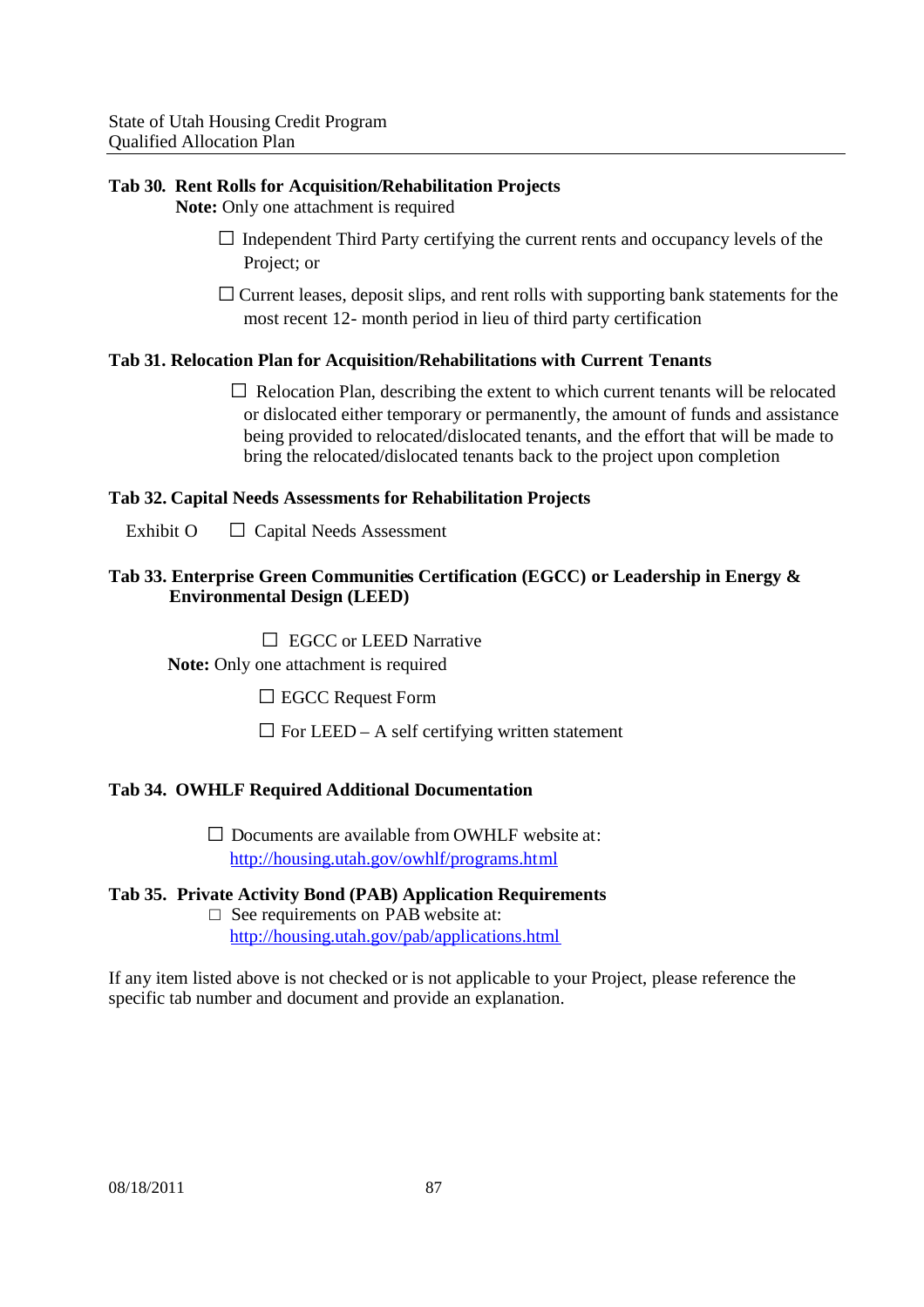**Tab 30. Rent Rolls for Acquisition/Rehabilitation Projects**

**Note:** Only one attachment is required

- ☐ Independent Third Party certifying the current rents and occupancy levels of the Project; or
- ☐ Current leases, deposit slips, and rent rolls with supporting bank statements for the most recent 12- month period in lieu of third party certification

**Tab 31. Relocation Plan for Acquisition/Rehabilitations with Current Tenants**

- ☐ Relocation Plan, describing the extent to which current tenants will be relocated or dislocated either temporary or permanently, the amount of funds and assistance being provided to relocated/dislocated tenants, and the effort that will be made to bring the relocated/dislocated tenants back to the project upon completion

**Tab 32. Capital Needs Assessments for Rehabilitation Projects**

Exhibit O ☐ Capital Needs Assessment

**Tab 33. Enterprise Green Communities Certification (EGCC) or Leadership in Energy & Environmental Design (LEED)**

- ☐ EGCC or LEED Narrative

**Note:** Only one attachment is required

- ☐ EGCC Request Form
- ☐ For LEED – A self certifying written statement

**Tab 34. OWHLF Required Additional Documentation**

- ☐ Documents are available from OWHLF website at: http://housing.utah.gov/owhlf/programs.html

**Tab 35. Private Activity Bond (PAB) Application Requirements**

- ☐ See requirements on PAB website at: http://housing.utah.gov/pab/applications.html

If any item listed above is not checked or is not applicable to your Project, please reference the specific tab number and document and provide an explanation.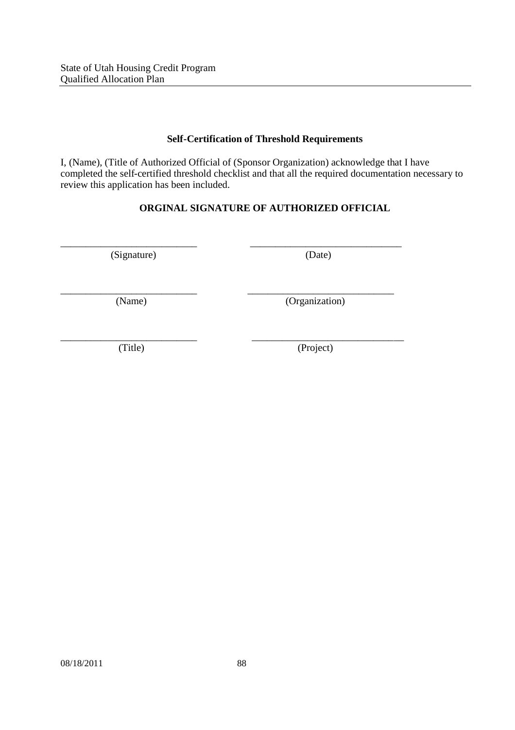## Self-Certification of Threshold Requirements

I, (Name), (Title of Authorized Official of (Sponsor Organization) acknowledge that I have completed the self-certified threshold checklist and that all the required documentation necessary to review this application has been included.

**ORGINAL SIGNATURE OF AUTHORIZED OFFICIAL**

| | |
|---|---|
| \_\_\_\_\_\_\_\_\_\_\_\_\_\_\_\_\_\_\_\_\_\_\_\_\_\_\_ | \_\_\_\_\_\_\_\_\_\_\_\_\_\_\_\_\_\_\_\_\_\_\_\_\_\_\_\_\_\_ |
| (Signature) | (Date) |
| \_\_\_\_\_\_\_\_\_\_\_\_\_\_\_\_\_\_\_\_\_\_\_\_\_\_\_ | \_\_\_\_\_\_\_\_\_\_\_\_\_\_\_\_\_\_\_\_\_\_\_\_\_\_\_\_\_ |
| (Name) | (Organization) |
| \_\_\_\_\_\_\_\_\_\_\_\_\_\_\_\_\_\_\_\_\_\_\_\_\_\_\_ | \_\_\_\_\_\_\_\_\_\_\_\_\_\_\_\_\_\_\_\_\_\_\_\_\_\_\_\_\_\_ |
| (Title) | (Project) |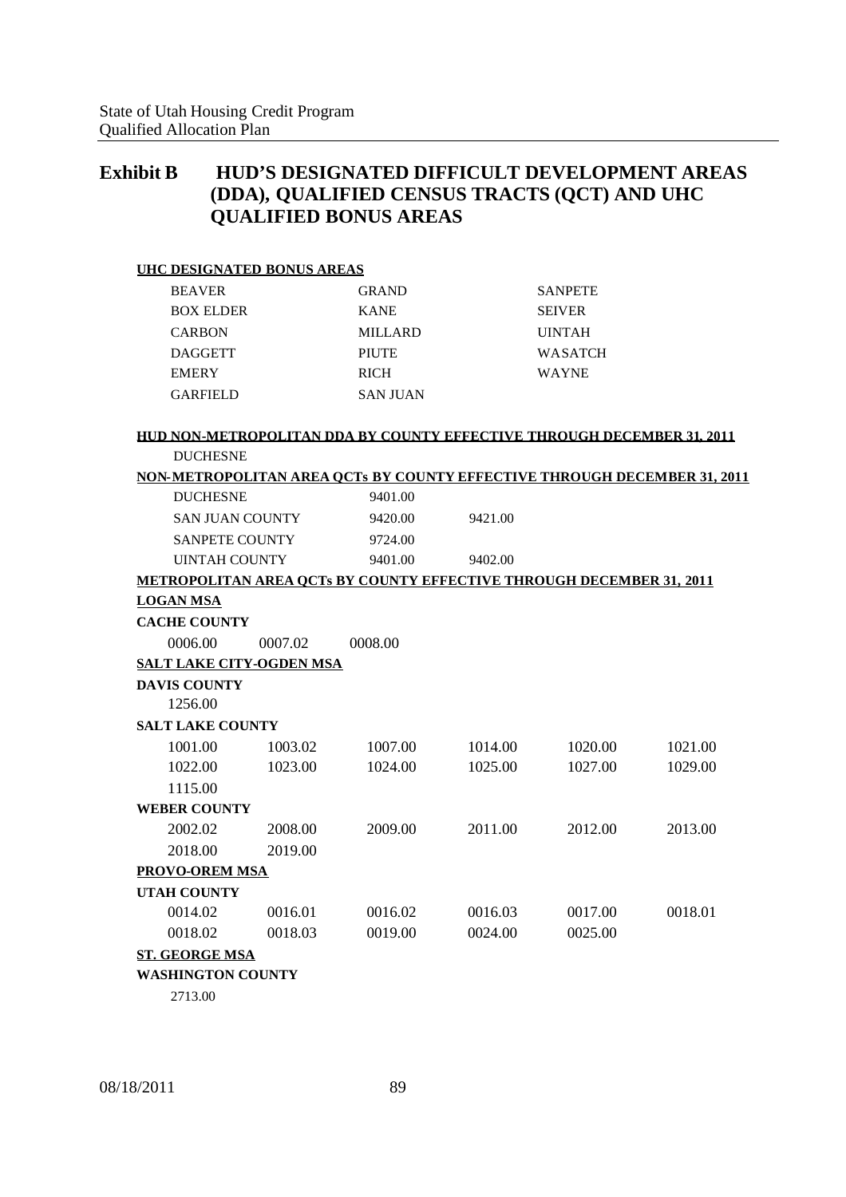## Exhibit B HUD'S DESIGNATED DIFFICULT DEVELOPMENT AREAS (DDA), QUALIFIED CENSUS TRACTS (QCT) AND UHC QUALIFIED BONUS AREAS

**UHC DESIGNATED BONUS AREAS**

| | | |
|---|---|---|
| BEAVER | GRAND | SANPETE |
| BOX ELDER | KANE | SEIVER |
| CARBON | MILLARD | UINTAH |
| DAGGETT | PIUTE | WASATCH |
| EMERY | RICH | WAYNE |
| GARFIELD | SAN JUAN | |

**HUD NON-METROPOLITAN DDA BY COUNTY EFFECTIVE THROUGH DECEMBER 31, 2011**

DUCHESNE

**NON-METROPOLITAN AREA QCTs BY COUNTY EFFECTIVE THROUGH DECEMBER 31, 2011**

| | | |
|---|---|---|
| DUCHESNE | 9401.00 | |
| SAN JUAN COUNTY | 9420.00 | 9421.00 |
| SANPETE COUNTY | 9724.00 | |
| UINTAH COUNTY | 9401.00 | 9402.00 |

**METROPOLITAN AREA QCTs BY COUNTY EFFECTIVE THROUGH DECEMBER 31, 2011**

**LOGAN MSA**

**CACHE COUNTY**

0006.00 0007.02 0008.00

**SALT LAKE CITY-OGDEN MSA**

**DAVIS COUNTY**

1256.00

**SALT LAKE COUNTY**

| | | | | | |
|---|---|---|---|---|---|
| 1001.00 | 1003.02 | 1007.00 | 1014.00 | 1020.00 | 1021.00 |
| 1022.00 | 1023.00 | 1024.00 | 1025.00 | 1027.00 | 1029.00 |
| 1115.00 | | | | | |

**WEBER COUNTY**

| | | | | | |
|---|---|---|---|---|---|
| 2002.02 | 2008.00 | 2009.00 | 2011.00 | 2012.00 | 2013.00 |
| 2018.00 | 2019.00 | | | | |

**PROVO-OREM MSA**

**UTAH COUNTY**

| | | | | | |
|---|---|---|---|---|---|
| 0014.02 | 0016.01 | 0016.02 | 0016.03 | 0017.00 | 0018.01 |
| 0018.02 | 0018.03 | 0019.00 | 0024.00 | 0025.00 | |

**ST. GEORGE MSA**

**WASHINGTON COUNTY**

2713.00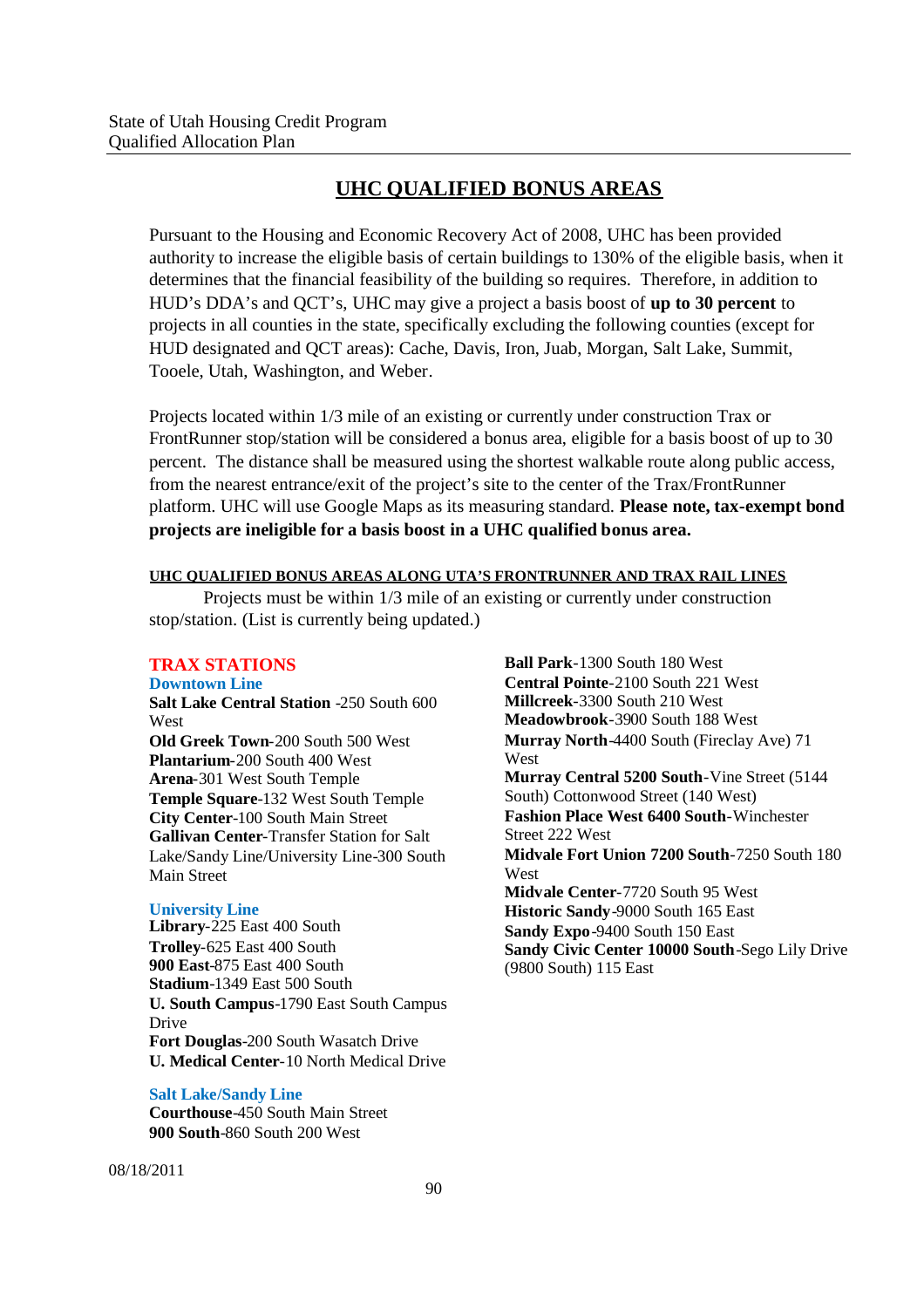## UHC QUALIFIED BONUS AREAS

Pursuant to the Housing and Economic Recovery Act of 2008, UHC has been provided authority to increase the eligible basis of certain buildings to 130% of the eligible basis, when it determines that the financial feasibility of the building so requires. Therefore, in addition to HUD's DDA's and QCT's, UHC may give a project a basis boost of **up to 30 percent** to projects in all counties in the state, specifically excluding the following counties (except for HUD designated and QCT areas): Cache, Davis, Iron, Juab, Morgan, Salt Lake, Summit, Tooele, Utah, Washington, and Weber.

Projects located within 1/3 mile of an existing or currently under construction Trax or FrontRunner stop/station will be considered a bonus area, eligible for a basis boost of up to 30 percent. The distance shall be measured using the shortest walkable route along public access, from the nearest entrance/exit of the project's site to the center of the Trax/FrontRunner platform. UHC will use Google Maps as its measuring standard. **Please note, tax-exempt bond projects are ineligible for a basis boost in a UHC qualified bonus area.**

### UHC QUALIFIED BONUS AREAS ALONG UTA'S FRONTRUNNER AND TRAX RAIL LINES

Projects must be within 1/3 mile of an existing or currently under construction stop/station. (List is currently being updated.)

### TRAX STATIONS

#### Downtown Line

**Salt Lake Central Station** -250 South 600 West
**Old Greek Town**-200 South 500 West
**Plantarium**-200 South 400 West
**Arena**-301 West South Temple
**Temple Square**-132 West South Temple
**City Center**-100 South Main Street
**Gallivan Center**-Transfer Station for Salt Lake/Sandy Line/University Line-300 South Main Street

#### University Line

**Library**-225 East 400 South
**Trolley**-625 East 400 South
**900 East**-875 East 400 South
**Stadium**-1349 East 500 South
**U. South Campus**-1790 East South Campus Drive
**Fort Douglas**-200 South Wasatch Drive
**U. Medical Center**-10 North Medical Drive

#### Salt Lake/Sandy Line

**Courthouse**-450 South Main Street
**900 South**-860 South 200 West
**Ball Park**-1300 South 180 West
**Central Pointe**-2100 South 221 West
**Millcreek**-3300 South 210 West
**Meadowbrook**-3900 South 188 West
**Murray North**-4400 South (Fireclay Ave) 71 West
**Murray Central 5200 South**-Vine Street (5144 South) Cottonwood Street (140 West)
**Fashion Place West 6400 South**-Winchester Street 222 West
**Midvale Fort Union 7200 South**-7250 South 180 West
**Midvale Center**-7720 South 95 West
**Historic Sandy**-9000 South 165 East
**Sandy Expo**-9400 South 150 East
**Sandy Civic Center 10000 South**-Sego Lily Drive (9800 South) 115 East

08/18/2011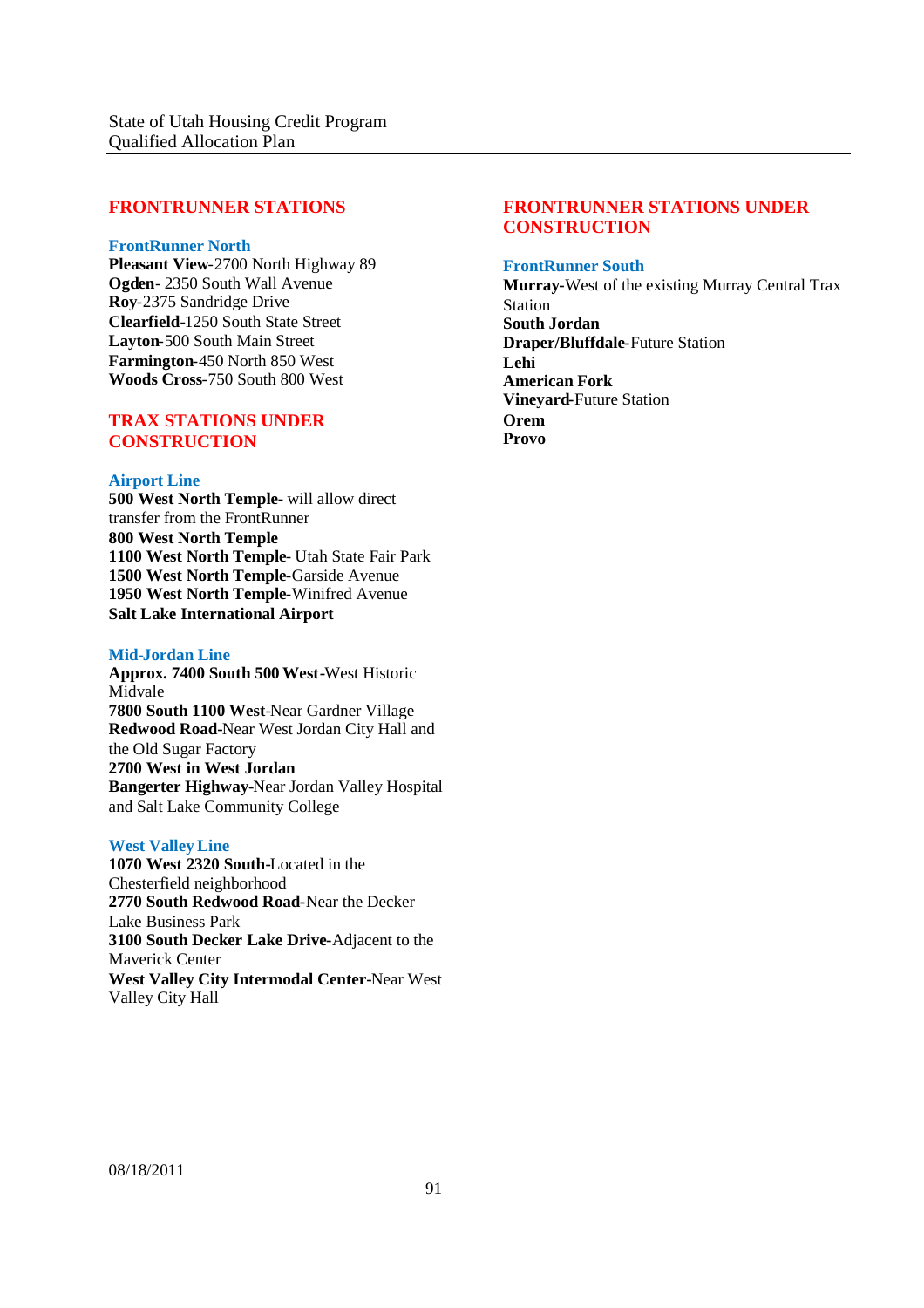## FRONTRUNNER STATIONS

### FrontRunner North

**Pleasant View**-2700 North Highway 89
**Ogden**- 2350 South Wall Avenue
**Roy**-2375 Sandridge Drive
**Clearfield**-1250 South State Street
**Layton**-500 South Main Street
**Farmington**-450 North 850 West
**Woods Cross**-750 South 800 West

## TRAX STATIONS UNDER CONSTRUCTION

### Airport Line

**500 West North Temple**- will allow direct transfer from the FrontRunner
**800 West North Temple**
**1100 West North Temple**- Utah State Fair Park
**1500 West North Temple**-Garside Avenue
**1950 West North Temple**-Winifred Avenue
**Salt Lake International Airport**

### Mid-Jordan Line

**Approx. 7400 South 500 West**-West Historic Midvale
**7800 South 1100 West**-Near Gardner Village
**Redwood Road**-Near West Jordan City Hall and the Old Sugar Factory
**2700 West in West Jordan**
**Bangerter Highway**-Near Jordan Valley Hospital and Salt Lake Community College

### West Valley Line

**1070 West 2320 South**-Located in the Chesterfield neighborhood
**2770 South Redwood Road**-Near the Decker Lake Business Park
**3100 South Decker Lake Drive**-Adjacent to the Maverick Center
**West Valley City Intermodal Center**-Near West Valley City Hall

## FRONTRUNNER STATIONS UNDER CONSTRUCTION

### FrontRunner South

**Murray**-West of the existing Murray Central Trax Station
**South Jordan**
**Draper/Bluffdale**-Future Station
**Lehi**
**American Fork**
**Vineyard**-Future Station
**Orem**
**Provo**

08/18/2011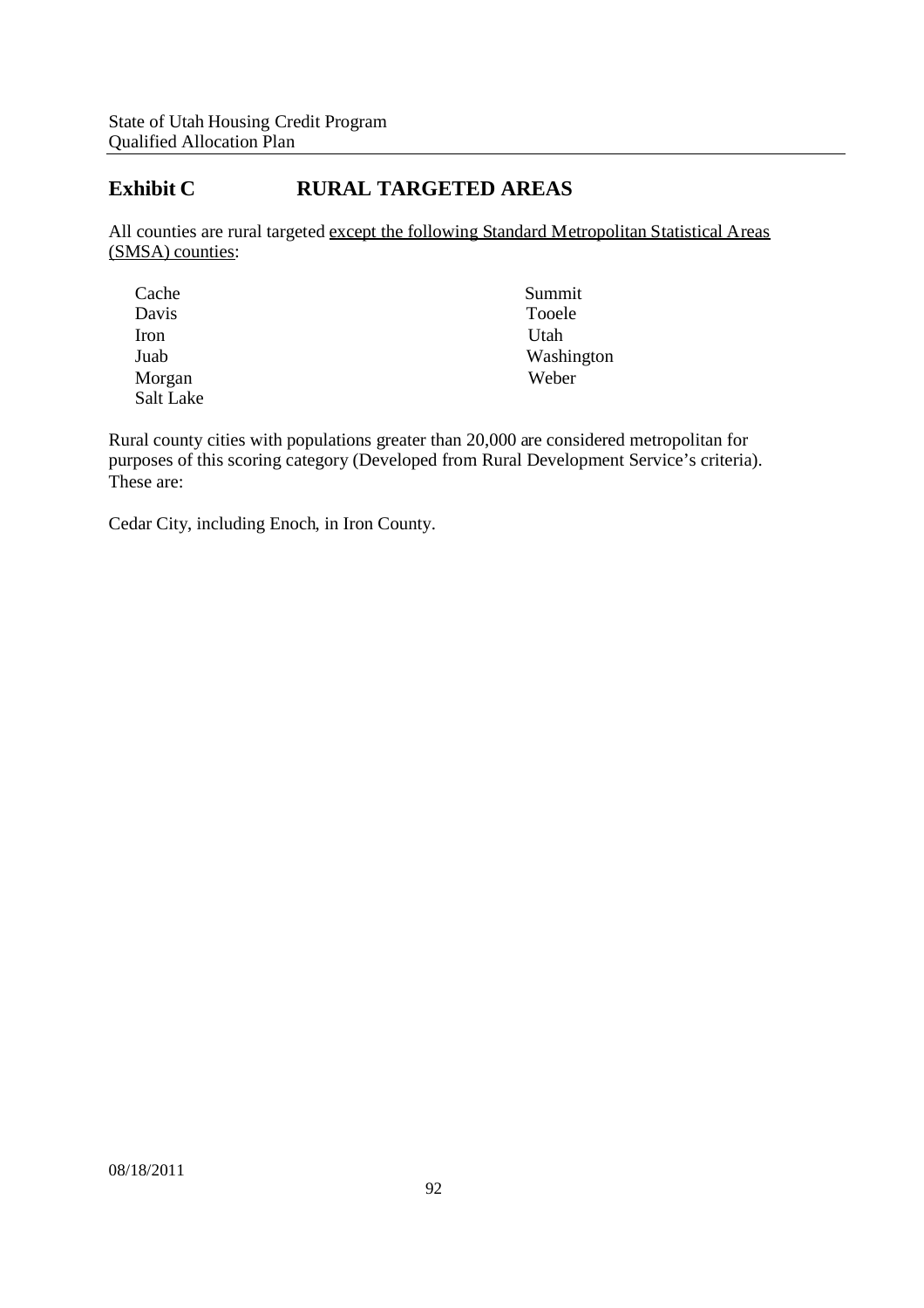# Exhibit C RURAL TARGETED AREAS

All counties are rural targeted <u>except the following Standard Metropolitan Statistical Areas (SMSA) counties</u>:

| | |
|---|---|
| Cache | Summit |
| Davis | Tooele |
| Iron | Utah |
| Juab | Washington |
| Morgan | Weber |
| Salt Lake | |

Rural county cities with populations greater than 20,000 are considered metropolitan for purposes of this scoring category (Developed from Rural Development Service's criteria). These are:

Cedar City, including Enoch, in Iron County.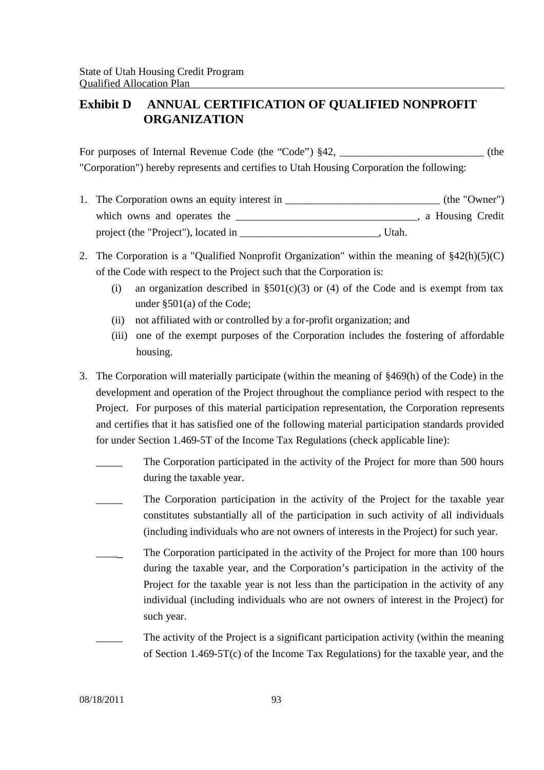## Exhibit D ANNUAL CERTIFICATION OF QUALIFIED NONPROFIT ORGANIZATION

For purposes of Internal Revenue Code (the "Code") §42, ___________________________ (the "Corporation") hereby represents and certifies to Utah Housing Corporation the following:

1. The Corporation owns an equity interest in _____________________________ (the "Owner") which owns and operates the __________________________________, a Housing Credit project (the "Project"), located in __________________________, Utah.

2. The Corporation is a "Qualified Nonprofit Organization" within the meaning of §42(h)(5)(C) of the Code with respect to the Project such that the Corporation is:
   - (i) an organization described in §501(c)(3) or (4) of the Code and is exempt from tax under §501(a) of the Code;
   - (ii) not affiliated with or controlled by a for-profit organization; and
   - (iii) one of the exempt purposes of the Corporation includes the fostering of affordable housing.

3. The Corporation will materially participate (within the meaning of §469(h) of the Code) in the development and operation of the Project throughout the compliance period with respect to the Project. For purposes of this material participation representation, the Corporation represents and certifies that it has satisfied one of the following material participation standards provided for under Section 1.469-5T of the Income Tax Regulations (check applicable line):

   _____ The Corporation participated in the activity of the Project for more than 500 hours during the taxable year.

   _____ The Corporation participation in the activity of the Project for the taxable year constitutes substantially all of the participation in such activity of all individuals (including individuals who are not owners of interests in the Project) for such year.

   _____ The Corporation participated in the activity of the Project for more than 100 hours during the taxable year, and the Corporation's participation in the activity of the Project for the taxable year is not less than the participation in the activity of any individual (including individuals who are not owners of interest in the Project) for such year.

   _____ The activity of the Project is a significant participation activity (within the meaning of Section 1.469-5T(c) of the Income Tax Regulations) for the taxable year, and the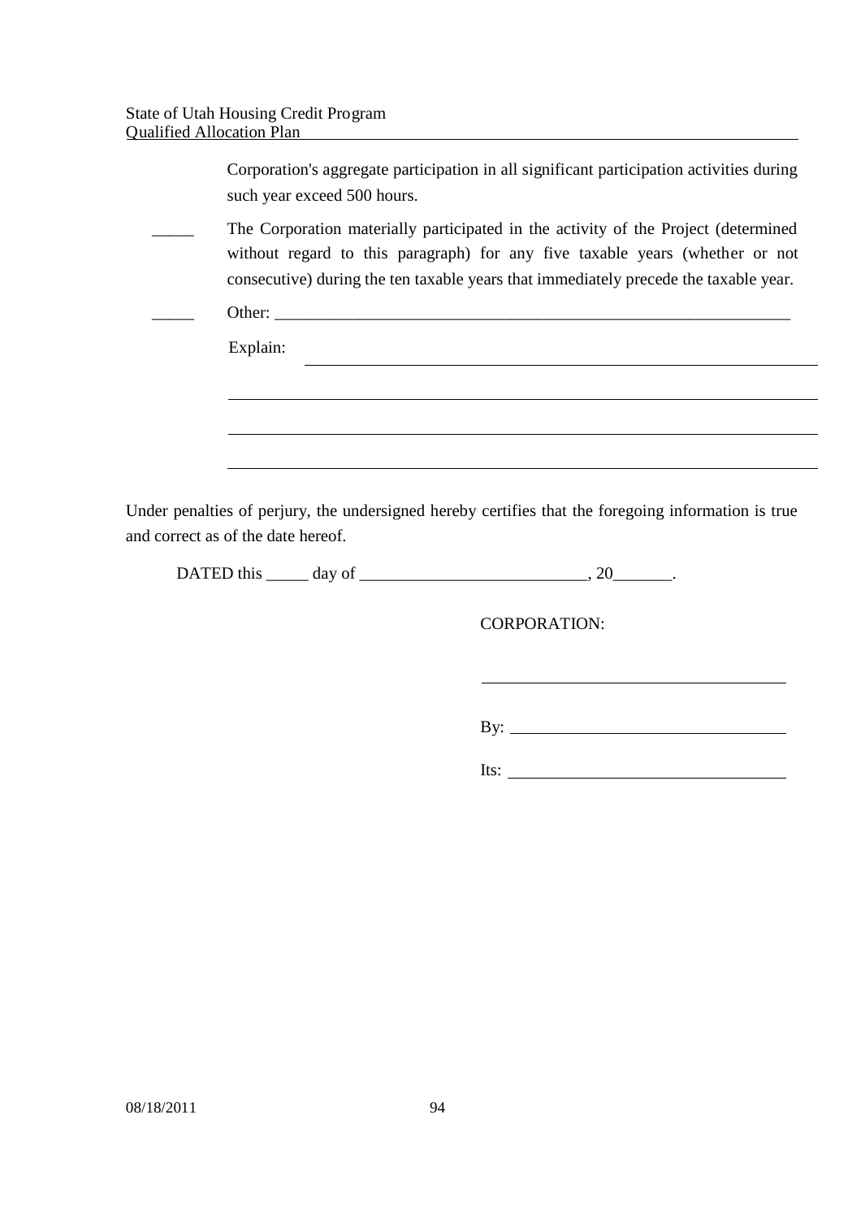Corporation's aggregate participation in all significant participation activities during such year exceed 500 hours.

_____ The Corporation materially participated in the activity of the Project (determined without regard to this paragraph) for any five taxable years (whether or not consecutive) during the ten taxable years that immediately precede the taxable year.

_____ Other: _______________________________________________________________

Explain: _______________________________________________________________

_______________________________________________________________

_______________________________________________________________

_______________________________________________________________

Under penalties of perjury, the undersigned hereby certifies that the foregoing information is true and correct as of the date hereof.

DATED this _____ day of ___________________________, 20_______.

CORPORATION:

___________________________________

By: _________________________________

Its: _________________________________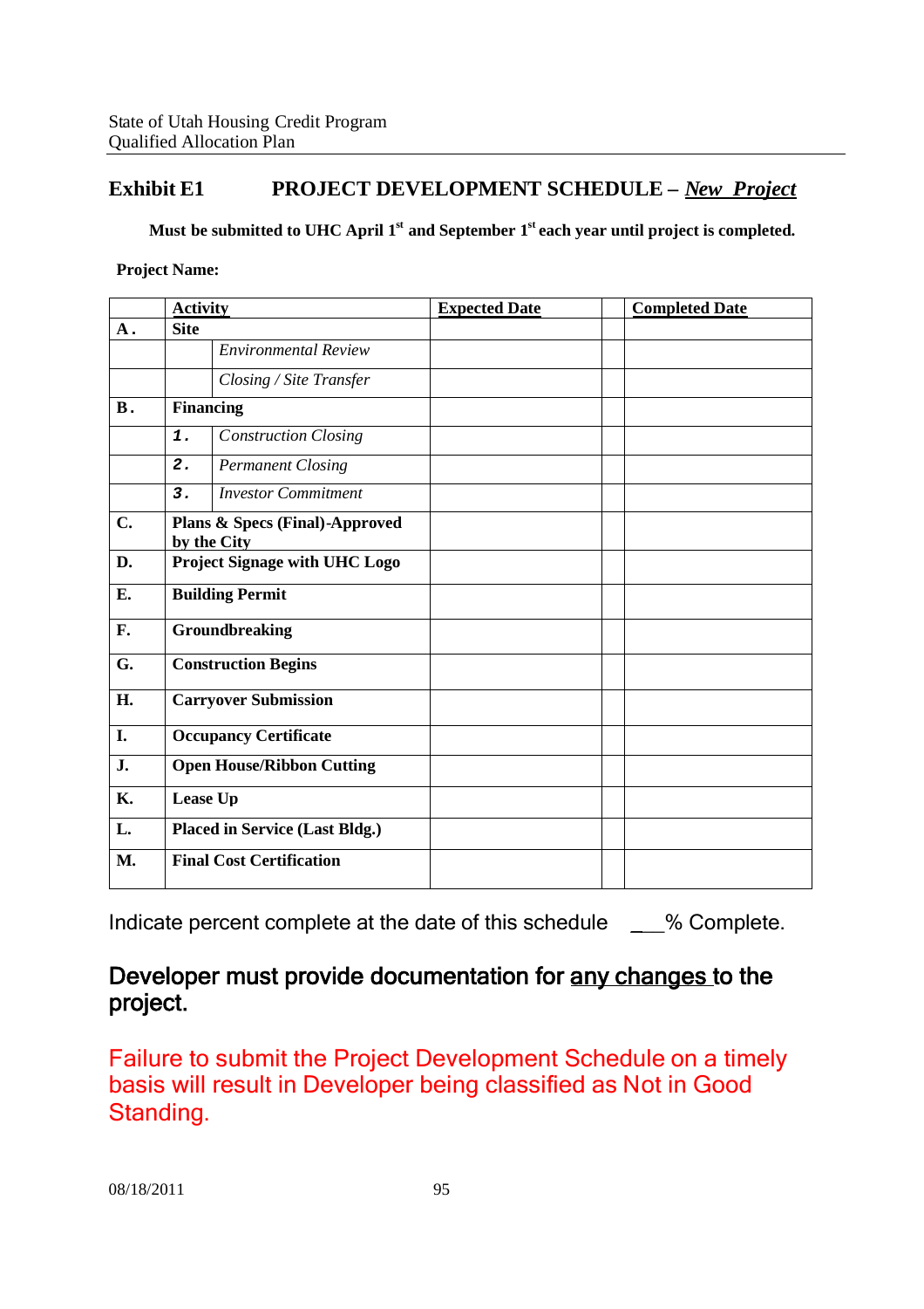## Exhibit E1 PROJECT DEVELOPMENT SCHEDULE – *New Project*

**Must be submitted to UHC April 1st and September 1st each year until project is completed.**

**Project Name:**

| | **Activity** | | **Expected Date** | | **Completed Date** |
|---|---|---|---|---|---|
| **A.** | **Site** | | | | |
| | | *Environmental Review* | | | |
| | | *Closing / Site Transfer* | | | |
| **B.** | **Financing** | | | | |
| | **1.** | *Construction Closing* | | | |
| | **2.** | *Permanent Closing* | | | |
| | **3.** | *Investor Commitment* | | | |
| **C.** | **Plans & Specs (Final)-Approved by the City** | | | | |
| **D.** | **Project Signage with UHC Logo** | | | | |
| **E.** | **Building Permit** | | | | |
| **F.** | **Groundbreaking** | | | | |
| **G.** | **Construction Begins** | | | | |
| **H.** | **Carryover Submission** | | | | |
| **I.** | **Occupancy Certificate** | | | | |
| **J.** | **Open House/Ribbon Cutting** | | | | |
| **K.** | **Lease Up** | | | | |
| **L.** | **Placed in Service (Last Bldg.)** | | | | |
| **M.** | **Final Cost Certification** | | | | |

Indicate percent complete at the date of this schedule ___% Complete.

Developer must provide documentation for <u>any changes</u> to the project.

Failure to submit the Project Development Schedule on a timely basis will result in Developer being classified as Not in Good Standing.

08/18/2011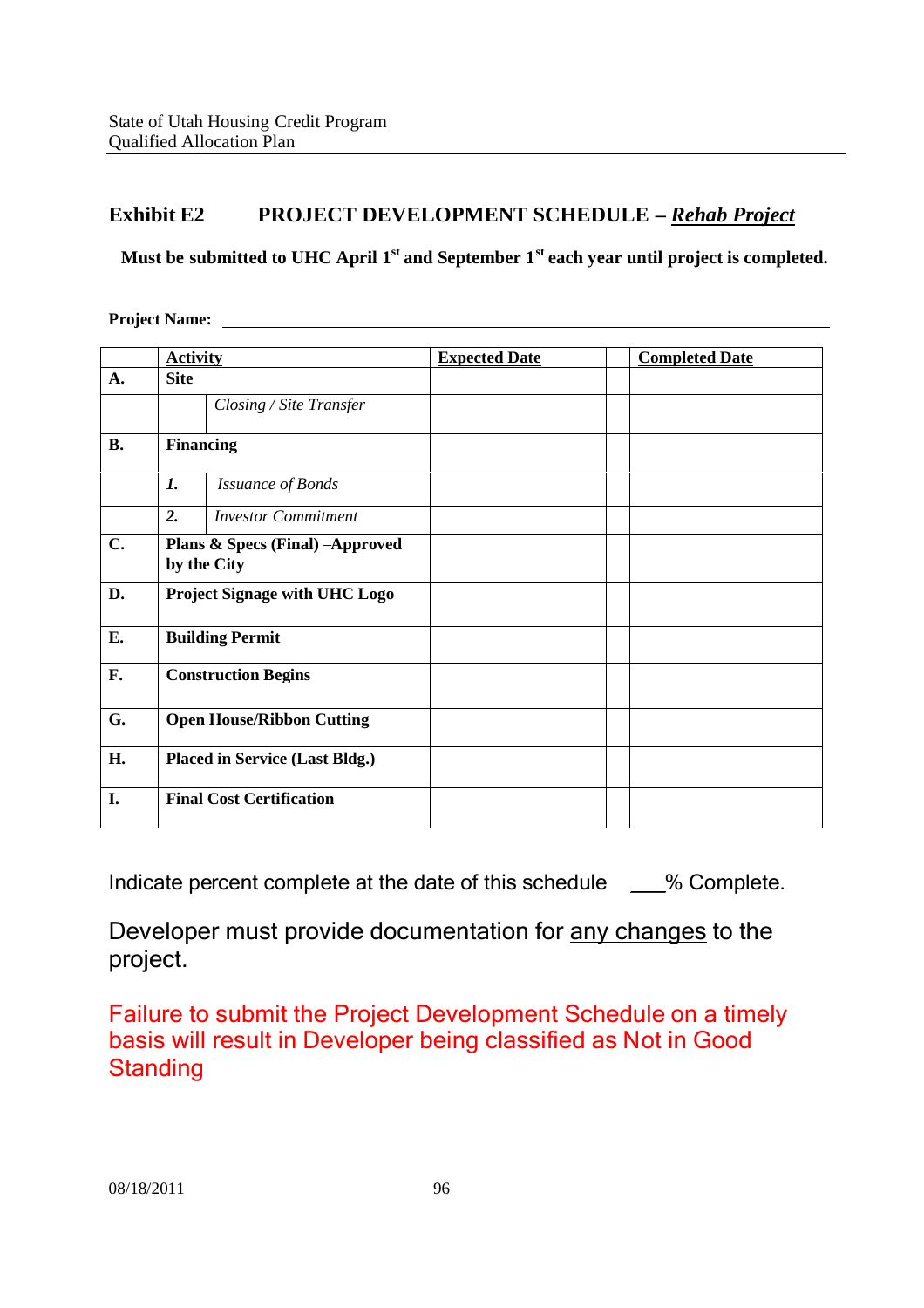## Exhibit E2 PROJECT DEVELOPMENT SCHEDULE – ***<u>Rehab Project</u>***

**Must be submitted to UHC April 1st and September 1st each year until project is completed.**

**Project Name:** ______________________________

| | | **Activity** | **Expected Date** | | **Completed Date** |
|---|---|---|---|---|---|
| **A.** | **Site** | | | | |
| | | *Closing / Site Transfer* | | | |
| **B.** | **Financing** | | | | |
| | ***1.*** | *Issuance of Bonds* | | | |
| | ***2.*** | *Investor Commitment* | | | |
| **C.** | **Plans & Specs (Final) –Approved by the City** | | | | |
| **D.** | **Project Signage with UHC Logo** | | | | |
| **E.** | **Building Permit** | | | | |
| **F.** | **Construction Begins** | | | | |
| **G.** | **Open House/Ribbon Cutting** | | | | |
| **H.** | **Placed in Service (Last Bldg.)** | | | | |
| **I.** | **Final Cost Certification** | | | | |

Indicate percent complete at the date of this schedule ___% Complete.

Developer must provide documentation for <u>any changes</u> to the project.

Failure to submit the Project Development Schedule on a timely basis will result in Developer being classified as Not in Good Standing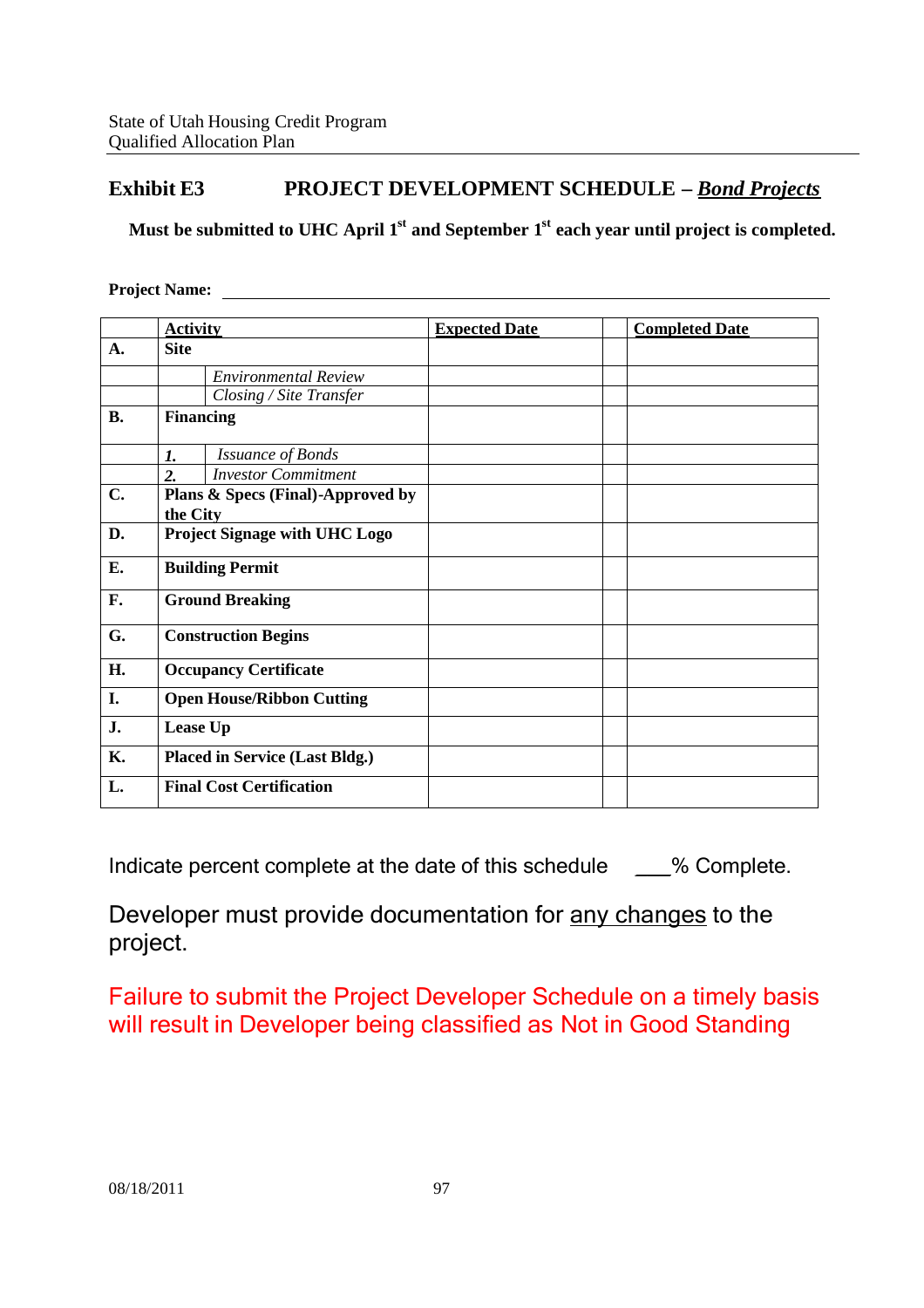## Exhibit E3 PROJECT DEVELOPMENT SCHEDULE – ***Bond Projects***

**Must be submitted to UHC April 1st and September 1st each year until project is completed.**

**Project Name:** ______________________________

| | Activity | | Expected Date | | Completed Date |
|---|---|---|---|---|---|
| **A.** | **Site** | | | | |
| | | *Environmental Review* | | | |
| | | *Closing / Site Transfer* | | | |
| **B.** | **Financing** | | | | |
| | *1.* | *Issuance of Bonds* | | | |
| | *2.* | *Investor Commitment* | | | |
| **C.** | **Plans & Specs (Final)-Approved by the City** | | | | |
| **D.** | **Project Signage with UHC Logo** | | | | |
| **E.** | **Building Permit** | | | | |
| **F.** | **Ground Breaking** | | | | |
| **G.** | **Construction Begins** | | | | |
| **H.** | **Occupancy Certificate** | | | | |
| **I.** | **Open House/Ribbon Cutting** | | | | |
| **J.** | **Lease Up** | | | | |
| **K.** | **Placed in Service (Last Bldg.)** | | | | |
| **L.** | **Final Cost Certification** | | | | |

Indicate percent complete at the date of this schedule ___% Complete.

Developer must provide documentation for <u>any changes</u> to the project.

Failure to submit the Project Developer Schedule on a timely basis will result in Developer being classified as Not in Good Standing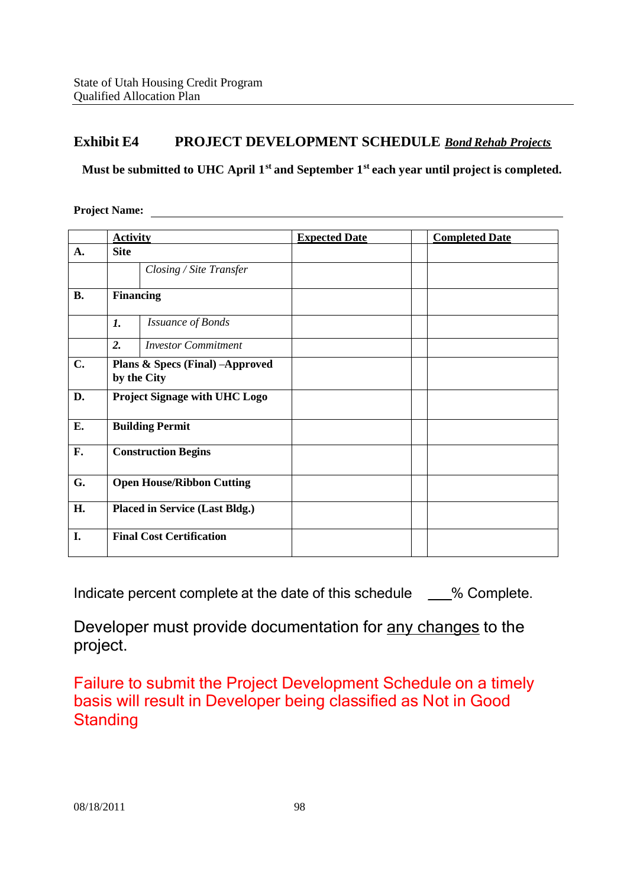## Exhibit E4 PROJECT DEVELOPMENT SCHEDULE *Bond Rehab Projects*

**Must be submitted to UHC April 1st and September 1st each year until project is completed.**

**Project Name:** ______________________________

| | **Activity** | | **Expected Date** | | **Completed Date** |
|---|---|---|---|---|---|
| **A.** | **Site** | | | | |
| | | *Closing / Site Transfer* | | | |
| **B.** | **Financing** | | | | |
| | ***1.*** | *Issuance of Bonds* | | | |
| | ***2.*** | *Investor Commitment* | | | |
| **C.** | **Plans & Specs (Final) –Approved by the City** | | | | |
| **D.** | **Project Signage with UHC Logo** | | | | |
| **E.** | **Building Permit** | | | | |
| **F.** | **Construction Begins** | | | | |
| **G.** | **Open House/Ribbon Cutting** | | | | |
| **H.** | **Placed in Service (Last Bldg.)** | | | | |
| **I.** | **Final Cost Certification** | | | | |

Indicate percent complete at the date of this schedule ___% Complete.

Developer must provide documentation for any changes to the project.

Failure to submit the Project Development Schedule on a timely basis will result in Developer being classified as Not in Good Standing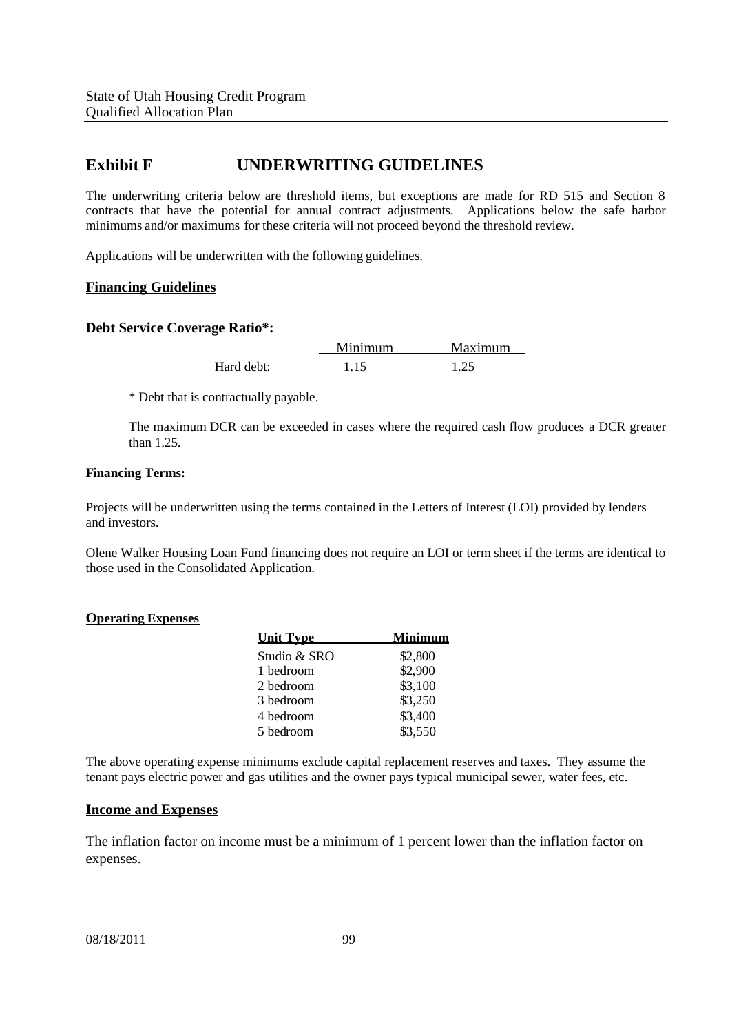# Exhibit F UNDERWRITING GUIDELINES

The underwriting criteria below are threshold items, but exceptions are made for RD 515 and Section 8 contracts that have the potential for annual contract adjustments. Applications below the safe harbor minimums and/or maximums for these criteria will not proceed beyond the threshold review.

Applications will be underwritten with the following guidelines.

## Financing Guidelines

### Debt Service Coverage Ratio*:

| | Minimum | Maximum |
|---|---|---|
| Hard debt: | 1.15 | 1.25 |

\* Debt that is contractually payable.

The maximum DCR can be exceeded in cases where the required cash flow produces a DCR greater than 1.25.

#### Financing Terms:

Projects will be underwritten using the terms contained in the Letters of Interest (LOI) provided by lenders and investors.

Olene Walker Housing Loan Fund financing does not require an LOI or term sheet if the terms are identical to those used in the Consolidated Application.

## Operating Expenses

| Unit Type | Minimum |
|---|---|
| Studio & SRO | $2,800 |
| 1 bedroom | $2,900 |
| 2 bedroom | $3,100 |
| 3 bedroom | $3,250 |
| 4 bedroom | $3,400 |
| 5 bedroom | $3,550 |

The above operating expense minimums exclude capital replacement reserves and taxes. They assume the tenant pays electric power and gas utilities and the owner pays typical municipal sewer, water fees, etc.

## Income and Expenses

The inflation factor on income must be a minimum of 1 percent lower than the inflation factor on expenses.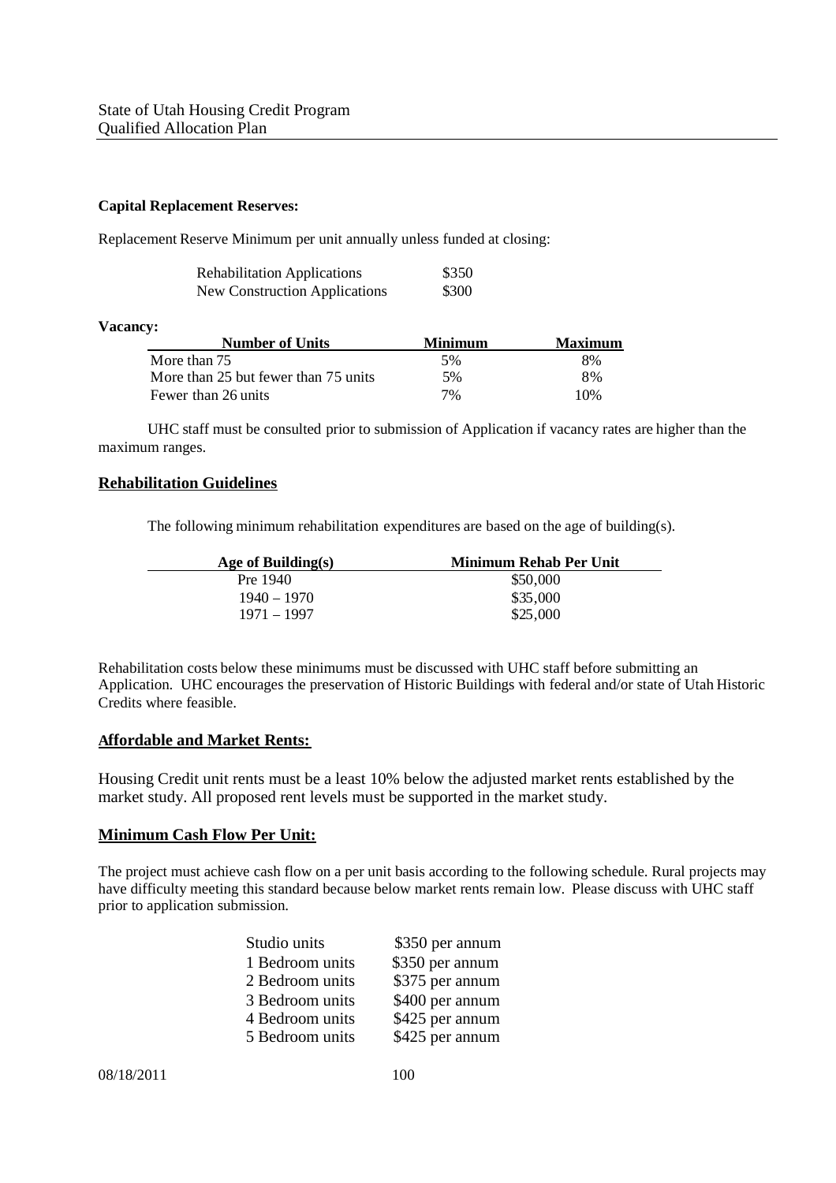**Capital Replacement Reserves:**

Replacement Reserve Minimum per unit annually unless funded at closing:

| | |
|---|---|
| Rehabilitation Applications | \$350 |
| New Construction Applications | \$300 |

**Vacancy:**

| Number of Units | Minimum | Maximum |
|---|---|---|
| More than 75 | 5% | 8% |
| More than 25 but fewer than 75 units | 5% | 8% |
| Fewer than 26 units | 7% | 10% |

UHC staff must be consulted prior to submission of Application if vacancy rates are higher than the maximum ranges.

## Rehabilitation Guidelines

The following minimum rehabilitation expenditures are based on the age of building(s).

| Age of Building(s) | Minimum Rehab Per Unit |
|---|---|
| Pre 1940 | \$50,000 |
| 1940 – 1970 | \$35,000 |
| 1971 – 1997 | \$25,000 |

Rehabilitation costs below these minimums must be discussed with UHC staff before submitting an Application. UHC encourages the preservation of Historic Buildings with federal and/or state of Utah Historic Credits where feasible.

## Affordable and Market Rents:

Housing Credit unit rents must be a least 10% below the adjusted market rents established by the market study. All proposed rent levels must be supported in the market study.

## Minimum Cash Flow Per Unit:

The project must achieve cash flow on a per unit basis according to the following schedule. Rural projects may have difficulty meeting this standard because below market rents remain low. Please discuss with UHC staff prior to application submission.

| | |
|---|---|
| Studio units | \$350 per annum |
| 1 Bedroom units | \$350 per annum |
| 2 Bedroom units | \$375 per annum |
| 3 Bedroom units | \$400 per annum |
| 4 Bedroom units | \$425 per annum |
| 5 Bedroom units | \$425 per annum |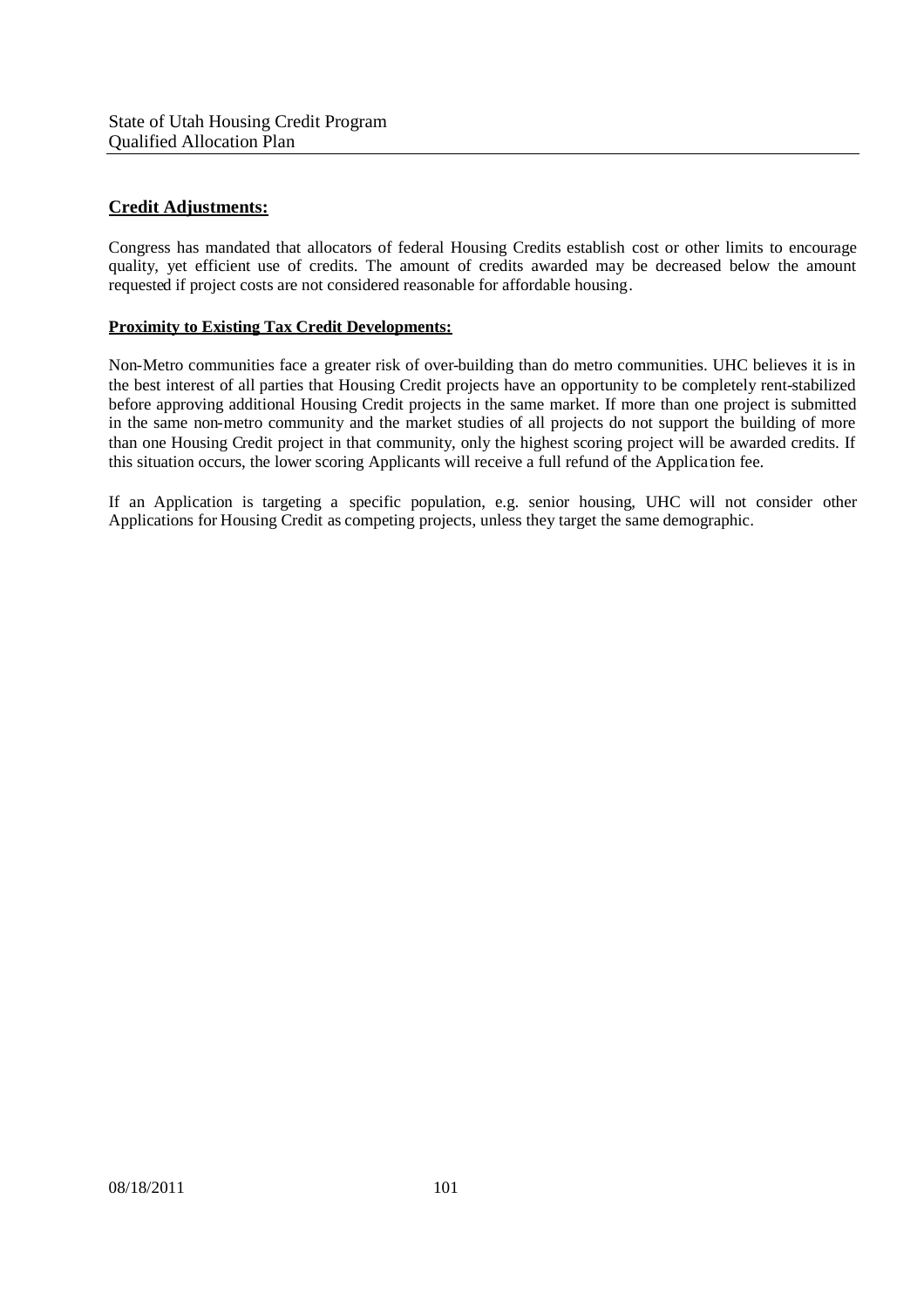## Credit Adjustments:

Congress has mandated that allocators of federal Housing Credits establish cost or other limits to encourage quality, yet efficient use of credits. The amount of credits awarded may be decreased below the amount requested if project costs are not considered reasonable for affordable housing.

### Proximity to Existing Tax Credit Developments:

Non-Metro communities face a greater risk of over-building than do metro communities. UHC believes it is in the best interest of all parties that Housing Credit projects have an opportunity to be completely rent-stabilized before approving additional Housing Credit projects in the same market. If more than one project is submitted in the same non-metro community and the market studies of all projects do not support the building of more than one Housing Credit project in that community, only the highest scoring project will be awarded credits. If this situation occurs, the lower scoring Applicants will receive a full refund of the Application fee.

If an Application is targeting a specific population, e.g. senior housing, UHC will not consider other Applications for Housing Credit as competing projects, unless they target the same demographic.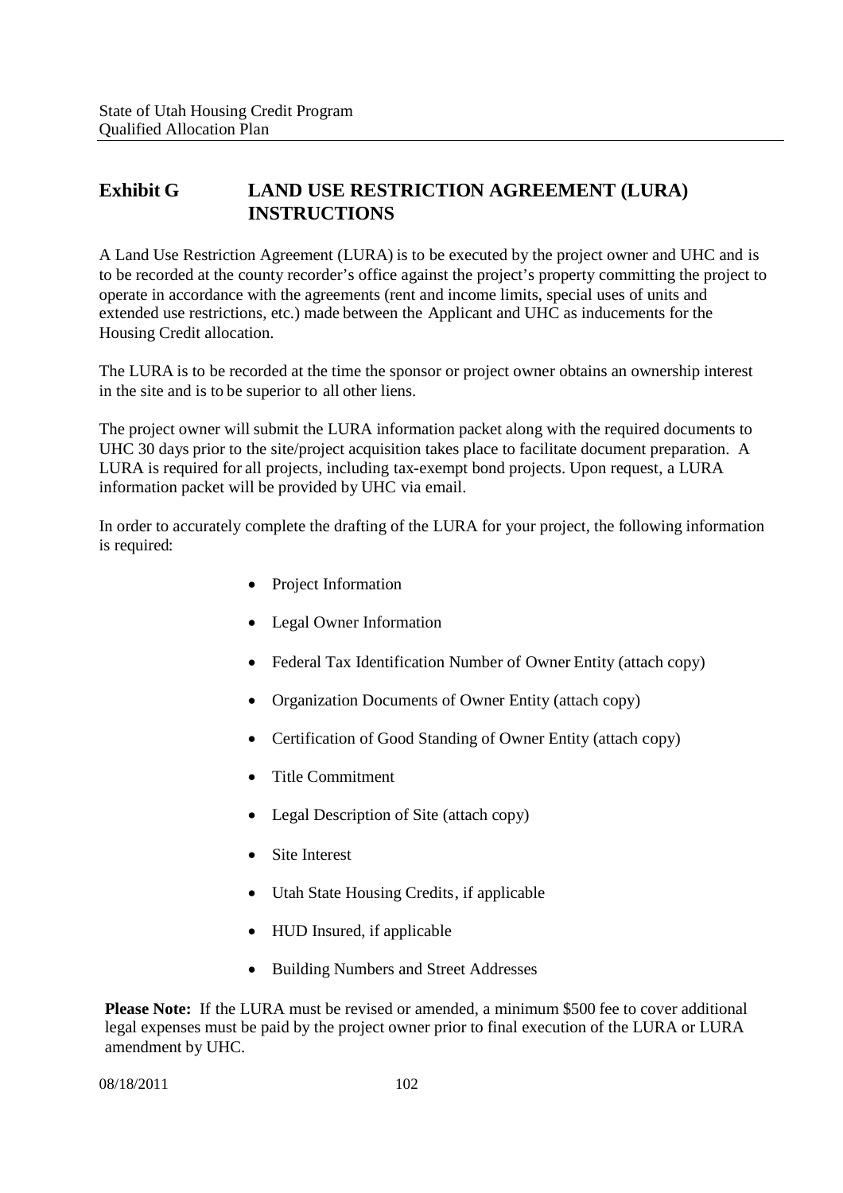# Exhibit G LAND USE RESTRICTION AGREEMENT (LURA) INSTRUCTIONS

A Land Use Restriction Agreement (LURA) is to be executed by the project owner and UHC and is to be recorded at the county recorder's office against the project's property committing the project to operate in accordance with the agreements (rent and income limits, special uses of units and extended use restrictions, etc.) made between the Applicant and UHC as inducements for the Housing Credit allocation.

The LURA is to be recorded at the time the sponsor or project owner obtains an ownership interest in the site and is to be superior to all other liens.

The project owner will submit the LURA information packet along with the required documents to UHC 30 days prior to the site/project acquisition takes place to facilitate document preparation. A LURA is required for all projects, including tax-exempt bond projects. Upon request, a LURA information packet will be provided by UHC via email.

In order to accurately complete the drafting of the LURA for your project, the following information is required:

- Project Information
- Legal Owner Information
- Federal Tax Identification Number of Owner Entity (attach copy)
- Organization Documents of Owner Entity (attach copy)
- Certification of Good Standing of Owner Entity (attach copy)
- Title Commitment
- Legal Description of Site (attach copy)
- Site Interest
- Utah State Housing Credits, if applicable
- HUD Insured, if applicable
- Building Numbers and Street Addresses

**Please Note:** If the LURA must be revised or amended, a minimum \$500 fee to cover additional legal expenses must be paid by the project owner prior to final execution of the LURA or LURA amendment by UHC.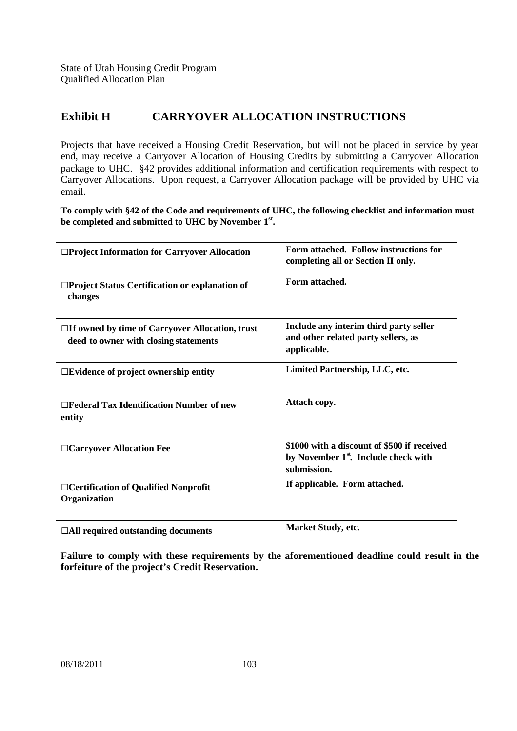# Exhibit H CARRYOVER ALLOCATION INSTRUCTIONS

Projects that have received a Housing Credit Reservation, but will not be placed in service by year end, may receive a Carryover Allocation of Housing Credits by submitting a Carryover Allocation package to UHC. §42 provides additional information and certification requirements with respect to Carryover Allocations. Upon request, a Carryover Allocation package will be provided by UHC via email.

**To comply with §42 of the Code and requirements of UHC, the following checklist and information must be completed and submitted to UHC by November 1st.**

| | |
|---|---|
| **☐Project Information for Carryover Allocation** | **Form attached. Follow instructions for completing all or Section II only.** |
| **☐Project Status Certification or explanation of changes** | **Form attached.** |
| **☐If owned by time of Carryover Allocation, trust deed to owner with closing statements** | **Include any interim third party seller and other related party sellers, as applicable.** |
| **☐Evidence of project ownership entity** | **Limited Partnership, LLC, etc.** |
| **☐Federal Tax Identification Number of new entity** | **Attach copy.** |
| **☐Carryover Allocation Fee** | **$1000 with a discount of $500 if received by November 1st. Include check with submission.** |
| **☐Certification of Qualified Nonprofit Organization** | **If applicable. Form attached.** |
| **☐All required outstanding documents** | **Market Study, etc.** |

**Failure to comply with these requirements by the aforementioned deadline could result in the forfeiture of the project's Credit Reservation.**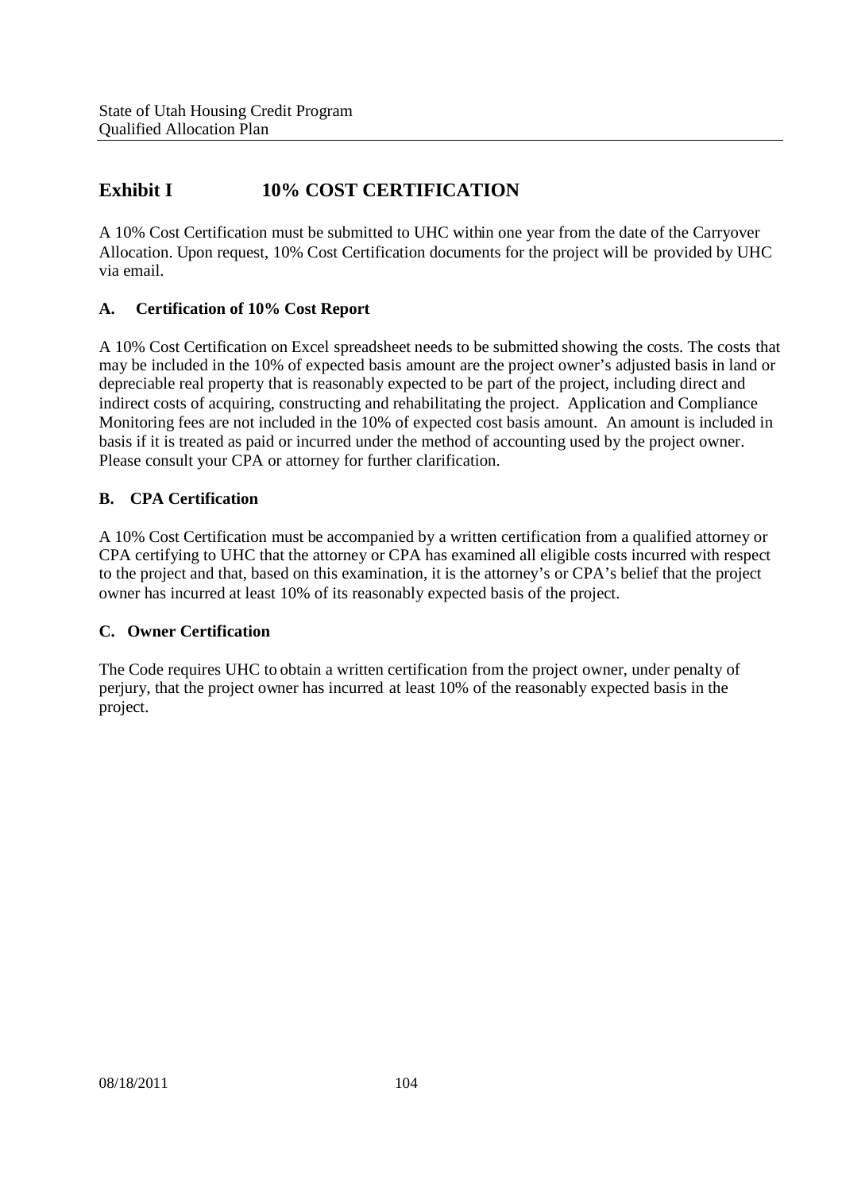# Exhibit I 10% COST CERTIFICATION

A 10% Cost Certification must be submitted to UHC within one year from the date of the Carryover Allocation. Upon request, 10% Cost Certification documents for the project will be provided by UHC via email.

### A. Certification of 10% Cost Report

A 10% Cost Certification on Excel spreadsheet needs to be submitted showing the costs. The costs that may be included in the 10% of expected basis amount are the project owner's adjusted basis in land or depreciable real property that is reasonably expected to be part of the project, including direct and indirect costs of acquiring, constructing and rehabilitating the project. Application and Compliance Monitoring fees are not included in the 10% of expected cost basis amount. An amount is included in basis if it is treated as paid or incurred under the method of accounting used by the project owner. Please consult your CPA or attorney for further clarification.

### B. CPA Certification

A 10% Cost Certification must be accompanied by a written certification from a qualified attorney or CPA certifying to UHC that the attorney or CPA has examined all eligible costs incurred with respect to the project and that, based on this examination, it is the attorney's or CPA's belief that the project owner has incurred at least 10% of its reasonably expected basis of the project.

### C. Owner Certification

The Code requires UHC to obtain a written certification from the project owner, under penalty of perjury, that the project owner has incurred at least 10% of the reasonably expected basis in the project.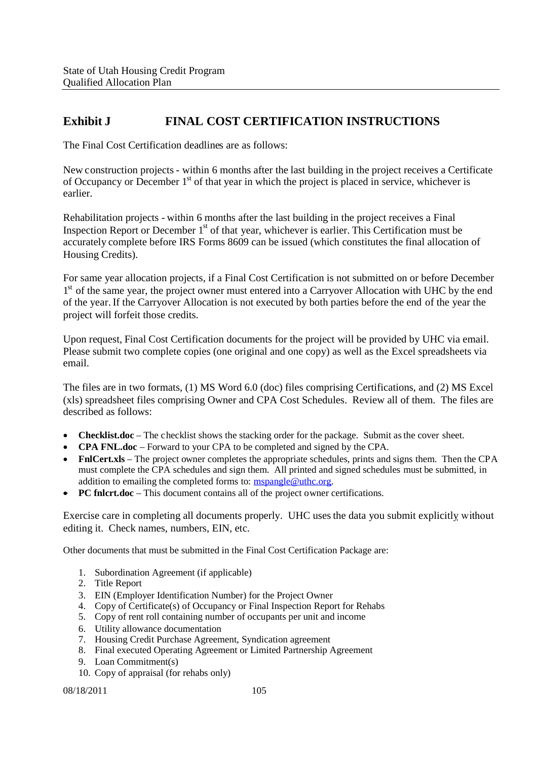## Exhibit J FINAL COST CERTIFICATION INSTRUCTIONS

The Final Cost Certification deadlines are as follows:

New construction projects - within 6 months after the last building in the project receives a Certificate of Occupancy or December 1st of that year in which the project is placed in service, whichever is earlier.

Rehabilitation projects - within 6 months after the last building in the project receives a Final Inspection Report or December 1st of that year, whichever is earlier. This Certification must be accurately complete before IRS Forms 8609 can be issued (which constitutes the final allocation of Housing Credits).

For same year allocation projects, if a Final Cost Certification is not submitted on or before December 1st of the same year, the project owner must entered into a Carryover Allocation with UHC by the end of the year. If the Carryover Allocation is not executed by both parties before the end of the year the project will forfeit those credits.

Upon request, Final Cost Certification documents for the project will be provided by UHC via email. Please submit two complete copies (one original and one copy) as well as the Excel spreadsheets via email.

The files are in two formats, (1) MS Word 6.0 (doc) files comprising Certifications, and (2) MS Excel (xls) spreadsheet files comprising Owner and CPA Cost Schedules. Review all of them. The files are described as follows:

- **Checklist.doc** – The checklist shows the stacking order for the package. Submit as the cover sheet.
- **CPA FNL.doc** – Forward to your CPA to be completed and signed by the CPA.
- **FnlCert.xls** – The project owner completes the appropriate schedules, prints and signs them. Then the CPA must complete the CPA schedules and sign them. All printed and signed schedules must be submitted, in addition to emailing the completed forms to: mspangle@uthc.org.
- **PC fnlcrt.doc** – This document contains all of the project owner certifications.

Exercise care in completing all documents properly. UHC uses the data you submit explicitly without editing it. Check names, numbers, EIN, etc.

Other documents that must be submitted in the Final Cost Certification Package are:

1. Subordination Agreement (if applicable)
2. Title Report
3. EIN (Employer Identification Number) for the Project Owner
4. Copy of Certificate(s) of Occupancy or Final Inspection Report for Rehabs
5. Copy of rent roll containing number of occupants per unit and income
6. Utility allowance documentation
7. Housing Credit Purchase Agreement, Syndication agreement
8. Final executed Operating Agreement or Limited Partnership Agreement
9. Loan Commitment(s)
10. Copy of appraisal (for rehabs only)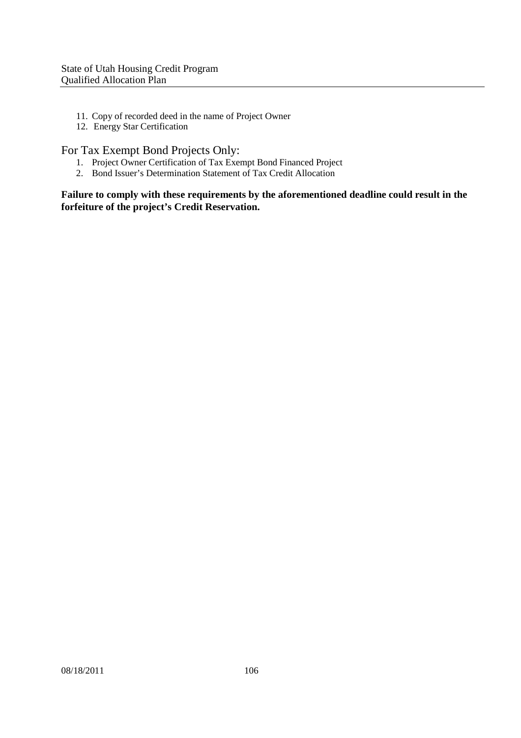11. Copy of recorded deed in the name of Project Owner
12. Energy Star Certification

## For Tax Exempt Bond Projects Only:

1. Project Owner Certification of Tax Exempt Bond Financed Project
2. Bond Issuer's Determination Statement of Tax Credit Allocation

**Failure to comply with these requirements by the aforementioned deadline could result in the forfeiture of the project's Credit Reservation.**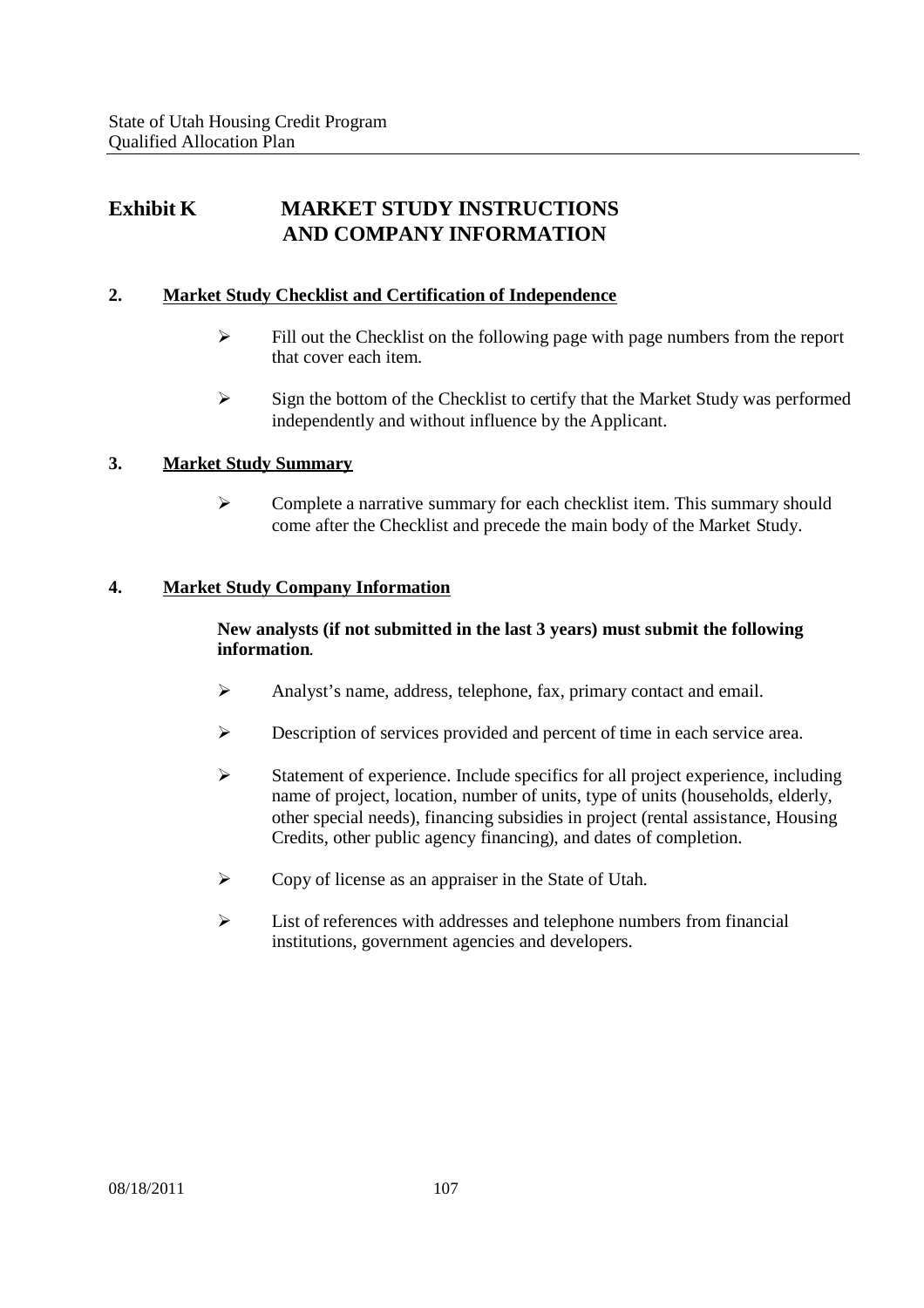## Exhibit K MARKET STUDY INSTRUCTIONS AND COMPANY INFORMATION

### 2. Market Study Checklist and Certification of Independence

- Fill out the Checklist on the following page with page numbers from the report that cover each item.
- Sign the bottom of the Checklist to certify that the Market Study was performed independently and without influence by the Applicant.

### 3. Market Study Summary

- Complete a narrative summary for each checklist item. This summary should come after the Checklist and precede the main body of the Market Study.

### 4. Market Study Company Information

**New analysts (if not submitted in the last 3 years) must submit the following information.**

- Analyst's name, address, telephone, fax, primary contact and email.
- Description of services provided and percent of time in each service area.
- Statement of experience. Include specifics for all project experience, including name of project, location, number of units, type of units (households, elderly, other special needs), financing subsidies in project (rental assistance, Housing Credits, other public agency financing), and dates of completion.
- Copy of license as an appraiser in the State of Utah.
- List of references with addresses and telephone numbers from financial institutions, government agencies and developers.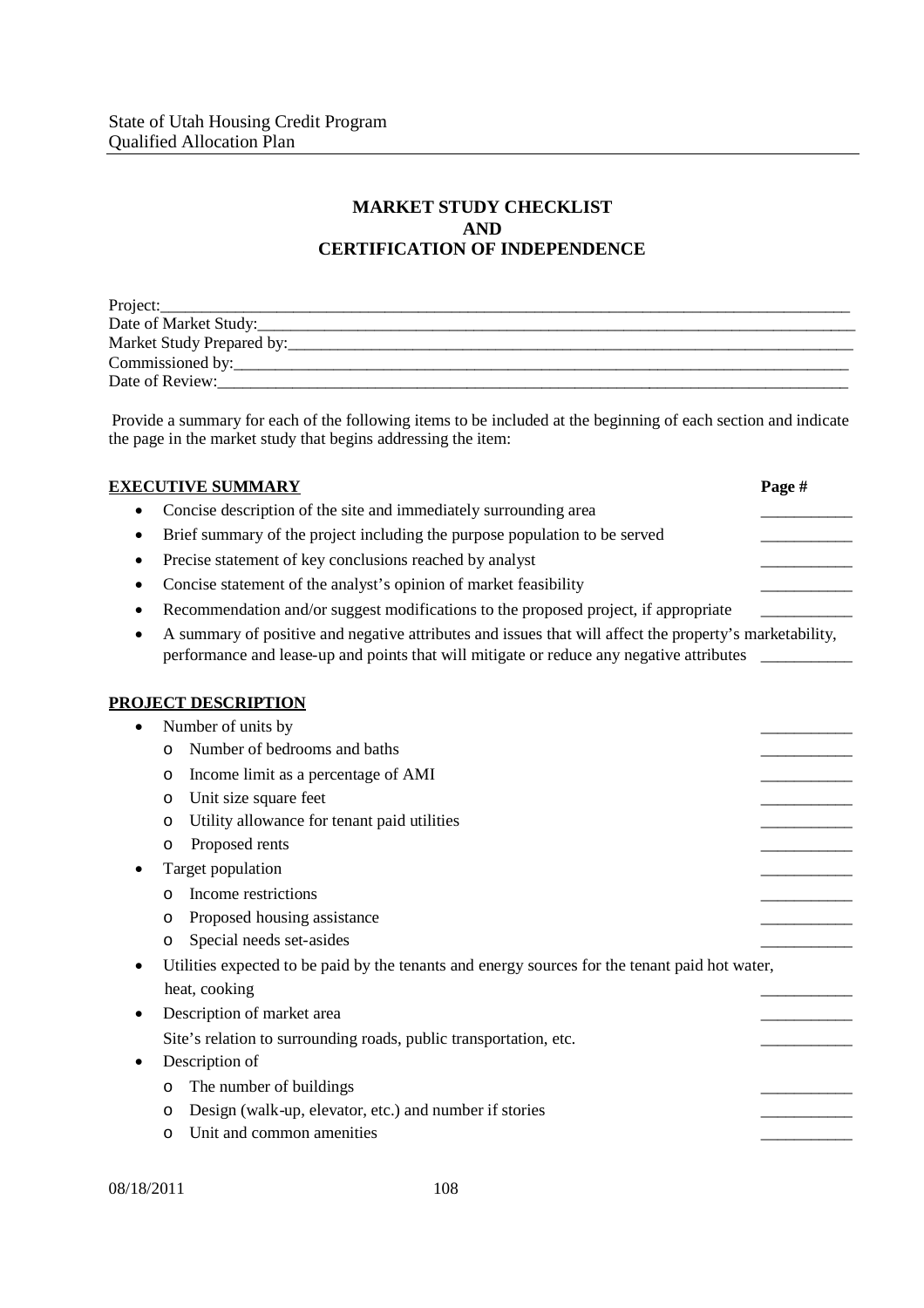## MARKET STUDY CHECKLIST
## AND
## CERTIFICATION OF INDEPENDENCE

Project:\_\_\_\_\_\_\_\_\_\_\_\_\_\_\_\_\_\_\_\_\_\_\_\_\_\_\_\_\_\_\_\_\_\_\_\_\_\_\_\_\_\_\_\_\_\_\_\_\_\_\_\_\_\_\_\_\_\_\_\_\_\_\_\_\_\_\_\_
Date of Market Study:\_\_\_\_\_\_\_\_\_\_\_\_\_\_\_\_\_\_\_\_\_\_\_\_\_\_\_\_\_\_\_\_\_\_\_\_\_\_\_\_\_\_\_\_\_\_\_\_\_\_\_\_\_\_\_\_\_\_\_\_
Market Study Prepared by:\_\_\_\_\_\_\_\_\_\_\_\_\_\_\_\_\_\_\_\_\_\_\_\_\_\_\_\_\_\_\_\_\_\_\_\_\_\_\_\_\_\_\_\_\_\_\_\_\_\_\_\_\_\_\_\_
Commissioned by:\_\_\_\_\_\_\_\_\_\_\_\_\_\_\_\_\_\_\_\_\_\_\_\_\_\_\_\_\_\_\_\_\_\_\_\_\_\_\_\_\_\_\_\_\_\_\_\_\_\_\_\_\_\_\_\_\_\_\_\_\_
Date of Review:\_\_\_\_\_\_\_\_\_\_\_\_\_\_\_\_\_\_\_\_\_\_\_\_\_\_\_\_\_\_\_\_\_\_\_\_\_\_\_\_\_\_\_\_\_\_\_\_\_\_\_\_\_\_\_\_\_\_\_\_\_\_\_

Provide a summary for each of the following items to be included at the beginning of each section and indicate the page in the market study that begins addressing the item:

**EXECUTIVE SUMMARY** — **Page #**

- Concise description of the site and immediately surrounding area \_\_\_\_\_\_\_\_\_\_\_
- Brief summary of the project including the purpose population to be served \_\_\_\_\_\_\_\_\_\_\_
- Precise statement of key conclusions reached by analyst \_\_\_\_\_\_\_\_\_\_\_
- Concise statement of the analyst's opinion of market feasibility \_\_\_\_\_\_\_\_\_\_\_
- Recommendation and/or suggest modifications to the proposed project, if appropriate \_\_\_\_\_\_\_\_\_\_\_
- A summary of positive and negative attributes and issues that will affect the property's marketability, performance and lease-up and points that will mitigate or reduce any negative attributes \_\_\_\_\_\_\_\_\_\_\_

**PROJECT DESCRIPTION**

- Number of units by \_\_\_\_\_\_\_\_\_\_\_
  - Number of bedrooms and baths \_\_\_\_\_\_\_\_\_\_\_
  - Income limit as a percentage of AMI \_\_\_\_\_\_\_\_\_\_\_
  - Unit size square feet \_\_\_\_\_\_\_\_\_\_\_
  - Utility allowance for tenant paid utilities \_\_\_\_\_\_\_\_\_\_\_
  - Proposed rents \_\_\_\_\_\_\_\_\_\_\_
- Target population \_\_\_\_\_\_\_\_\_\_\_
  - Income restrictions \_\_\_\_\_\_\_\_\_\_\_
  - Proposed housing assistance \_\_\_\_\_\_\_\_\_\_\_
  - Special needs set-asides \_\_\_\_\_\_\_\_\_\_\_
- Utilities expected to be paid by the tenants and energy sources for the tenant paid hot water, heat, cooking \_\_\_\_\_\_\_\_\_\_\_
- Description of market area \_\_\_\_\_\_\_\_\_\_\_

  Site's relation to surrounding roads, public transportation, etc. \_\_\_\_\_\_\_\_\_\_\_
- Description of
  - The number of buildings \_\_\_\_\_\_\_\_\_\_\_
  - Design (walk-up, elevator, etc.) and number if stories \_\_\_\_\_\_\_\_\_\_\_
  - Unit and common amenities \_\_\_\_\_\_\_\_\_\_\_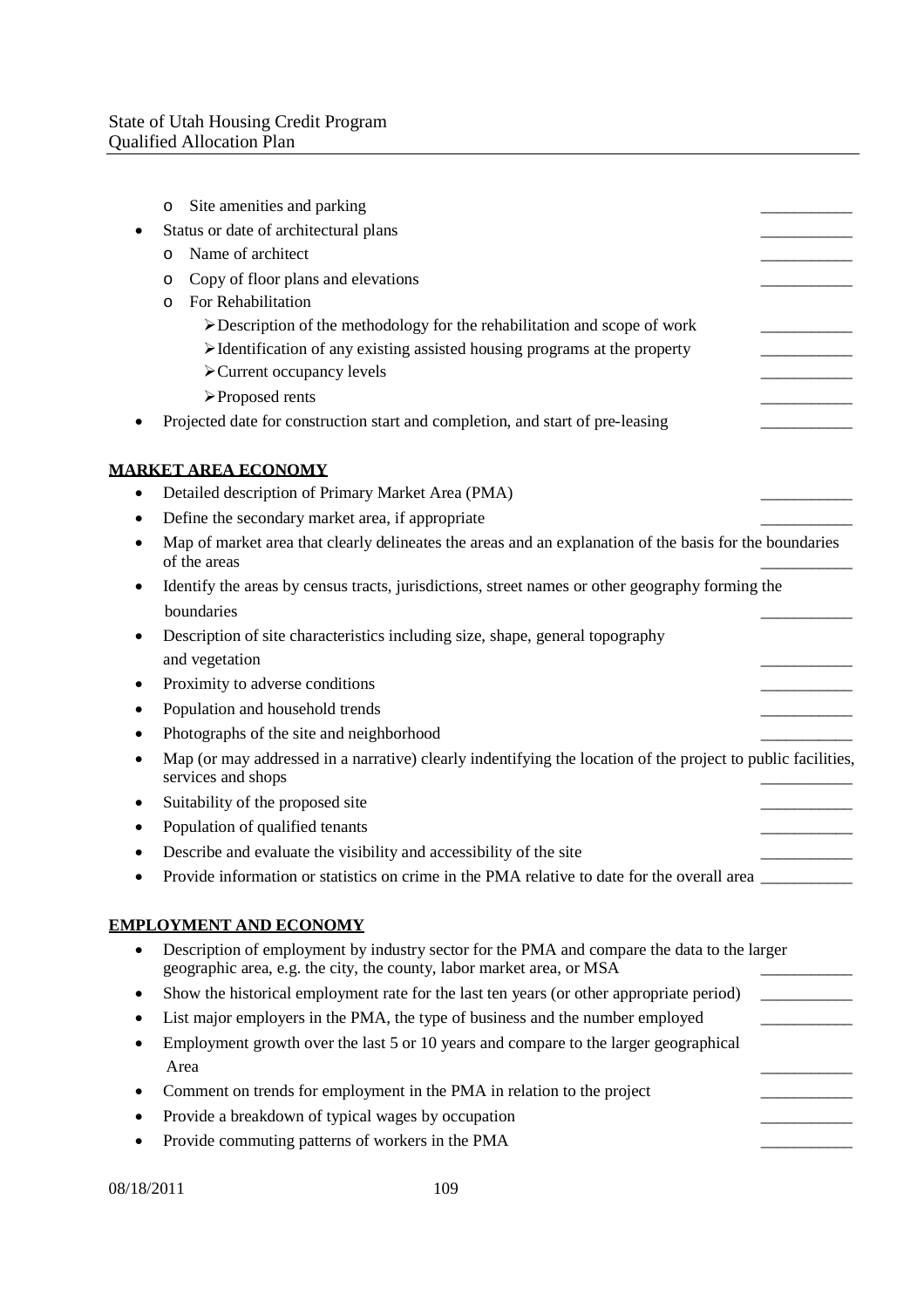- Site amenities and parking \_\_\_\_\_\_\_\_\_\_\_
- Status or date of architectural plans \_\_\_\_\_\_\_\_\_\_\_
  - Name of architect \_\_\_\_\_\_\_\_\_\_\_
  - Copy of floor plans and elevations \_\_\_\_\_\_\_\_\_\_\_
  - For Rehabilitation
    - Description of the methodology for the rehabilitation and scope of work \_\_\_\_\_\_\_\_\_\_\_
    - Identification of any existing assisted housing programs at the property \_\_\_\_\_\_\_\_\_\_\_
    - Current occupancy levels \_\_\_\_\_\_\_\_\_\_\_
    - Proposed rents \_\_\_\_\_\_\_\_\_\_\_
- Projected date for construction start and completion, and start of pre-leasing \_\_\_\_\_\_\_\_\_\_\_

**MARKET AREA ECONOMY**

- Detailed description of Primary Market Area (PMA) \_\_\_\_\_\_\_\_\_\_\_
- Define the secondary market area, if appropriate \_\_\_\_\_\_\_\_\_\_\_
- Map of market area that clearly delineates the areas and an explanation of the basis for the boundaries of the areas \_\_\_\_\_\_\_\_\_\_\_
- Identify the areas by census tracts, jurisdictions, street names or other geography forming the boundaries \_\_\_\_\_\_\_\_\_\_\_
- Description of site characteristics including size, shape, general topography and vegetation \_\_\_\_\_\_\_\_\_\_\_
- Proximity to adverse conditions \_\_\_\_\_\_\_\_\_\_\_
- Population and household trends \_\_\_\_\_\_\_\_\_\_\_
- Photographs of the site and neighborhood \_\_\_\_\_\_\_\_\_\_\_
- Map (or may addressed in a narrative) clearly indentifying the location of the project to public facilities, services and shops \_\_\_\_\_\_\_\_\_\_\_
- Suitability of the proposed site \_\_\_\_\_\_\_\_\_\_\_
- Population of qualified tenants \_\_\_\_\_\_\_\_\_\_\_
- Describe and evaluate the visibility and accessibility of the site \_\_\_\_\_\_\_\_\_\_\_
- Provide information or statistics on crime in the PMA relative to date for the overall area \_\_\_\_\_\_\_\_\_\_\_

**EMPLOYMENT AND ECONOMY**

- Description of employment by industry sector for the PMA and compare the data to the larger geographic area, e.g. the city, the county, labor market area, or MSA \_\_\_\_\_\_\_\_\_\_\_
- Show the historical employment rate for the last ten years (or other appropriate period) \_\_\_\_\_\_\_\_\_\_\_
- List major employers in the PMA, the type of business and the number employed \_\_\_\_\_\_\_\_\_\_\_
- Employment growth over the last 5 or 10 years and compare to the larger geographical Area \_\_\_\_\_\_\_\_\_\_\_
- Comment on trends for employment in the PMA in relation to the project \_\_\_\_\_\_\_\_\_\_\_
- Provide a breakdown of typical wages by occupation \_\_\_\_\_\_\_\_\_\_\_
- Provide commuting patterns of workers in the PMA \_\_\_\_\_\_\_\_\_\_\_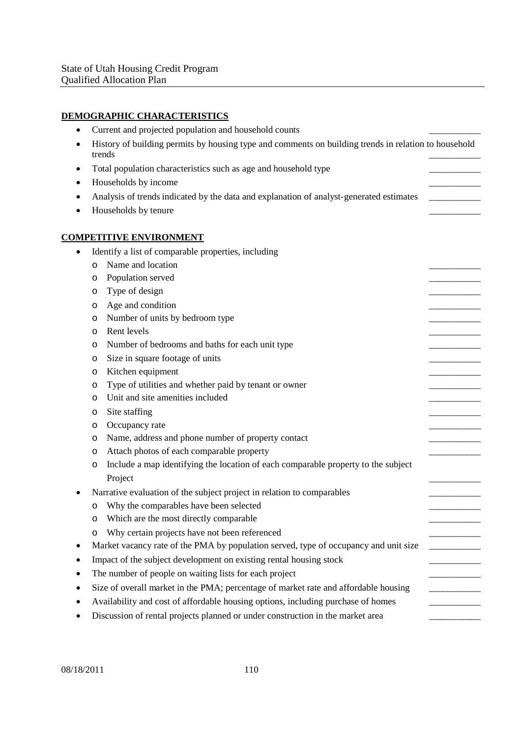**DEMOGRAPHIC CHARACTERISTICS**

- Current and projected population and household counts ___________
- History of building permits by housing type and comments on building trends in relation to household trends ___________
- Total population characteristics such as age and household type ___________
- Households by income ___________
- Analysis of trends indicated by the data and explanation of analyst-generated estimates ___________
- Households by tenure ___________

**COMPETITIVE ENVIRONMENT**

- Identify a list of comparable properties, including
  - Name and location ___________
  - Population served ___________
  - Type of design ___________
  - Age and condition ___________
  - Number of units by bedroom type ___________
  - Rent levels ___________
  - Number of bedrooms and baths for each unit type ___________
  - Size in square footage of units ___________
  - Kitchen equipment ___________
  - Type of utilities and whether paid by tenant or owner ___________
  - Unit and site amenities included ___________
  - Site staffing ___________
  - Occupancy rate ___________
  - Name, address and phone number of property contact ___________
  - Attach photos of each comparable property ___________
  - Include a map identifying the location of each comparable property to the subject Project ___________
- Narrative evaluation of the subject project in relation to comparables ___________
  - Why the comparables have been selected ___________
  - Which are the most directly comparable ___________
  - Why certain projects have not been referenced ___________
- Market vacancy rate of the PMA by population served, type of occupancy and unit size ___________
- Impact of the subject development on existing rental housing stock ___________
- The number of people on waiting lists for each project ___________
- Size of overall market in the PMA; percentage of market rate and affordable housing ___________
- Availability and cost of affordable housing options, including purchase of homes ___________
- Discussion of rental projects planned or under construction in the market area ___________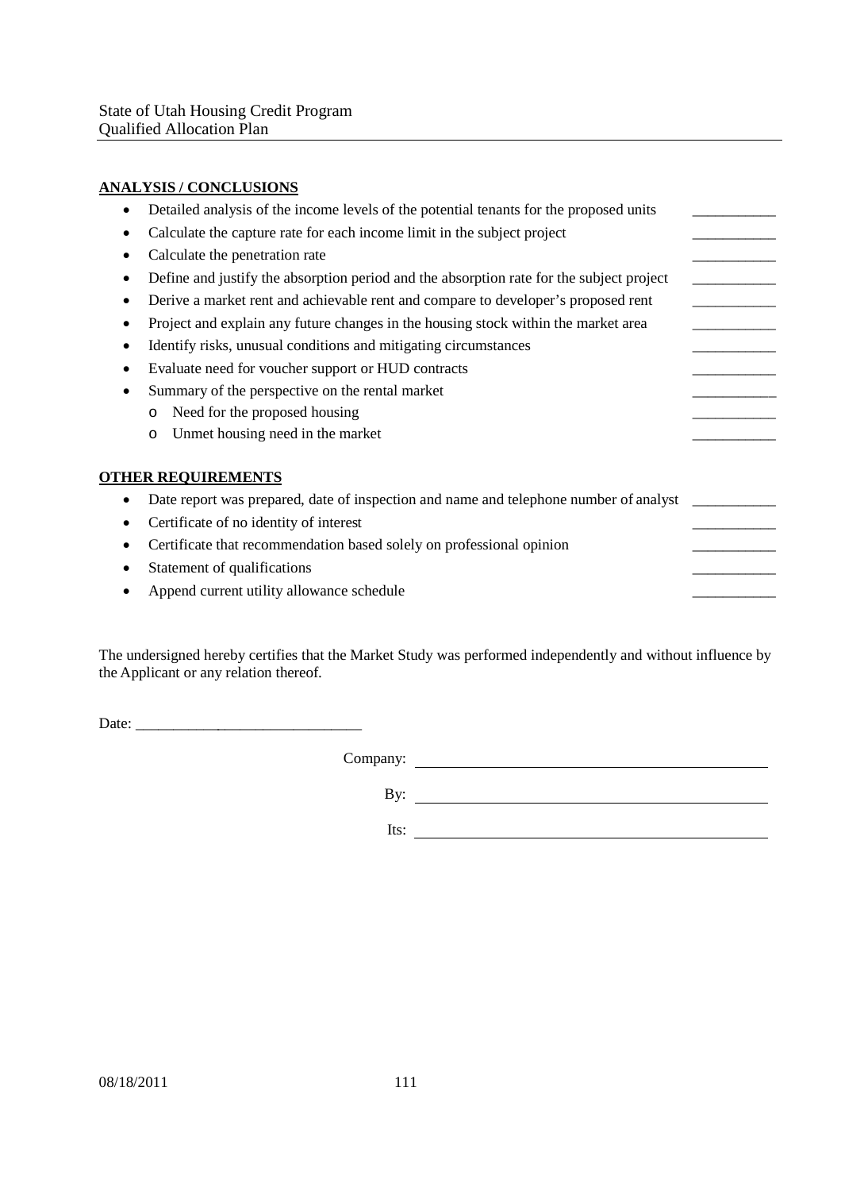**ANALYSIS / CONCLUSIONS**

- Detailed analysis of the income levels of the potential tenants for the proposed units ___________
- Calculate the capture rate for each income limit in the subject project ___________
- Calculate the penetration rate ___________
- Define and justify the absorption period and the absorption rate for the subject project ___________
- Derive a market rent and achievable rent and compare to developer's proposed rent ___________
- Project and explain any future changes in the housing stock within the market area ___________
- Identify risks, unusual conditions and mitigating circumstances ___________
- Evaluate need for voucher support or HUD contracts ___________
- Summary of the perspective on the rental market ___________
  - Need for the proposed housing ___________
  - Unmet housing need in the market ___________

**OTHER REQUIREMENTS**

- Date report was prepared, date of inspection and name and telephone number of analyst ___________
- Certificate of no identity of interest ___________
- Certificate that recommendation based solely on professional opinion ___________
- Statement of qualifications ___________
- Append current utility allowance schedule ___________

The undersigned hereby certifies that the Market Study was performed independently and without influence by the Applicant or any relation thereof.

Date: ______________________________

Company: ______________________________

By: ______________________________

Its: ______________________________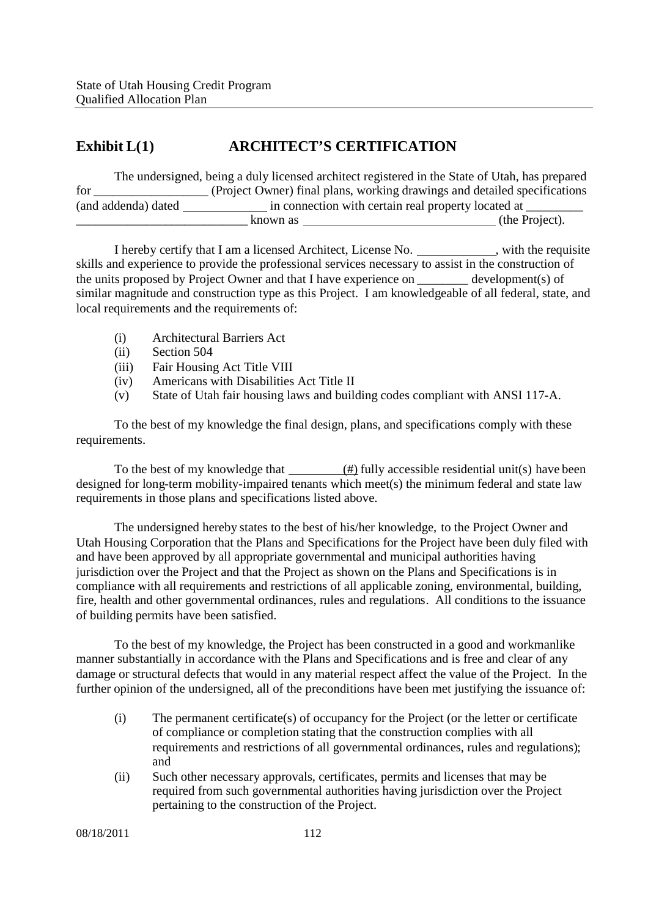## Exhibit L(1) ARCHITECT'S CERTIFICATION

The undersigned, being a duly licensed architect registered in the State of Utah, has prepared for __________________ (Project Owner) final plans, working drawings and detailed specifications (and addenda) dated ______________ in connection with certain real property located at _________ ___________________________ known as _______________________________ (the Project).

I hereby certify that I am a licensed Architect, License No. _____________, with the requisite skills and experience to provide the professional services necessary to assist in the construction of the units proposed by Project Owner and that I have experience on ________ development(s) of similar magnitude and construction type as this Project. I am knowledgeable of all federal, state, and local requirements and the requirements of:

- (i) Architectural Barriers Act
- (ii) Section 504
- (iii) Fair Housing Act Title VIII
- (iv) Americans with Disabilities Act Title II
- (v) State of Utah fair housing laws and building codes compliant with ANSI 117-A.

To the best of my knowledge the final design, plans, and specifications comply with these requirements.

To the best of my knowledge that _________(#) fully accessible residential unit(s) have been designed for long-term mobility-impaired tenants which meet(s) the minimum federal and state law requirements in those plans and specifications listed above.

The undersigned hereby states to the best of his/her knowledge, to the Project Owner and Utah Housing Corporation that the Plans and Specifications for the Project have been duly filed with and have been approved by all appropriate governmental and municipal authorities having jurisdiction over the Project and that the Project as shown on the Plans and Specifications is in compliance with all requirements and restrictions of all applicable zoning, environmental, building, fire, health and other governmental ordinances, rules and regulations. All conditions to the issuance of building permits have been satisfied.

To the best of my knowledge, the Project has been constructed in a good and workmanlike manner substantially in accordance with the Plans and Specifications and is free and clear of any damage or structural defects that would in any material respect affect the value of the Project. In the further opinion of the undersigned, all of the preconditions have been met justifying the issuance of:

- (i) The permanent certificate(s) of occupancy for the Project (or the letter or certificate of compliance or completion stating that the construction complies with all requirements and restrictions of all governmental ordinances, rules and regulations); and
- (ii) Such other necessary approvals, certificates, permits and licenses that may be required from such governmental authorities having jurisdiction over the Project pertaining to the construction of the Project.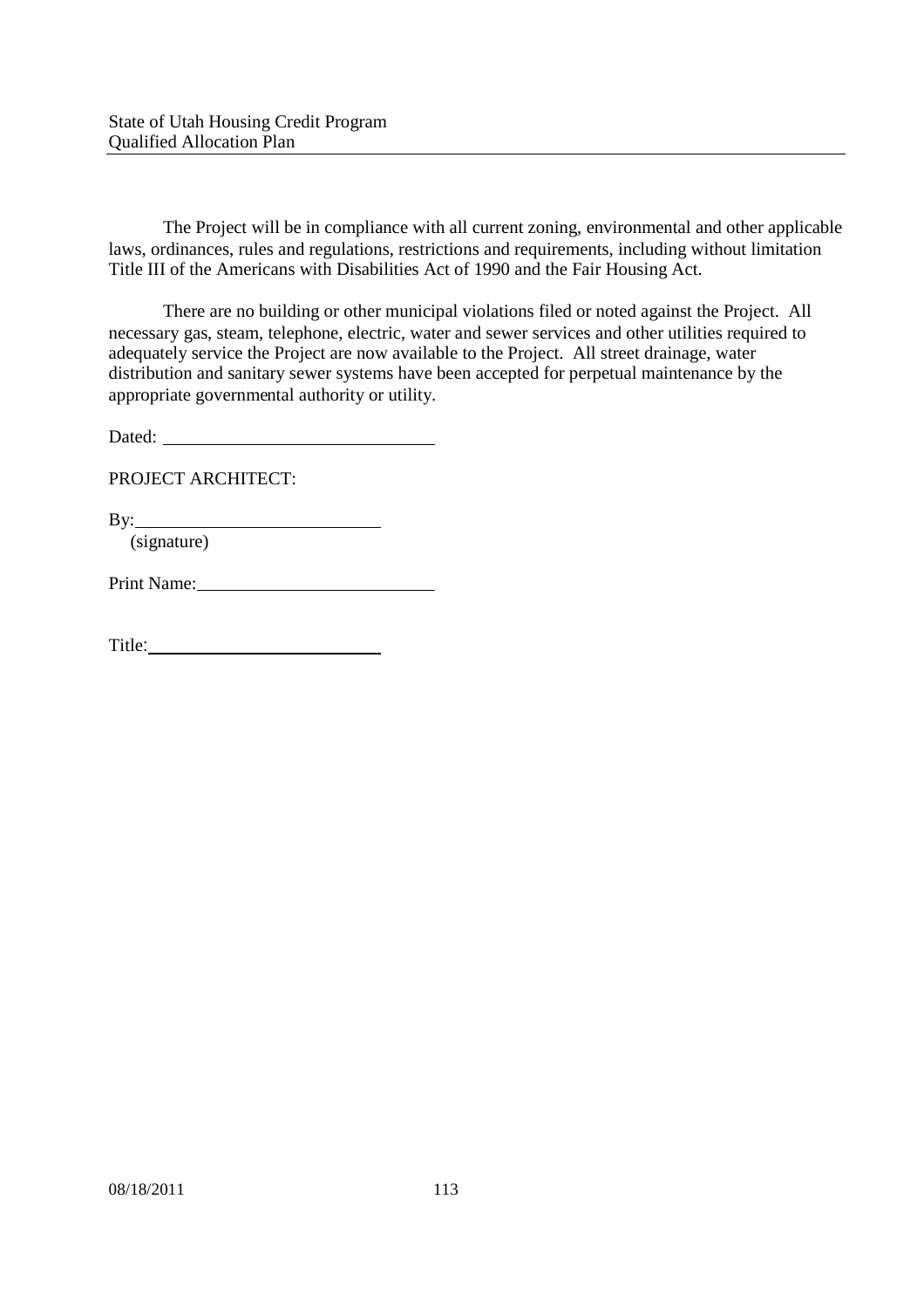The Project will be in compliance with all current zoning, environmental and other applicable laws, ordinances, rules and regulations, restrictions and requirements, including without limitation Title III of the Americans with Disabilities Act of 1990 and the Fair Housing Act.

There are no building or other municipal violations filed or noted against the Project. All necessary gas, steam, telephone, electric, water and sewer services and other utilities required to adequately service the Project are now available to the Project. All street drainage, water distribution and sanitary sewer systems have been accepted for perpetual maintenance by the appropriate governmental authority or utility.

Dated: ______________________________

PROJECT ARCHITECT:

By:___________________________
(signature)

Print Name:__________________________

Title:__________________________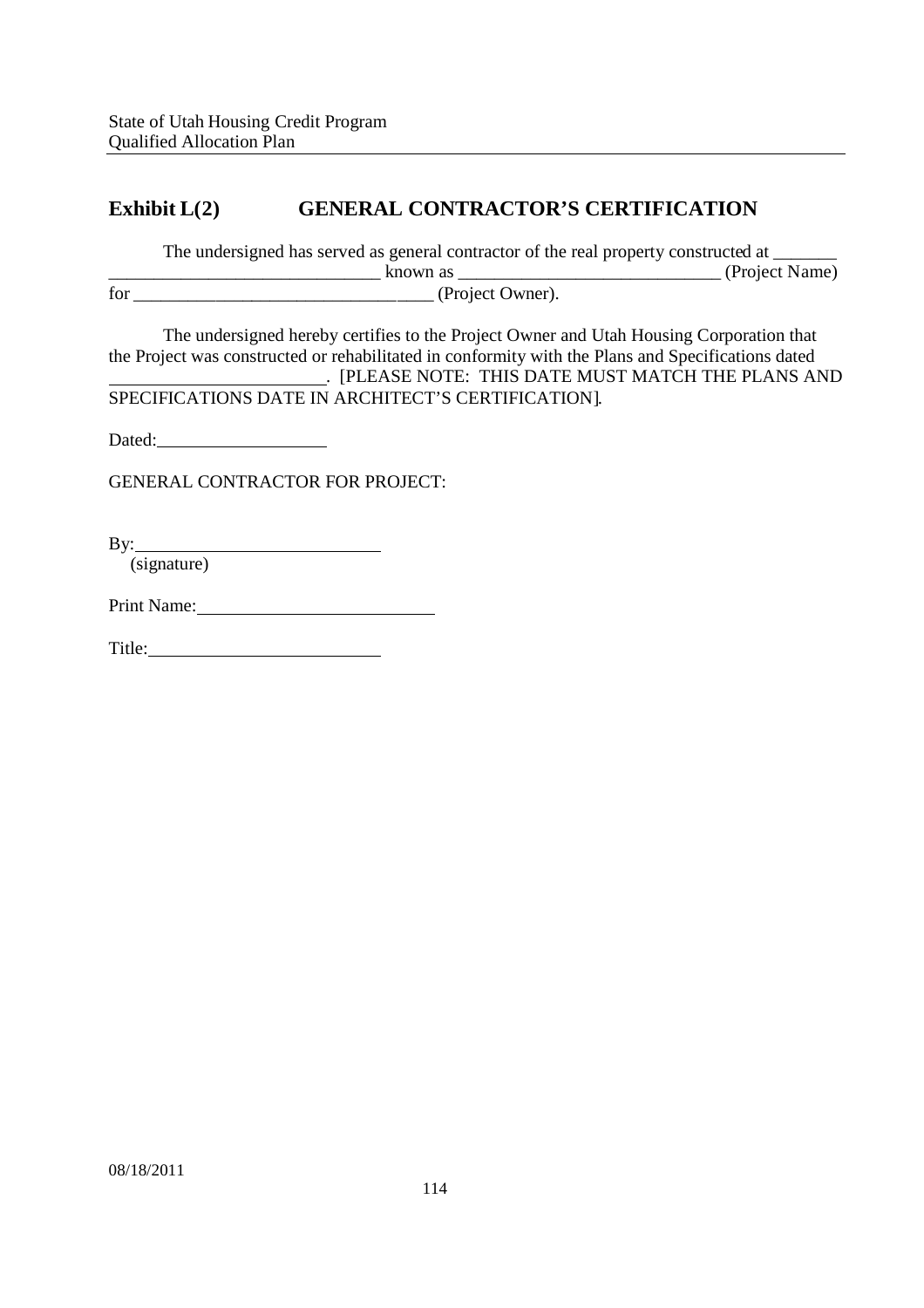## Exhibit L(2) GENERAL CONTRACTOR'S CERTIFICATION

The undersigned has served as general contractor of the real property constructed at _______ _____________________________ known as _____________________________ (Project Name) for ________________________________ (Project Owner).

The undersigned hereby certifies to the Project Owner and Utah Housing Corporation that the Project was constructed or rehabilitated in conformity with the Plans and Specifications dated ________________________. [PLEASE NOTE: THIS DATE MUST MATCH THE PLANS AND SPECIFICATIONS DATE IN ARCHITECT'S CERTIFICATION].

Dated: ___________________

GENERAL CONTRACTOR FOR PROJECT:

By: ___________________________
(signature)

Print Name: __________________________

Title: __________________________

08/18/2011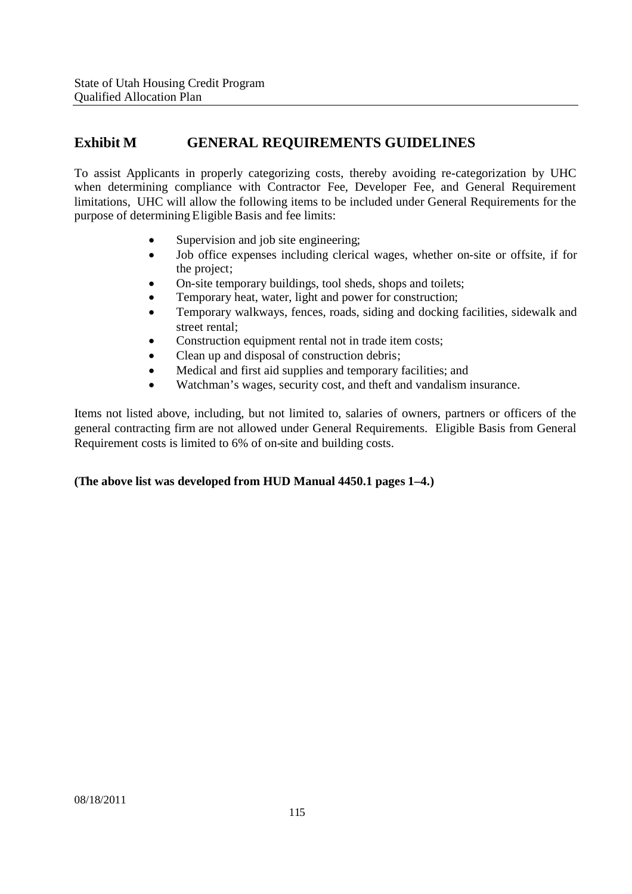# Exhibit M GENERAL REQUIREMENTS GUIDELINES

To assist Applicants in properly categorizing costs, thereby avoiding re-categorization by UHC when determining compliance with Contractor Fee, Developer Fee, and General Requirement limitations, UHC will allow the following items to be included under General Requirements for the purpose of determining Eligible Basis and fee limits:

- Supervision and job site engineering;
- Job office expenses including clerical wages, whether on-site or offsite, if for the project;
- On-site temporary buildings, tool sheds, shops and toilets;
- Temporary heat, water, light and power for construction;
- Temporary walkways, fences, roads, siding and docking facilities, sidewalk and street rental;
- Construction equipment rental not in trade item costs;
- Clean up and disposal of construction debris;
- Medical and first aid supplies and temporary facilities; and
- Watchman's wages, security cost, and theft and vandalism insurance.

Items not listed above, including, but not limited to, salaries of owners, partners or officers of the general contracting firm are not allowed under General Requirements. Eligible Basis from General Requirement costs is limited to 6% of on-site and building costs.

**(The above list was developed from HUD Manual 4450.1 pages 1–4.)**

08/18/2011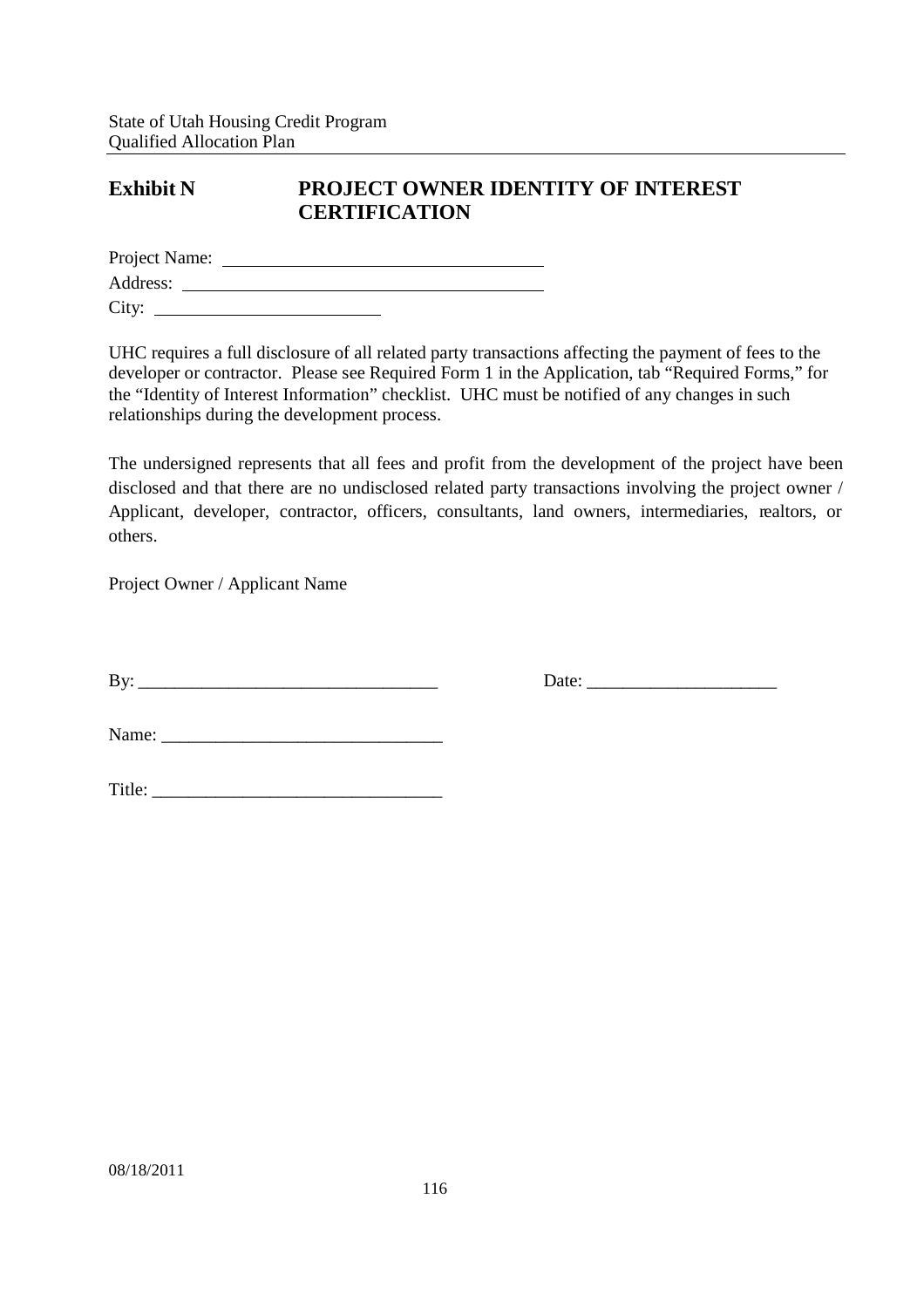## Exhibit N PROJECT OWNER IDENTITY OF INTEREST CERTIFICATION

Project Name: ___________________________________

Address: ________________________________________

City: __________________________

UHC requires a full disclosure of all related party transactions affecting the payment of fees to the developer or contractor. Please see Required Form 1 in the Application, tab "Required Forms," for the "Identity of Interest Information" checklist. UHC must be notified of any changes in such relationships during the development process.

The undersigned represents that all fees and profit from the development of the project have been disclosed and that there are no undisclosed related party transactions involving the project owner / Applicant, developer, contractor, officers, consultants, land owners, intermediaries, realtors, or others.

Project Owner / Applicant Name

By: _________________________________ Date: _____________________

Name: _______________________________

Title: ________________________________

08/18/2011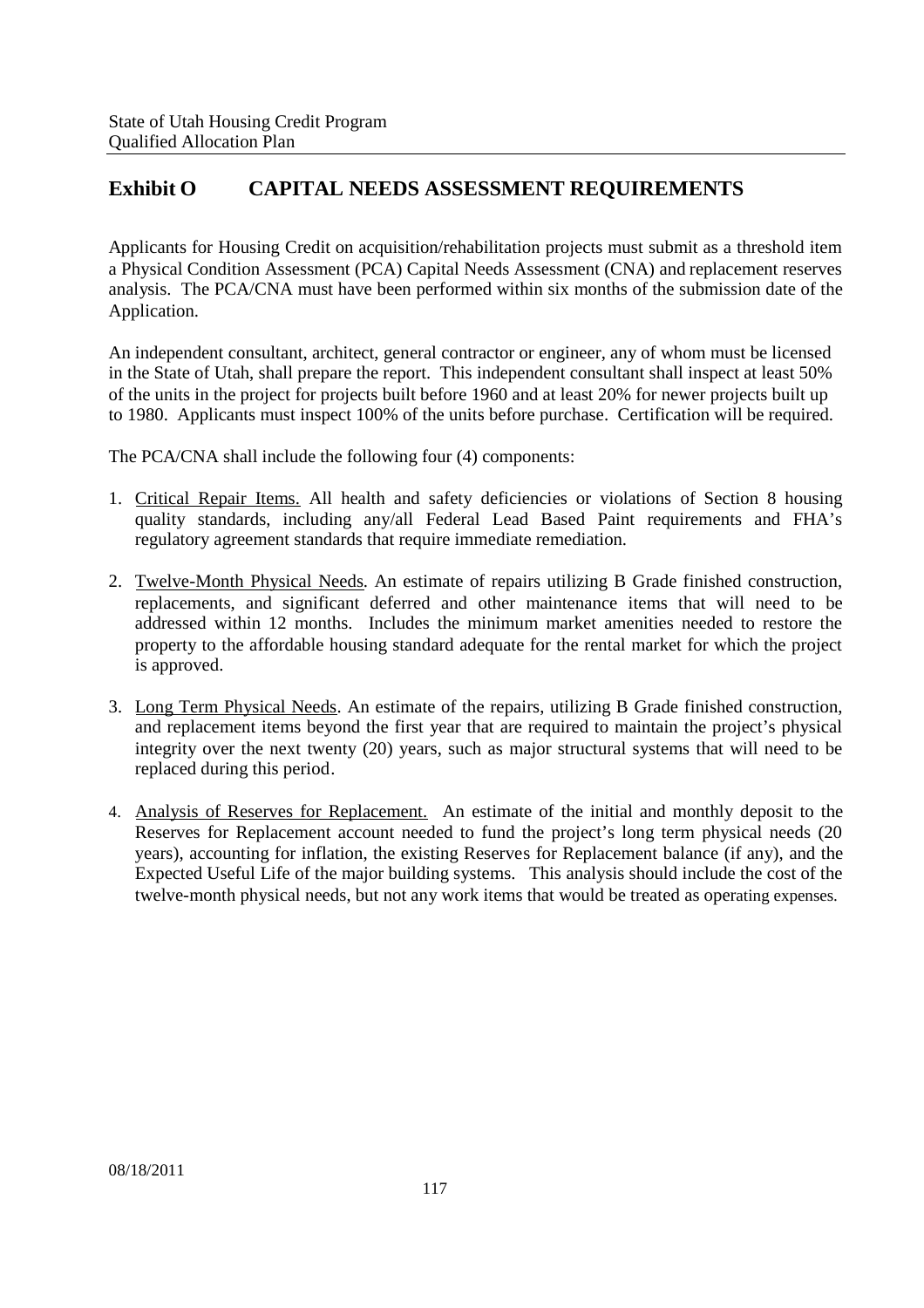## Exhibit O CAPITAL NEEDS ASSESSMENT REQUIREMENTS

Applicants for Housing Credit on acquisition/rehabilitation projects must submit as a threshold item a Physical Condition Assessment (PCA) Capital Needs Assessment (CNA) and replacement reserves analysis. The PCA/CNA must have been performed within six months of the submission date of the Application.

An independent consultant, architect, general contractor or engineer, any of whom must be licensed in the State of Utah, shall prepare the report. This independent consultant shall inspect at least 50% of the units in the project for projects built before 1960 and at least 20% for newer projects built up to 1980. Applicants must inspect 100% of the units before purchase. Certification will be required.

The PCA/CNA shall include the following four (4) components:

1. Critical Repair Items. All health and safety deficiencies or violations of Section 8 housing quality standards, including any/all Federal Lead Based Paint requirements and FHA's regulatory agreement standards that require immediate remediation.
2. Twelve-Month Physical Needs. An estimate of repairs utilizing B Grade finished construction, replacements, and significant deferred and other maintenance items that will need to be addressed within 12 months. Includes the minimum market amenities needed to restore the property to the affordable housing standard adequate for the rental market for which the project is approved.
3. Long Term Physical Needs. An estimate of the repairs, utilizing B Grade finished construction, and replacement items beyond the first year that are required to maintain the project's physical integrity over the next twenty (20) years, such as major structural systems that will need to be replaced during this period.
4. Analysis of Reserves for Replacement. An estimate of the initial and monthly deposit to the Reserves for Replacement account needed to fund the project's long term physical needs (20 years), accounting for inflation, the existing Reserves for Replacement balance (if any), and the Expected Useful Life of the major building systems. This analysis should include the cost of the twelve-month physical needs, but not any work items that would be treated as operating expenses.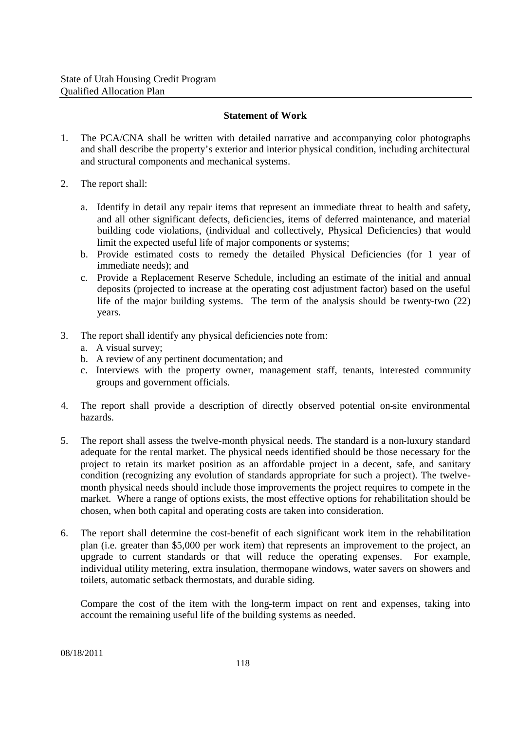## Statement of Work

1. The PCA/CNA shall be written with detailed narrative and accompanying color photographs and shall describe the property's exterior and interior physical condition, including architectural and structural components and mechanical systems.

2. The report shall:

   a. Identify in detail any repair items that represent an immediate threat to health and safety, and all other significant defects, deficiencies, items of deferred maintenance, and material building code violations, (individual and collectively, Physical Deficiencies) that would limit the expected useful life of major components or systems;
   
   b. Provide estimated costs to remedy the detailed Physical Deficiencies (for 1 year of immediate needs); and
   
   c. Provide a Replacement Reserve Schedule, including an estimate of the initial and annual deposits (projected to increase at the operating cost adjustment factor) based on the useful life of the major building systems. The term of the analysis should be twenty-two (22) years.

3. The report shall identify any physical deficiencies note from:
   a. A visual survey;
   b. A review of any pertinent documentation; and
   c. Interviews with the property owner, management staff, tenants, interested community groups and government officials.

4. The report shall provide a description of directly observed potential on-site environmental hazards.

5. The report shall assess the twelve-month physical needs. The standard is a non-luxury standard adequate for the rental market. The physical needs identified should be those necessary for the project to retain its market position as an affordable project in a decent, safe, and sanitary condition (recognizing any evolution of standards appropriate for such a project). The twelve-month physical needs should include those improvements the project requires to compete in the market. Where a range of options exists, the most effective options for rehabilitation should be chosen, when both capital and operating costs are taken into consideration.

6. The report shall determine the cost-benefit of each significant work item in the rehabilitation plan (i.e. greater than $5,000 per work item) that represents an improvement to the project, an upgrade to current standards or that will reduce the operating expenses. For example, individual utility metering, extra insulation, thermopane windows, water savers on showers and toilets, automatic setback thermostats, and durable siding.

   Compare the cost of the item with the long-term impact on rent and expenses, taking into account the remaining useful life of the building systems as needed.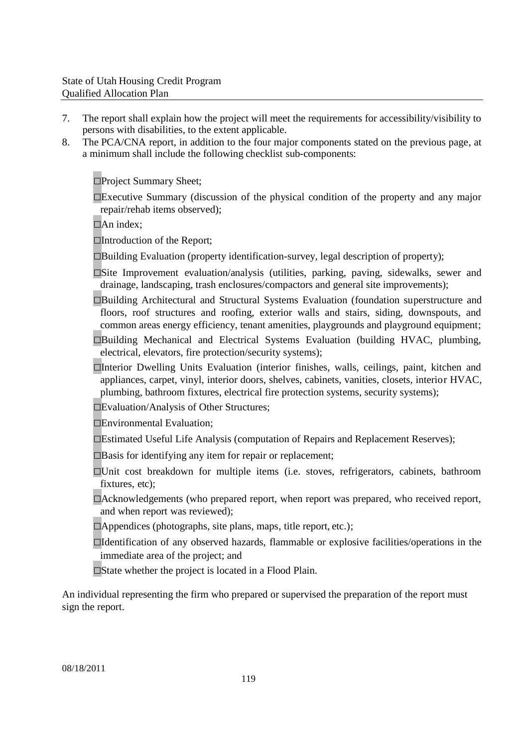7. The report shall explain how the project will meet the requirements for accessibility/visibility to persons with disabilities, to the extent applicable.
8. The PCA/CNA report, in addition to the four major components stated on the previous page, at a minimum shall include the following checklist sub-components:

   ☐Project Summary Sheet;

   ☐Executive Summary (discussion of the physical condition of the property and any major repair/rehab items observed);

   ☐An index;

   ☐Introduction of the Report;

   ☐Building Evaluation (property identification-survey, legal description of property);

   ☐Site Improvement evaluation/analysis (utilities, parking, paving, sidewalks, sewer and drainage, landscaping, trash enclosures/compactors and general site improvements);

   ☐Building Architectural and Structural Systems Evaluation (foundation superstructure and floors, roof structures and roofing, exterior walls and stairs, siding, downspouts, and common areas energy efficiency, tenant amenities, playgrounds and playground equipment;

   ☐Building Mechanical and Electrical Systems Evaluation (building HVAC, plumbing, electrical, elevators, fire protection/security systems);

   ☐Interior Dwelling Units Evaluation (interior finishes, walls, ceilings, paint, kitchen and appliances, carpet, vinyl, interior doors, shelves, cabinets, vanities, closets, interior HVAC, plumbing, bathroom fixtures, electrical fire protection systems, security systems);

   ☐Evaluation/Analysis of Other Structures;

   ☐Environmental Evaluation;

   ☐Estimated Useful Life Analysis (computation of Repairs and Replacement Reserves);

   ☐Basis for identifying any item for repair or replacement;

   ☐Unit cost breakdown for multiple items (i.e. stoves, refrigerators, cabinets, bathroom fixtures, etc);

   ☐Acknowledgements (who prepared report, when report was prepared, who received report, and when report was reviewed);

   ☐Appendices (photographs, site plans, maps, title report, etc.);

   ☐Identification of any observed hazards, flammable or explosive facilities/operations in the immediate area of the project; and

   ☐State whether the project is located in a Flood Plain.

An individual representing the firm who prepared or supervised the preparation of the report must sign the report.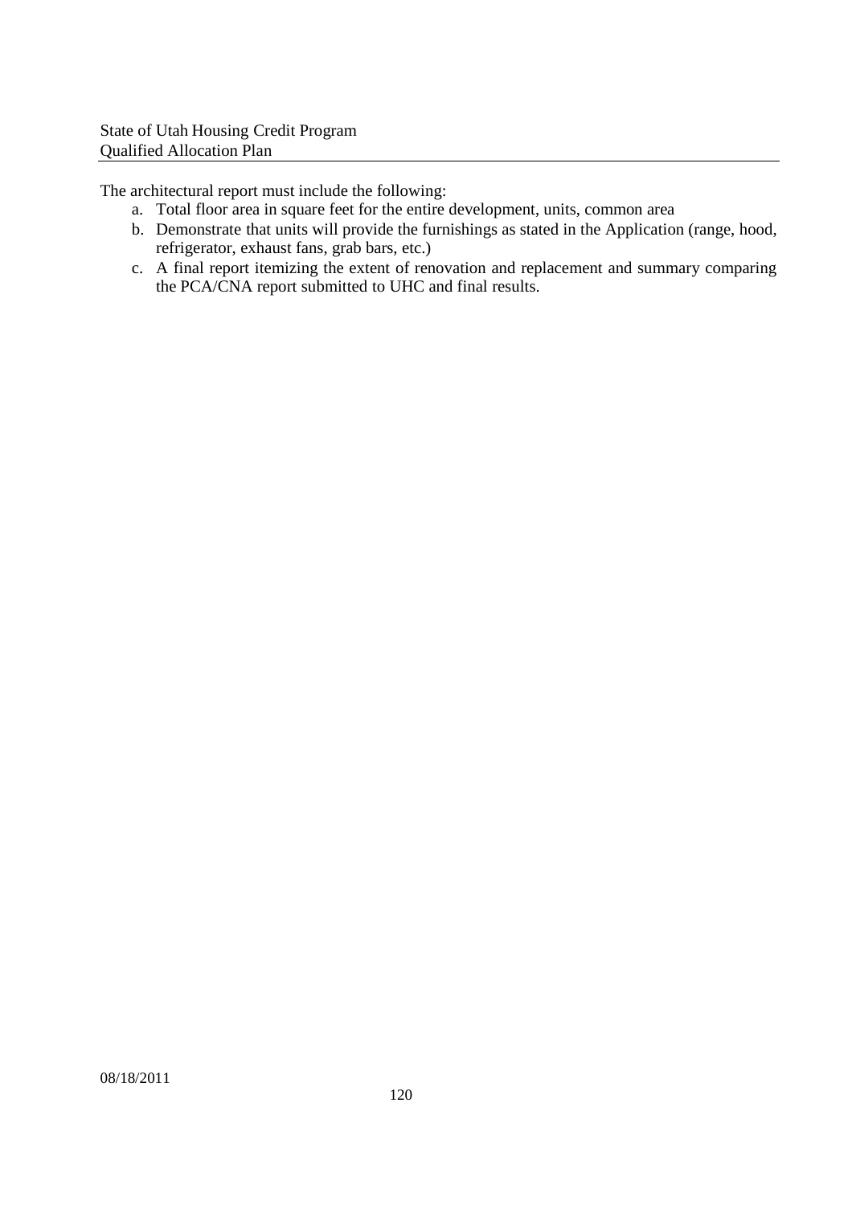The architectural report must include the following:

a. Total floor area in square feet for the entire development, units, common area
b. Demonstrate that units will provide the furnishings as stated in the Application (range, hood, refrigerator, exhaust fans, grab bars, etc.)
c. A final report itemizing the extent of renovation and replacement and summary comparing the PCA/CNA report submitted to UHC and final results.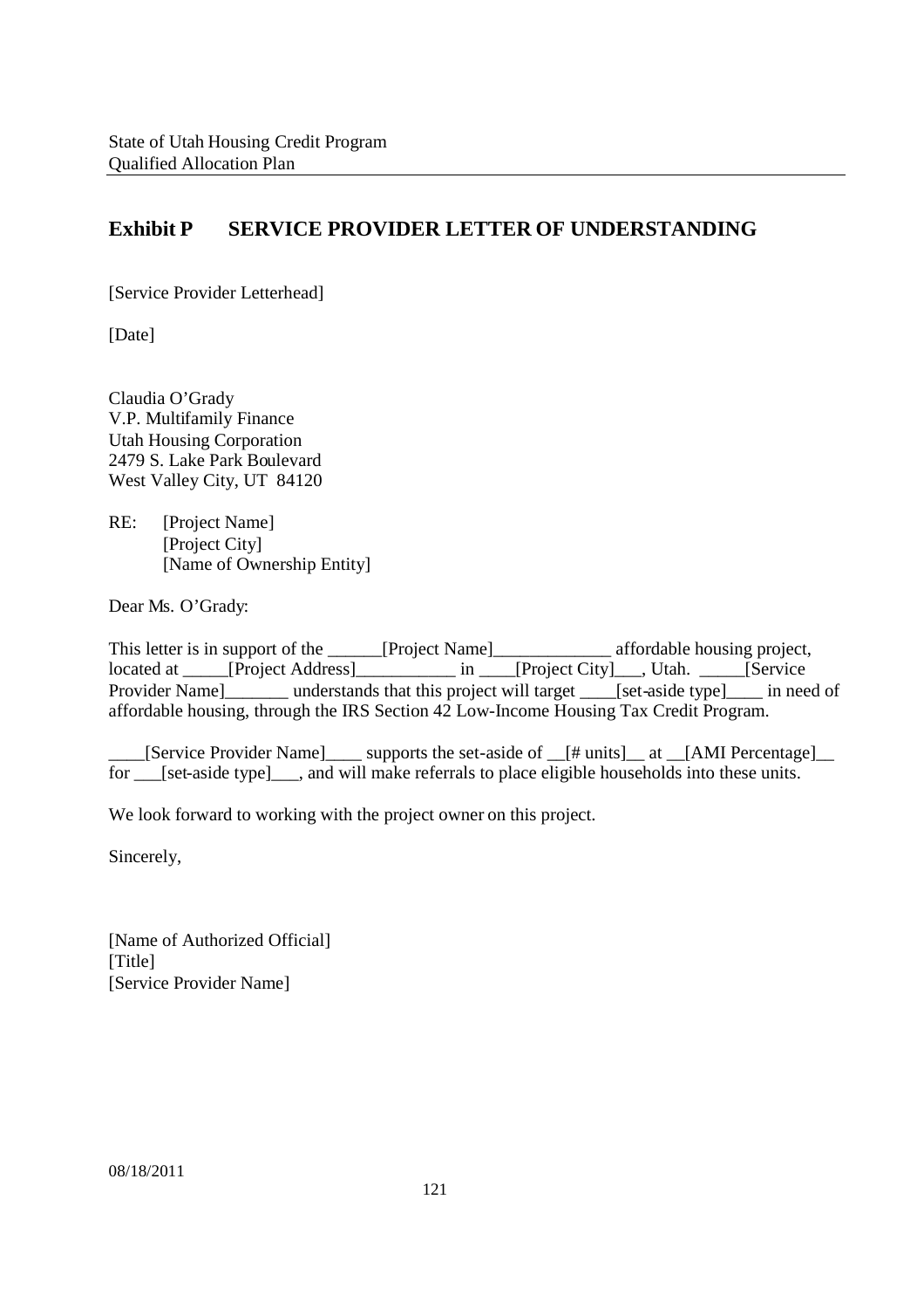## Exhibit P SERVICE PROVIDER LETTER OF UNDERSTANDING

[Service Provider Letterhead]

[Date]

Claudia O'Grady
V.P. Multifamily Finance
Utah Housing Corporation
2479 S. Lake Park Boulevard
West Valley City, UT 84120

RE: [Project Name]
[Project City]
[Name of Ownership Entity]

Dear Ms. O'Grady:

This letter is in support of the ______[Project Name]_____________ affordable housing project, located at _____[Project Address]___________ in ____[Project City]___, Utah. _____[Service Provider Name]_______ understands that this project will target ____[set-aside type]____ in need of affordable housing, through the IRS Section 42 Low-Income Housing Tax Credit Program.

____[Service Provider Name]____ supports the set-aside of __[# units]__ at __[AMI Percentage]__ for ___[set-aside type]___, and will make referrals to place eligible households into these units.

We look forward to working with the project owner on this project.

Sincerely,

[Name of Authorized Official]
[Title]
[Service Provider Name]

08/18/2011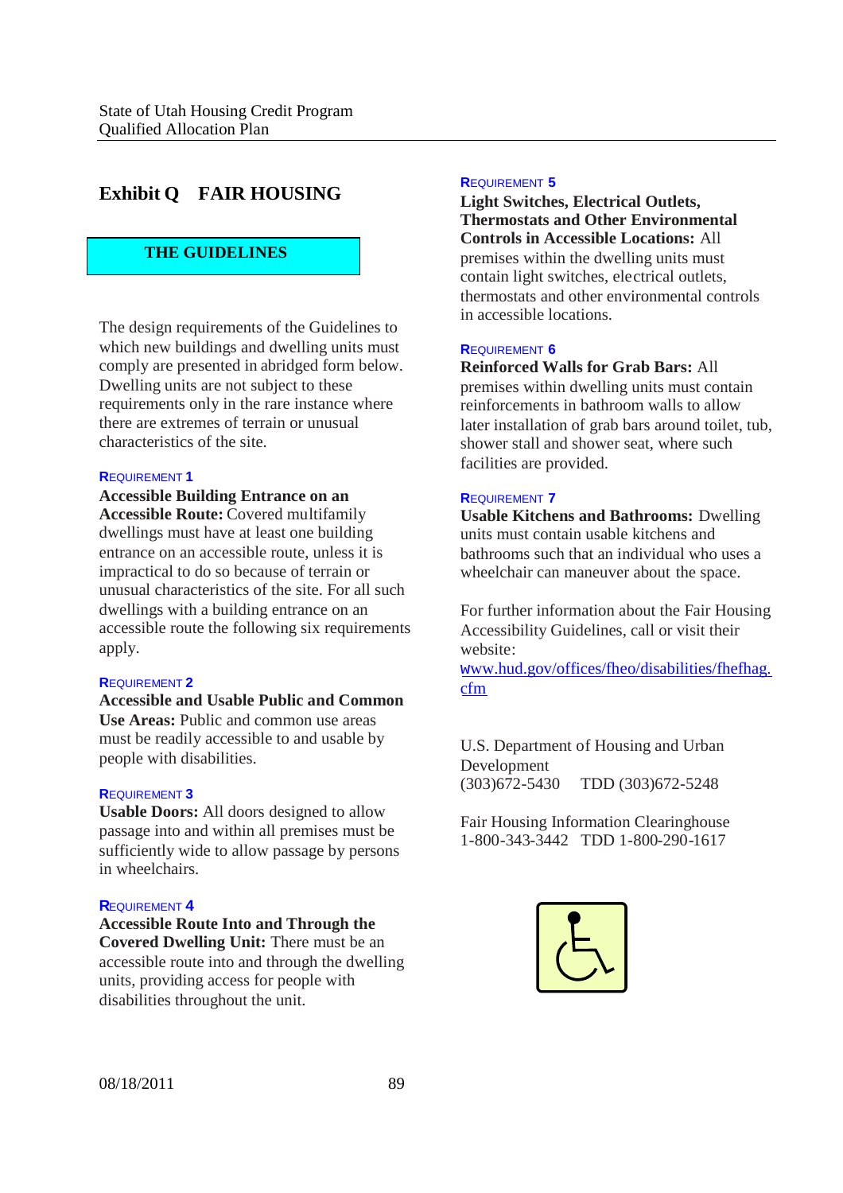# Exhibit Q FAIR HOUSING

## THE GUIDELINES

The design requirements of the Guidelines to which new buildings and dwelling units must comply are presented in abridged form below. Dwelling units are not subject to these requirements only in the rare instance where there are extremes of terrain or unusual characteristics of the site.

### REQUIREMENT 1

**Accessible Building Entrance on an Accessible Route:** Covered multifamily dwellings must have at least one building entrance on an accessible route, unless it is impractical to do so because of terrain or unusual characteristics of the site. For all such dwellings with a building entrance on an accessible route the following six requirements apply.

### REQUIREMENT 2

**Accessible and Usable Public and Common Use Areas:** Public and common use areas must be readily accessible to and usable by people with disabilities.

### REQUIREMENT 3

**Usable Doors:** All doors designed to allow passage into and within all premises must be sufficiently wide to allow passage by persons in wheelchairs.

### REQUIREMENT 4

**Accessible Route Into and Through the Covered Dwelling Unit:** There must be an accessible route into and through the dwelling units, providing access for people with disabilities throughout the unit.

### REQUIREMENT 5

**Light Switches, Electrical Outlets, Thermostats and Other Environmental Controls in Accessible Locations:** All premises within the dwelling units must contain light switches, electrical outlets, thermostats and other environmental controls in accessible locations.

### REQUIREMENT 6

**Reinforced Walls for Grab Bars:** All premises within dwelling units must contain reinforcements in bathroom walls to allow later installation of grab bars around toilet, tub, shower stall and shower seat, where such facilities are provided.

### REQUIREMENT 7

**Usable Kitchens and Bathrooms:** Dwelling units must contain usable kitchens and bathrooms such that an individual who uses a wheelchair can maneuver about the space.

For further information about the Fair Housing Accessibility Guidelines, call or visit their website:
www.hud.gov/offices/fheo/disabilities/fhefhag.cfm

U.S. Department of Housing and Urban Development
(303)672-5430 TDD (303)672-5248

Fair Housing Information Clearinghouse
1-800-343-3442 TDD 1-800-290-1617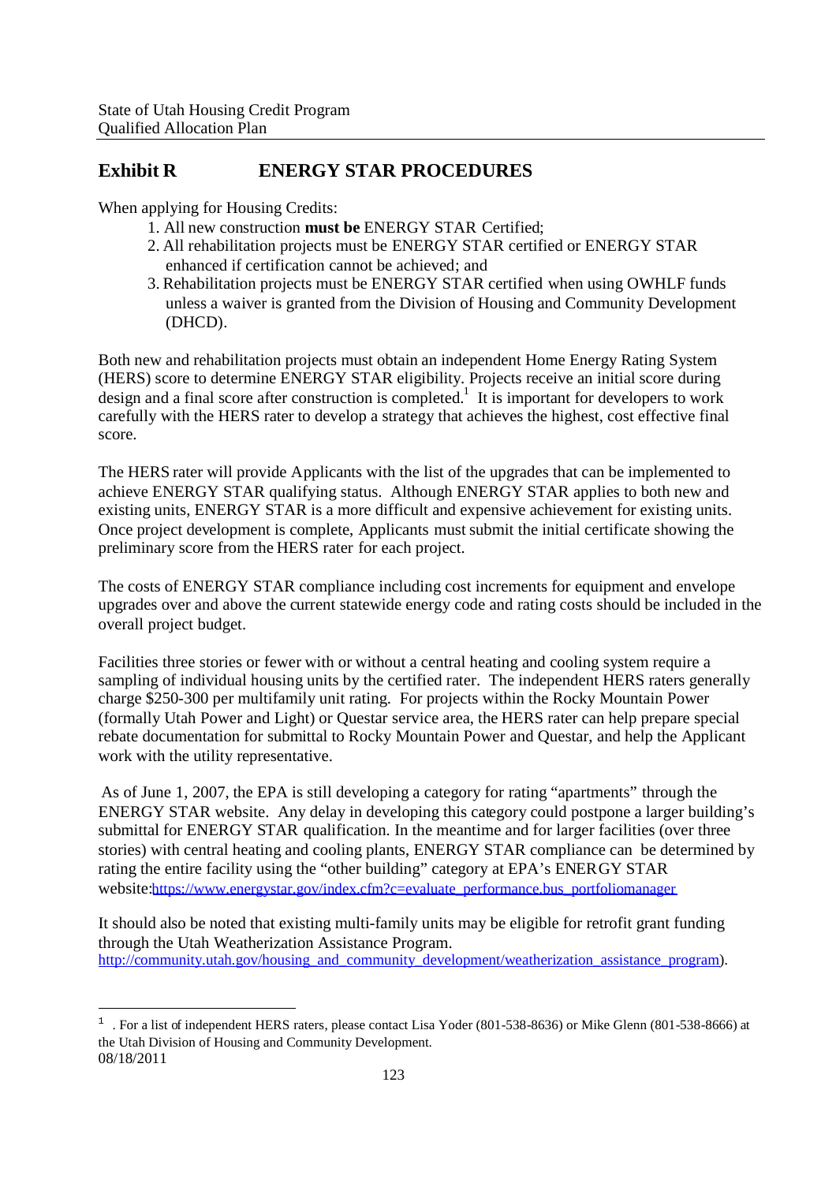## Exhibit R ENERGY STAR PROCEDURES

When applying for Housing Credits:

1. All new construction **must be** ENERGY STAR Certified;
2. All rehabilitation projects must be ENERGY STAR certified or ENERGY STAR enhanced if certification cannot be achieved; and
3. Rehabilitation projects must be ENERGY STAR certified when using OWHLF funds unless a waiver is granted from the Division of Housing and Community Development (DHCD).

Both new and rehabilitation projects must obtain an independent Home Energy Rating System (HERS) score to determine ENERGY STAR eligibility. Projects receive an initial score during design and a final score after construction is completed.[1] It is important for developers to work carefully with the HERS rater to develop a strategy that achieves the highest, cost effective final score.

The HERS rater will provide Applicants with the list of the upgrades that can be implemented to achieve ENERGY STAR qualifying status. Although ENERGY STAR applies to both new and existing units, ENERGY STAR is a more difficult and expensive achievement for existing units. Once project development is complete, Applicants must submit the initial certificate showing the preliminary score from the HERS rater for each project.

The costs of ENERGY STAR compliance including cost increments for equipment and envelope upgrades over and above the current statewide energy code and rating costs should be included in the overall project budget.

Facilities three stories or fewer with or without a central heating and cooling system require a sampling of individual housing units by the certified rater. The independent HERS raters generally charge $250-300 per multifamily unit rating. For projects within the Rocky Mountain Power (formally Utah Power and Light) or Questar service area, the HERS rater can help prepare special rebate documentation for submittal to Rocky Mountain Power and Questar, and help the Applicant work with the utility representative.

As of June 1, 2007, the EPA is still developing a category for rating "apartments" through the ENERGY STAR website. Any delay in developing this category could postpone a larger building's submittal for ENERGY STAR qualification. In the meantime and for larger facilities (over three stories) with central heating and cooling plants, ENERGY STAR compliance can be determined by rating the entire facility using the "other building" category at EPA's ENERGY STAR website:https://www.energystar.gov/index.cfm?c=evaluate_performance.bus_portfoliomanager

It should also be noted that existing multi-family units may be eligible for retrofit grant funding through the Utah Weatherization Assistance Program. http://community.utah.gov/housing_and_community_development/weatherization_assistance_program).

[1] . For a list of independent HERS raters, please contact Lisa Yoder (801-538-8636) or Mike Glenn (801-538-8666) at the Utah Division of Housing and Community Development.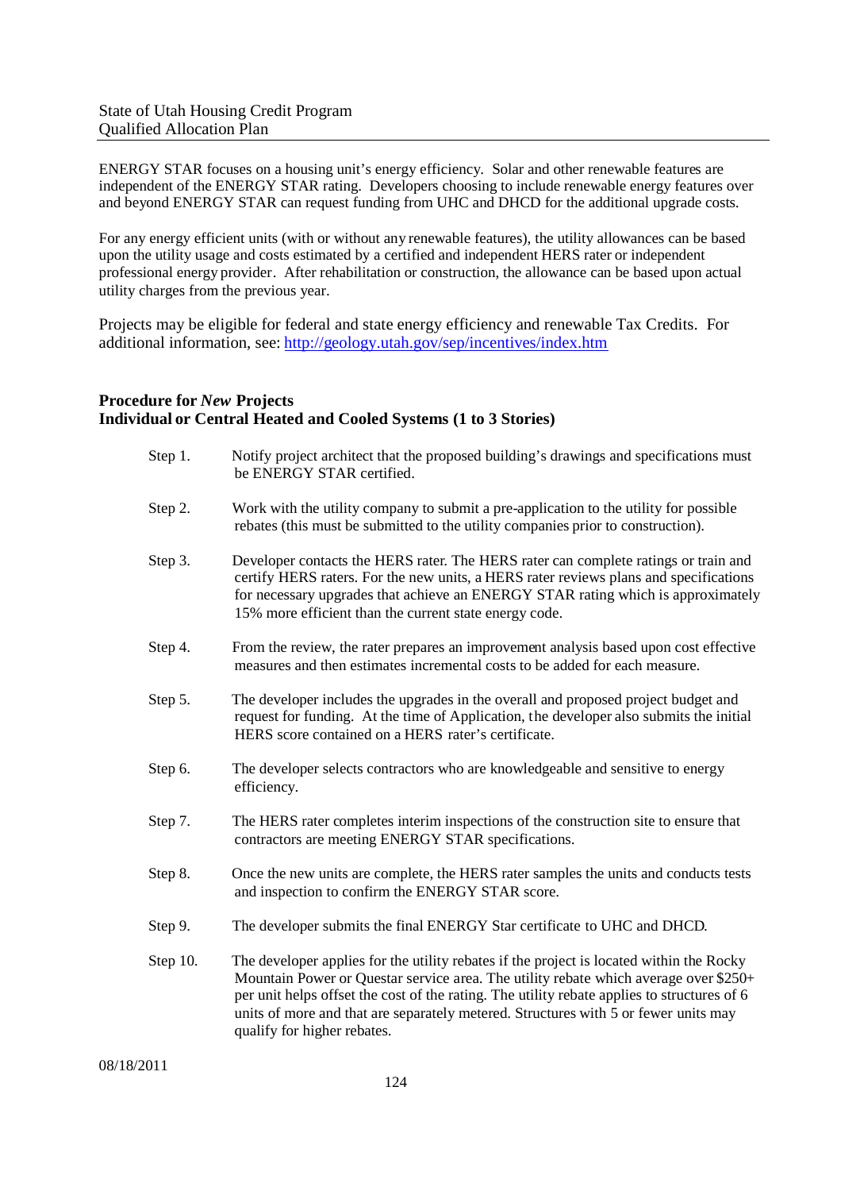ENERGY STAR focuses on a housing unit's energy efficiency. Solar and other renewable features are independent of the ENERGY STAR rating. Developers choosing to include renewable energy features over and beyond ENERGY STAR can request funding from UHC and DHCD for the additional upgrade costs.

For any energy efficient units (with or without any renewable features), the utility allowances can be based upon the utility usage and costs estimated by a certified and independent HERS rater or independent professional energy provider. After rehabilitation or construction, the allowance can be based upon actual utility charges from the previous year.

Projects may be eligible for federal and state energy efficiency and renewable Tax Credits. For additional information, see: http://geology.utah.gov/sep/incentives/index.htm

**Procedure for *New* Projects**
**Individual or Central Heated and Cooled Systems (1 to 3 Stories)**

Step 1. Notify project architect that the proposed building's drawings and specifications must be ENERGY STAR certified.

Step 2. Work with the utility company to submit a pre-application to the utility for possible rebates (this must be submitted to the utility companies prior to construction).

Step 3. Developer contacts the HERS rater. The HERS rater can complete ratings or train and certify HERS raters. For the new units, a HERS rater reviews plans and specifications for necessary upgrades that achieve an ENERGY STAR rating which is approximately 15% more efficient than the current state energy code.

Step 4. From the review, the rater prepares an improvement analysis based upon cost effective measures and then estimates incremental costs to be added for each measure.

Step 5. The developer includes the upgrades in the overall and proposed project budget and request for funding. At the time of Application, the developer also submits the initial HERS score contained on a HERS rater's certificate.

Step 6. The developer selects contractors who are knowledgeable and sensitive to energy efficiency.

Step 7. The HERS rater completes interim inspections of the construction site to ensure that contractors are meeting ENERGY STAR specifications.

Step 8. Once the new units are complete, the HERS rater samples the units and conducts tests and inspection to confirm the ENERGY STAR score.

Step 9. The developer submits the final ENERGY Star certificate to UHC and DHCD.

Step 10. The developer applies for the utility rebates if the project is located within the Rocky Mountain Power or Questar service area. The utility rebate which average over $250+ per unit helps offset the cost of the rating. The utility rebate applies to structures of 6 units of more and that are separately metered. Structures with 5 or fewer units may qualify for higher rebates.

08/18/2011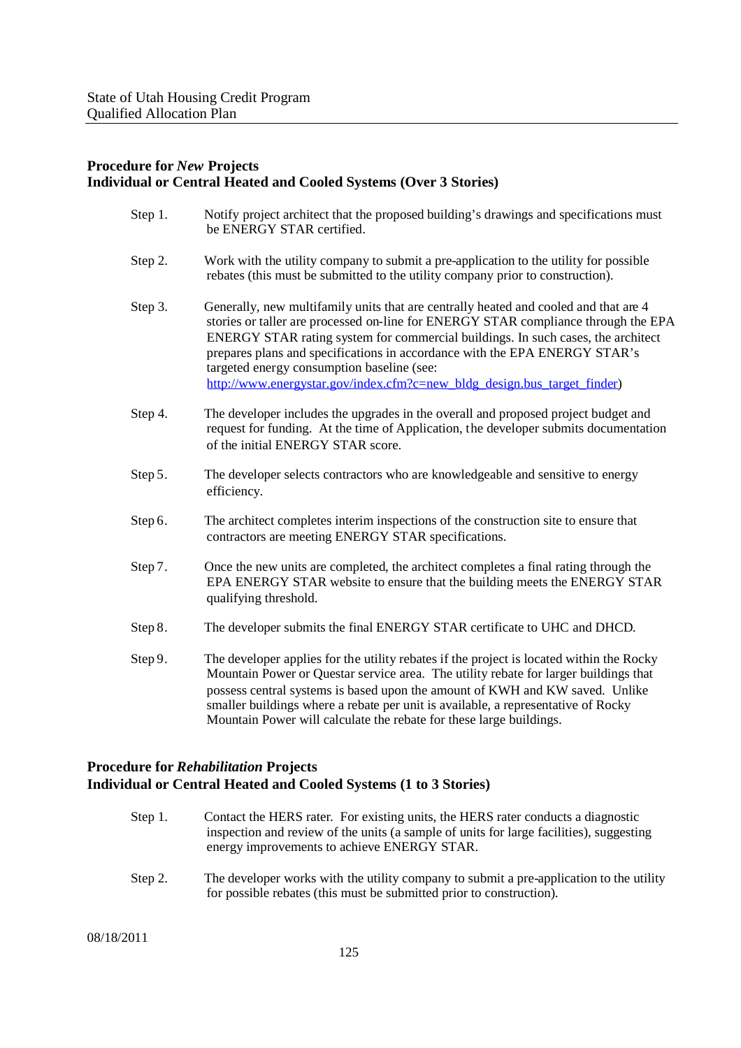### **Procedure for *New* Projects**
### **Individual or Central Heated and Cooled Systems (Over 3 Stories)**

Step 1. Notify project architect that the proposed building's drawings and specifications must be ENERGY STAR certified.

Step 2. Work with the utility company to submit a pre-application to the utility for possible rebates (this must be submitted to the utility company prior to construction).

Step 3. Generally, new multifamily units that are centrally heated and cooled and that are 4 stories or taller are processed on-line for ENERGY STAR compliance through the EPA ENERGY STAR rating system for commercial buildings. In such cases, the architect prepares plans and specifications in accordance with the EPA ENERGY STAR's targeted energy consumption baseline (see: http://www.energystar.gov/index.cfm?c=new_bldg_design.bus_target_finder)

Step 4. The developer includes the upgrades in the overall and proposed project budget and request for funding. At the time of Application, the developer submits documentation of the initial ENERGY STAR score.

Step 5. The developer selects contractors who are knowledgeable and sensitive to energy efficiency.

Step 6. The architect completes interim inspections of the construction site to ensure that contractors are meeting ENERGY STAR specifications.

Step 7. Once the new units are completed, the architect completes a final rating through the EPA ENERGY STAR website to ensure that the building meets the ENERGY STAR qualifying threshold.

Step 8. The developer submits the final ENERGY STAR certificate to UHC and DHCD.

Step 9. The developer applies for the utility rebates if the project is located within the Rocky Mountain Power or Questar service area. The utility rebate for larger buildings that possess central systems is based upon the amount of KWH and KW saved. Unlike smaller buildings where a rebate per unit is available, a representative of Rocky Mountain Power will calculate the rebate for these large buildings.

### **Procedure for *Rehabilitation* Projects**
### **Individual or Central Heated and Cooled Systems (1 to 3 Stories)**

Step 1. Contact the HERS rater. For existing units, the HERS rater conducts a diagnostic inspection and review of the units (a sample of units for large facilities), suggesting energy improvements to achieve ENERGY STAR.

Step 2. The developer works with the utility company to submit a pre-application to the utility for possible rebates (this must be submitted prior to construction).

08/18/2011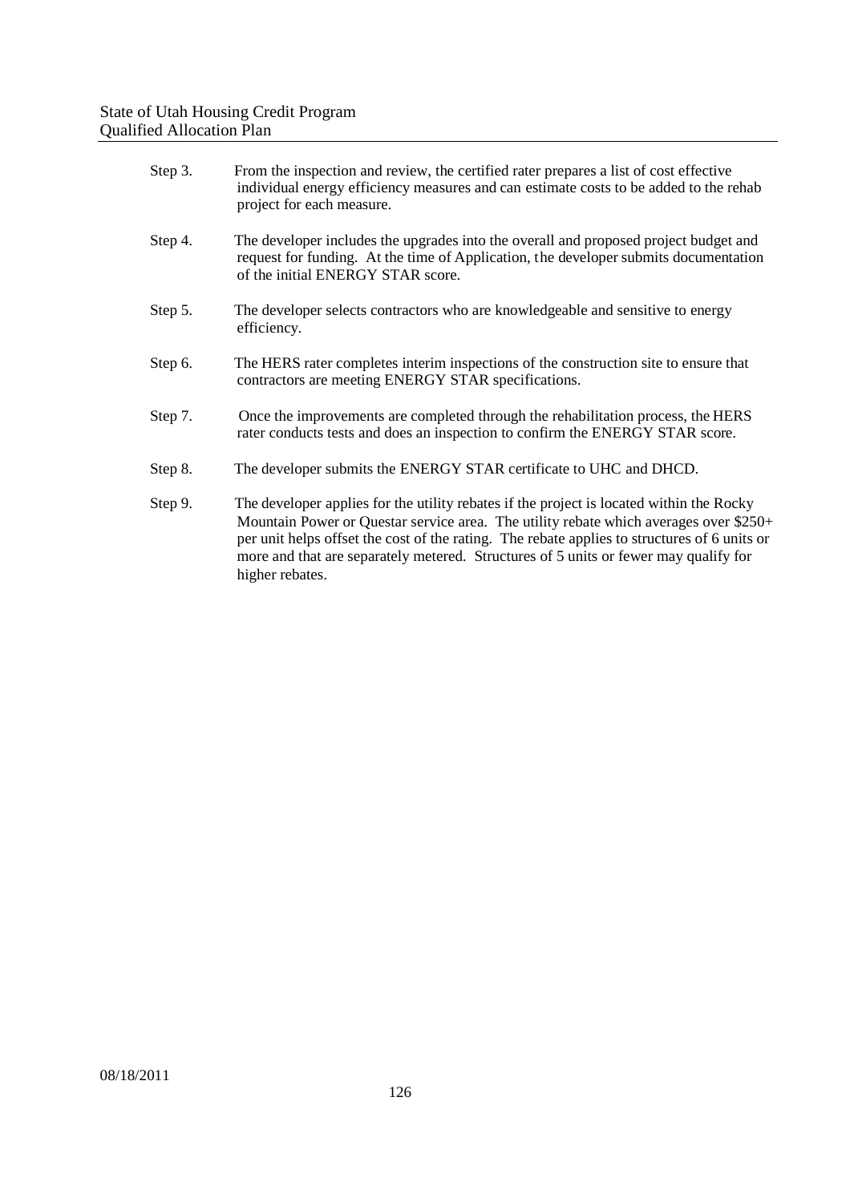Step 3. From the inspection and review, the certified rater prepares a list of cost effective individual energy efficiency measures and can estimate costs to be added to the rehab project for each measure.

Step 4. The developer includes the upgrades into the overall and proposed project budget and request for funding. At the time of Application, the developer submits documentation of the initial ENERGY STAR score.

Step 5. The developer selects contractors who are knowledgeable and sensitive to energy efficiency.

Step 6. The HERS rater completes interim inspections of the construction site to ensure that contractors are meeting ENERGY STAR specifications.

Step 7. Once the improvements are completed through the rehabilitation process, the HERS rater conducts tests and does an inspection to confirm the ENERGY STAR score.

Step 8. The developer submits the ENERGY STAR certificate to UHC and DHCD.

Step 9. The developer applies for the utility rebates if the project is located within the Rocky Mountain Power or Questar service area. The utility rebate which averages over $250+ per unit helps offset the cost of the rating. The rebate applies to structures of 6 units or more and that are separately metered. Structures of 5 units or fewer may qualify for higher rebates.

08/18/2011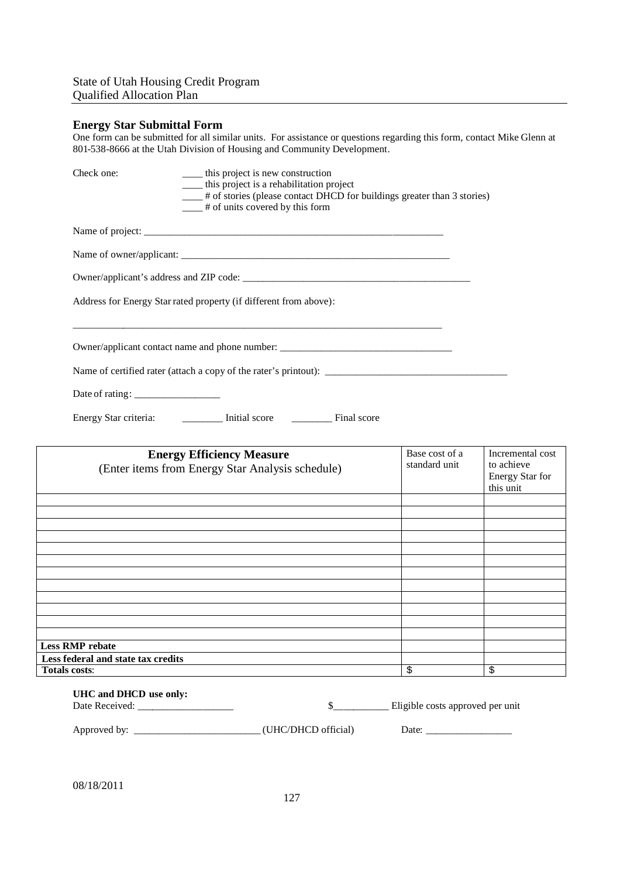## Energy Star Submittal Form

One form can be submitted for all similar units. For assistance or questions regarding this form, contact Mike Glenn at 801-538-8666 at the Utah Division of Housing and Community Development.

Check one:
____ this project is new construction
____ this project is a rehabilitation project
____ # of stories (please contact DHCD for buildings greater than 3 stories)
____ # of units covered by this form

Name of project: ___________________________________________________________

Name of owner/applicant: ______________________________________________________

Owner/applicant's address and ZIP code: _______________________________________________

Address for Energy Star rated property (if different from above):

___________________________________________________________________________

Owner/applicant contact name and phone number: __________________________________

Name of certified rater (attach a copy of the rater's printout): ___________________________________

Date of rating: _________________

Energy Star criteria: ________ Initial score ________ Final score

| **Energy Efficiency Measure** (Enter items from Energy Star Analysis schedule) | Base cost of a standard unit | Incremental cost to achieve Energy Star for this unit |
|---|---|---|
| | | |
| | | |
| | | |
| | | |
| | | |
| | | |
| | | |
| | | |
| | | |
| | | |
| | | |
| | | |
| **Less RMP rebate** | | |
| **Less federal and state tax credits** | | |
| **Totals costs**: | $ | $ |

**UHC and DHCD use only:**

Date Received: ___________________ $___________ Eligible costs approved per unit

Approved by: _________________________ (UHC/DHCD official) Date: _________________

08/18/2011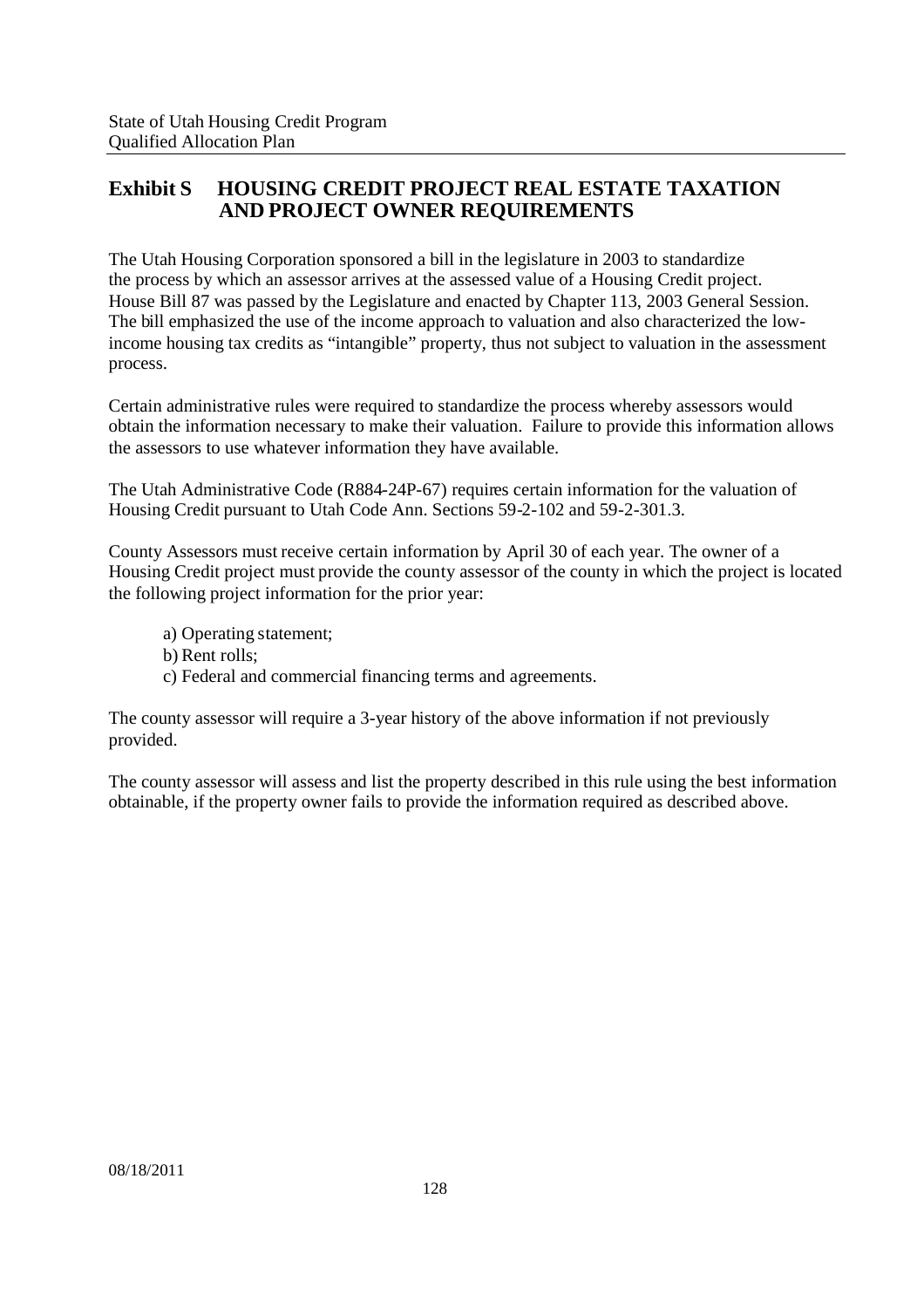## Exhibit S HOUSING CREDIT PROJECT REAL ESTATE TAXATION AND PROJECT OWNER REQUIREMENTS

The Utah Housing Corporation sponsored a bill in the legislature in 2003 to standardize the process by which an assessor arrives at the assessed value of a Housing Credit project. House Bill 87 was passed by the Legislature and enacted by Chapter 113, 2003 General Session. The bill emphasized the use of the income approach to valuation and also characterized the low-income housing tax credits as "intangible" property, thus not subject to valuation in the assessment process.

Certain administrative rules were required to standardize the process whereby assessors would obtain the information necessary to make their valuation. Failure to provide this information allows the assessors to use whatever information they have available.

The Utah Administrative Code (R884-24P-67) requires certain information for the valuation of Housing Credit pursuant to Utah Code Ann. Sections 59-2-102 and 59-2-301.3.

County Assessors must receive certain information by April 30 of each year. The owner of a Housing Credit project must provide the county assessor of the county in which the project is located the following project information for the prior year:

a) Operating statement;
b) Rent rolls;
c) Federal and commercial financing terms and agreements.

The county assessor will require a 3-year history of the above information if not previously provided.

The county assessor will assess and list the property described in this rule using the best information obtainable, if the property owner fails to provide the information required as described above.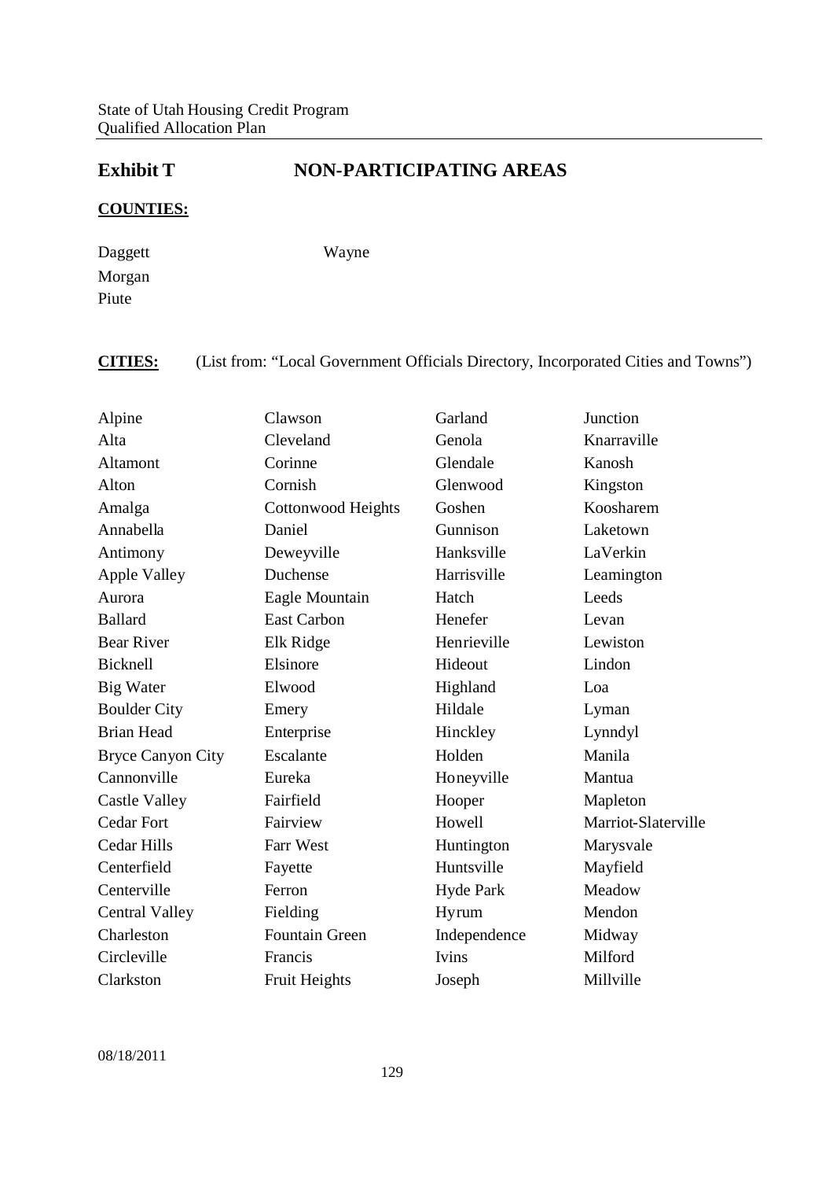## Exhibit T NON-PARTICIPATING AREAS

**COUNTIES:**

Daggett
Morgan
Piute
Wayne

**CITIES:** (List from: "Local Government Officials Directory, Incorporated Cities and Towns")

Alpine
Alta
Altamont
Alton
Amalga
Annabella
Antimony
Apple Valley
Aurora
Ballard
Bear River
Bicknell
Big Water
Boulder City
Brian Head
Bryce Canyon City
Cannonville
Castle Valley
Cedar Fort
Cedar Hills
Centerfield
Centerville
Central Valley
Charleston
Circleville
Clarkston
Clawson
Cleveland
Corinne
Cornish
Cottonwood Heights
Daniel
Deweyville
Duchense
Eagle Mountain
East Carbon
Elk Ridge
Elsinore
Elwood
Emery
Enterprise
Escalante
Eureka
Fairfield
Fairview
Farr West
Fayette
Ferron
Fielding
Fountain Green
Francis
Fruit Heights
Garland
Genola
Glendale
Glenwood
Goshen
Gunnison
Hanksville
Harrisville
Hatch
Henefer
Henrieville
Hideout
Highland
Hildale
Hinckley
Holden
Honeyville
Hooper
Howell
Huntington
Huntsville
Hyde Park
Hyrum
Independence
Ivins
Joseph
Junction
Knarraville
Kanosh
Kingston
Koosharem
Laketown
LaVerkin
Leamington
Leeds
Levan
Lewiston
Lindon
Loa
Lyman
Lynndyl
Manila
Mantua
Mapleton
Marriot-Slaterville
Marysvale
Mayfield
Meadow
Mendon
Midway
Milford
Millville

08/18/2011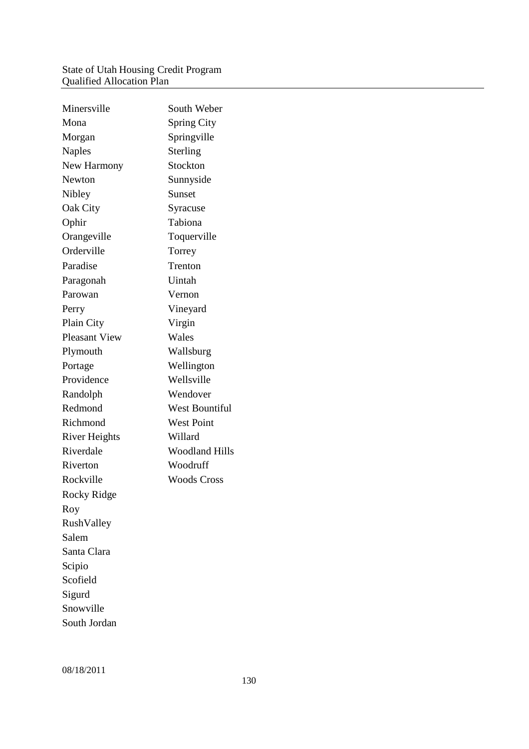Minersville
Mona
Morgan
Naples
New Harmony
Newton
Nibley
Oak City
Ophir
Orangeville
Orderville
Paradise
Paragonah
Parowan
Perry
Plain City
Pleasant View
Plymouth
Portage
Providence
Randolph
Redmond
Richmond
River Heights
Riverdale
Riverton
Rockville
Rocky Ridge
Roy
RushValley
Salem
Santa Clara
Scipio
Scofield
Sigurd
Snowville
South Jordan
South Weber
Spring City
Springville
Sterling
Stockton
Sunnyside
Sunset
Syracuse
Tabiona
Toquerville
Torrey
Trenton
Uintah
Vernon
Vineyard
Virgin
Wales
Wallsburg
Wellington
Wellsville
Wendover
West Bountiful
West Point
Willard
Woodland Hills
Woodruff
Woods Cross

08/18/2011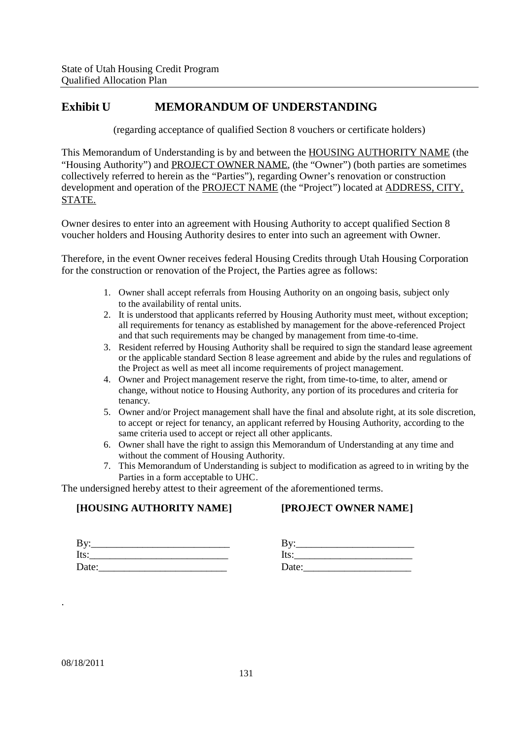# Exhibit U MEMORANDUM OF UNDERSTANDING

(regarding acceptance of qualified Section 8 vouchers or certificate holders)

This Memorandum of Understanding is by and between the HOUSING AUTHORITY NAME (the "Housing Authority") and PROJECT OWNER NAME, (the "Owner") (both parties are sometimes collectively referred to herein as the "Parties"), regarding Owner's renovation or construction development and operation of the PROJECT NAME (the "Project") located at ADDRESS, CITY, STATE.

Owner desires to enter into an agreement with Housing Authority to accept qualified Section 8 voucher holders and Housing Authority desires to enter into such an agreement with Owner.

Therefore, in the event Owner receives federal Housing Credits through Utah Housing Corporation for the construction or renovation of the Project, the Parties agree as follows:

1. Owner shall accept referrals from Housing Authority on an ongoing basis, subject only to the availability of rental units.
2. It is understood that applicants referred by Housing Authority must meet, without exception; all requirements for tenancy as established by management for the above-referenced Project and that such requirements may be changed by management from time-to-time.
3. Resident referred by Housing Authority shall be required to sign the standard lease agreement or the applicable standard Section 8 lease agreement and abide by the rules and regulations of the Project as well as meet all income requirements of project management.
4. Owner and Project management reserve the right, from time-to-time, to alter, amend or change, without notice to Housing Authority, any portion of its procedures and criteria for tenancy.
5. Owner and/or Project management shall have the final and absolute right, at its sole discretion, to accept or reject for tenancy, an applicant referred by Housing Authority, according to the same criteria used to accept or reject all other applicants.
6. Owner shall have the right to assign this Memorandum of Understanding at any time and without the comment of Housing Authority.
7. This Memorandum of Understanding is subject to modification as agreed to in writing by the Parties in a form acceptable to UHC.

The undersigned hereby attest to their agreement of the aforementioned terms.

**[HOUSING AUTHORITY NAME]**

By:___________________________

Its:___________________________

Date:_________________________

**[PROJECT OWNER NAME]**

By:_______________________

Its:_______________________

Date:_____________________

.

08/18/2011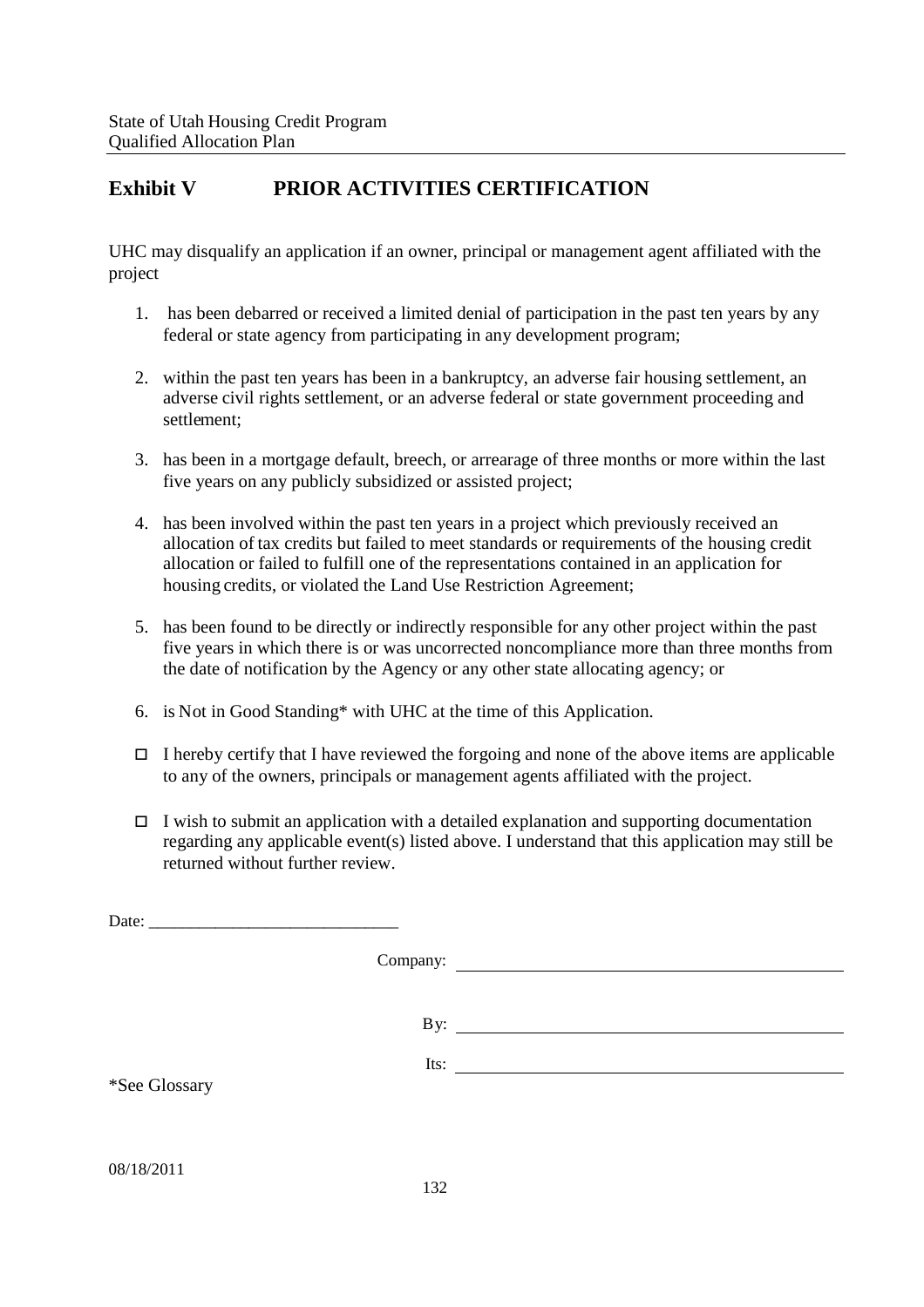## Exhibit V PRIOR ACTIVITIES CERTIFICATION

UHC may disqualify an application if an owner, principal or management agent affiliated with the project

1. has been debarred or received a limited denial of participation in the past ten years by any federal or state agency from participating in any development program;

2. within the past ten years has been in a bankruptcy, an adverse fair housing settlement, an adverse civil rights settlement, or an adverse federal or state government proceeding and settlement;

3. has been in a mortgage default, breech, or arrearage of three months or more within the last five years on any publicly subsidized or assisted project;

4. has been involved within the past ten years in a project which previously received an allocation of tax credits but failed to meet standards or requirements of the housing credit allocation or failed to fulfill one of the representations contained in an application for housing credits, or violated the Land Use Restriction Agreement;

5. has been found to be directly or indirectly responsible for any other project within the past five years in which there is or was uncorrected noncompliance more than three months from the date of notification by the Agency or any other state allocating agency; or

6. is Not in Good Standing* with UHC at the time of this Application.

- ☐ I hereby certify that I have reviewed the forgoing and none of the above items are applicable to any of the owners, principals or management agents affiliated with the project.

- ☐ I wish to submit an application with a detailed explanation and supporting documentation regarding any applicable event(s) listed above. I understand that this application may still be returned without further review.

Date: ______________________________

Company: ______________________________

By: ______________________________

Its: ______________________________

*See Glossary

08/18/2011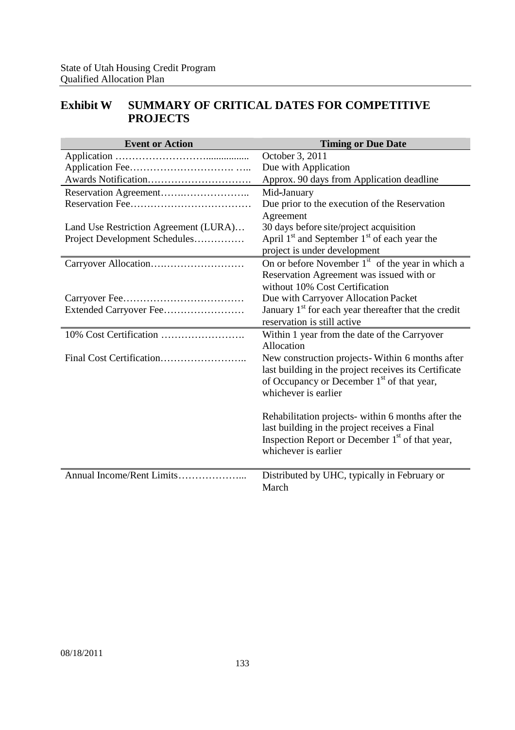## Exhibit W SUMMARY OF CRITICAL DATES FOR COMPETITIVE PROJECTS

| Event or Action | Timing or Due Date |
|---|---|
| Application …………………….............. | October 3, 2011 |
| Application Fee…………………………. ….. | Due with Application |
| Awards Notification…………………………. | Approx. 90 days from Application deadline |
| Reservation Agreement……….…………….. | Mid-January |
| Reservation Fee……………………………… | Due prior to the execution of the Reservation Agreement |
| Land Use Restriction Agreement (LURA)… | 30 days before site/project acquisition |
| Project Development Schedules…………… | April 1st and September 1st of each year the project is under development |
| Carryover Allocation….……………………… | On or before November 1st of the year in which a Reservation Agreement was issued with or without 10% Cost Certification |
| Carryover Fee……………………………… | Due with Carryover Allocation Packet |
| Extended Carryover Fee…………………… | January 1st for each year thereafter that the credit reservation is still active |
| 10% Cost Certification ……………………. | Within 1 year from the date of the Carryover Allocation |
| Final Cost Certification…………………….. | New construction projects- Within 6 months after last building in the project receives its Certificate of Occupancy or December 1st of that year, whichever is earlier<br><br>Rehabilitation projects- within 6 months after the last building in the project receives a Final Inspection Report or December 1st of that year, whichever is earlier |
| Annual Income/Rent Limits………………... | Distributed by UHC, typically in February or March |

08/18/2011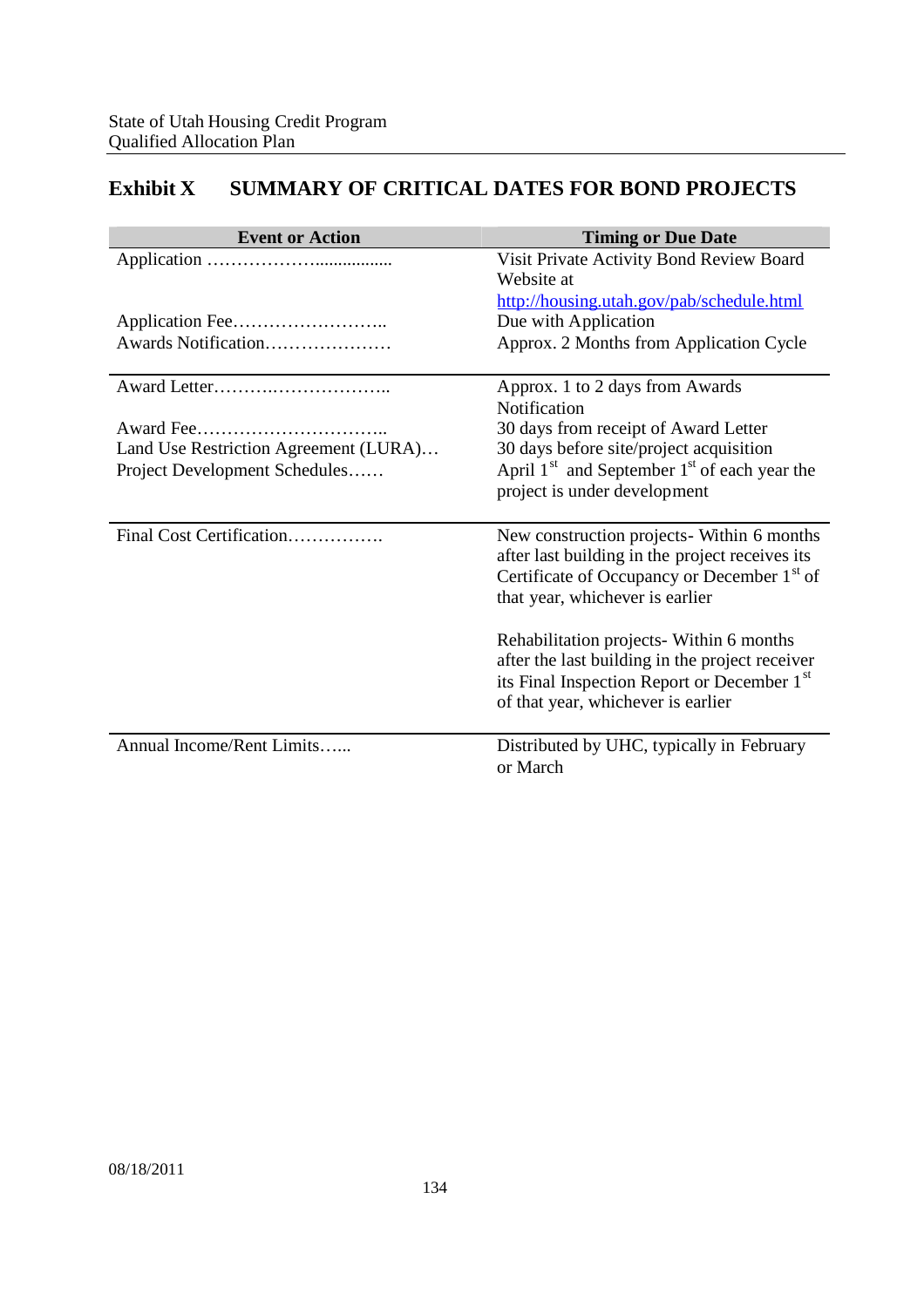## Exhibit X SUMMARY OF CRITICAL DATES FOR BOND PROJECTS

| Event or Action | Timing or Due Date |
|---|---|
| Application ………………................ | Visit Private Activity Bond Review Board Website at http://housing.utah.gov/pab/schedule.html |
| Application Fee…………………….. | Due with Application |
| Awards Notification………………… | Approx. 2 Months from Application Cycle |
| Award Letter………..……………….. | Approx. 1 to 2 days from Awards Notification |
| Award Fee………………………….. | 30 days from receipt of Award Letter |
| Land Use Restriction Agreement (LURA)… | 30 days before site/project acquisition |
| Project Development Schedules…… | April 1st and September 1st of each year the project is under development |
| Final Cost Certification……………. | New construction projects- Within 6 months after last building in the project receives its Certificate of Occupancy or December 1st of that year, whichever is earlier<br><br>Rehabilitation projects- Within 6 months after the last building in the project receiver its Final Inspection Report or December 1st of that year, whichever is earlier |
| Annual Income/Rent Limits…... | Distributed by UHC, typically in February or March |

08/18/2011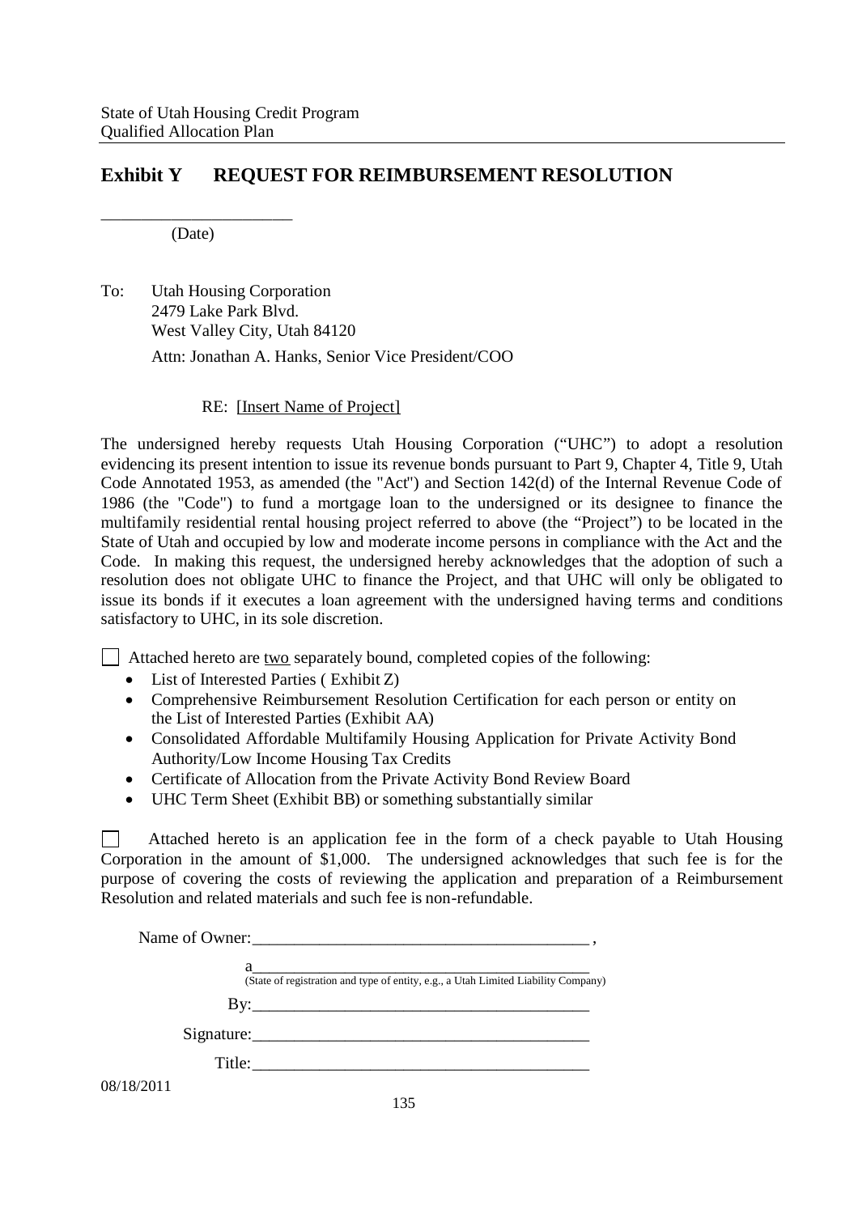## Exhibit Y REQUEST FOR REIMBURSEMENT RESOLUTION

______________________
(Date)

To: Utah Housing Corporation
2479 Lake Park Blvd.
West Valley City, Utah 84120

Attn: Jonathan A. Hanks, Senior Vice President/COO

RE: [Insert Name of Project]

The undersigned hereby requests Utah Housing Corporation ("UHC") to adopt a resolution evidencing its present intention to issue its revenue bonds pursuant to Part 9, Chapter 4, Title 9, Utah Code Annotated 1953, as amended (the "Act") and Section 142(d) of the Internal Revenue Code of 1986 (the "Code") to fund a mortgage loan to the undersigned or its designee to finance the multifamily residential rental housing project referred to above (the "Project") to be located in the State of Utah and occupied by low and moderate income persons in compliance with the Act and the Code. In making this request, the undersigned hereby acknowledges that the adoption of such a resolution does not obligate UHC to finance the Project, and that UHC will only be obligated to issue its bonds if it executes a loan agreement with the undersigned having terms and conditions satisfactory to UHC, in its sole discretion.

☐ Attached hereto are two separately bound, completed copies of the following:

- List of Interested Parties ( Exhibit Z)
- Comprehensive Reimbursement Resolution Certification for each person or entity on the List of Interested Parties (Exhibit AA)
- Consolidated Affordable Multifamily Housing Application for Private Activity Bond Authority/Low Income Housing Tax Credits
- Certificate of Allocation from the Private Activity Bond Review Board
- UHC Term Sheet (Exhibit BB) or something substantially similar

☐ Attached hereto is an application fee in the form of a check payable to Utah Housing Corporation in the amount of $1,000. The undersigned acknowledges that such fee is for the purpose of covering the costs of reviewing the application and preparation of a Reimbursement Resolution and related materials and such fee is non-refundable.

Name of Owner:________________________________________ ,

a____________________________________________
(State of registration and type of entity, e.g., a Utah Limited Liability Company)

By:__________________________________________

Signature:_____________________________________

Title:_________________________________________

08/18/2011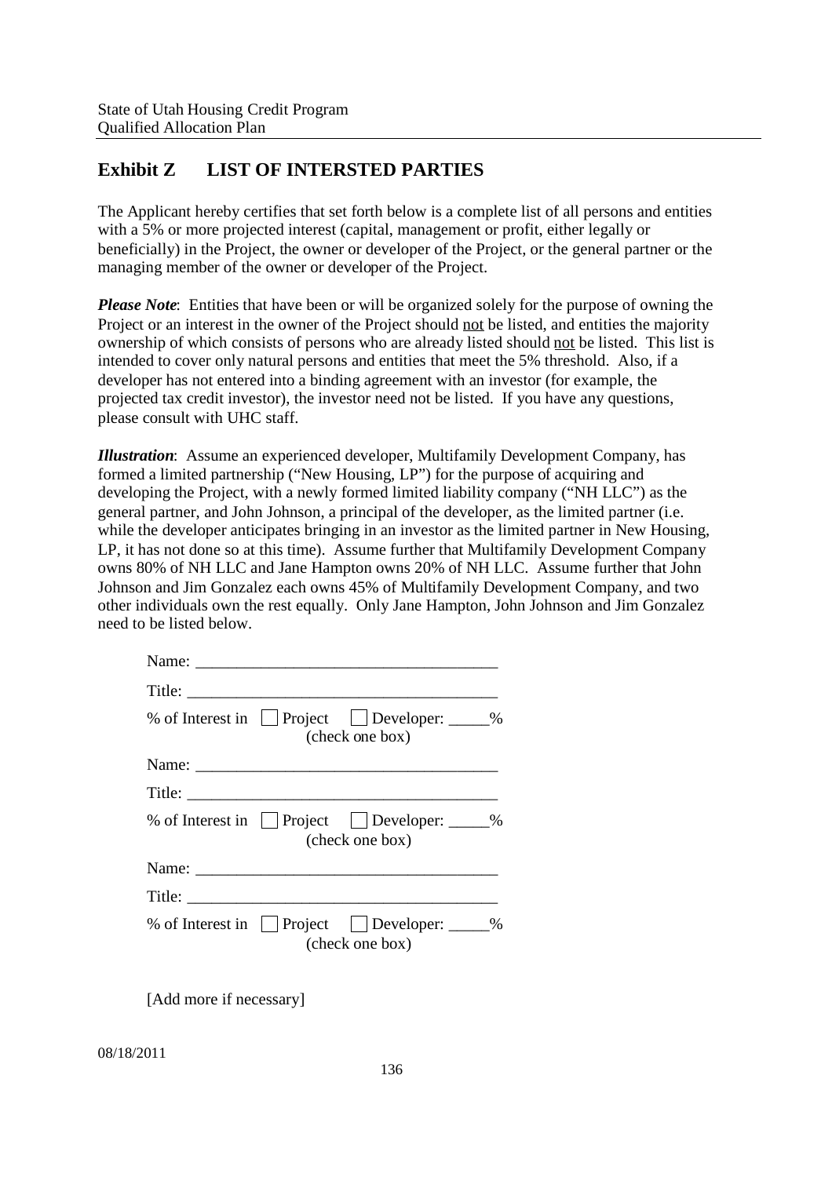# Exhibit Z LIST OF INTERSTED PARTIES

The Applicant hereby certifies that set forth below is a complete list of all persons and entities with a 5% or more projected interest (capital, management or profit, either legally or beneficially) in the Project, the owner or developer of the Project, or the general partner or the managing member of the owner or developer of the Project.

***Please Note***: Entities that have been or will be organized solely for the purpose of owning the Project or an interest in the owner of the Project should not be listed, and entities the majority ownership of which consists of persons who are already listed should not be listed. This list is intended to cover only natural persons and entities that meet the 5% threshold. Also, if a developer has not entered into a binding agreement with an investor (for example, the projected tax credit investor), the investor need not be listed. If you have any questions, please consult with UHC staff.

***Illustration***: Assume an experienced developer, Multifamily Development Company, has formed a limited partnership ("New Housing, LP") for the purpose of acquiring and developing the Project, with a newly formed limited liability company ("NH LLC") as the general partner, and John Johnson, a principal of the developer, as the limited partner (i.e. while the developer anticipates bringing in an investor as the limited partner in New Housing, LP, it has not done so at this time). Assume further that Multifamily Development Company owns 80% of NH LLC and Jane Hampton owns 20% of NH LLC. Assume further that John Johnson and Jim Gonzalez each owns 45% of Multifamily Development Company, and two other individuals own the rest equally. Only Jane Hampton, John Johnson and Jim Gonzalez need to be listed below.

Name: ____________________________________

Title: ____________________________________

% of Interest in ☐ Project ☐ Developer: _____%
(check one box)

Name: ____________________________________

Title: ____________________________________

% of Interest in ☐ Project ☐ Developer: _____%
(check one box)

Name: ____________________________________

Title: ____________________________________

% of Interest in ☐ Project ☐ Developer: _____%
(check one box)

[Add more if necessary]

08/18/2011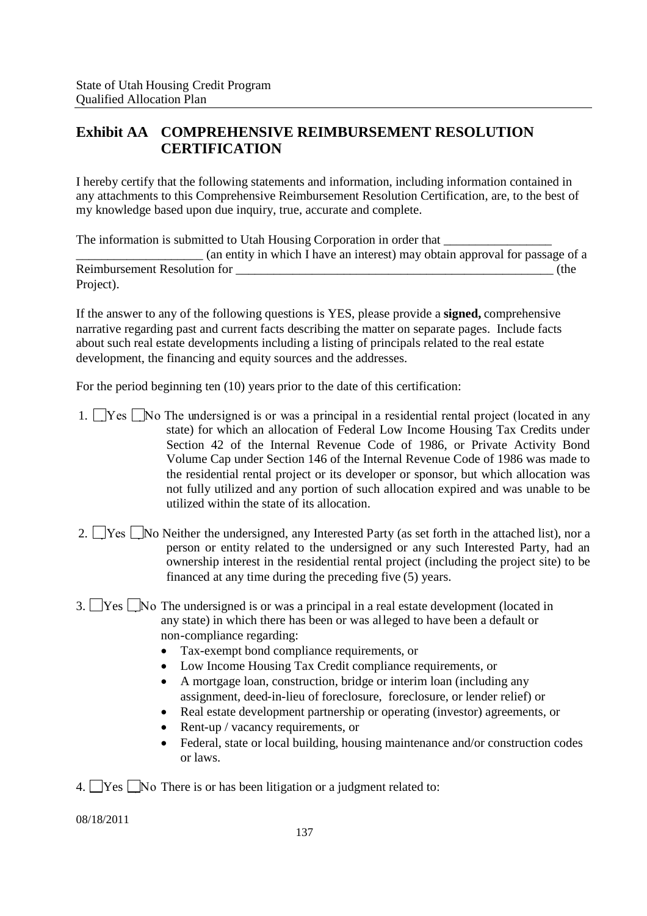## Exhibit AA COMPREHENSIVE REIMBURSEMENT RESOLUTION CERTIFICATION

I hereby certify that the following statements and information, including information contained in any attachments to this Comprehensive Reimbursement Resolution Certification, are, to the best of my knowledge based upon due inquiry, true, accurate and complete.

The information is submitted to Utah Housing Corporation in order that \_\_\_\_\_\_\_\_\_\_\_\_\_\_\_\_\_ \_\_\_\_\_\_\_\_\_\_\_\_\_\_\_\_\_\_\_\_ (an entity in which I have an interest) may obtain approval for passage of a Reimbursement Resolution for \_\_\_\_\_\_\_\_\_\_\_\_\_\_\_\_\_\_\_\_\_\_\_\_\_\_\_\_\_\_\_\_\_\_\_\_\_\_\_\_\_\_\_\_\_\_\_\_\_\_\_\_ (the Project).

If the answer to any of the following questions is YES, please provide a **signed,** comprehensive narrative regarding past and current facts describing the matter on separate pages. Include facts about such real estate developments including a listing of principals related to the real estate development, the financing and equity sources and the addresses.

For the period beginning ten (10) years prior to the date of this certification:

1. ☐ Yes ☐ No The undersigned is or was a principal in a residential rental project (located in any state) for which an allocation of Federal Low Income Housing Tax Credits under Section 42 of the Internal Revenue Code of 1986, or Private Activity Bond Volume Cap under Section 146 of the Internal Revenue Code of 1986 was made to the residential rental project or its developer or sponsor, but which allocation was not fully utilized and any portion of such allocation expired and was unable to be utilized within the state of its allocation.

2. ☐ Yes ☐ No Neither the undersigned, any Interested Party (as set forth in the attached list), nor a person or entity related to the undersigned or any such Interested Party, had an ownership interest in the residential rental project (including the project site) to be financed at any time during the preceding five (5) years.

3. ☐ Yes ☐ No The undersigned is or was a principal in a real estate development (located in any state) in which there has been or was alleged to have been a default or non-compliance regarding:
   - Tax-exempt bond compliance requirements, or
   - Low Income Housing Tax Credit compliance requirements, or
   - A mortgage loan, construction, bridge or interim loan (including any assignment, deed-in-lieu of foreclosure, foreclosure, or lender relief) or
   - Real estate development partnership or operating (investor) agreements, or
   - Rent-up / vacancy requirements, or
   - Federal, state or local building, housing maintenance and/or construction codes or laws.

4. ☐ Yes ☐ No There is or has been litigation or a judgment related to:

08/18/2011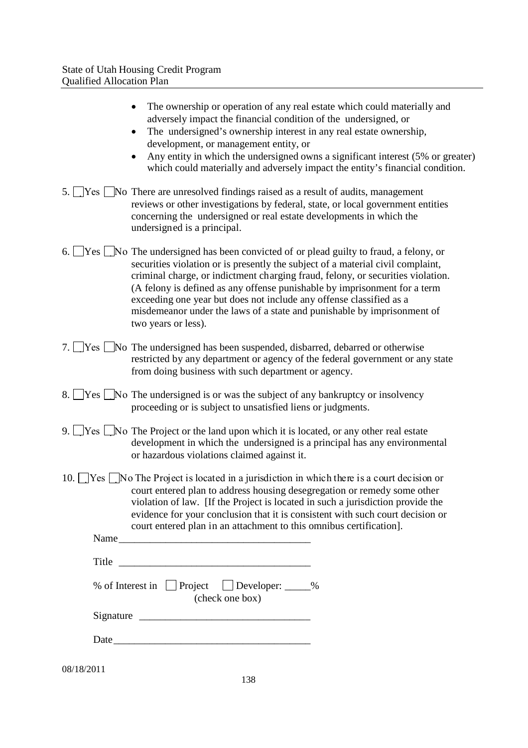- The ownership or operation of any real estate which could materially and adversely impact the financial condition of the undersigned, or
- The undersigned's ownership interest in any real estate ownership, development, or management entity, or
- Any entity in which the undersigned owns a significant interest (5% or greater) which could materially and adversely impact the entity's financial condition.

5. ☐ Yes ☐ No There are unresolved findings raised as a result of audits, management reviews or other investigations by federal, state, or local government entities concerning the undersigned or real estate developments in which the undersigned is a principal.

6. ☐ Yes ☐ No The undersigned has been convicted of or plead guilty to fraud, a felony, or securities violation or is presently the subject of a material civil complaint, criminal charge, or indictment charging fraud, felony, or securities violation. (A felony is defined as any offense punishable by imprisonment for a term exceeding one year but does not include any offense classified as a misdemeanor under the laws of a state and punishable by imprisonment of two years or less).

7. ☐ Yes ☐ No The undersigned has been suspended, disbarred, debarred or otherwise restricted by any department or agency of the federal government or any state from doing business with such department or agency.

8. ☐ Yes ☐ No The undersigned is or was the subject of any bankruptcy or insolvency proceeding or is subject to unsatisfied liens or judgments.

9. ☐ Yes ☐ No The Project or the land upon which it is located, or any other real estate development in which the undersigned is a principal has any environmental or hazardous violations claimed against it.

10. ☐ Yes ☐ No The Project is located in a jurisdiction in which there is a court decision or court entered plan to address housing desegregation or remedy some other violation of law. [If the Project is located in such a jurisdiction provide the evidence for your conclusion that it is consistent with such court decision or court entered plan in an attachment to this omnibus certification].

Name_____________________________________

Title _____________________________________

% of Interest in ☐ Project ☐ Developer: _____%
(check one box)

Signature ________________________________

Date_____________________________________

08/18/2011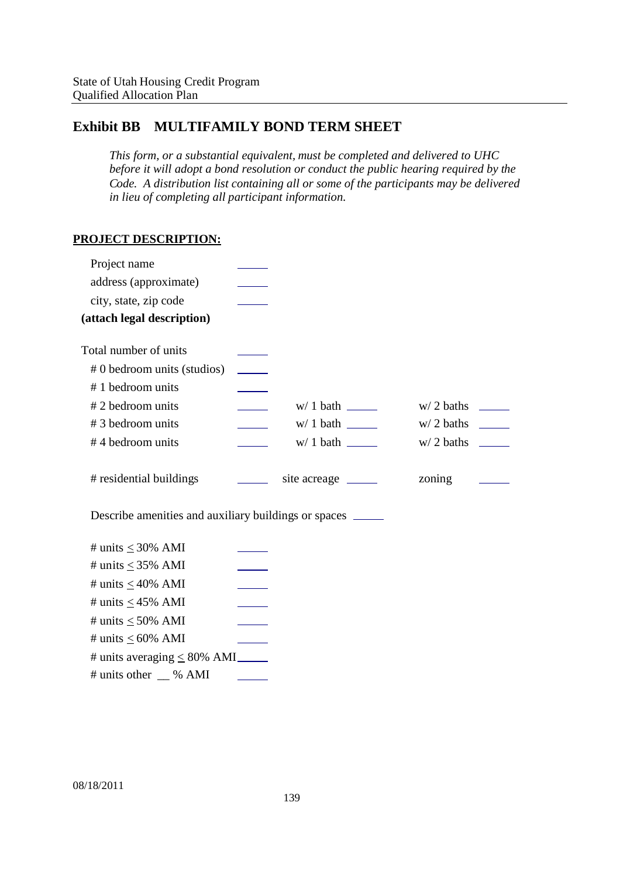## Exhibit BB MULTIFAMILY BOND TERM SHEET

*This form, or a substantial equivalent, must be completed and delivered to UHC before it will adopt a bond resolution or conduct the public hearing required by the Code. A distribution list containing all or some of the participants may be delivered in lieu of completing all participant information.*

**PROJECT DESCRIPTION:**

Project name ______
address (approximate) ______
city, state, zip code ______
**(attach legal description)**

Total number of units ______
# 0 bedroom units (studios) ______
# 1 bedroom units ______
# 2 bedroom units ______ w/ 1 bath ______ w/ 2 baths ______
# 3 bedroom units ______ w/ 1 bath ______ w/ 2 baths ______
# 4 bedroom units ______ w/ 1 bath ______ w/ 2 baths ______

# residential buildings ______ site acreage ______ zoning ______

Describe amenities and auxiliary buildings or spaces ______

# units ≤ 30% AMI ______
# units ≤ 35% AMI ______
# units ≤ 40% AMI ______
# units ≤ 45% AMI ______
# units ≤ 50% AMI ______
# units ≤ 60% AMI ______
# units averaging ≤ 80% AMI ______
# units other __ % AMI ______

08/18/2011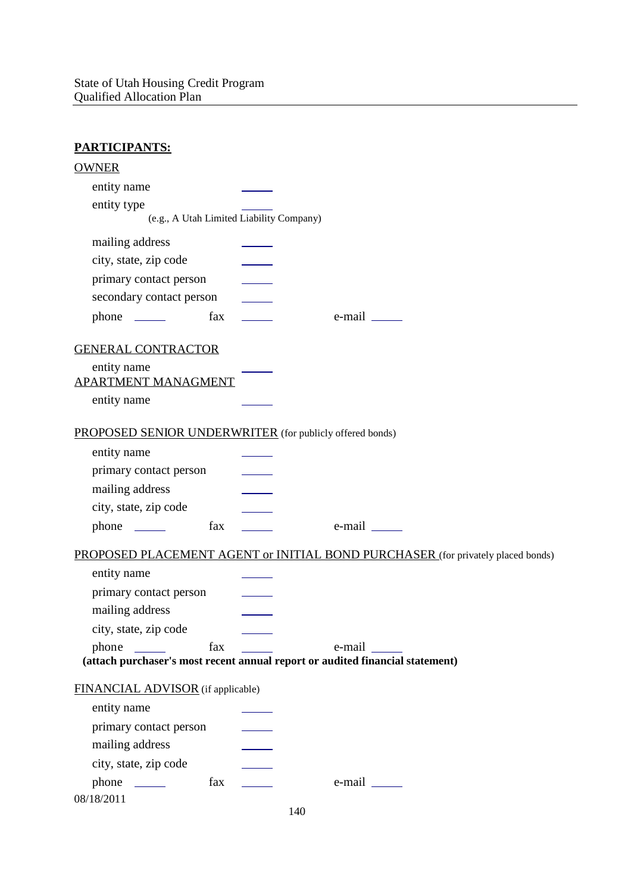## PARTICIPANTS:

OWNER

entity name ______

entity type ______
(e.g., A Utah Limited Liability Company)

mailing address ______

city, state, zip code ______

primary contact person ______

secondary contact person ______

phone ______ fax ______ e-mail ______

GENERAL CONTRACTOR

entity name ______

APARTMENT MANAGMENT

entity name ______

PROPOSED SENIOR UNDERWRITER (for publicly offered bonds)

entity name ______

primary contact person ______

mailing address ______

city, state, zip code ______

phone ______ fax ______ e-mail ______

PROPOSED PLACEMENT AGENT or INITIAL BOND PURCHASER (for privately placed bonds)

entity name ______

primary contact person ______

mailing address ______

city, state, zip code ______

phone ______ fax ______ e-mail ______

**(attach purchaser's most recent annual report or audited financial statement)**

FINANCIAL ADVISOR (if applicable)

entity name ______

primary contact person ______

mailing address ______

city, state, zip code ______

phone ______ fax ______ e-mail ______

08/18/2011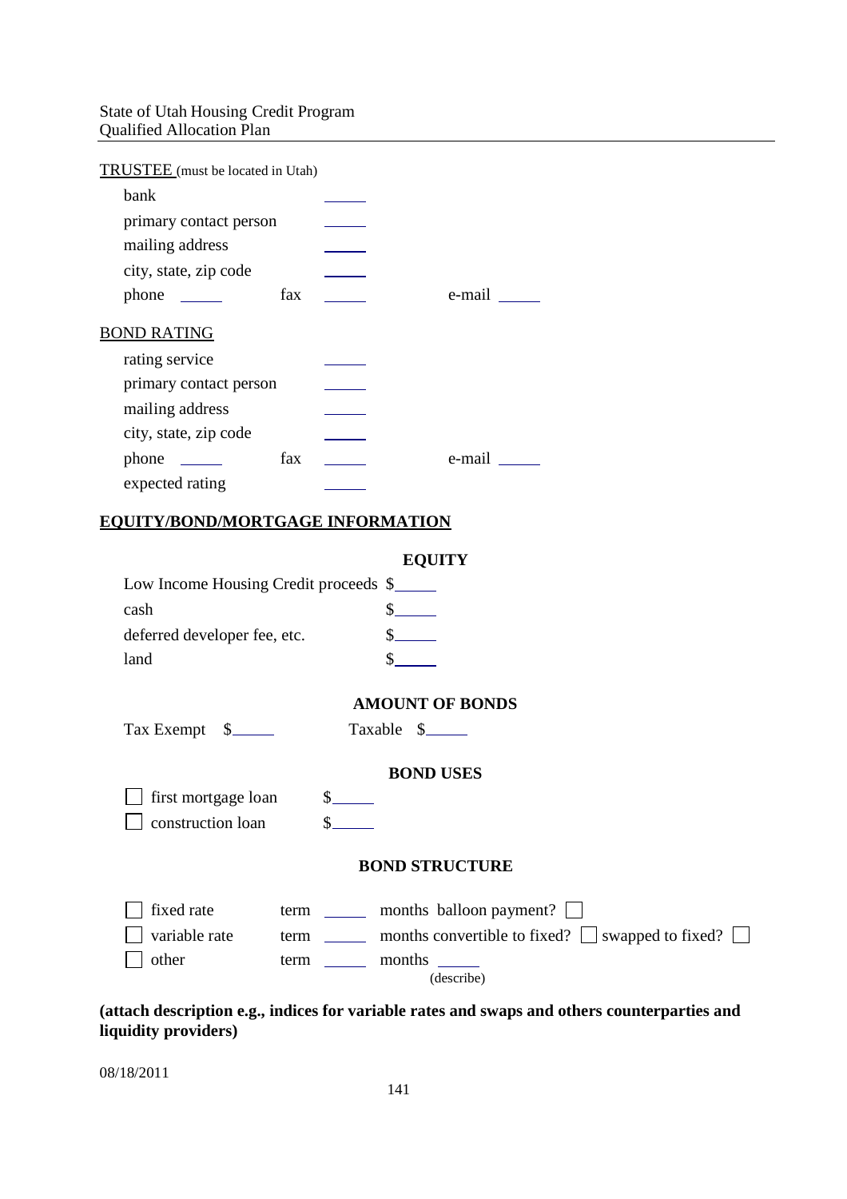TRUSTEE (must be located in Utah)

bank ______

primary contact person ______

mailing address ______

city, state, zip code ______

phone ______ fax ______ e-mail ______

BOND RATING

rating service ______

primary contact person ______

mailing address ______

city, state, zip code ______

phone ______ fax ______ e-mail ______

expected rating ______

**EQUITY/BOND/MORTGAGE INFORMATION**

**EQUITY**

Low Income Housing Credit proceeds $______

cash $______

deferred developer fee, etc. $______

land $______

**AMOUNT OF BONDS**

Tax Exempt $______ Taxable $______

**BOND USES**

☐ first mortgage loan $______

☐ construction loan $______

**BOND STRUCTURE**

☐ fixed rate term ______ months balloon payment? ☐

☐ variable rate term ______ months convertible to fixed? ☐ swapped to fixed? ☐

☐ other term ______ months ______ (describe)

**(attach description e.g., indices for variable rates and swaps and others counterparties and liquidity providers)**

08/18/2011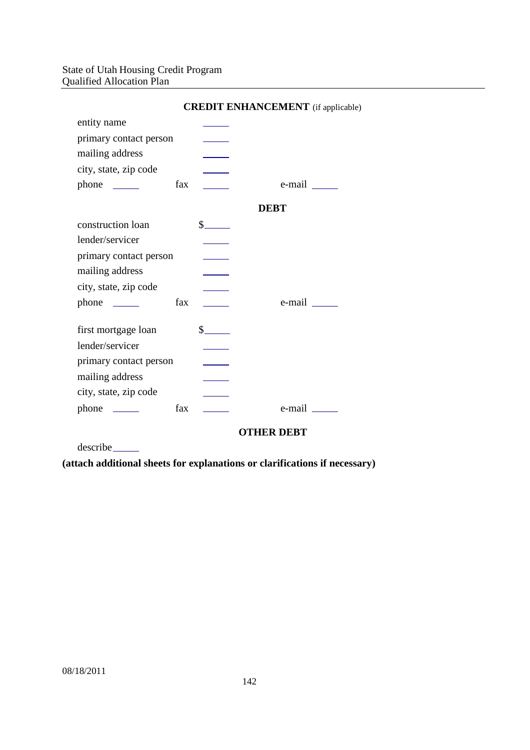## CREDIT ENHANCEMENT (if applicable)

entity name \_\_\_\_\_

primary contact person \_\_\_\_\_

mailing address \_\_\_\_\_

city, state, zip code \_\_\_\_\_

phone \_\_\_\_\_ fax \_\_\_\_\_ e-mail \_\_\_\_\_

## DEBT

construction loan $\_\_\_\_\_

lender/servicer \_\_\_\_\_

primary contact person \_\_\_\_\_

mailing address \_\_\_\_\_

city, state, zip code \_\_\_\_\_

phone \_\_\_\_\_ fax \_\_\_\_\_ e-mail \_\_\_\_\_

first mortgage loan $\_\_\_\_\_

lender/servicer \_\_\_\_\_

primary contact person \_\_\_\_\_

mailing address \_\_\_\_\_

city, state, zip code \_\_\_\_\_

phone \_\_\_\_\_ fax \_\_\_\_\_ e-mail \_\_\_\_\_

## OTHER DEBT

describe\_\_\_\_\_

**(attach additional sheets for explanations or clarifications if necessary)**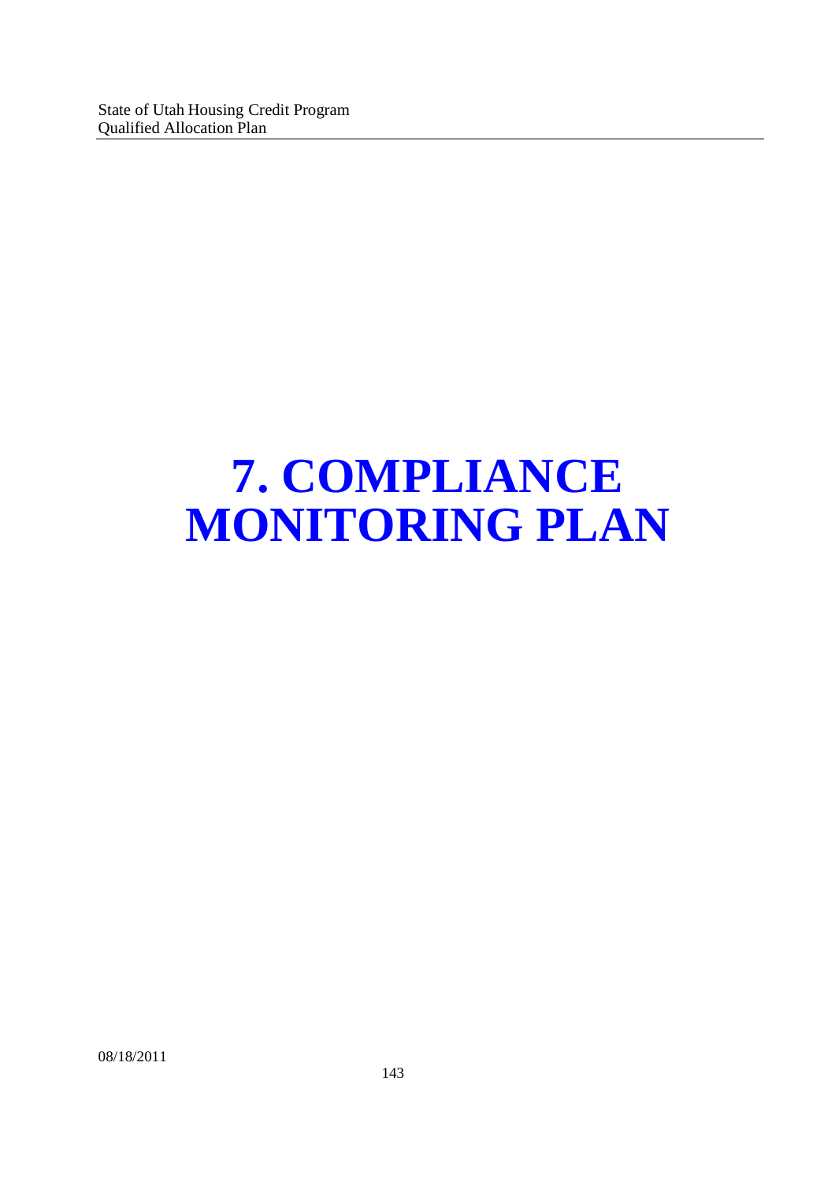# 7. COMPLIANCE MONITORING PLAN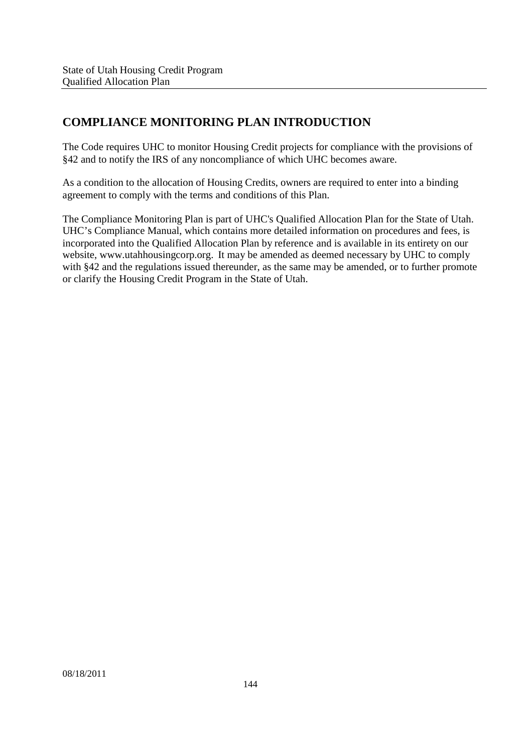## COMPLIANCE MONITORING PLAN INTRODUCTION

The Code requires UHC to monitor Housing Credit projects for compliance with the provisions of §42 and to notify the IRS of any noncompliance of which UHC becomes aware.

As a condition to the allocation of Housing Credits, owners are required to enter into a binding agreement to comply with the terms and conditions of this Plan.

The Compliance Monitoring Plan is part of UHC's Qualified Allocation Plan for the State of Utah. UHC's Compliance Manual, which contains more detailed information on procedures and fees, is incorporated into the Qualified Allocation Plan by reference and is available in its entirety on our website, www.utahhousingcorp.org. It may be amended as deemed necessary by UHC to comply with §42 and the regulations issued thereunder, as the same may be amended, or to further promote or clarify the Housing Credit Program in the State of Utah.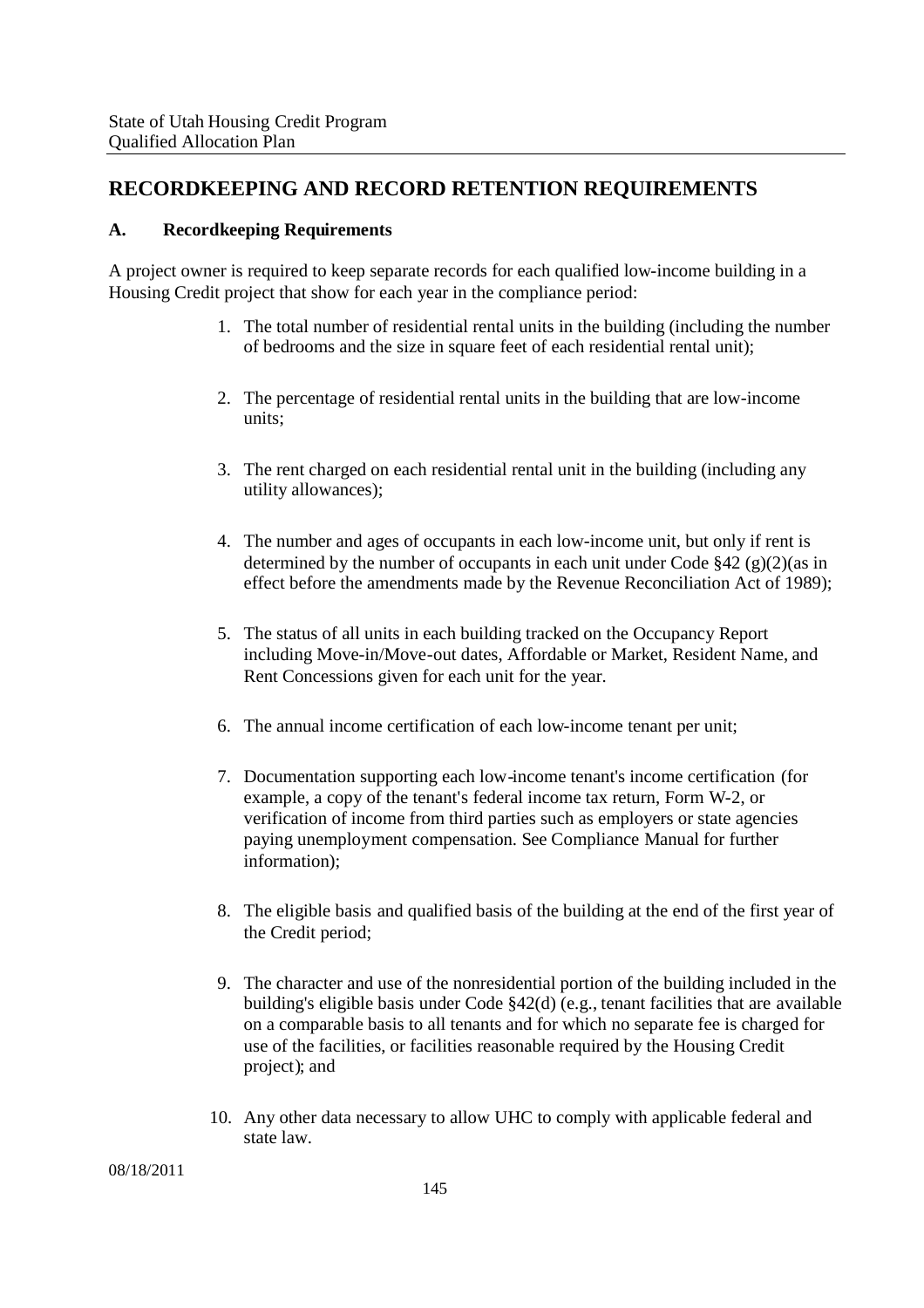## RECORDKEEPING AND RECORD RETENTION REQUIREMENTS

### A. Recordkeeping Requirements

A project owner is required to keep separate records for each qualified low-income building in a Housing Credit project that show for each year in the compliance period:

1. The total number of residential rental units in the building (including the number of bedrooms and the size in square feet of each residential rental unit);
2. The percentage of residential rental units in the building that are low-income units;
3. The rent charged on each residential rental unit in the building (including any utility allowances);
4. The number and ages of occupants in each low-income unit, but only if rent is determined by the number of occupants in each unit under Code §42 (g)(2)(as in effect before the amendments made by the Revenue Reconciliation Act of 1989);
5. The status of all units in each building tracked on the Occupancy Report including Move-in/Move-out dates, Affordable or Market, Resident Name, and Rent Concessions given for each unit for the year.
6. The annual income certification of each low-income tenant per unit;
7. Documentation supporting each low-income tenant's income certification (for example, a copy of the tenant's federal income tax return, Form W-2, or verification of income from third parties such as employers or state agencies paying unemployment compensation. See Compliance Manual for further information);
8. The eligible basis and qualified basis of the building at the end of the first year of the Credit period;
9. The character and use of the nonresidential portion of the building included in the building's eligible basis under Code §42(d) (e.g., tenant facilities that are available on a comparable basis to all tenants and for which no separate fee is charged for use of the facilities, or facilities reasonable required by the Housing Credit project); and
10. Any other data necessary to allow UHC to comply with applicable federal and state law.

08/18/2011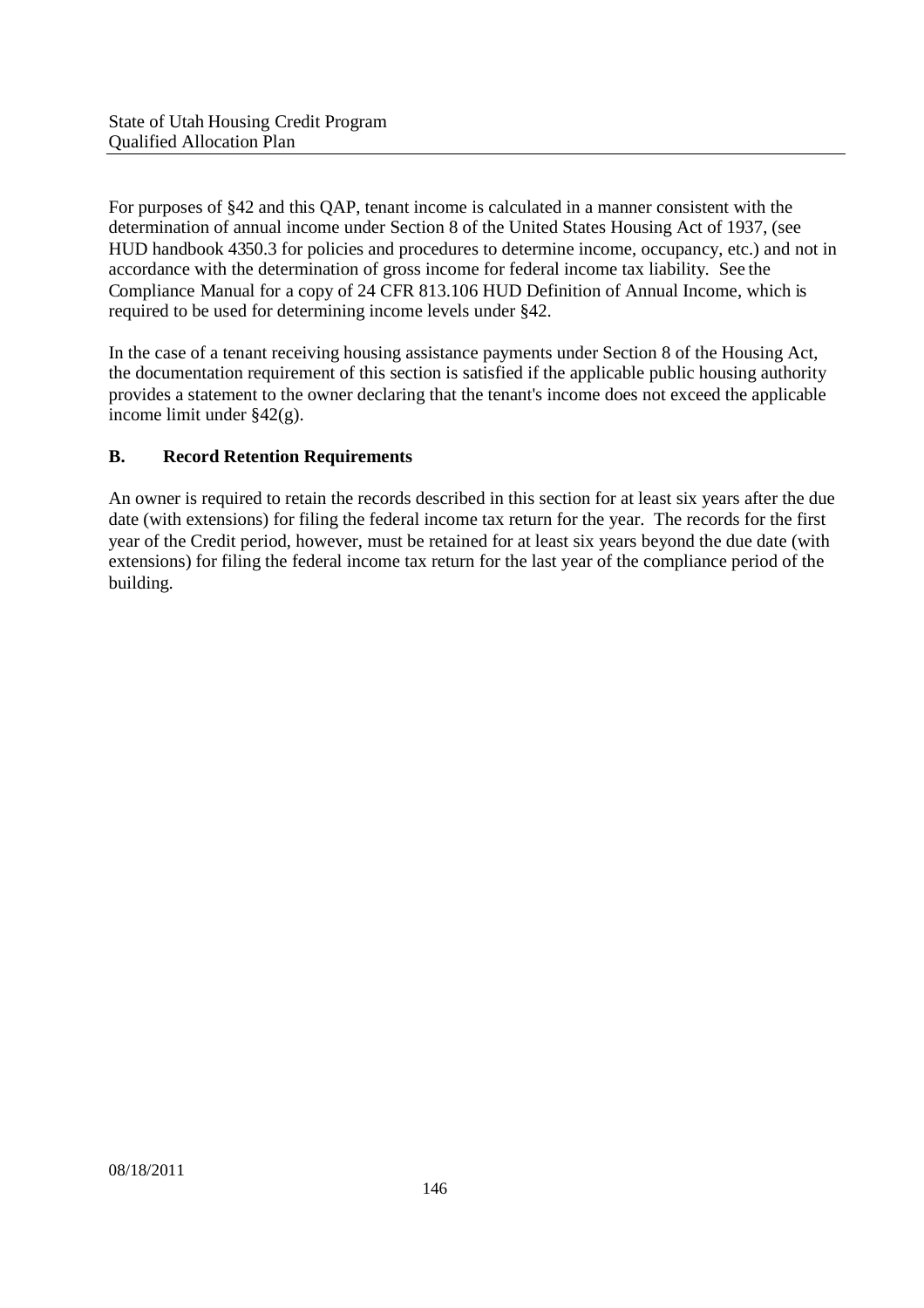For purposes of §42 and this QAP, tenant income is calculated in a manner consistent with the determination of annual income under Section 8 of the United States Housing Act of 1937, (see HUD handbook 4350.3 for policies and procedures to determine income, occupancy, etc.) and not in accordance with the determination of gross income for federal income tax liability. See the Compliance Manual for a copy of 24 CFR 813.106 HUD Definition of Annual Income, which is required to be used for determining income levels under §42.

In the case of a tenant receiving housing assistance payments under Section 8 of the Housing Act, the documentation requirement of this section is satisfied if the applicable public housing authority provides a statement to the owner declaring that the tenant's income does not exceed the applicable income limit under §42(g).

### B. Record Retention Requirements

An owner is required to retain the records described in this section for at least six years after the due date (with extensions) for filing the federal income tax return for the year. The records for the first year of the Credit period, however, must be retained for at least six years beyond the due date (with extensions) for filing the federal income tax return for the last year of the compliance period of the building.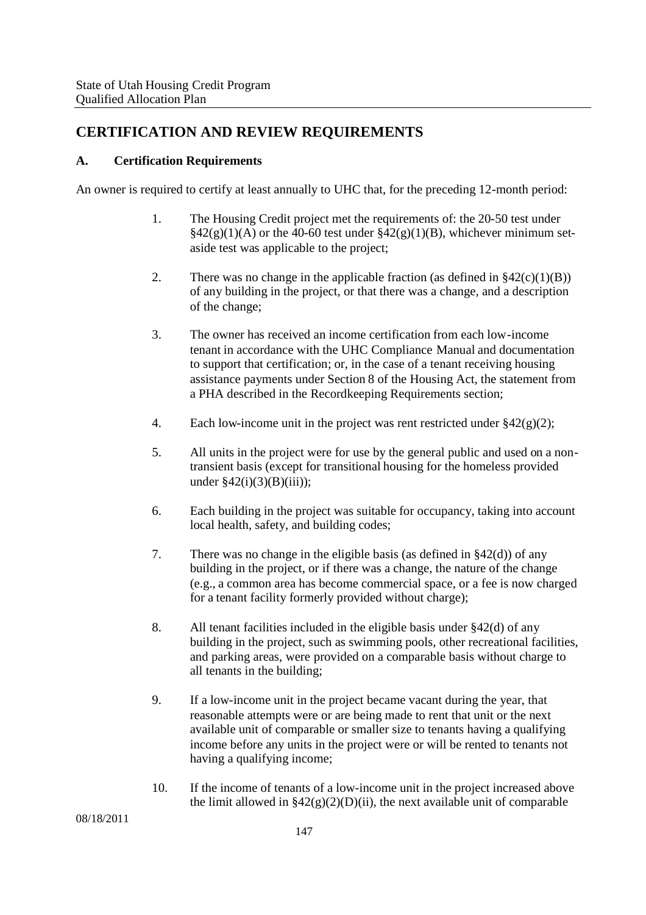## CERTIFICATION AND REVIEW REQUIREMENTS

### A. Certification Requirements

An owner is required to certify at least annually to UHC that, for the preceding 12-month period:

1. The Housing Credit project met the requirements of: the 20-50 test under §42(g)(1)(A) or the 40-60 test under §42(g)(1)(B), whichever minimum set-aside test was applicable to the project;

2. There was no change in the applicable fraction (as defined in §42(c)(1)(B)) of any building in the project, or that there was a change, and a description of the change;

3. The owner has received an income certification from each low-income tenant in accordance with the UHC Compliance Manual and documentation to support that certification; or, in the case of a tenant receiving housing assistance payments under Section 8 of the Housing Act, the statement from a PHA described in the Recordkeeping Requirements section;

4. Each low-income unit in the project was rent restricted under §42(g)(2);

5. All units in the project were for use by the general public and used on a non-transient basis (except for transitional housing for the homeless provided under §42(i)(3)(B)(iii));

6. Each building in the project was suitable for occupancy, taking into account local health, safety, and building codes;

7. There was no change in the eligible basis (as defined in §42(d)) of any building in the project, or if there was a change, the nature of the change (e.g., a common area has become commercial space, or a fee is now charged for a tenant facility formerly provided without charge);

8. All tenant facilities included in the eligible basis under §42(d) of any building in the project, such as swimming pools, other recreational facilities, and parking areas, were provided on a comparable basis without charge to all tenants in the building;

9. If a low-income unit in the project became vacant during the year, that reasonable attempts were or are being made to rent that unit or the next available unit of comparable or smaller size to tenants having a qualifying income before any units in the project were or will be rented to tenants not having a qualifying income;

10. If the income of tenants of a low-income unit in the project increased above the limit allowed in §42(g)(2)(D)(ii), the next available unit of comparable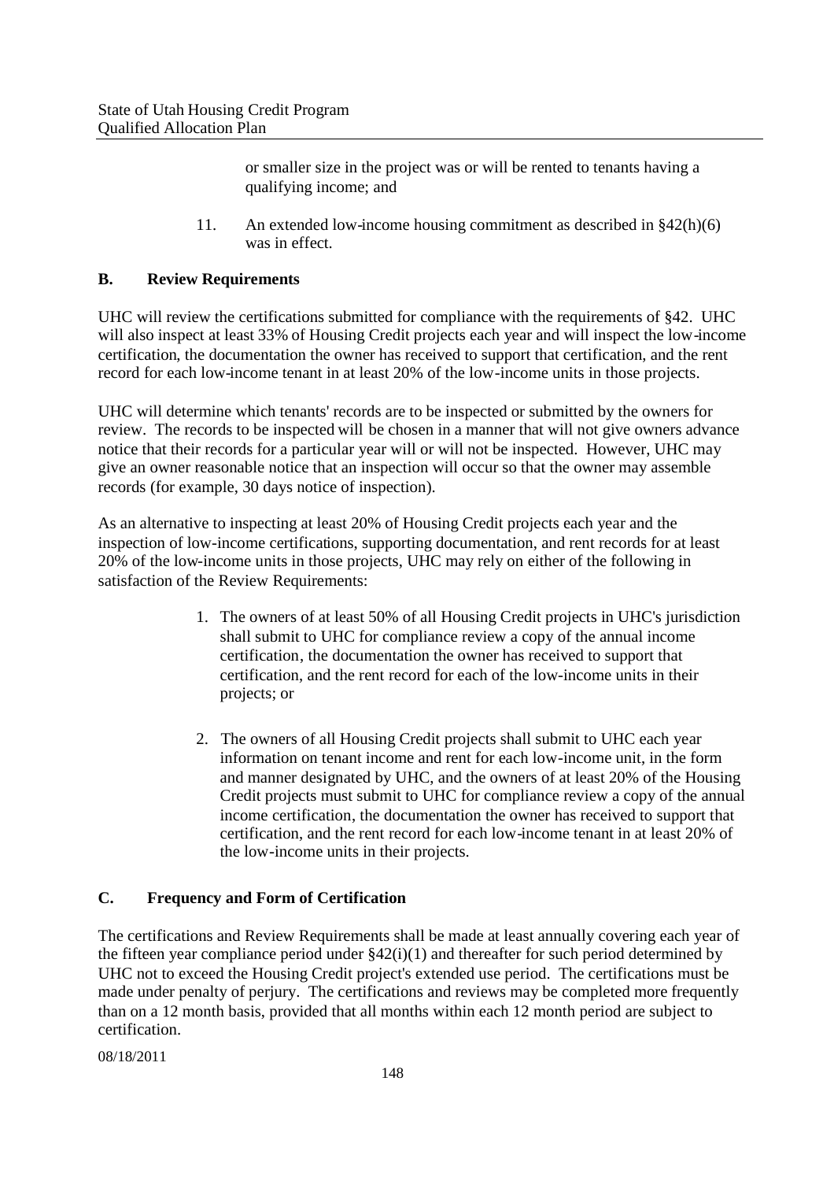or smaller size in the project was or will be rented to tenants having a qualifying income; and

11. An extended low-income housing commitment as described in §42(h)(6) was in effect.

## B. Review Requirements

UHC will review the certifications submitted for compliance with the requirements of §42. UHC will also inspect at least 33% of Housing Credit projects each year and will inspect the low-income certification, the documentation the owner has received to support that certification, and the rent record for each low-income tenant in at least 20% of the low-income units in those projects.

UHC will determine which tenants' records are to be inspected or submitted by the owners for review. The records to be inspected will be chosen in a manner that will not give owners advance notice that their records for a particular year will or will not be inspected. However, UHC may give an owner reasonable notice that an inspection will occur so that the owner may assemble records (for example, 30 days notice of inspection).

As an alternative to inspecting at least 20% of Housing Credit projects each year and the inspection of low-income certifications, supporting documentation, and rent records for at least 20% of the low-income units in those projects, UHC may rely on either of the following in satisfaction of the Review Requirements:

1. The owners of at least 50% of all Housing Credit projects in UHC's jurisdiction shall submit to UHC for compliance review a copy of the annual income certification, the documentation the owner has received to support that certification, and the rent record for each of the low-income units in their projects; or

2. The owners of all Housing Credit projects shall submit to UHC each year information on tenant income and rent for each low-income unit, in the form and manner designated by UHC, and the owners of at least 20% of the Housing Credit projects must submit to UHC for compliance review a copy of the annual income certification, the documentation the owner has received to support that certification, and the rent record for each low-income tenant in at least 20% of the low-income units in their projects.

## C. Frequency and Form of Certification

The certifications and Review Requirements shall be made at least annually covering each year of the fifteen year compliance period under §42(i)(1) and thereafter for such period determined by UHC not to exceed the Housing Credit project's extended use period. The certifications must be made under penalty of perjury. The certifications and reviews may be completed more frequently than on a 12 month basis, provided that all months within each 12 month period are subject to certification.

08/18/2011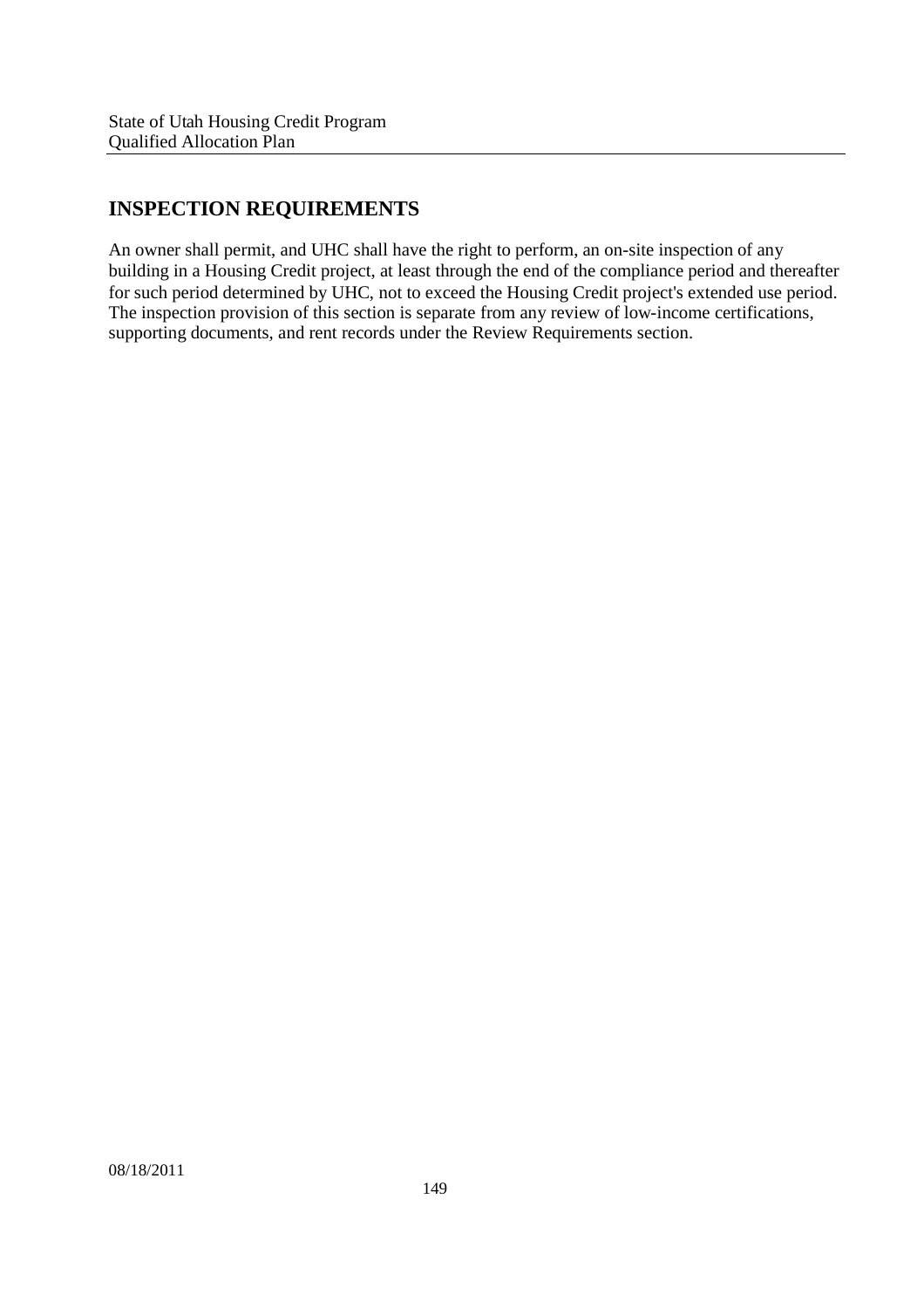## INSPECTION REQUIREMENTS

An owner shall permit, and UHC shall have the right to perform, an on-site inspection of any building in a Housing Credit project, at least through the end of the compliance period and thereafter for such period determined by UHC, not to exceed the Housing Credit project's extended use period. The inspection provision of this section is separate from any review of low-income certifications, supporting documents, and rent records under the Review Requirements section.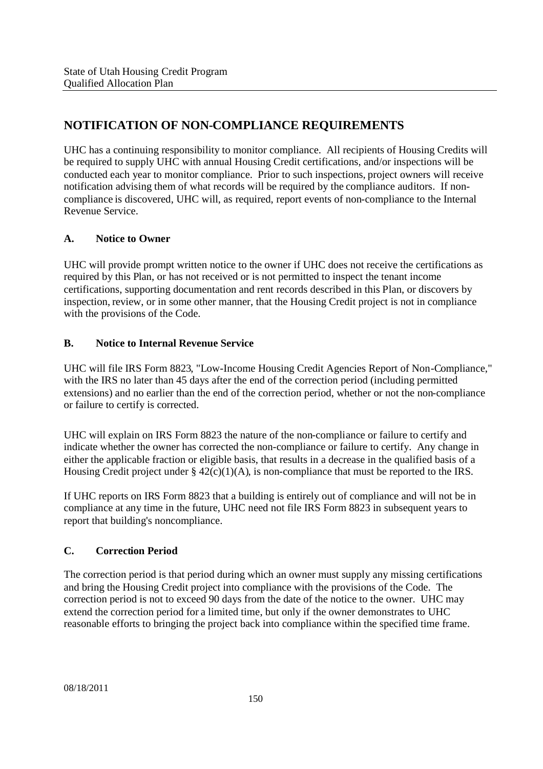## NOTIFICATION OF NON-COMPLIANCE REQUIREMENTS

UHC has a continuing responsibility to monitor compliance. All recipients of Housing Credits will be required to supply UHC with annual Housing Credit certifications, and/or inspections will be conducted each year to monitor compliance. Prior to such inspections, project owners will receive notification advising them of what records will be required by the compliance auditors. If non-compliance is discovered, UHC will, as required, report events of non-compliance to the Internal Revenue Service.

### A. Notice to Owner

UHC will provide prompt written notice to the owner if UHC does not receive the certifications as required by this Plan, or has not received or is not permitted to inspect the tenant income certifications, supporting documentation and rent records described in this Plan, or discovers by inspection, review, or in some other manner, that the Housing Credit project is not in compliance with the provisions of the Code.

### B. Notice to Internal Revenue Service

UHC will file IRS Form 8823, "Low-Income Housing Credit Agencies Report of Non-Compliance," with the IRS no later than 45 days after the end of the correction period (including permitted extensions) and no earlier than the end of the correction period, whether or not the non-compliance or failure to certify is corrected.

UHC will explain on IRS Form 8823 the nature of the non-compliance or failure to certify and indicate whether the owner has corrected the non-compliance or failure to certify. Any change in either the applicable fraction or eligible basis, that results in a decrease in the qualified basis of a Housing Credit project under § 42(c)(1)(A), is non-compliance that must be reported to the IRS.

If UHC reports on IRS Form 8823 that a building is entirely out of compliance and will not be in compliance at any time in the future, UHC need not file IRS Form 8823 in subsequent years to report that building's noncompliance.

### C. Correction Period

The correction period is that period during which an owner must supply any missing certifications and bring the Housing Credit project into compliance with the provisions of the Code. The correction period is not to exceed 90 days from the date of the notice to the owner. UHC may extend the correction period for a limited time, but only if the owner demonstrates to UHC reasonable efforts to bringing the project back into compliance within the specified time frame.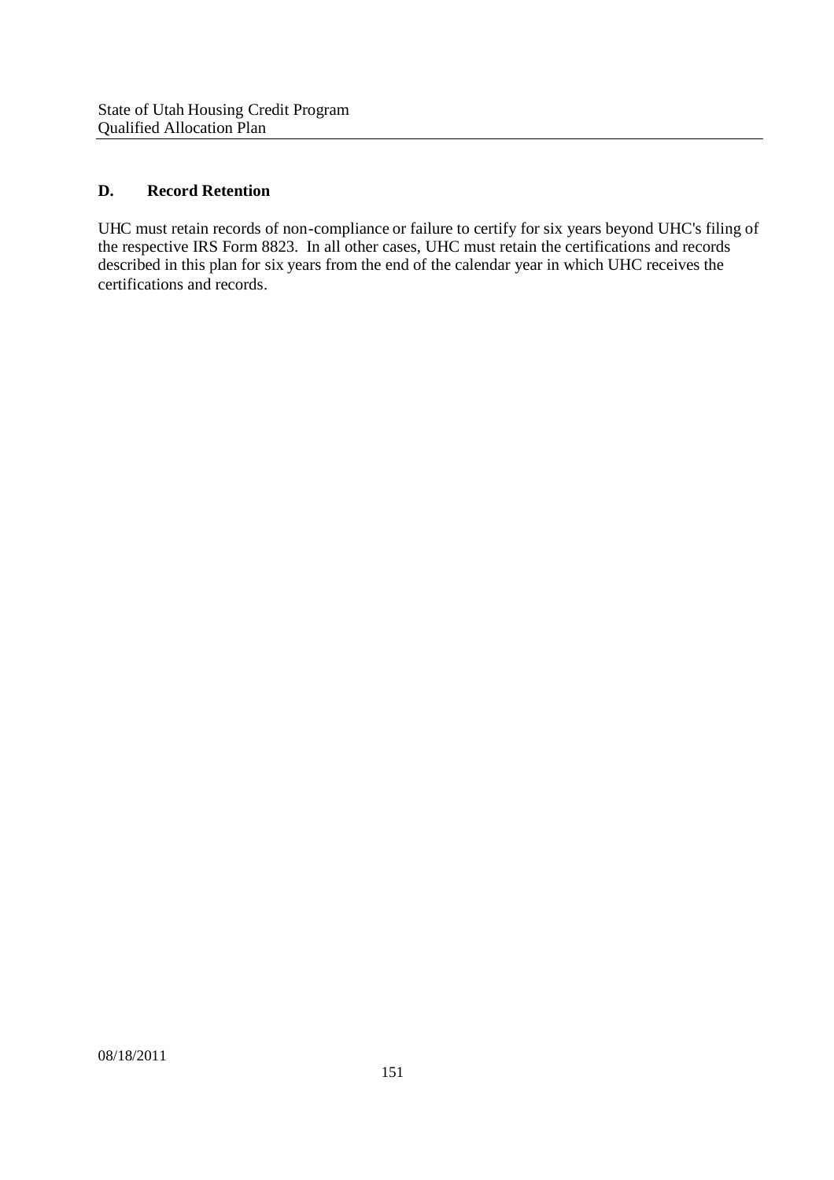## D. Record Retention

UHC must retain records of non-compliance or failure to certify for six years beyond UHC's filing of the respective IRS Form 8823. In all other cases, UHC must retain the certifications and records described in this plan for six years from the end of the calendar year in which UHC receives the certifications and records.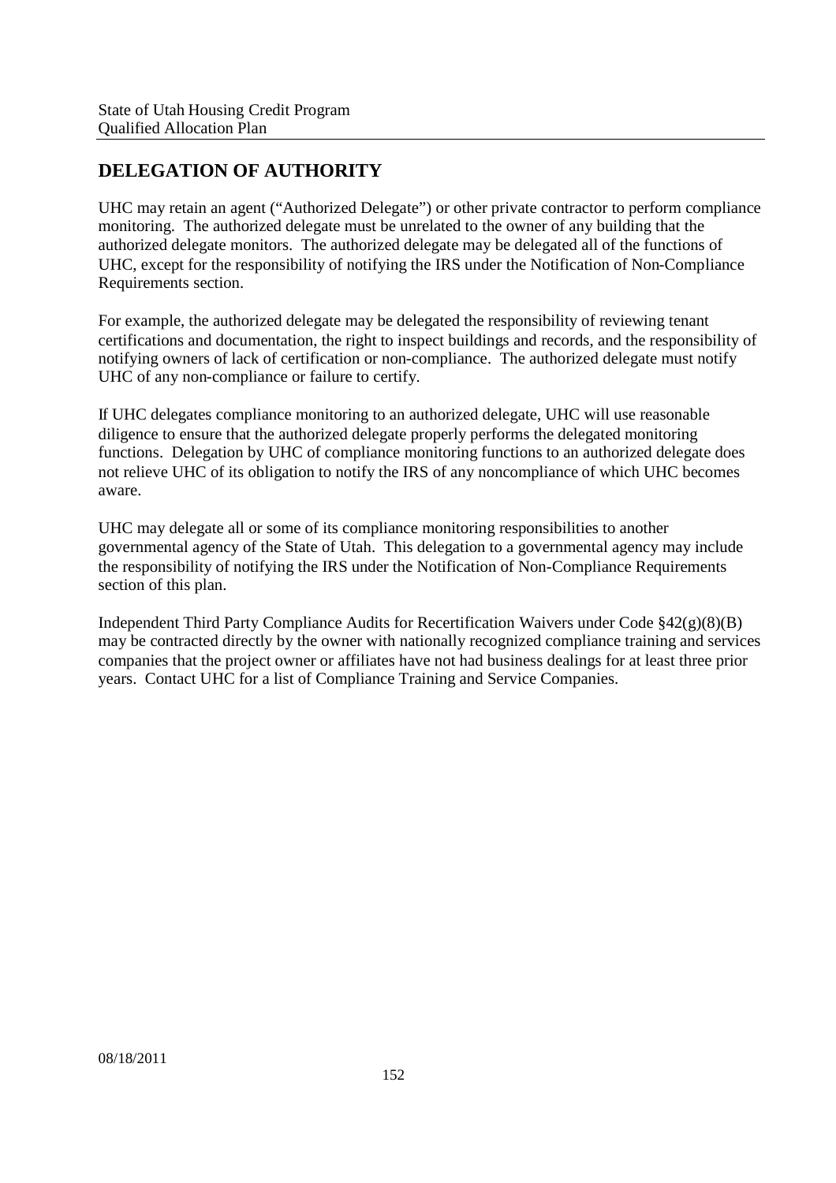## DELEGATION OF AUTHORITY

UHC may retain an agent ("Authorized Delegate") or other private contractor to perform compliance monitoring. The authorized delegate must be unrelated to the owner of any building that the authorized delegate monitors. The authorized delegate may be delegated all of the functions of UHC, except for the responsibility of notifying the IRS under the Notification of Non-Compliance Requirements section.

For example, the authorized delegate may be delegated the responsibility of reviewing tenant certifications and documentation, the right to inspect buildings and records, and the responsibility of notifying owners of lack of certification or non-compliance. The authorized delegate must notify UHC of any non-compliance or failure to certify.

If UHC delegates compliance monitoring to an authorized delegate, UHC will use reasonable diligence to ensure that the authorized delegate properly performs the delegated monitoring functions. Delegation by UHC of compliance monitoring functions to an authorized delegate does not relieve UHC of its obligation to notify the IRS of any noncompliance of which UHC becomes aware.

UHC may delegate all or some of its compliance monitoring responsibilities to another governmental agency of the State of Utah. This delegation to a governmental agency may include the responsibility of notifying the IRS under the Notification of Non-Compliance Requirements section of this plan.

Independent Third Party Compliance Audits for Recertification Waivers under Code §42(g)(8)(B) may be contracted directly by the owner with nationally recognized compliance training and services companies that the project owner or affiliates have not had business dealings for at least three prior years. Contact UHC for a list of Compliance Training and Service Companies.

08/18/2011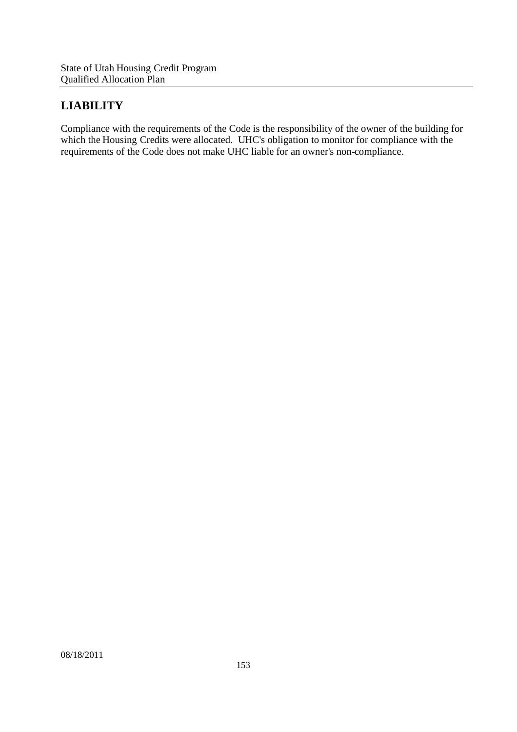## LIABILITY

Compliance with the requirements of the Code is the responsibility of the owner of the building for which the Housing Credits were allocated. UHC's obligation to monitor for compliance with the requirements of the Code does not make UHC liable for an owner's non-compliance.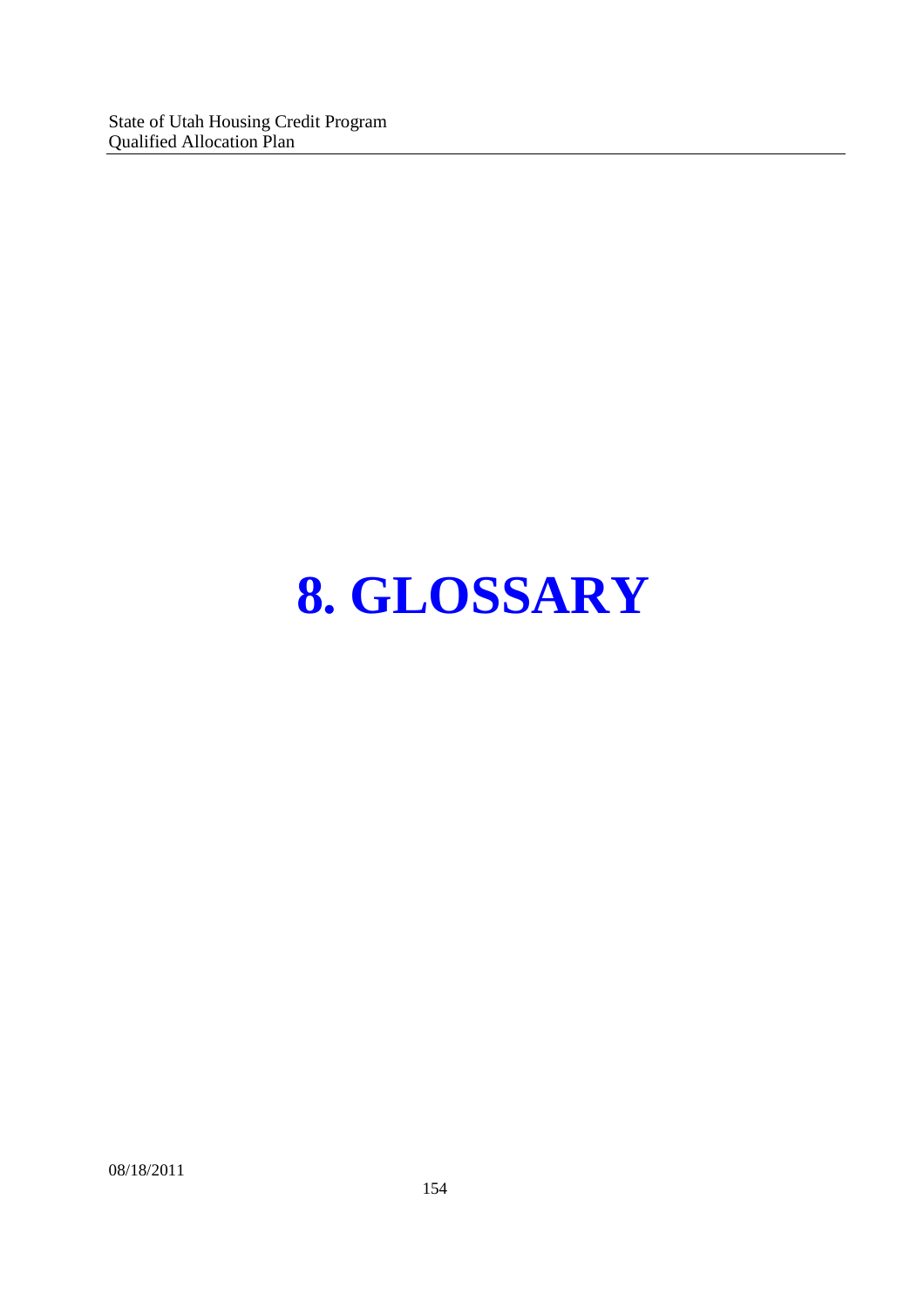# 8. GLOSSARY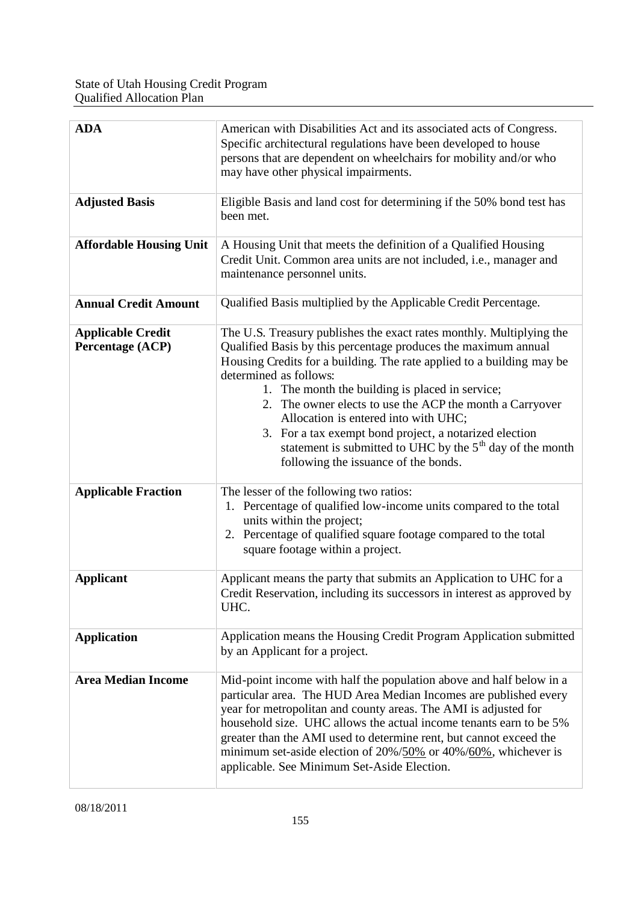| **ADA** | American with Disabilities Act and its associated acts of Congress. Specific architectural regulations have been developed to house persons that are dependent on wheelchairs for mobility and/or who may have other physical impairments. |
|---|---|
| **Adjusted Basis** | Eligible Basis and land cost for determining if the 50% bond test has been met. |
| **Affordable Housing Unit** | A Housing Unit that meets the definition of a Qualified Housing Credit Unit. Common area units are not included, i.e., manager and maintenance personnel units. |
| **Annual Credit Amount** | Qualified Basis multiplied by the Applicable Credit Percentage. |
| **Applicable Credit Percentage (ACP)** | The U.S. Treasury publishes the exact rates monthly. Multiplying the Qualified Basis by this percentage produces the maximum annual Housing Credits for a building. The rate applied to a building may be determined as follows: 1. The month the building is placed in service; 2. The owner elects to use the ACP the month a Carryover Allocation is entered into with UHC; 3. For a tax exempt bond project, a notarized election statement is submitted to UHC by the 5th day of the month following the issuance of the bonds. |
| **Applicable Fraction** | The lesser of the following two ratios: 1. Percentage of qualified low-income units compared to the total units within the project; 2. Percentage of qualified square footage compared to the total square footage within a project. |
| **Applicant** | Applicant means the party that submits an Application to UHC for a Credit Reservation, including its successors in interest as approved by UHC. |
| **Application** | Application means the Housing Credit Program Application submitted by an Applicant for a project. |
| **Area Median Income** | Mid-point income with half the population above and half below in a particular area. The HUD Area Median Incomes are published every year for metropolitan and county areas. The AMI is adjusted for household size. UHC allows the actual income tenants earn to be 5% greater than the AMI used to determine rent, but cannot exceed the minimum set-aside election of 20%/50% or 40%/60%, whichever is applicable. See Minimum Set-Aside Election. |

08/18/2011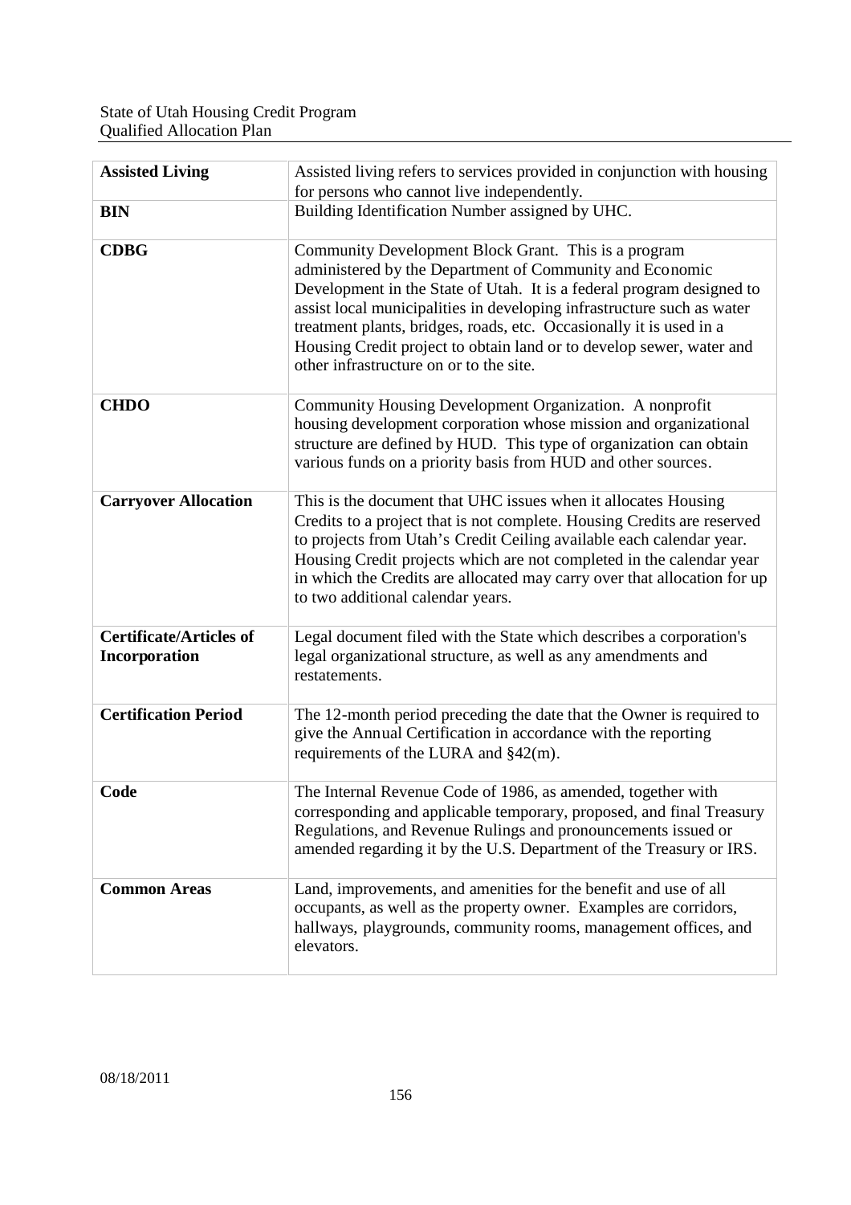| **Assisted Living** | Assisted living refers to services provided in conjunction with housing for persons who cannot live independently. |
|---|---|
| **BIN** | Building Identification Number assigned by UHC. |
| **CDBG** | Community Development Block Grant. This is a program administered by the Department of Community and Economic Development in the State of Utah. It is a federal program designed to assist local municipalities in developing infrastructure such as water treatment plants, bridges, roads, etc. Occasionally it is used in a Housing Credit project to obtain land or to develop sewer, water and other infrastructure on or to the site. |
| **CHDO** | Community Housing Development Organization. A nonprofit housing development corporation whose mission and organizational structure are defined by HUD. This type of organization can obtain various funds on a priority basis from HUD and other sources. |
| **Carryover Allocation** | This is the document that UHC issues when it allocates Housing Credits to a project that is not complete. Housing Credits are reserved to projects from Utah's Credit Ceiling available each calendar year. Housing Credit projects which are not completed in the calendar year in which the Credits are allocated may carry over that allocation for up to two additional calendar years. |
| **Certificate/Articles of Incorporation** | Legal document filed with the State which describes a corporation's legal organizational structure, as well as any amendments and restatements. |
| **Certification Period** | The 12-month period preceding the date that the Owner is required to give the Annual Certification in accordance with the reporting requirements of the LURA and §42(m). |
| **Code** | The Internal Revenue Code of 1986, as amended, together with corresponding and applicable temporary, proposed, and final Treasury Regulations, and Revenue Rulings and pronouncements issued or amended regarding it by the U.S. Department of the Treasury or IRS. |
| **Common Areas** | Land, improvements, and amenities for the benefit and use of all occupants, as well as the property owner. Examples are corridors, hallways, playgrounds, community rooms, management offices, and elevators. |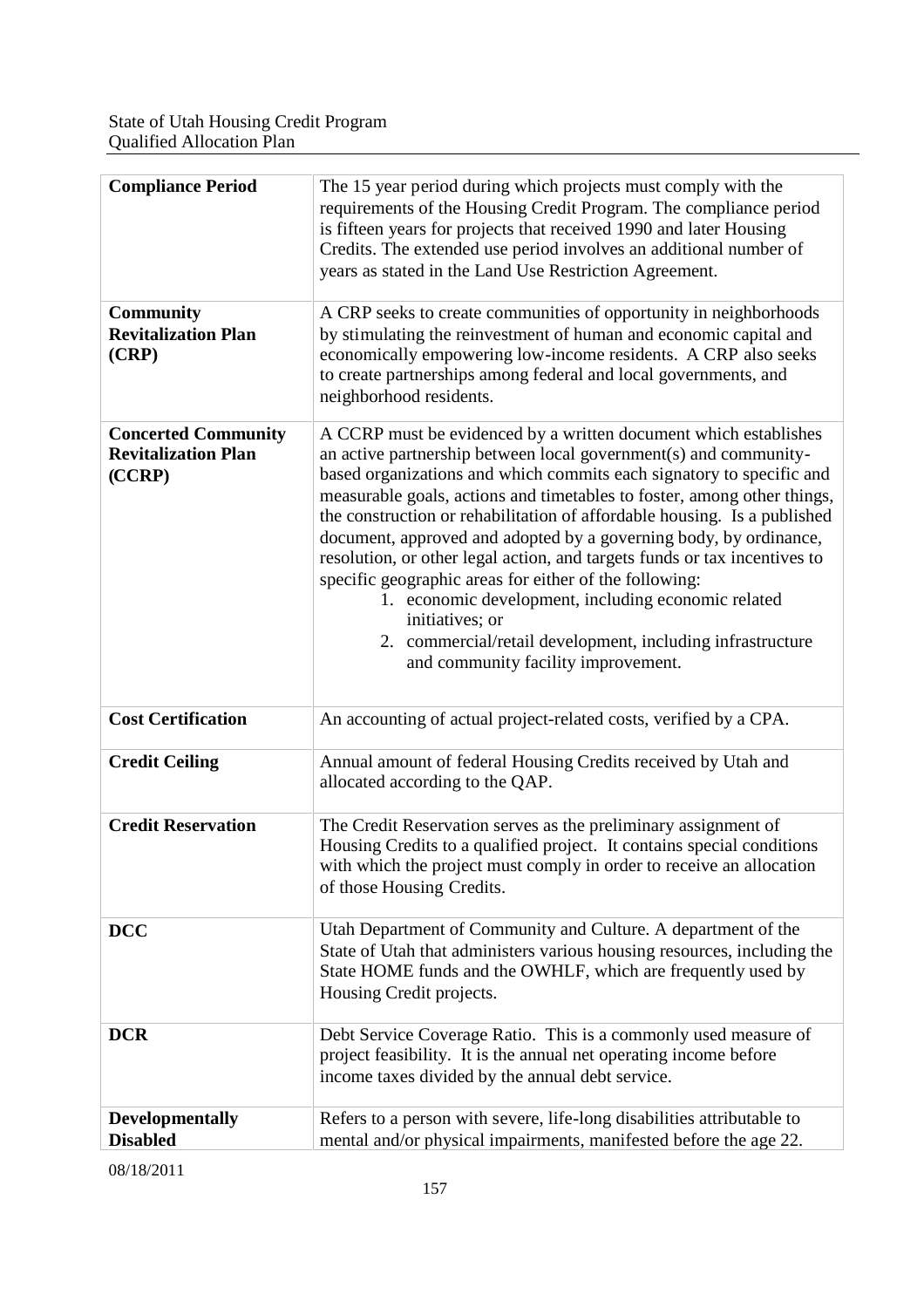| | |
|---|---|
| **Compliance Period** | The 15 year period during which projects must comply with the requirements of the Housing Credit Program. The compliance period is fifteen years for projects that received 1990 and later Housing Credits. The extended use period involves an additional number of years as stated in the Land Use Restriction Agreement. |
| **Community Revitalization Plan (CRP)** | A CRP seeks to create communities of opportunity in neighborhoods by stimulating the reinvestment of human and economic capital and economically empowering low-income residents. A CRP also seeks to create partnerships among federal and local governments, and neighborhood residents. |
| **Concerted Community Revitalization Plan (CCRP)** | A CCRP must be evidenced by a written document which establishes an active partnership between local government(s) and community-based organizations and which commits each signatory to specific and measurable goals, actions and timetables to foster, among other things, the construction or rehabilitation of affordable housing. Is a published document, approved and adopted by a governing body, by ordinance, resolution, or other legal action, and targets funds or tax incentives to specific geographic areas for either of the following: 1. economic development, including economic related initiatives; or 2. commercial/retail development, including infrastructure and community facility improvement. |
| **Cost Certification** | An accounting of actual project-related costs, verified by a CPA. |
| **Credit Ceiling** | Annual amount of federal Housing Credits received by Utah and allocated according to the QAP. |
| **Credit Reservation** | The Credit Reservation serves as the preliminary assignment of Housing Credits to a qualified project. It contains special conditions with which the project must comply in order to receive an allocation of those Housing Credits. |
| **DCC** | Utah Department of Community and Culture. A department of the State of Utah that administers various housing resources, including the State HOME funds and the OWHLF, which are frequently used by Housing Credit projects. |
| **DCR** | Debt Service Coverage Ratio. This is a commonly used measure of project feasibility. It is the annual net operating income before income taxes divided by the annual debt service. |
| **Developmentally Disabled** | Refers to a person with severe, life-long disabilities attributable to mental and/or physical impairments, manifested before the age 22. |

08/18/2011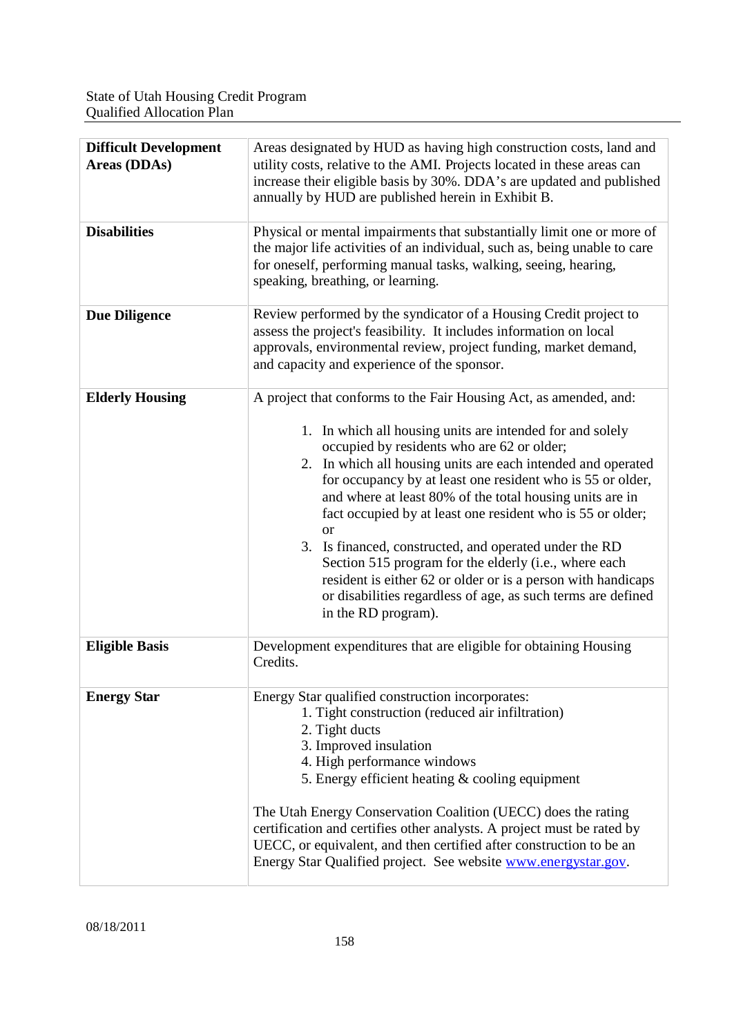| **Difficult Development Areas (DDAs)** | Areas designated by HUD as having high construction costs, land and utility costs, relative to the AMI. Projects located in these areas can increase their eligible basis by 30%. DDA's are updated and published annually by HUD are published herein in Exhibit B. |
|---|---|
| **Disabilities** | Physical or mental impairments that substantially limit one or more of the major life activities of an individual, such as, being unable to care for oneself, performing manual tasks, walking, seeing, hearing, speaking, breathing, or learning. |
| **Due Diligence** | Review performed by the syndicator of a Housing Credit project to assess the project's feasibility. It includes information on local approvals, environmental review, project funding, market demand, and capacity and experience of the sponsor. |
| **Elderly Housing** | A project that conforms to the Fair Housing Act, as amended, and:<br><br>1. In which all housing units are intended for and solely occupied by residents who are 62 or older;<br>2. In which all housing units are each intended and operated for occupancy by at least one resident who is 55 or older, and where at least 80% of the total housing units are in fact occupied by at least one resident who is 55 or older; or<br>3. Is financed, constructed, and operated under the RD Section 515 program for the elderly (i.e., where each resident is either 62 or older or is a person with handicaps or disabilities regardless of age, as such terms are defined in the RD program). |
| **Eligible Basis** | Development expenditures that are eligible for obtaining Housing Credits. |
| **Energy Star** | Energy Star qualified construction incorporates:<br>1. Tight construction (reduced air infiltration)<br>2. Tight ducts<br>3. Improved insulation<br>4. High performance windows<br>5. Energy efficient heating & cooling equipment<br><br>The Utah Energy Conservation Coalition (UECC) does the rating certification and certifies other analysts. A project must be rated by UECC, or equivalent, and then certified after construction to be an Energy Star Qualified project. See website www.energystar.gov. |

08/18/2011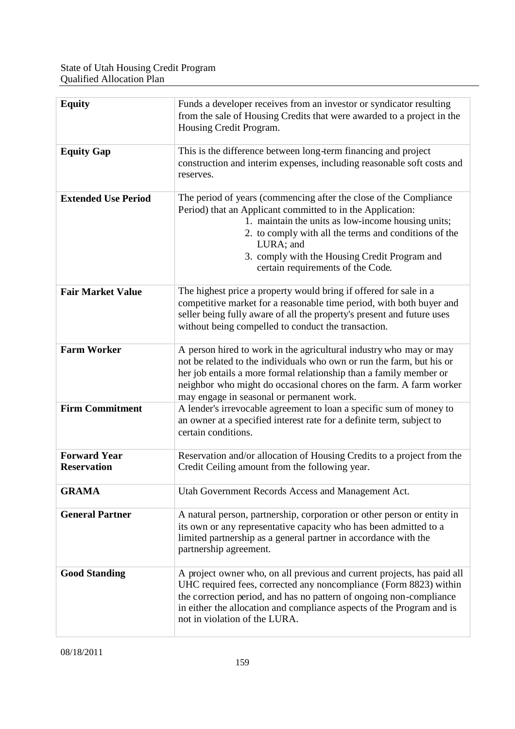| | |
|---|---|
| **Equity** | Funds a developer receives from an investor or syndicator resulting from the sale of Housing Credits that were awarded to a project in the Housing Credit Program. |
| **Equity Gap** | This is the difference between long-term financing and project construction and interim expenses, including reasonable soft costs and reserves. |
| **Extended Use Period** | The period of years (commencing after the close of the Compliance Period) that an Applicant committed to in the Application:<br>1. maintain the units as low-income housing units;<br>2. to comply with all the terms and conditions of the LURA; and<br>3. comply with the Housing Credit Program and certain requirements of the Code. |
| **Fair Market Value** | The highest price a property would bring if offered for sale in a competitive market for a reasonable time period, with both buyer and seller being fully aware of all the property's present and future uses without being compelled to conduct the transaction. |
| **Farm Worker** | A person hired to work in the agricultural industry who may or may not be related to the individuals who own or run the farm, but his or her job entails a more formal relationship than a family member or neighbor who might do occasional chores on the farm. A farm worker may engage in seasonal or permanent work. |
| **Firm Commitment** | A lender's irrevocable agreement to loan a specific sum of money to an owner at a specified interest rate for a definite term, subject to certain conditions. |
| **Forward Year Reservation** | Reservation and/or allocation of Housing Credits to a project from the Credit Ceiling amount from the following year. |
| **GRAMA** | Utah Government Records Access and Management Act. |
| **General Partner** | A natural person, partnership, corporation or other person or entity in its own or any representative capacity who has been admitted to a limited partnership as a general partner in accordance with the partnership agreement. |
| **Good Standing** | A project owner who, on all previous and current projects, has paid all UHC required fees, corrected any noncompliance (Form 8823) within the correction period, and has no pattern of ongoing non-compliance in either the allocation and compliance aspects of the Program and is not in violation of the LURA. |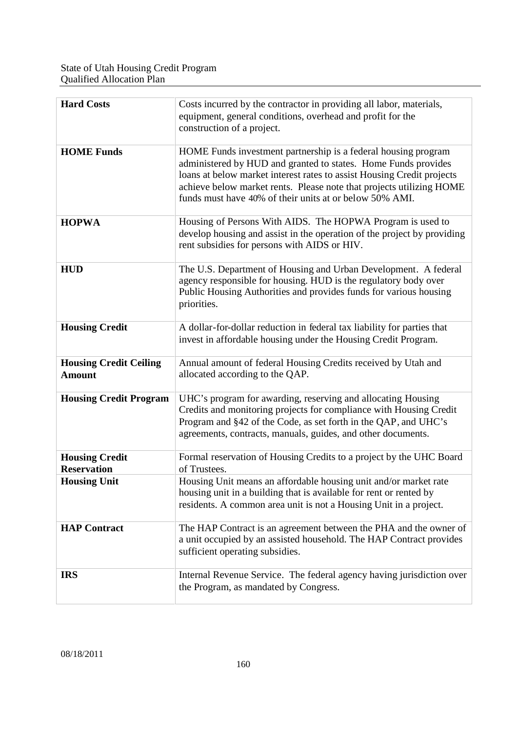| Term | Definition |
|---|---|
| **Hard Costs** | Costs incurred by the contractor in providing all labor, materials, equipment, general conditions, overhead and profit for the construction of a project. |
| **HOME Funds** | HOME Funds investment partnership is a federal housing program administered by HUD and granted to states. Home Funds provides loans at below market interest rates to assist Housing Credit projects achieve below market rents. Please note that projects utilizing HOME funds must have 40% of their units at or below 50% AMI. |
| **HOPWA** | Housing of Persons With AIDS. The HOPWA Program is used to develop housing and assist in the operation of the project by providing rent subsidies for persons with AIDS or HIV. |
| **HUD** | The U.S. Department of Housing and Urban Development. A federal agency responsible for housing. HUD is the regulatory body over Public Housing Authorities and provides funds for various housing priorities. |
| **Housing Credit** | A dollar-for-dollar reduction in federal tax liability for parties that invest in affordable housing under the Housing Credit Program. |
| **Housing Credit Ceiling Amount** | Annual amount of federal Housing Credits received by Utah and allocated according to the QAP. |
| **Housing Credit Program** | UHC's program for awarding, reserving and allocating Housing Credits and monitoring projects for compliance with Housing Credit Program and §42 of the Code, as set forth in the QAP, and UHC's agreements, contracts, manuals, guides, and other documents. |
| **Housing Credit Reservation** | Formal reservation of Housing Credits to a project by the UHC Board of Trustees. |
| **Housing Unit** | Housing Unit means an affordable housing unit and/or market rate housing unit in a building that is available for rent or rented by residents. A common area unit is not a Housing Unit in a project. |
| **HAP Contract** | The HAP Contract is an agreement between the PHA and the owner of a unit occupied by an assisted household. The HAP Contract provides sufficient operating subsidies. |
| **IRS** | Internal Revenue Service. The federal agency having jurisdiction over the Program, as mandated by Congress. |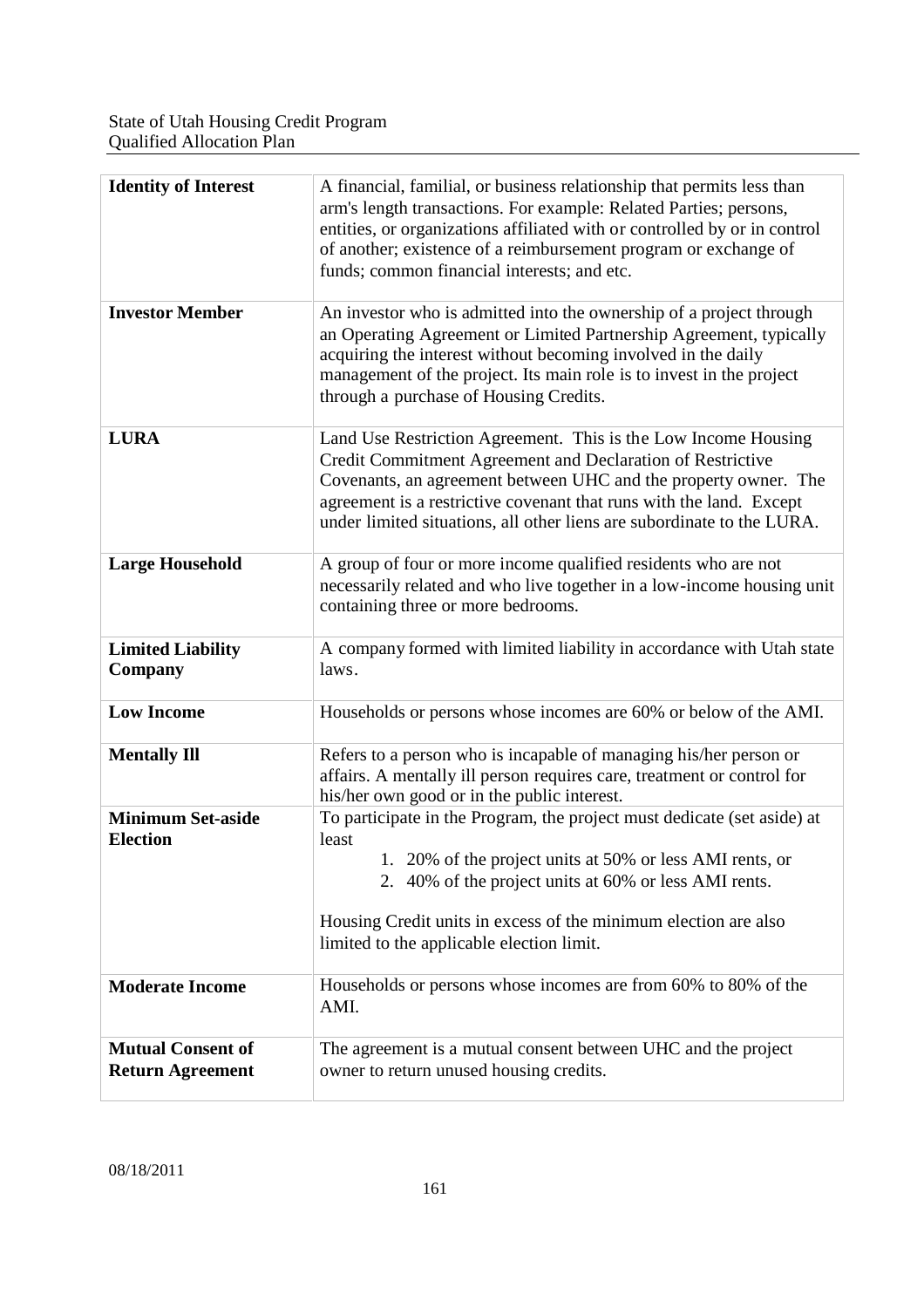| | |
|---|---|
| **Identity of Interest** | A financial, familial, or business relationship that permits less than arm's length transactions. For example: Related Parties; persons, entities, or organizations affiliated with or controlled by or in control of another; existence of a reimbursement program or exchange of funds; common financial interests; and etc. |
| **Investor Member** | An investor who is admitted into the ownership of a project through an Operating Agreement or Limited Partnership Agreement, typically acquiring the interest without becoming involved in the daily management of the project. Its main role is to invest in the project through a purchase of Housing Credits. |
| **LURA** | Land Use Restriction Agreement. This is the Low Income Housing Credit Commitment Agreement and Declaration of Restrictive Covenants, an agreement between UHC and the property owner. The agreement is a restrictive covenant that runs with the land. Except under limited situations, all other liens are subordinate to the LURA. |
| **Large Household** | A group of four or more income qualified residents who are not necessarily related and who live together in a low-income housing unit containing three or more bedrooms. |
| **Limited Liability Company** | A company formed with limited liability in accordance with Utah state laws. |
| **Low Income** | Households or persons whose incomes are 60% or below of the AMI. |
| **Mentally Ill** | Refers to a person who is incapable of managing his/her person or affairs. A mentally ill person requires care, treatment or control for his/her own good or in the public interest. |
| **Minimum Set-aside Election** | To participate in the Program, the project must dedicate (set aside) at least<br>1. 20% of the project units at 50% or less AMI rents, or<br>2. 40% of the project units at 60% or less AMI rents.<br><br>Housing Credit units in excess of the minimum election are also limited to the applicable election limit. |
| **Moderate Income** | Households or persons whose incomes are from 60% to 80% of the AMI. |
| **Mutual Consent of Return Agreement** | The agreement is a mutual consent between UHC and the project owner to return unused housing credits. |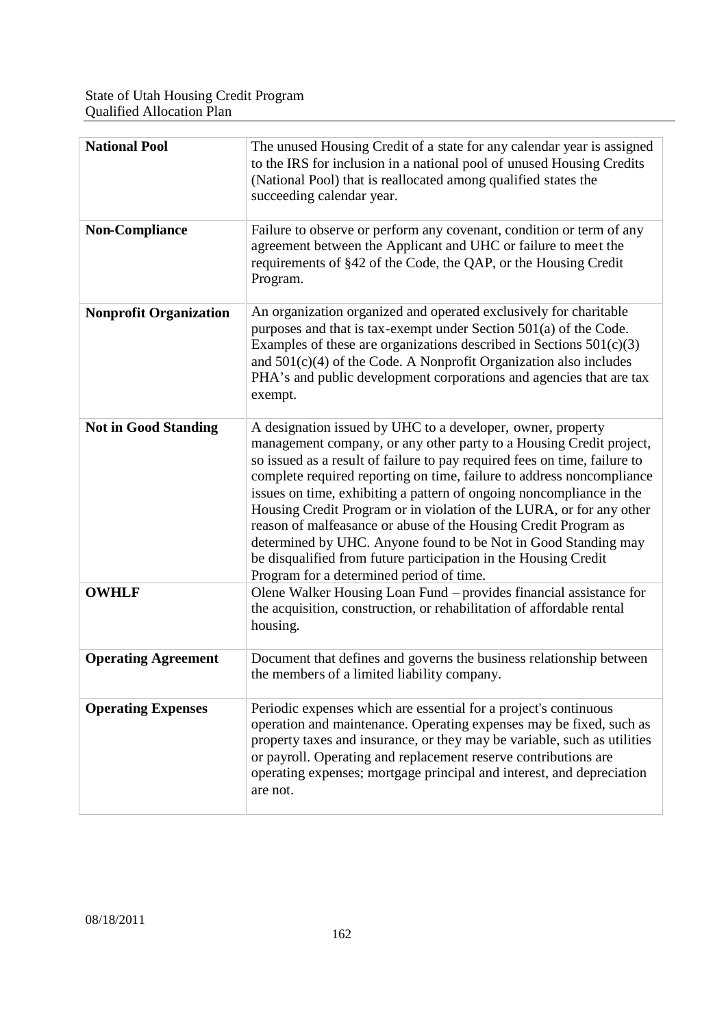| | |
|---|---|
| **National Pool** | The unused Housing Credit of a state for any calendar year is assigned to the IRS for inclusion in a national pool of unused Housing Credits (National Pool) that is reallocated among qualified states the succeeding calendar year. |
| **Non-Compliance** | Failure to observe or perform any covenant, condition or term of any agreement between the Applicant and UHC or failure to meet the requirements of §42 of the Code, the QAP, or the Housing Credit Program. |
| **Nonprofit Organization** | An organization organized and operated exclusively for charitable purposes and that is tax-exempt under Section 501(a) of the Code. Examples of these are organizations described in Sections 501(c)(3) and 501(c)(4) of the Code. A Nonprofit Organization also includes PHA's and public development corporations and agencies that are tax exempt. |
| **Not in Good Standing** | A designation issued by UHC to a developer, owner, property management company, or any other party to a Housing Credit project, so issued as a result of failure to pay required fees on time, failure to complete required reporting on time, failure to address noncompliance issues on time, exhibiting a pattern of ongoing noncompliance in the Housing Credit Program or in violation of the LURA, or for any other reason of malfeasance or abuse of the Housing Credit Program as determined by UHC. Anyone found to be Not in Good Standing may be disqualified from future participation in the Housing Credit Program for a determined period of time. |
| **OWHLF** | Olene Walker Housing Loan Fund – provides financial assistance for the acquisition, construction, or rehabilitation of affordable rental housing. |
| **Operating Agreement** | Document that defines and governs the business relationship between the members of a limited liability company. |
| **Operating Expenses** | Periodic expenses which are essential for a project's continuous operation and maintenance. Operating expenses may be fixed, such as property taxes and insurance, or they may be variable, such as utilities or payroll. Operating and replacement reserve contributions are operating expenses; mortgage principal and interest, and depreciation are not. |

08/18/2011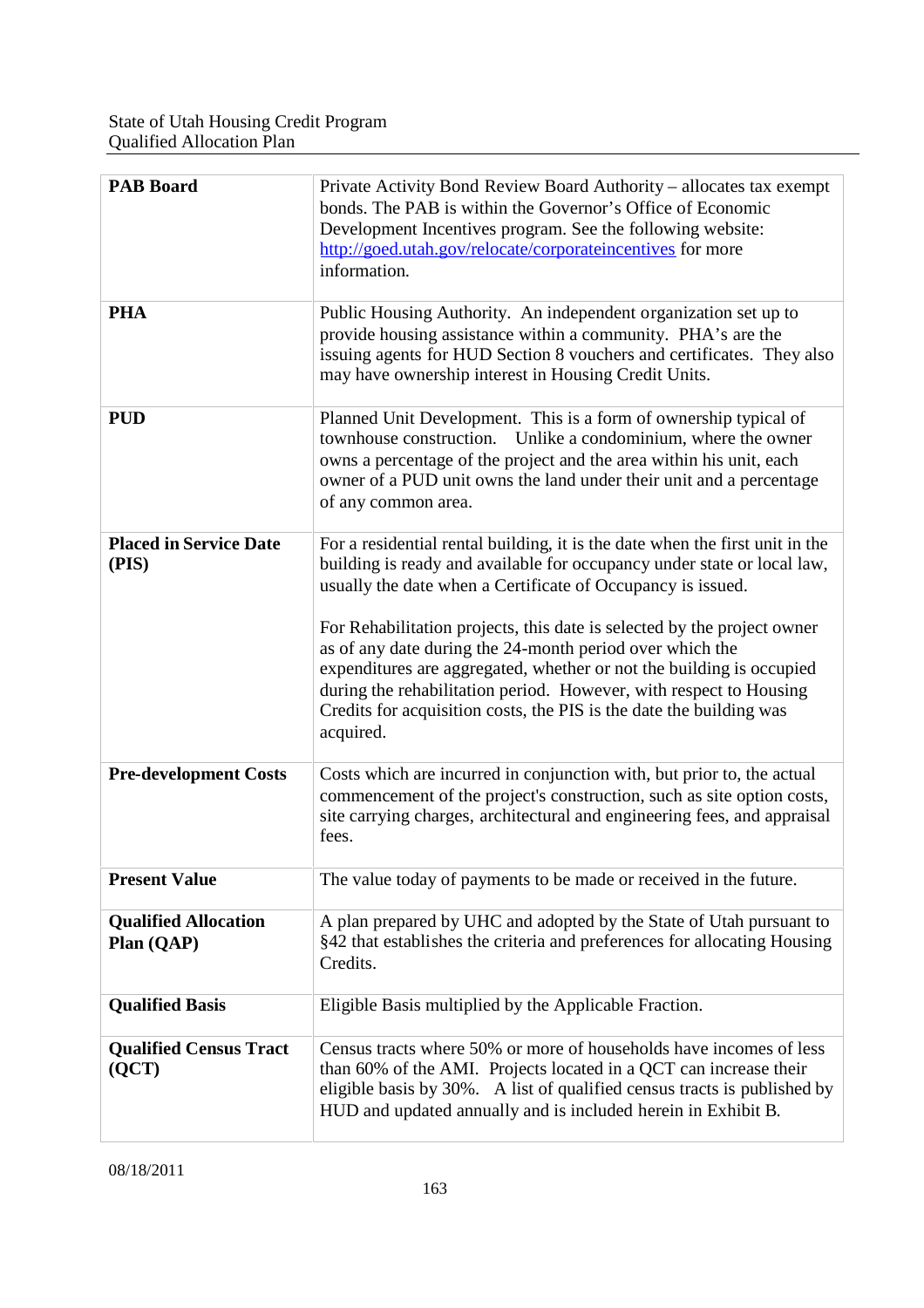| | |
|---|---|
| **PAB Board** | Private Activity Bond Review Board Authority – allocates tax exempt bonds. The PAB is within the Governor's Office of Economic Development Incentives program. See the following website: [http://goed.utah.gov/relocate/corporateincentives](http://goed.utah.gov/relocate/corporateincentives) for more information. |
| **PHA** | Public Housing Authority. An independent organization set up to provide housing assistance within a community. PHA's are the issuing agents for HUD Section 8 vouchers and certificates. They also may have ownership interest in Housing Credit Units. |
| **PUD** | Planned Unit Development. This is a form of ownership typical of townhouse construction. Unlike a condominium, where the owner owns a percentage of the project and the area within his unit, each owner of a PUD unit owns the land under their unit and a percentage of any common area. |
| **Placed in Service Date (PIS)** | For a residential rental building, it is the date when the first unit in the building is ready and available for occupancy under state or local law, usually the date when a Certificate of Occupancy is issued.<br><br>For Rehabilitation projects, this date is selected by the project owner as of any date during the 24-month period over which the expenditures are aggregated, whether or not the building is occupied during the rehabilitation period. However, with respect to Housing Credits for acquisition costs, the PIS is the date the building was acquired. |
| **Pre-development Costs** | Costs which are incurred in conjunction with, but prior to, the actual commencement of the project's construction, such as site option costs, site carrying charges, architectural and engineering fees, and appraisal fees. |
| **Present Value** | The value today of payments to be made or received in the future. |
| **Qualified Allocation Plan (QAP)** | A plan prepared by UHC and adopted by the State of Utah pursuant to §42 that establishes the criteria and preferences for allocating Housing Credits. |
| **Qualified Basis** | Eligible Basis multiplied by the Applicable Fraction. |
| **Qualified Census Tract (QCT)** | Census tracts where 50% or more of households have incomes of less than 60% of the AMI. Projects located in a QCT can increase their eligible basis by 30%. A list of qualified census tracts is published by HUD and updated annually and is included herein in Exhibit B. |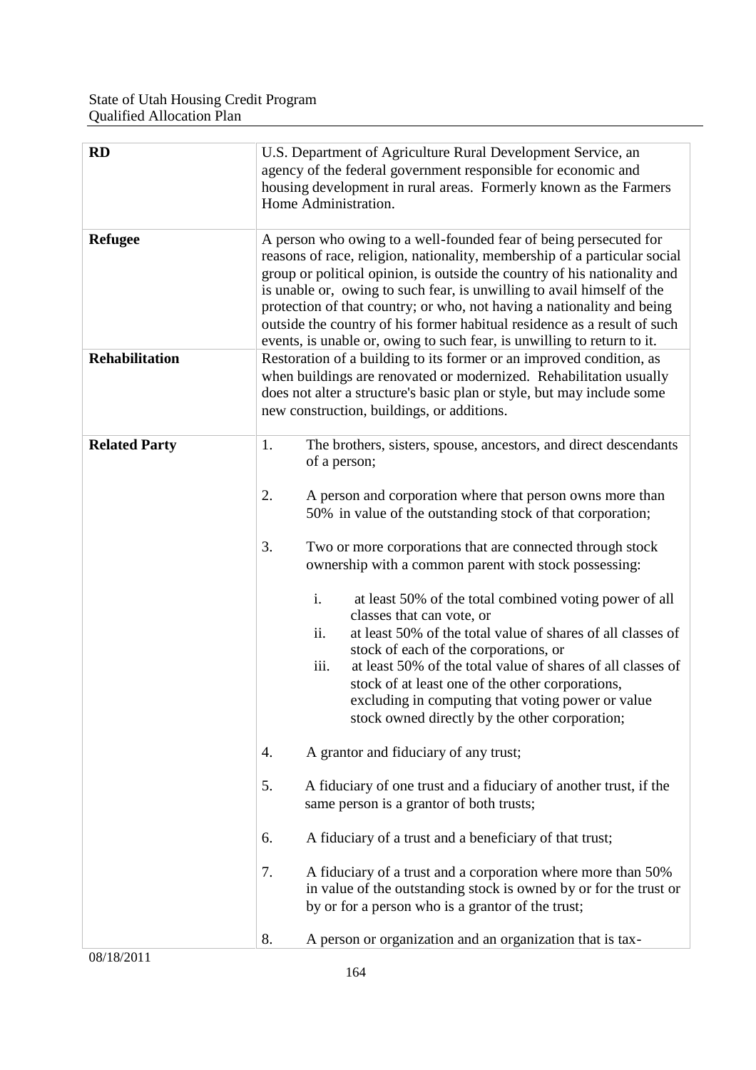| | |
|---|---|
| **RD** | U.S. Department of Agriculture Rural Development Service, an agency of the federal government responsible for economic and housing development in rural areas. Formerly known as the Farmers Home Administration. |
| **Refugee** | A person who owing to a well-founded fear of being persecuted for reasons of race, religion, nationality, membership of a particular social group or political opinion, is outside the country of his nationality and is unable or, owing to such fear, is unwilling to avail himself of the protection of that country; or who, not having a nationality and being outside the country of his former habitual residence as a result of such events, is unable or, owing to such fear, is unwilling to return to it. |
| **Rehabilitation** | Restoration of a building to its former or an improved condition, as when buildings are renovated or modernized. Rehabilitation usually does not alter a structure's basic plan or style, but may include some new construction, buildings, or additions. |
| **Related Party** | 1. The brothers, sisters, spouse, ancestors, and direct descendants of a person;<br><br>2. A person and corporation where that person owns more than 50% in value of the outstanding stock of that corporation;<br><br>3. Two or more corporations that are connected through stock ownership with a common parent with stock possessing:<br><br>i. at least 50% of the total combined voting power of all classes that can vote, or<br>ii. at least 50% of the total value of shares of all classes of stock of each of the corporations, or<br>iii. at least 50% of the total value of shares of all classes of stock of at least one of the other corporations, excluding in computing that voting power or value stock owned directly by the other corporation;<br><br>4. A grantor and fiduciary of any trust;<br><br>5. A fiduciary of one trust and a fiduciary of another trust, if the same person is a grantor of both trusts;<br><br>6. A fiduciary of a trust and a beneficiary of that trust;<br><br>7. A fiduciary of a trust and a corporation where more than 50% in value of the outstanding stock is owned by or for the trust or by or for a person who is a grantor of the trust;<br><br>8. A person or organization and an organization that is tax- |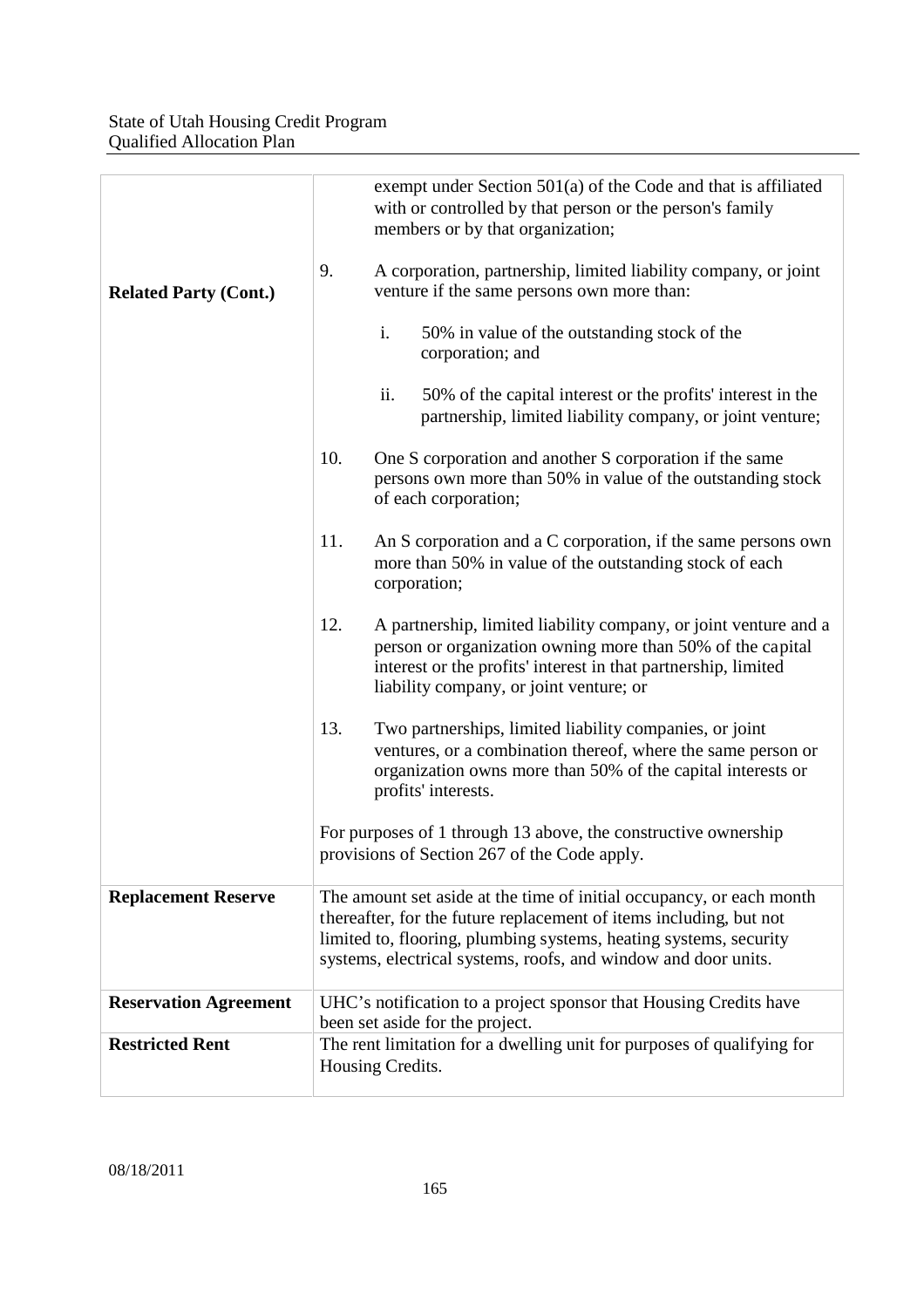| | |
|---|---|
| **Related Party (Cont.)** | exempt under Section 501(a) of the Code and that is affiliated with or controlled by that person or the person's family members or by that organization;<br><br>9. A corporation, partnership, limited liability company, or joint venture if the same persons own more than:<br><br>i. 50% in value of the outstanding stock of the corporation; and<br><br>ii. 50% of the capital interest or the profits' interest in the partnership, limited liability company, or joint venture;<br><br>10. One S corporation and another S corporation if the same persons own more than 50% in value of the outstanding stock of each corporation;<br><br>11. An S corporation and a C corporation, if the same persons own more than 50% in value of the outstanding stock of each corporation;<br><br>12. A partnership, limited liability company, or joint venture and a person or organization owning more than 50% of the capital interest or the profits' interest in that partnership, limited liability company, or joint venture; or<br><br>13. Two partnerships, limited liability companies, or joint ventures, or a combination thereof, where the same person or organization owns more than 50% of the capital interests or profits' interests.<br><br>For purposes of 1 through 13 above, the constructive ownership provisions of Section 267 of the Code apply. |
| **Replacement Reserve** | The amount set aside at the time of initial occupancy, or each month thereafter, for the future replacement of items including, but not limited to, flooring, plumbing systems, heating systems, security systems, electrical systems, roofs, and window and door units. |
| **Reservation Agreement** | UHC's notification to a project sponsor that Housing Credits have been set aside for the project. |
| **Restricted Rent** | The rent limitation for a dwelling unit for purposes of qualifying for Housing Credits. |

08/18/2011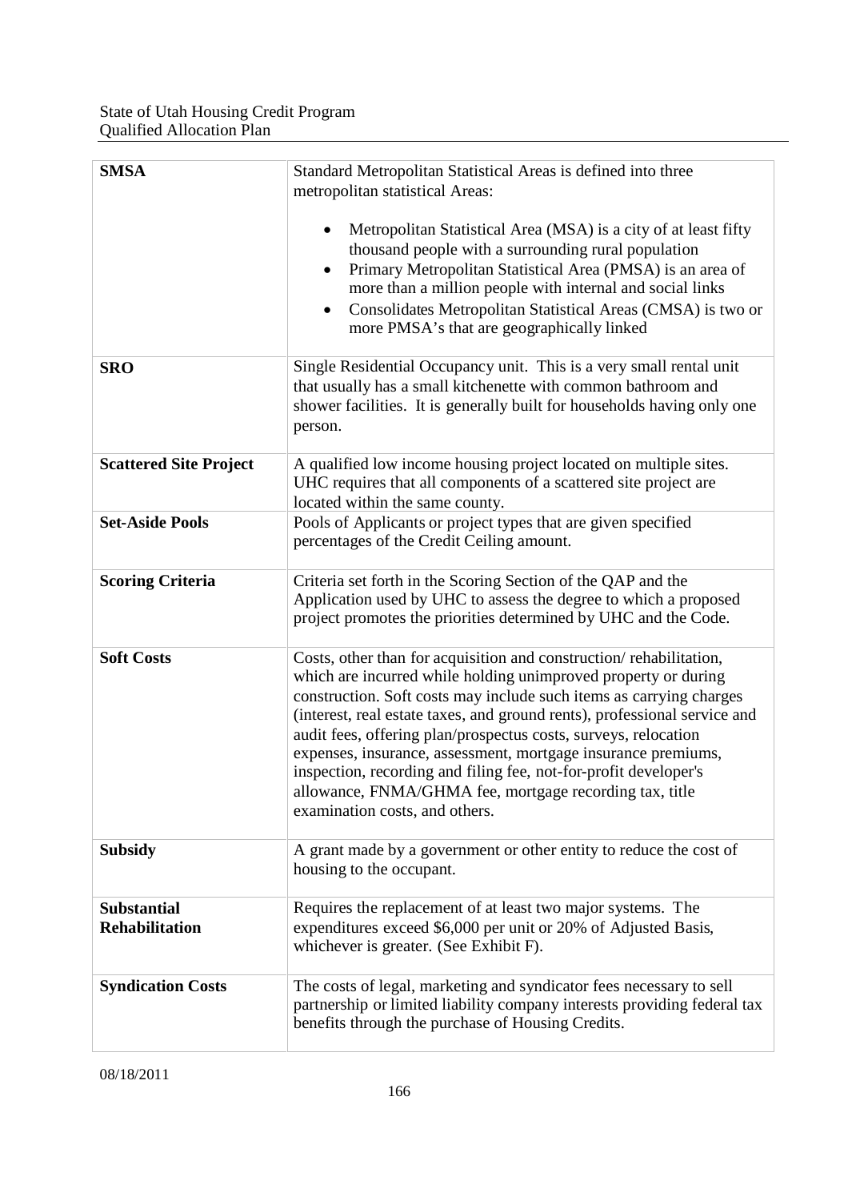| | |
|---|---|
| **SMSA** | Standard Metropolitan Statistical Areas is defined into three metropolitan statistical Areas:<br><br>• Metropolitan Statistical Area (MSA) is a city of at least fifty thousand people with a surrounding rural population<br>• Primary Metropolitan Statistical Area (PMSA) is an area of more than a million people with internal and social links<br>• Consolidates Metropolitan Statistical Areas (CMSA) is two or more PMSA's that are geographically linked |
| **SRO** | Single Residential Occupancy unit. This is a very small rental unit that usually has a small kitchenette with common bathroom and shower facilities. It is generally built for households having only one person. |
| **Scattered Site Project** | A qualified low income housing project located on multiple sites. UHC requires that all components of a scattered site project are located within the same county. |
| **Set-Aside Pools** | Pools of Applicants or project types that are given specified percentages of the Credit Ceiling amount. |
| **Scoring Criteria** | Criteria set forth in the Scoring Section of the QAP and the Application used by UHC to assess the degree to which a proposed project promotes the priorities determined by UHC and the Code. |
| **Soft Costs** | Costs, other than for acquisition and construction/ rehabilitation, which are incurred while holding unimproved property or during construction. Soft costs may include such items as carrying charges (interest, real estate taxes, and ground rents), professional service and audit fees, offering plan/prospectus costs, surveys, relocation expenses, insurance, assessment, mortgage insurance premiums, inspection, recording and filing fee, not-for-profit developer's allowance, FNMA/GHMA fee, mortgage recording tax, title examination costs, and others. |
| **Subsidy** | A grant made by a government or other entity to reduce the cost of housing to the occupant. |
| **Substantial Rehabilitation** | Requires the replacement of at least two major systems. The expenditures exceed $6,000 per unit or 20% of Adjusted Basis, whichever is greater. (See Exhibit F). |
| **Syndication Costs** | The costs of legal, marketing and syndicator fees necessary to sell partnership or limited liability company interests providing federal tax benefits through the purchase of Housing Credits. |

08/18/2011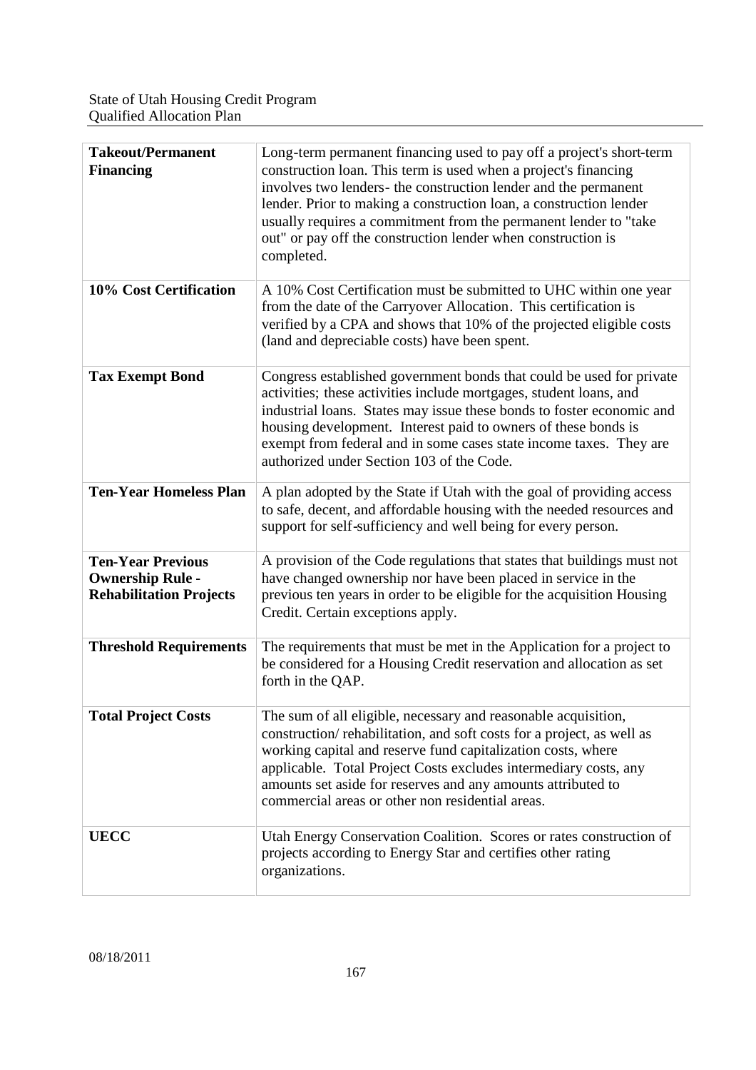| | |
|---|---|
| **Takeout/Permanent Financing** | Long-term permanent financing used to pay off a project's short-term construction loan. This term is used when a project's financing involves two lenders- the construction lender and the permanent lender. Prior to making a construction loan, a construction lender usually requires a commitment from the permanent lender to "take out" or pay off the construction lender when construction is completed. |
| **10% Cost Certification** | A 10% Cost Certification must be submitted to UHC within one year from the date of the Carryover Allocation. This certification is verified by a CPA and shows that 10% of the projected eligible costs (land and depreciable costs) have been spent. |
| **Tax Exempt Bond** | Congress established government bonds that could be used for private activities; these activities include mortgages, student loans, and industrial loans. States may issue these bonds to foster economic and housing development. Interest paid to owners of these bonds is exempt from federal and in some cases state income taxes. They are authorized under Section 103 of the Code. |
| **Ten-Year Homeless Plan** | A plan adopted by the State if Utah with the goal of providing access to safe, decent, and affordable housing with the needed resources and support for self-sufficiency and well being for every person. |
| **Ten-Year Previous Ownership Rule - Rehabilitation Projects** | A provision of the Code regulations that states that buildings must not have changed ownership nor have been placed in service in the previous ten years in order to be eligible for the acquisition Housing Credit. Certain exceptions apply. |
| **Threshold Requirements** | The requirements that must be met in the Application for a project to be considered for a Housing Credit reservation and allocation as set forth in the QAP. |
| **Total Project Costs** | The sum of all eligible, necessary and reasonable acquisition, construction/ rehabilitation, and soft costs for a project, as well as working capital and reserve fund capitalization costs, where applicable. Total Project Costs excludes intermediary costs, any amounts set aside for reserves and any amounts attributed to commercial areas or other non residential areas. |
| **UECC** | Utah Energy Conservation Coalition. Scores or rates construction of projects according to Energy Star and certifies other rating organizations. |

08/18/2011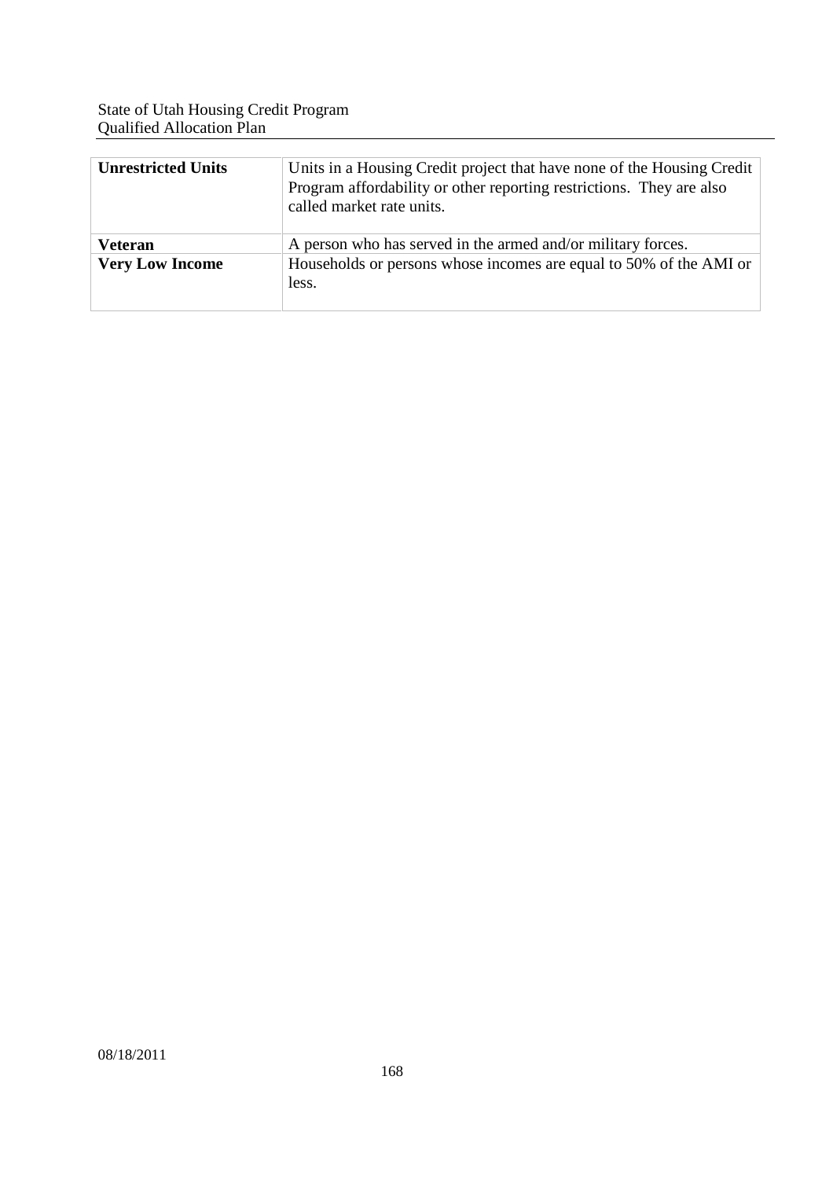| | |
|---|---|
| **Unrestricted Units** | Units in a Housing Credit project that have none of the Housing Credit Program affordability or other reporting restrictions. They are also called market rate units. |
| **Veteran** | A person who has served in the armed and/or military forces. |
| **Very Low Income** | Households or persons whose incomes are equal to 50% of the AMI or less. |